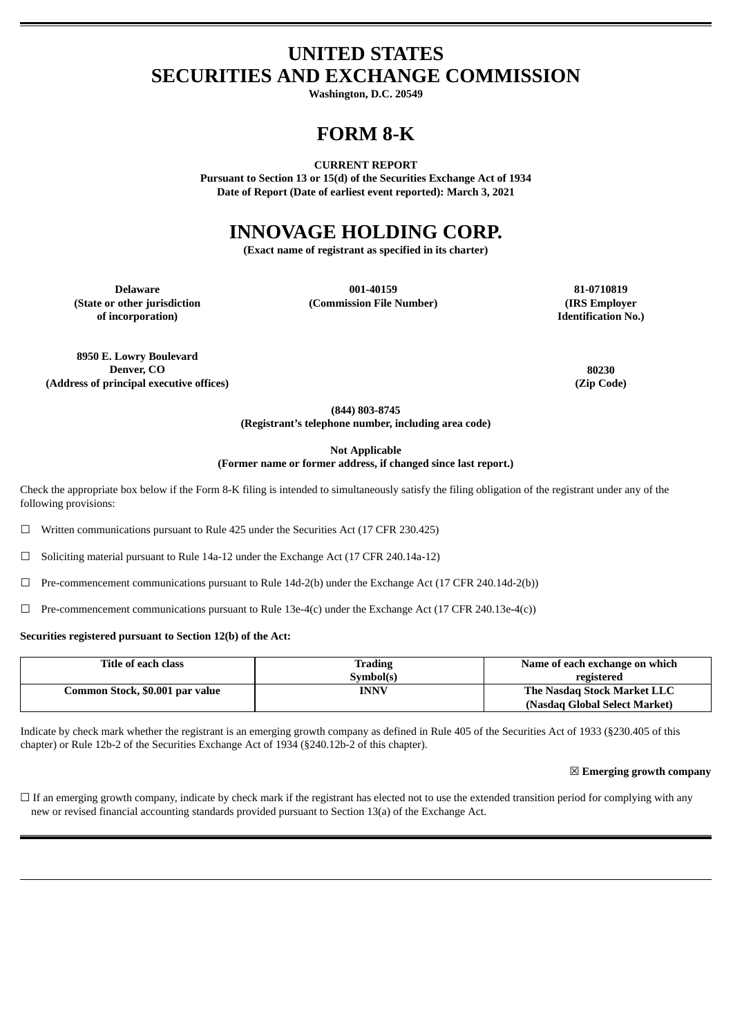# UNITED STATES
# SECURITIES AND EXCHANGE COMMISSION

**Washington, D.C. 20549**

# FORM 8-K

**CURRENT REPORT**
**Pursuant to Section 13 or 15(d) of the Securities Exchange Act of 1934**
**Date of Report (Date of earliest event reported): March 3, 2021**

# INNOVAGE HOLDING CORP.

**(Exact name of registrant as specified in its charter)**

| Delaware | 001-40159 | 81-0710819 |
|---|---|---|
| (State or other jurisdiction of incorporation) | (Commission File Number) | (IRS Employer Identification No.) |

| 8950 E. Lowry Boulevard Denver, CO | 80230 |
|---|---|
| (Address of principal executive offices) | (Zip Code) |

**(844) 803-8745**
**(Registrant's telephone number, including area code)**

**Not Applicable**
**(Former name or former address, if changed since last report.)**

Check the appropriate box below if the Form 8-K filing is intended to simultaneously satisfy the filing obligation of the registrant under any of the following provisions:

☐ Written communications pursuant to Rule 425 under the Securities Act (17 CFR 230.425)

☐ Soliciting material pursuant to Rule 14a-12 under the Exchange Act (17 CFR 240.14a-12)

☐ Pre-commencement communications pursuant to Rule 14d-2(b) under the Exchange Act (17 CFR 240.14d-2(b))

☐ Pre-commencement communications pursuant to Rule 13e-4(c) under the Exchange Act (17 CFR 240.13e-4(c))

**Securities registered pursuant to Section 12(b) of the Act:**

| Title of each class | Trading Symbol(s) | Name of each exchange on which registered |
|---|---|---|
| Common Stock, $0.001 par value | INNV | The Nasdaq Stock Market LLC (Nasdaq Global Select Market) |

Indicate by check mark whether the registrant is an emerging growth company as defined in Rule 405 of the Securities Act of 1933 (§230.405 of this chapter) or Rule 12b-2 of the Securities Exchange Act of 1934 (§240.12b-2 of this chapter).

☒ **Emerging growth company**

☐ If an emerging growth company, indicate by check mark if the registrant has elected not to use the extended transition period for complying with any new or revised financial accounting standards provided pursuant to Section 13(a) of the Exchange Act.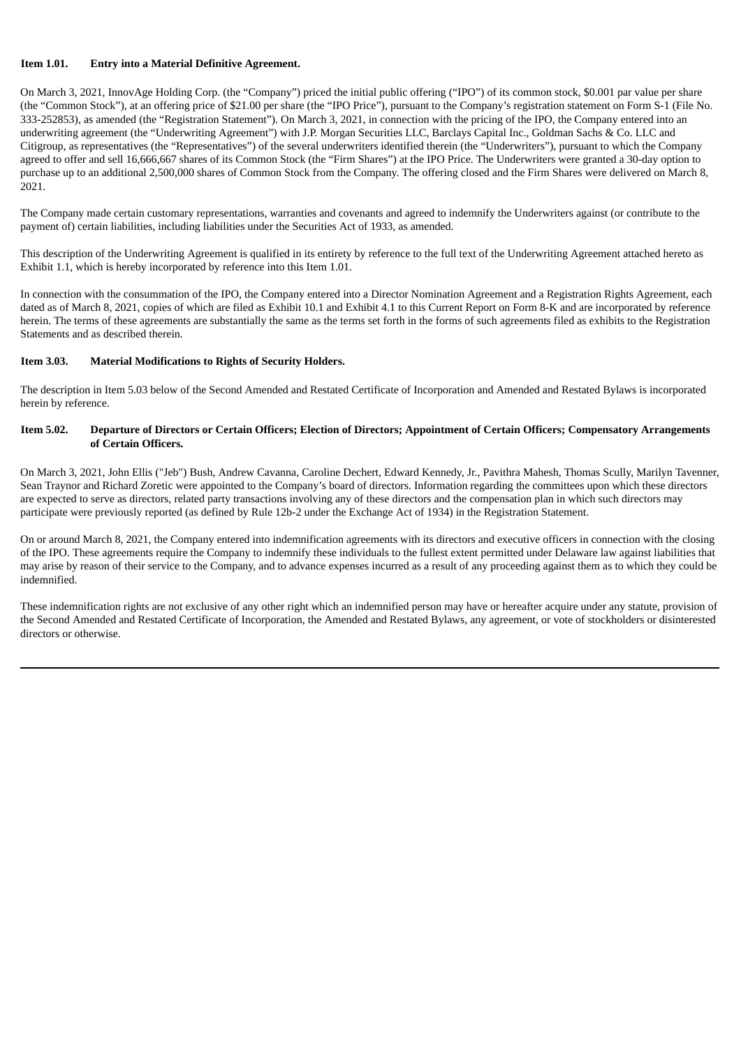**Item 1.01. Entry into a Material Definitive Agreement.**

On March 3, 2021, InnovAge Holding Corp. (the "Company") priced the initial public offering ("IPO") of its common stock, $0.001 par value per share (the "Common Stock"), at an offering price of $21.00 per share (the "IPO Price"), pursuant to the Company's registration statement on Form S-1 (File No. 333-252853), as amended (the "Registration Statement"). On March 3, 2021, in connection with the pricing of the IPO, the Company entered into an underwriting agreement (the "Underwriting Agreement") with J.P. Morgan Securities LLC, Barclays Capital Inc., Goldman Sachs & Co. LLC and Citigroup, as representatives (the "Representatives") of the several underwriters identified therein (the "Underwriters"), pursuant to which the Company agreed to offer and sell 16,666,667 shares of its Common Stock (the "Firm Shares") at the IPO Price. The Underwriters were granted a 30-day option to purchase up to an additional 2,500,000 shares of Common Stock from the Company. The offering closed and the Firm Shares were delivered on March 8, 2021.

The Company made certain customary representations, warranties and covenants and agreed to indemnify the Underwriters against (or contribute to the payment of) certain liabilities, including liabilities under the Securities Act of 1933, as amended.

This description of the Underwriting Agreement is qualified in its entirety by reference to the full text of the Underwriting Agreement attached hereto as Exhibit 1.1, which is hereby incorporated by reference into this Item 1.01.

In connection with the consummation of the IPO, the Company entered into a Director Nomination Agreement and a Registration Rights Agreement, each dated as of March 8, 2021, copies of which are filed as Exhibit 10.1 and Exhibit 4.1 to this Current Report on Form 8-K and are incorporated by reference herein. The terms of these agreements are substantially the same as the terms set forth in the forms of such agreements filed as exhibits to the Registration Statements and as described therein.

**Item 3.03. Material Modifications to Rights of Security Holders.**

The description in Item 5.03 below of the Second Amended and Restated Certificate of Incorporation and Amended and Restated Bylaws is incorporated herein by reference.

**Item 5.02. Departure of Directors or Certain Officers; Election of Directors; Appointment of Certain Officers; Compensatory Arrangements of Certain Officers.**

On March 3, 2021, John Ellis ("Jeb") Bush, Andrew Cavanna, Caroline Dechert, Edward Kennedy, Jr., Pavithra Mahesh, Thomas Scully, Marilyn Tavenner, Sean Traynor and Richard Zoretic were appointed to the Company's board of directors. Information regarding the committees upon which these directors are expected to serve as directors, related party transactions involving any of these directors and the compensation plan in which such directors may participate were previously reported (as defined by Rule 12b-2 under the Exchange Act of 1934) in the Registration Statement.

On or around March 8, 2021, the Company entered into indemnification agreements with its directors and executive officers in connection with the closing of the IPO. These agreements require the Company to indemnify these individuals to the fullest extent permitted under Delaware law against liabilities that may arise by reason of their service to the Company, and to advance expenses incurred as a result of any proceeding against them as to which they could be indemnified.

These indemnification rights are not exclusive of any other right which an indemnified person may have or hereafter acquire under any statute, provision of the Second Amended and Restated Certificate of Incorporation, the Amended and Restated Bylaws, any agreement, or vote of stockholders or disinterested directors or otherwise.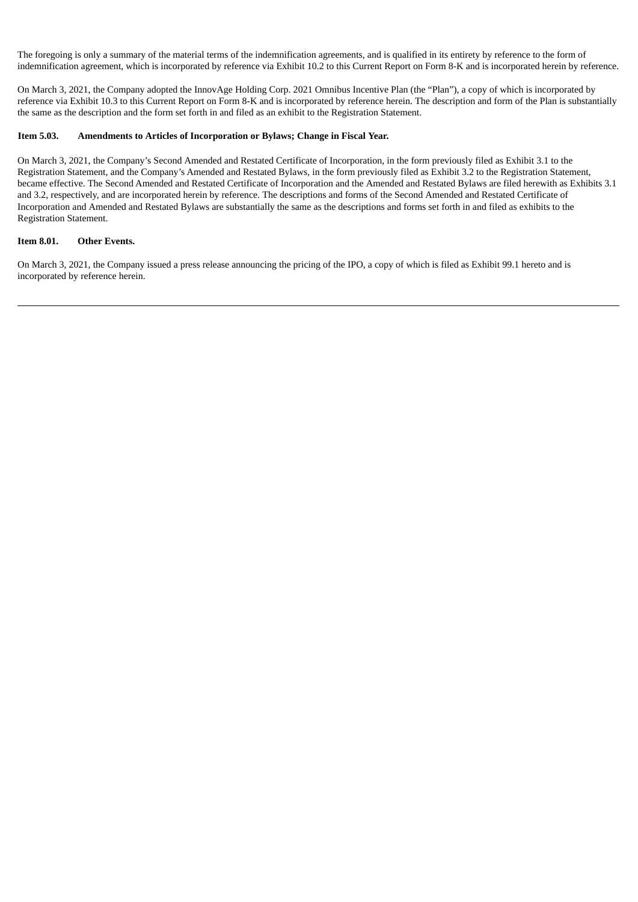The foregoing is only a summary of the material terms of the indemnification agreements, and is qualified in its entirety by reference to the form of indemnification agreement, which is incorporated by reference via Exhibit 10.2 to this Current Report on Form 8-K and is incorporated herein by reference.

On March 3, 2021, the Company adopted the InnovAge Holding Corp. 2021 Omnibus Incentive Plan (the "Plan"), a copy of which is incorporated by reference via Exhibit 10.3 to this Current Report on Form 8-K and is incorporated by reference herein. The description and form of the Plan is substantially the same as the description and the form set forth in and filed as an exhibit to the Registration Statement.

**Item 5.03. Amendments to Articles of Incorporation or Bylaws; Change in Fiscal Year.**

On March 3, 2021, the Company's Second Amended and Restated Certificate of Incorporation, in the form previously filed as Exhibit 3.1 to the Registration Statement, and the Company's Amended and Restated Bylaws, in the form previously filed as Exhibit 3.2 to the Registration Statement, became effective. The Second Amended and Restated Certificate of Incorporation and the Amended and Restated Bylaws are filed herewith as Exhibits 3.1 and 3.2, respectively, and are incorporated herein by reference. The descriptions and forms of the Second Amended and Restated Certificate of Incorporation and Amended and Restated Bylaws are substantially the same as the descriptions and forms set forth in and filed as exhibits to the Registration Statement.

**Item 8.01. Other Events.**

On March 3, 2021, the Company issued a press release announcing the pricing of the IPO, a copy of which is filed as Exhibit 99.1 hereto and is incorporated by reference herein.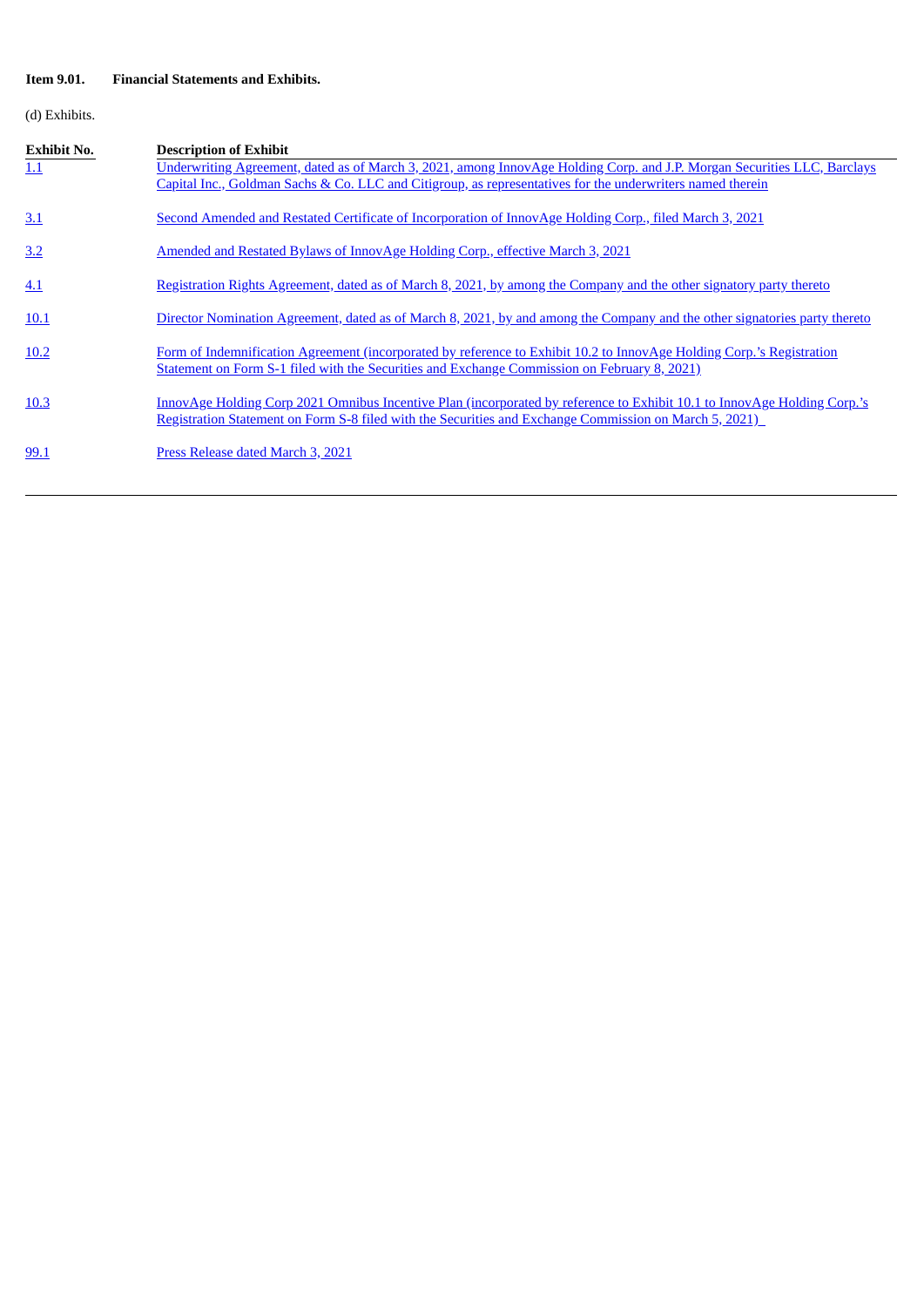**Item 9.01. Financial Statements and Exhibits.**

(d) Exhibits.

| Exhibit No. | Description of Exhibit |
| --- | --- |
| 1.1 | Underwriting Agreement, dated as of March 3, 2021, among InnovAge Holding Corp. and J.P. Morgan Securities LLC, Barclays Capital Inc., Goldman Sachs & Co. LLC and Citigroup, as representatives for the underwriters named therein |
| 3.1 | Second Amended and Restated Certificate of Incorporation of InnovAge Holding Corp., filed March 3, 2021 |
| 3.2 | Amended and Restated Bylaws of InnovAge Holding Corp., effective March 3, 2021 |
| 4.1 | Registration Rights Agreement, dated as of March 8, 2021, by among the Company and the other signatory party thereto |
| 10.1 | Director Nomination Agreement, dated as of March 8, 2021, by and among the Company and the other signatories party thereto |
| 10.2 | Form of Indemnification Agreement (incorporated by reference to Exhibit 10.2 to InnovAge Holding Corp.'s Registration Statement on Form S-1 filed with the Securities and Exchange Commission on February 8, 2021) |
| 10.3 | InnovAge Holding Corp 2021 Omnibus Incentive Plan (incorporated by reference to Exhibit 10.1 to InnovAge Holding Corp.'s Registration Statement on Form S-8 filed with the Securities and Exchange Commission on March 5, 2021) |
| 99.1 | Press Release dated March 3, 2021 |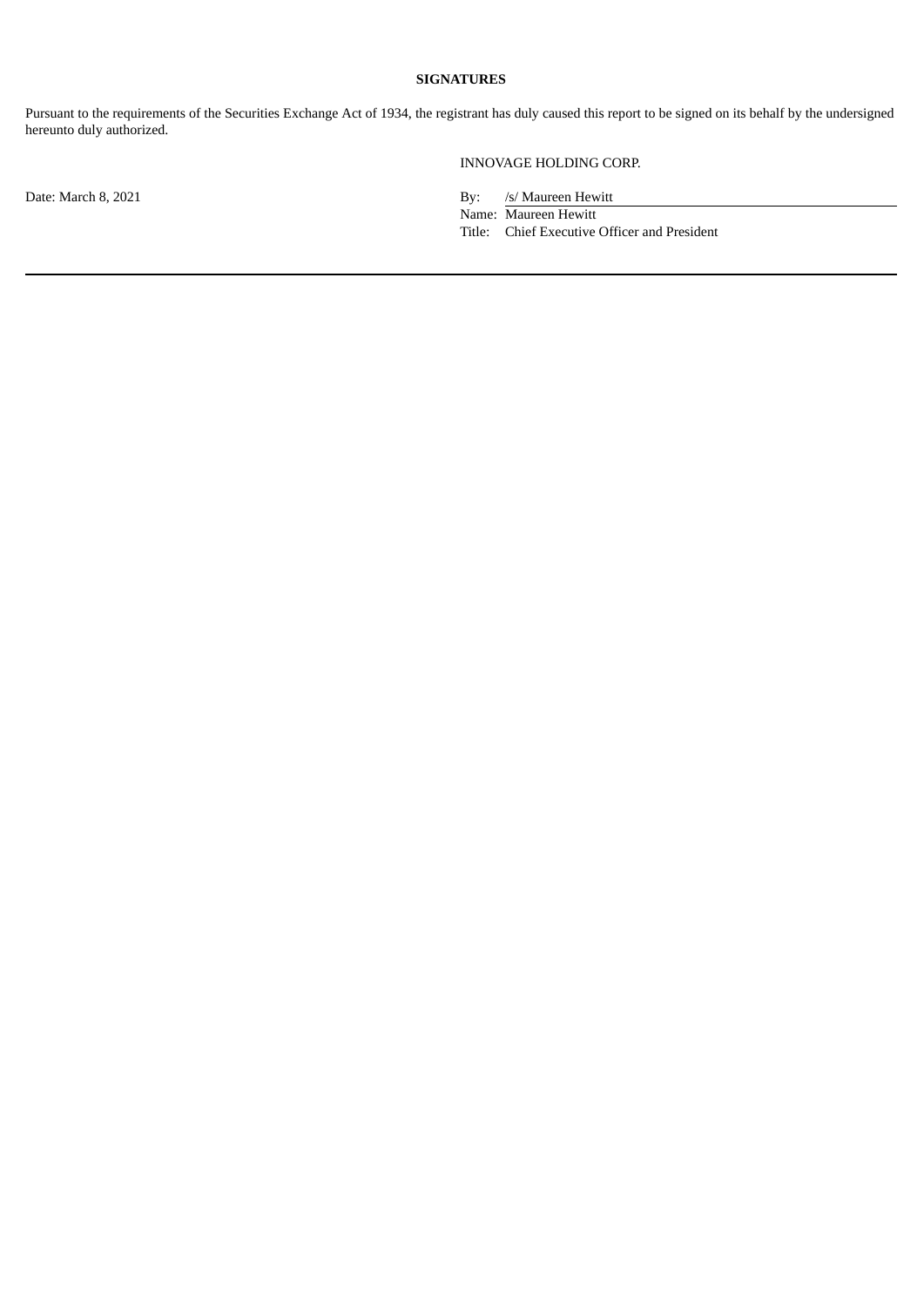## SIGNATURES

Pursuant to the requirements of the Securities Exchange Act of 1934, the registrant has duly caused this report to be signed on its behalf by the undersigned hereunto duly authorized.

INNOVAGE HOLDING CORP.

Date: March 8, 2021

By: /s/ Maureen Hewitt

Name: Maureen Hewitt

Title: Chief Executive Officer and President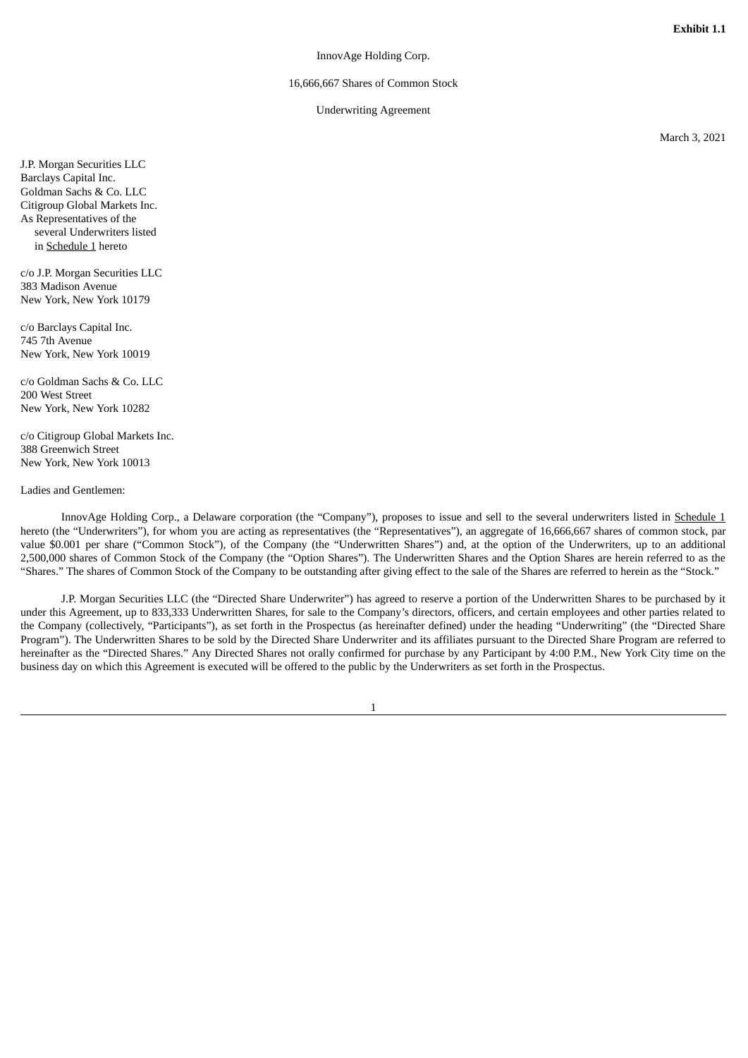**Exhibit 1.1**

InnovAge Holding Corp.

16,666,667 Shares of Common Stock

Underwriting Agreement

March 3, 2021

J.P. Morgan Securities LLC
Barclays Capital Inc.
Goldman Sachs & Co. LLC
Citigroup Global Markets Inc.
As Representatives of the
several Underwriters listed
in Schedule 1 hereto

c/o J.P. Morgan Securities LLC
383 Madison Avenue
New York, New York 10179

c/o Barclays Capital Inc.
745 7th Avenue
New York, New York 10019

c/o Goldman Sachs & Co. LLC
200 West Street
New York, New York 10282

c/o Citigroup Global Markets Inc.
388 Greenwich Street
New York, New York 10013

Ladies and Gentlemen:

InnovAge Holding Corp., a Delaware corporation (the "Company"), proposes to issue and sell to the several underwriters listed in Schedule 1 hereto (the "Underwriters"), for whom you are acting as representatives (the "Representatives"), an aggregate of 16,666,667 shares of common stock, par value $0.001 per share ("Common Stock"), of the Company (the "Underwritten Shares") and, at the option of the Underwriters, up to an additional 2,500,000 shares of Common Stock of the Company (the "Option Shares"). The Underwritten Shares and the Option Shares are herein referred to as the "Shares." The shares of Common Stock of the Company to be outstanding after giving effect to the sale of the Shares are referred to herein as the "Stock."

J.P. Morgan Securities LLC (the "Directed Share Underwriter") has agreed to reserve a portion of the Underwritten Shares to be purchased by it under this Agreement, up to 833,333 Underwritten Shares, for sale to the Company's directors, officers, and certain employees and other parties related to the Company (collectively, "Participants"), as set forth in the Prospectus (as hereinafter defined) under the heading "Underwriting" (the "Directed Share Program"). The Underwritten Shares to be sold by the Directed Share Underwriter and its affiliates pursuant to the Directed Share Program are referred to hereinafter as the "Directed Shares." Any Directed Shares not orally confirmed for purchase by any Participant by 4:00 P.M., New York City time on the business day on which this Agreement is executed will be offered to the public by the Underwriters as set forth in the Prospectus.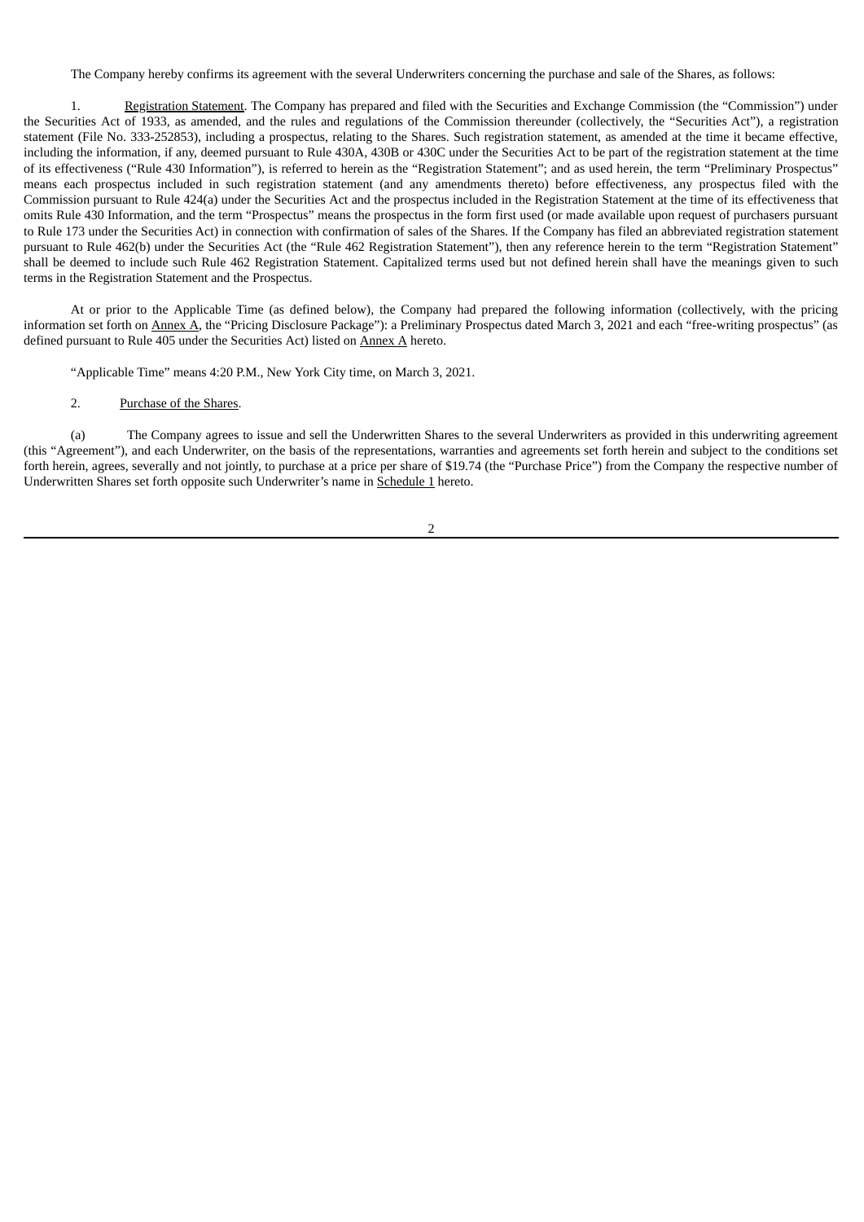The Company hereby confirms its agreement with the several Underwriters concerning the purchase and sale of the Shares, as follows:

1. Registration Statement. The Company has prepared and filed with the Securities and Exchange Commission (the "Commission") under the Securities Act of 1933, as amended, and the rules and regulations of the Commission thereunder (collectively, the "Securities Act"), a registration statement (File No. 333-252853), including a prospectus, relating to the Shares. Such registration statement, as amended at the time it became effective, including the information, if any, deemed pursuant to Rule 430A, 430B or 430C under the Securities Act to be part of the registration statement at the time of its effectiveness ("Rule 430 Information"), is referred to herein as the "Registration Statement"; and as used herein, the term "Preliminary Prospectus" means each prospectus included in such registration statement (and any amendments thereto) before effectiveness, any prospectus filed with the Commission pursuant to Rule 424(a) under the Securities Act and the prospectus included in the Registration Statement at the time of its effectiveness that omits Rule 430 Information, and the term "Prospectus" means the prospectus in the form first used (or made available upon request of purchasers pursuant to Rule 173 under the Securities Act) in connection with confirmation of sales of the Shares. If the Company has filed an abbreviated registration statement pursuant to Rule 462(b) under the Securities Act (the "Rule 462 Registration Statement"), then any reference herein to the term "Registration Statement" shall be deemed to include such Rule 462 Registration Statement. Capitalized terms used but not defined herein shall have the meanings given to such terms in the Registration Statement and the Prospectus.

At or prior to the Applicable Time (as defined below), the Company had prepared the following information (collectively, with the pricing information set forth on Annex A, the "Pricing Disclosure Package"): a Preliminary Prospectus dated March 3, 2021 and each "free-writing prospectus" (as defined pursuant to Rule 405 under the Securities Act) listed on Annex A hereto.

"Applicable Time" means 4:20 P.M., New York City time, on March 3, 2021.

2. Purchase of the Shares.

(a) The Company agrees to issue and sell the Underwritten Shares to the several Underwriters as provided in this underwriting agreement (this "Agreement"), and each Underwriter, on the basis of the representations, warranties and agreements set forth herein and subject to the conditions set forth herein, agrees, severally and not jointly, to purchase at a price per share of $19.74 (the "Purchase Price") from the Company the respective number of Underwritten Shares set forth opposite such Underwriter's name in Schedule 1 hereto.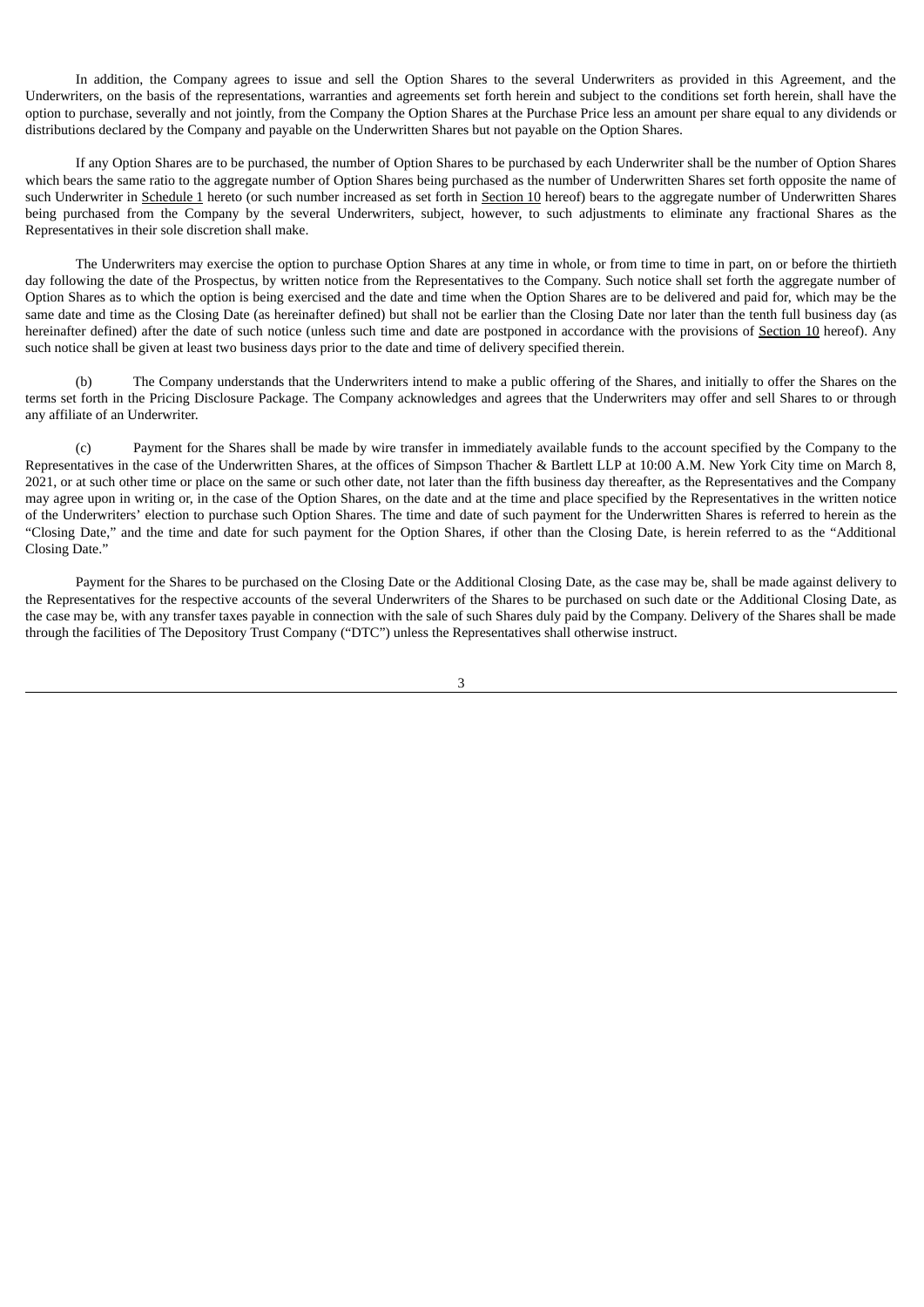In addition, the Company agrees to issue and sell the Option Shares to the several Underwriters as provided in this Agreement, and the Underwriters, on the basis of the representations, warranties and agreements set forth herein and subject to the conditions set forth herein, shall have the option to purchase, severally and not jointly, from the Company the Option Shares at the Purchase Price less an amount per share equal to any dividends or distributions declared by the Company and payable on the Underwritten Shares but not payable on the Option Shares.

If any Option Shares are to be purchased, the number of Option Shares to be purchased by each Underwriter shall be the number of Option Shares which bears the same ratio to the aggregate number of Option Shares being purchased as the number of Underwritten Shares set forth opposite the name of such Underwriter in Schedule 1 hereto (or such number increased as set forth in Section 10 hereof) bears to the aggregate number of Underwritten Shares being purchased from the Company by the several Underwriters, subject, however, to such adjustments to eliminate any fractional Shares as the Representatives in their sole discretion shall make.

The Underwriters may exercise the option to purchase Option Shares at any time in whole, or from time to time in part, on or before the thirtieth day following the date of the Prospectus, by written notice from the Representatives to the Company. Such notice shall set forth the aggregate number of Option Shares as to which the option is being exercised and the date and time when the Option Shares are to be delivered and paid for, which may be the same date and time as the Closing Date (as hereinafter defined) but shall not be earlier than the Closing Date nor later than the tenth full business day (as hereinafter defined) after the date of such notice (unless such time and date are postponed in accordance with the provisions of Section 10 hereof). Any such notice shall be given at least two business days prior to the date and time of delivery specified therein.

(b) The Company understands that the Underwriters intend to make a public offering of the Shares, and initially to offer the Shares on the terms set forth in the Pricing Disclosure Package. The Company acknowledges and agrees that the Underwriters may offer and sell Shares to or through any affiliate of an Underwriter.

(c) Payment for the Shares shall be made by wire transfer in immediately available funds to the account specified by the Company to the Representatives in the case of the Underwritten Shares, at the offices of Simpson Thacher & Bartlett LLP at 10:00 A.M. New York City time on March 8, 2021, or at such other time or place on the same or such other date, not later than the fifth business day thereafter, as the Representatives and the Company may agree upon in writing or, in the case of the Option Shares, on the date and at the time and place specified by the Representatives in the written notice of the Underwriters' election to purchase such Option Shares. The time and date of such payment for the Underwritten Shares is referred to herein as the "Closing Date," and the time and date for such payment for the Option Shares, if other than the Closing Date, is herein referred to as the "Additional Closing Date."

Payment for the Shares to be purchased on the Closing Date or the Additional Closing Date, as the case may be, shall be made against delivery to the Representatives for the respective accounts of the several Underwriters of the Shares to be purchased on such date or the Additional Closing Date, as the case may be, with any transfer taxes payable in connection with the sale of such Shares duly paid by the Company. Delivery of the Shares shall be made through the facilities of The Depository Trust Company ("DTC") unless the Representatives shall otherwise instruct.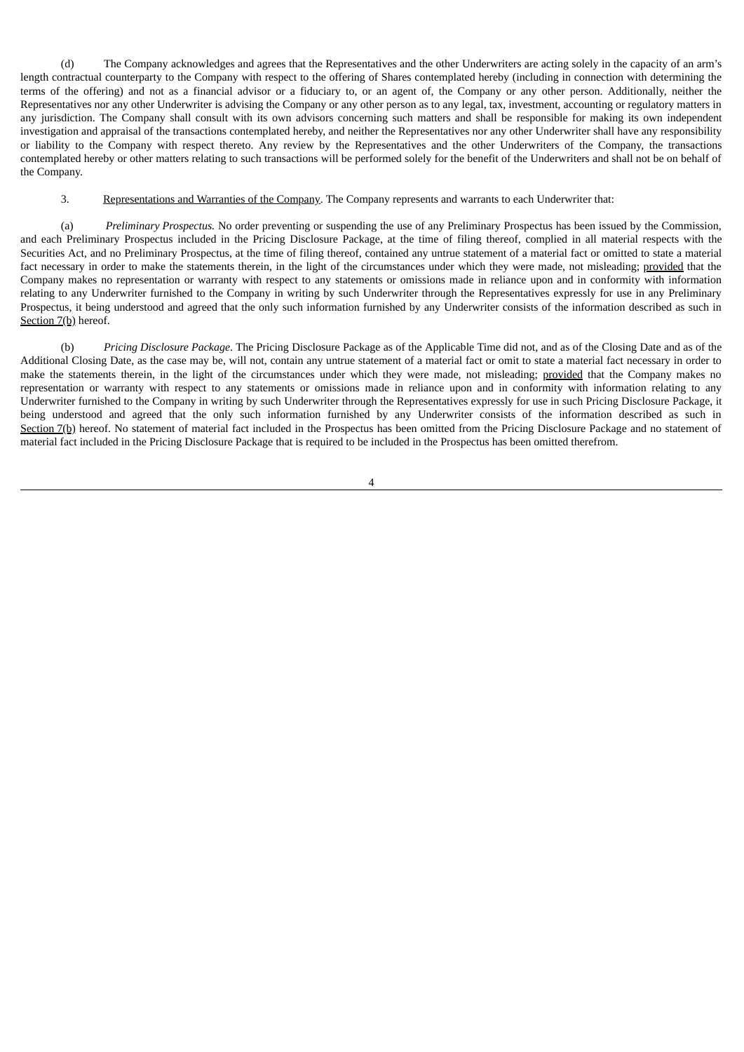(d) The Company acknowledges and agrees that the Representatives and the other Underwriters are acting solely in the capacity of an arm's length contractual counterparty to the Company with respect to the offering of Shares contemplated hereby (including in connection with determining the terms of the offering) and not as a financial advisor or a fiduciary to, or an agent of, the Company or any other person. Additionally, neither the Representatives nor any other Underwriter is advising the Company or any other person as to any legal, tax, investment, accounting or regulatory matters in any jurisdiction. The Company shall consult with its own advisors concerning such matters and shall be responsible for making its own independent investigation and appraisal of the transactions contemplated hereby, and neither the Representatives nor any other Underwriter shall have any responsibility or liability to the Company with respect thereto. Any review by the Representatives and the other Underwriters of the Company, the transactions contemplated hereby or other matters relating to such transactions will be performed solely for the benefit of the Underwriters and shall not be on behalf of the Company.

3. Representations and Warranties of the Company. The Company represents and warrants to each Underwriter that:

(a) *Preliminary Prospectus.* No order preventing or suspending the use of any Preliminary Prospectus has been issued by the Commission, and each Preliminary Prospectus included in the Pricing Disclosure Package, at the time of filing thereof, complied in all material respects with the Securities Act, and no Preliminary Prospectus, at the time of filing thereof, contained any untrue statement of a material fact or omitted to state a material fact necessary in order to make the statements therein, in the light of the circumstances under which they were made, not misleading; provided that the Company makes no representation or warranty with respect to any statements or omissions made in reliance upon and in conformity with information relating to any Underwriter furnished to the Company in writing by such Underwriter through the Representatives expressly for use in any Preliminary Prospectus, it being understood and agreed that the only such information furnished by any Underwriter consists of the information described as such in Section 7(b) hereof.

(b) *Pricing Disclosure Package*. The Pricing Disclosure Package as of the Applicable Time did not, and as of the Closing Date and as of the Additional Closing Date, as the case may be, will not, contain any untrue statement of a material fact or omit to state a material fact necessary in order to make the statements therein, in the light of the circumstances under which they were made, not misleading; provided that the Company makes no representation or warranty with respect to any statements or omissions made in reliance upon and in conformity with information relating to any Underwriter furnished to the Company in writing by such Underwriter through the Representatives expressly for use in such Pricing Disclosure Package, it being understood and agreed that the only such information furnished by any Underwriter consists of the information described as such in Section 7(b) hereof. No statement of material fact included in the Prospectus has been omitted from the Pricing Disclosure Package and no statement of material fact included in the Pricing Disclosure Package that is required to be included in the Prospectus has been omitted therefrom.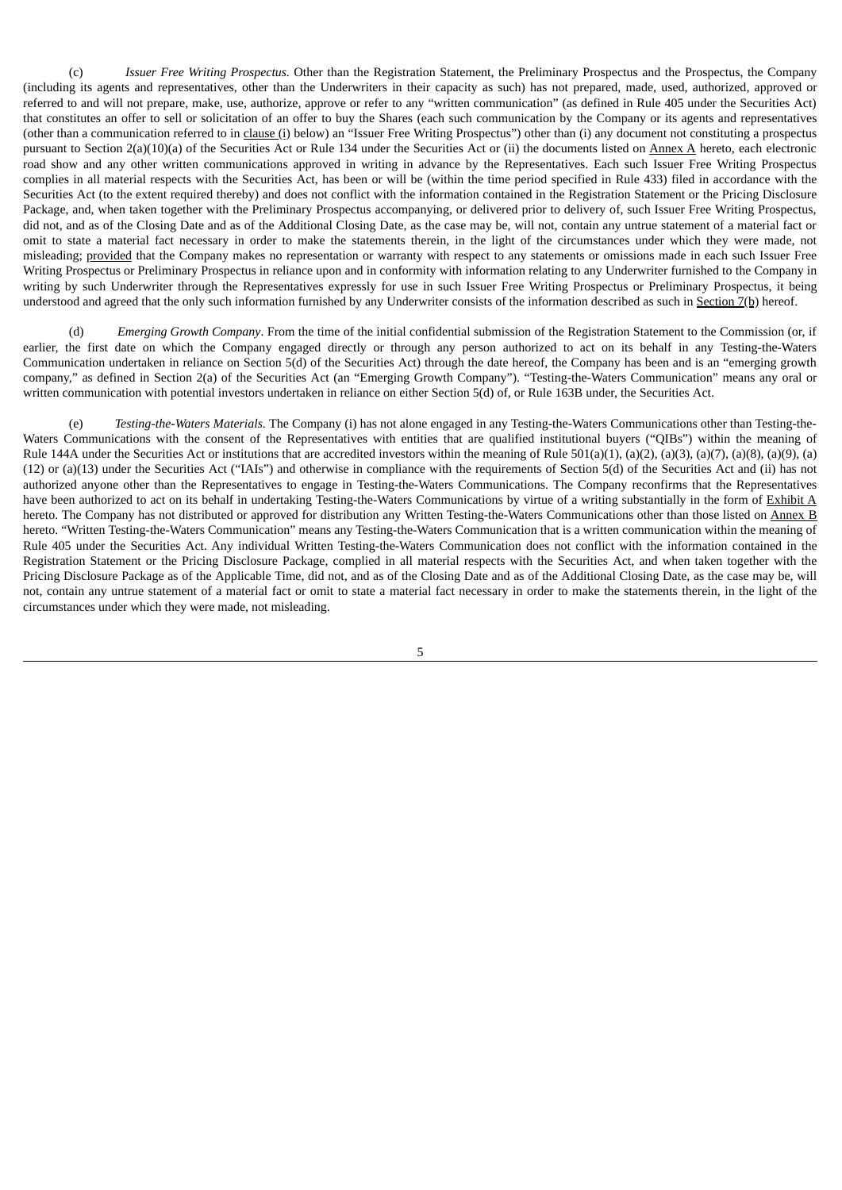(c) *Issuer Free Writing Prospectus.* Other than the Registration Statement, the Preliminary Prospectus and the Prospectus, the Company (including its agents and representatives, other than the Underwriters in their capacity as such) has not prepared, made, used, authorized, approved or referred to and will not prepare, make, use, authorize, approve or refer to any "written communication" (as defined in Rule 405 under the Securities Act) that constitutes an offer to sell or solicitation of an offer to buy the Shares (each such communication by the Company or its agents and representatives (other than a communication referred to in clause (i) below) an "Issuer Free Writing Prospectus") other than (i) any document not constituting a prospectus pursuant to Section 2(a)(10)(a) of the Securities Act or Rule 134 under the Securities Act or (ii) the documents listed on Annex A hereto, each electronic road show and any other written communications approved in writing in advance by the Representatives. Each such Issuer Free Writing Prospectus complies in all material respects with the Securities Act, has been or will be (within the time period specified in Rule 433) filed in accordance with the Securities Act (to the extent required thereby) and does not conflict with the information contained in the Registration Statement or the Pricing Disclosure Package, and, when taken together with the Preliminary Prospectus accompanying, or delivered prior to delivery of, such Issuer Free Writing Prospectus, did not, and as of the Closing Date and as of the Additional Closing Date, as the case may be, will not, contain any untrue statement of a material fact or omit to state a material fact necessary in order to make the statements therein, in the light of the circumstances under which they were made, not misleading; provided that the Company makes no representation or warranty with respect to any statements or omissions made in each such Issuer Free Writing Prospectus or Preliminary Prospectus in reliance upon and in conformity with information relating to any Underwriter furnished to the Company in writing by such Underwriter through the Representatives expressly for use in such Issuer Free Writing Prospectus or Preliminary Prospectus, it being understood and agreed that the only such information furnished by any Underwriter consists of the information described as such in Section 7(b) hereof.

(d) *Emerging Growth Company*. From the time of the initial confidential submission of the Registration Statement to the Commission (or, if earlier, the first date on which the Company engaged directly or through any person authorized to act on its behalf in any Testing-the-Waters Communication undertaken in reliance on Section 5(d) of the Securities Act) through the date hereof, the Company has been and is an "emerging growth company," as defined in Section 2(a) of the Securities Act (an "Emerging Growth Company"). "Testing-the-Waters Communication" means any oral or written communication with potential investors undertaken in reliance on either Section 5(d) of, or Rule 163B under, the Securities Act.

(e) *Testing-the-Waters Materials.* The Company (i) has not alone engaged in any Testing-the-Waters Communications other than Testing-the-Waters Communications with the consent of the Representatives with entities that are qualified institutional buyers ("QIBs") within the meaning of Rule 144A under the Securities Act or institutions that are accredited investors within the meaning of Rule 501(a)(1), (a)(2), (a)(3), (a)(7), (a)(8), (a)(9), (a)(12) or (a)(13) under the Securities Act ("IAIs") and otherwise in compliance with the requirements of Section 5(d) of the Securities Act and (ii) has not authorized anyone other than the Representatives to engage in Testing-the-Waters Communications. The Company reconfirms that the Representatives have been authorized to act on its behalf in undertaking Testing-the-Waters Communications by virtue of a writing substantially in the form of Exhibit A hereto. The Company has not distributed or approved for distribution any Written Testing-the-Waters Communications other than those listed on Annex B hereto. "Written Testing-the-Waters Communication" means any Testing-the-Waters Communication that is a written communication within the meaning of Rule 405 under the Securities Act. Any individual Written Testing-the-Waters Communication does not conflict with the information contained in the Registration Statement or the Pricing Disclosure Package, complied in all material respects with the Securities Act, and when taken together with the Pricing Disclosure Package as of the Applicable Time, did not, and as of the Closing Date and as of the Additional Closing Date, as the case may be, will not, contain any untrue statement of a material fact or omit to state a material fact necessary in order to make the statements therein, in the light of the circumstances under which they were made, not misleading.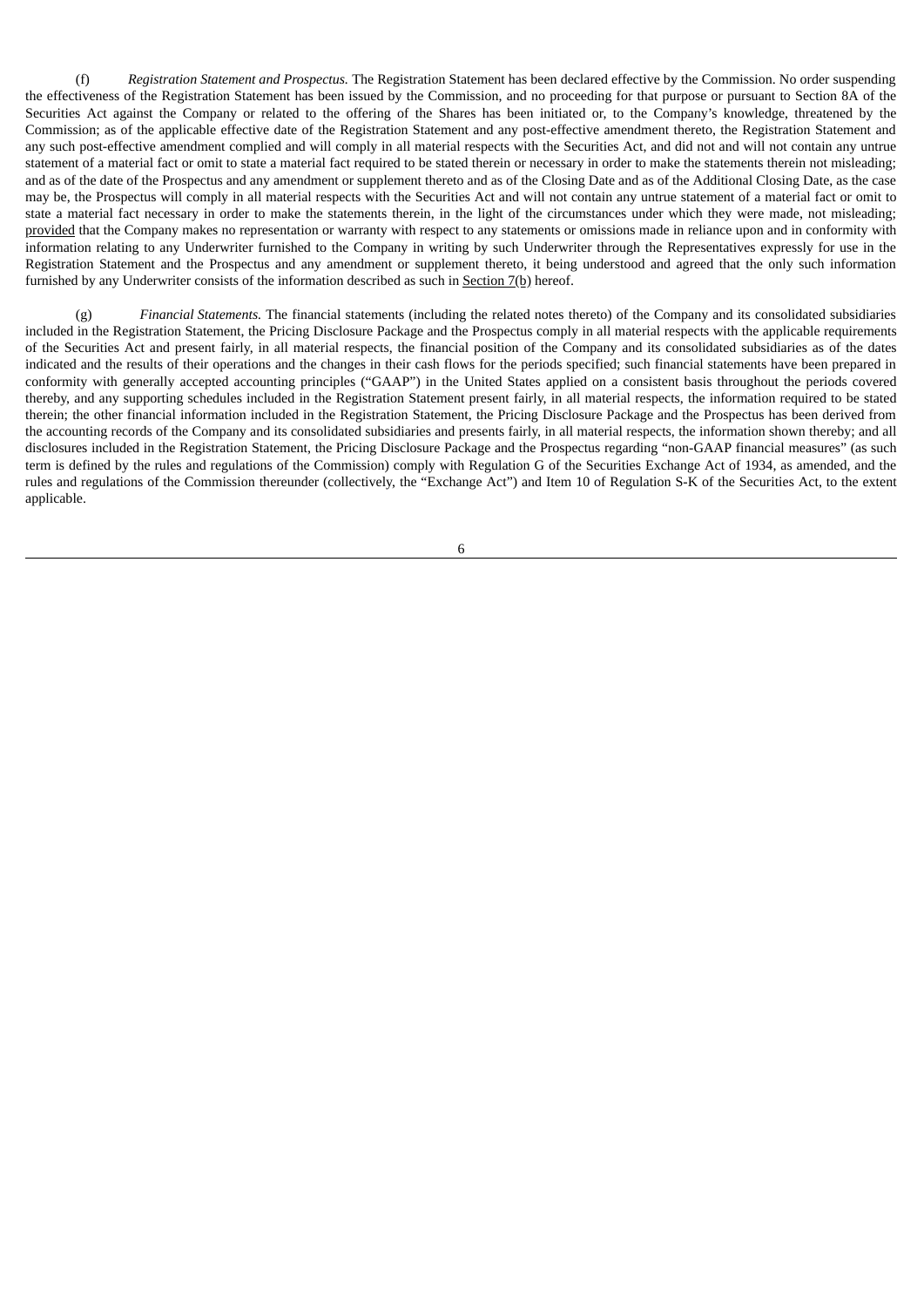(f) *Registration Statement and Prospectus.* The Registration Statement has been declared effective by the Commission. No order suspending the effectiveness of the Registration Statement has been issued by the Commission, and no proceeding for that purpose or pursuant to Section 8A of the Securities Act against the Company or related to the offering of the Shares has been initiated or, to the Company's knowledge, threatened by the Commission; as of the applicable effective date of the Registration Statement and any post-effective amendment thereto, the Registration Statement and any such post-effective amendment complied and will comply in all material respects with the Securities Act, and did not and will not contain any untrue statement of a material fact or omit to state a material fact required to be stated therein or necessary in order to make the statements therein not misleading; and as of the date of the Prospectus and any amendment or supplement thereto and as of the Closing Date and as of the Additional Closing Date, as the case may be, the Prospectus will comply in all material respects with the Securities Act and will not contain any untrue statement of a material fact or omit to state a material fact necessary in order to make the statements therein, in the light of the circumstances under which they were made, not misleading; provided that the Company makes no representation or warranty with respect to any statements or omissions made in reliance upon and in conformity with information relating to any Underwriter furnished to the Company in writing by such Underwriter through the Representatives expressly for use in the Registration Statement and the Prospectus and any amendment or supplement thereto, it being understood and agreed that the only such information furnished by any Underwriter consists of the information described as such in Section 7(b) hereof.

(g) *Financial Statements.* The financial statements (including the related notes thereto) of the Company and its consolidated subsidiaries included in the Registration Statement, the Pricing Disclosure Package and the Prospectus comply in all material respects with the applicable requirements of the Securities Act and present fairly, in all material respects, the financial position of the Company and its consolidated subsidiaries as of the dates indicated and the results of their operations and the changes in their cash flows for the periods specified; such financial statements have been prepared in conformity with generally accepted accounting principles ("GAAP") in the United States applied on a consistent basis throughout the periods covered thereby, and any supporting schedules included in the Registration Statement present fairly, in all material respects, the information required to be stated therein; the other financial information included in the Registration Statement, the Pricing Disclosure Package and the Prospectus has been derived from the accounting records of the Company and its consolidated subsidiaries and presents fairly, in all material respects, the information shown thereby; and all disclosures included in the Registration Statement, the Pricing Disclosure Package and the Prospectus regarding "non-GAAP financial measures" (as such term is defined by the rules and regulations of the Commission) comply with Regulation G of the Securities Exchange Act of 1934, as amended, and the rules and regulations of the Commission thereunder (collectively, the "Exchange Act") and Item 10 of Regulation S-K of the Securities Act, to the extent applicable.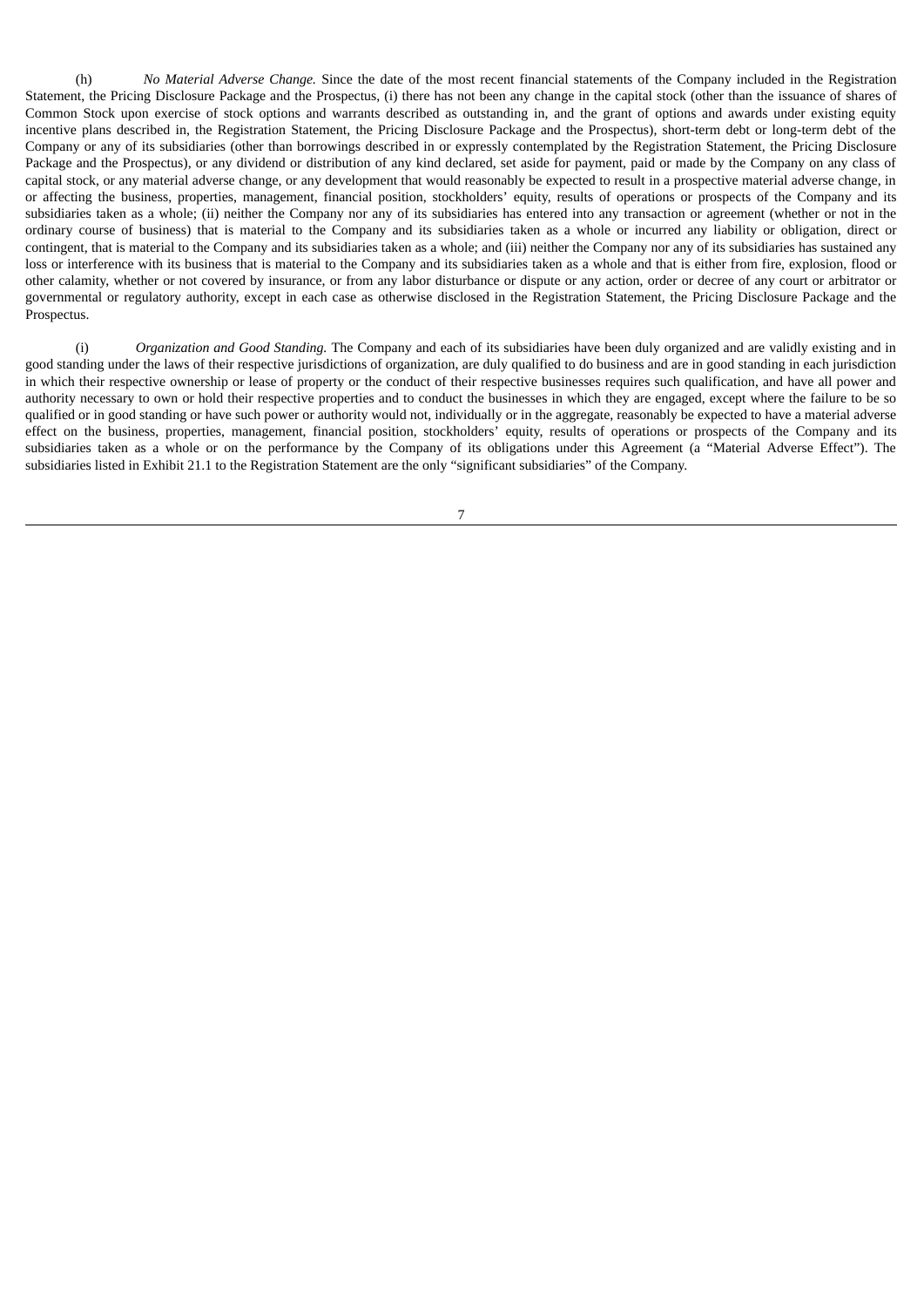(h) *No Material Adverse Change.* Since the date of the most recent financial statements of the Company included in the Registration Statement, the Pricing Disclosure Package and the Prospectus, (i) there has not been any change in the capital stock (other than the issuance of shares of Common Stock upon exercise of stock options and warrants described as outstanding in, and the grant of options and awards under existing equity incentive plans described in, the Registration Statement, the Pricing Disclosure Package and the Prospectus), short-term debt or long-term debt of the Company or any of its subsidiaries (other than borrowings described in or expressly contemplated by the Registration Statement, the Pricing Disclosure Package and the Prospectus), or any dividend or distribution of any kind declared, set aside for payment, paid or made by the Company on any class of capital stock, or any material adverse change, or any development that would reasonably be expected to result in a prospective material adverse change, in or affecting the business, properties, management, financial position, stockholders' equity, results of operations or prospects of the Company and its subsidiaries taken as a whole; (ii) neither the Company nor any of its subsidiaries has entered into any transaction or agreement (whether or not in the ordinary course of business) that is material to the Company and its subsidiaries taken as a whole or incurred any liability or obligation, direct or contingent, that is material to the Company and its subsidiaries taken as a whole; and (iii) neither the Company nor any of its subsidiaries has sustained any loss or interference with its business that is material to the Company and its subsidiaries taken as a whole and that is either from fire, explosion, flood or other calamity, whether or not covered by insurance, or from any labor disturbance or dispute or any action, order or decree of any court or arbitrator or governmental or regulatory authority, except in each case as otherwise disclosed in the Registration Statement, the Pricing Disclosure Package and the Prospectus.

(i) *Organization and Good Standing.* The Company and each of its subsidiaries have been duly organized and are validly existing and in good standing under the laws of their respective jurisdictions of organization, are duly qualified to do business and are in good standing in each jurisdiction in which their respective ownership or lease of property or the conduct of their respective businesses requires such qualification, and have all power and authority necessary to own or hold their respective properties and to conduct the businesses in which they are engaged, except where the failure to be so qualified or in good standing or have such power or authority would not, individually or in the aggregate, reasonably be expected to have a material adverse effect on the business, properties, management, financial position, stockholders' equity, results of operations or prospects of the Company and its subsidiaries taken as a whole or on the performance by the Company of its obligations under this Agreement (a "Material Adverse Effect"). The subsidiaries listed in Exhibit 21.1 to the Registration Statement are the only "significant subsidiaries" of the Company.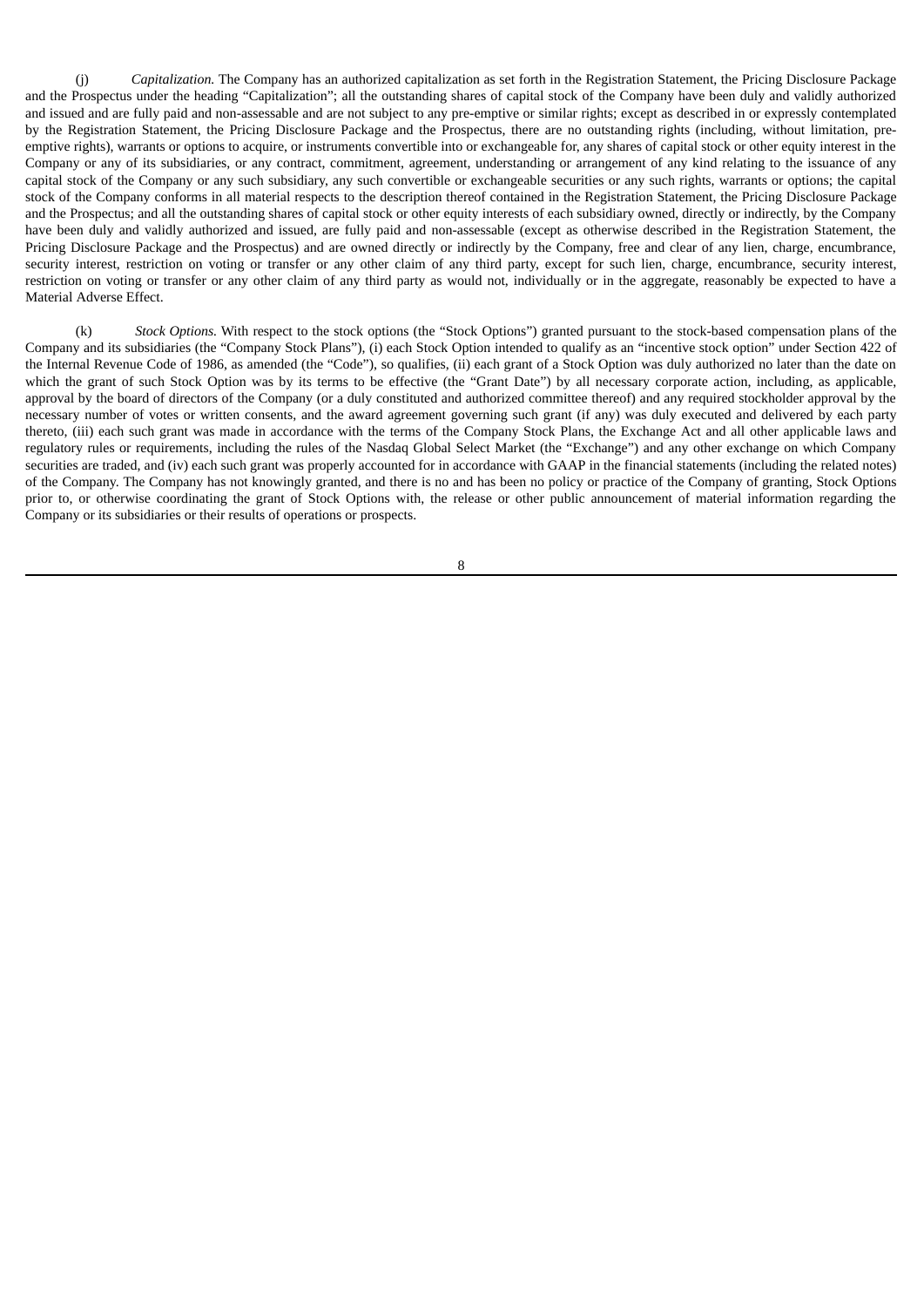(j) *Capitalization.* The Company has an authorized capitalization as set forth in the Registration Statement, the Pricing Disclosure Package and the Prospectus under the heading "Capitalization"; all the outstanding shares of capital stock of the Company have been duly and validly authorized and issued and are fully paid and non-assessable and are not subject to any pre-emptive or similar rights; except as described in or expressly contemplated by the Registration Statement, the Pricing Disclosure Package and the Prospectus, there are no outstanding rights (including, without limitation, pre-emptive rights), warrants or options to acquire, or instruments convertible into or exchangeable for, any shares of capital stock or other equity interest in the Company or any of its subsidiaries, or any contract, commitment, agreement, understanding or arrangement of any kind relating to the issuance of any capital stock of the Company or any such subsidiary, any such convertible or exchangeable securities or any such rights, warrants or options; the capital stock of the Company conforms in all material respects to the description thereof contained in the Registration Statement, the Pricing Disclosure Package and the Prospectus; and all the outstanding shares of capital stock or other equity interests of each subsidiary owned, directly or indirectly, by the Company have been duly and validly authorized and issued, are fully paid and non-assessable (except as otherwise described in the Registration Statement, the Pricing Disclosure Package and the Prospectus) and are owned directly or indirectly by the Company, free and clear of any lien, charge, encumbrance, security interest, restriction on voting or transfer or any other claim of any third party, except for such lien, charge, encumbrance, security interest, restriction on voting or transfer or any other claim of any third party as would not, individually or in the aggregate, reasonably be expected to have a Material Adverse Effect.

(k) *Stock Options.* With respect to the stock options (the "Stock Options") granted pursuant to the stock-based compensation plans of the Company and its subsidiaries (the "Company Stock Plans"), (i) each Stock Option intended to qualify as an "incentive stock option" under Section 422 of the Internal Revenue Code of 1986, as amended (the "Code"), so qualifies, (ii) each grant of a Stock Option was duly authorized no later than the date on which the grant of such Stock Option was by its terms to be effective (the "Grant Date") by all necessary corporate action, including, as applicable, approval by the board of directors of the Company (or a duly constituted and authorized committee thereof) and any required stockholder approval by the necessary number of votes or written consents, and the award agreement governing such grant (if any) was duly executed and delivered by each party thereto, (iii) each such grant was made in accordance with the terms of the Company Stock Plans, the Exchange Act and all other applicable laws and regulatory rules or requirements, including the rules of the Nasdaq Global Select Market (the "Exchange") and any other exchange on which Company securities are traded, and (iv) each such grant was properly accounted for in accordance with GAAP in the financial statements (including the related notes) of the Company. The Company has not knowingly granted, and there is no and has been no policy or practice of the Company of granting, Stock Options prior to, or otherwise coordinating the grant of Stock Options with, the release or other public announcement of material information regarding the Company or its subsidiaries or their results of operations or prospects.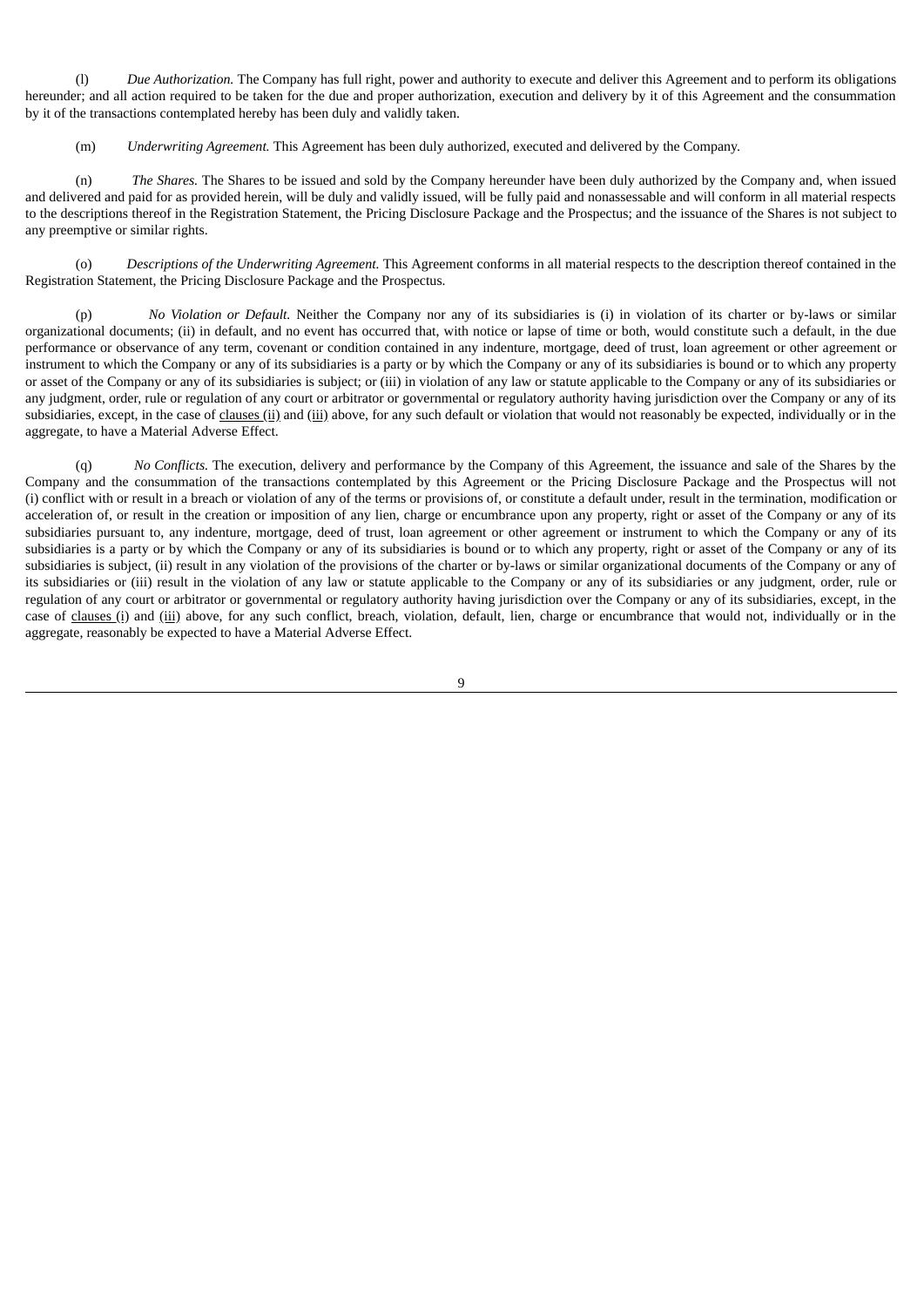(l) *Due Authorization.* The Company has full right, power and authority to execute and deliver this Agreement and to perform its obligations hereunder; and all action required to be taken for the due and proper authorization, execution and delivery by it of this Agreement and the consummation by it of the transactions contemplated hereby has been duly and validly taken.

(m) *Underwriting Agreement.* This Agreement has been duly authorized, executed and delivered by the Company.

(n) *The Shares.* The Shares to be issued and sold by the Company hereunder have been duly authorized by the Company and, when issued and delivered and paid for as provided herein, will be duly and validly issued, will be fully paid and nonassessable and will conform in all material respects to the descriptions thereof in the Registration Statement, the Pricing Disclosure Package and the Prospectus; and the issuance of the Shares is not subject to any preemptive or similar rights.

(o) *Descriptions of the Underwriting Agreement.* This Agreement conforms in all material respects to the description thereof contained in the Registration Statement, the Pricing Disclosure Package and the Prospectus.

(p) *No Violation or Default.* Neither the Company nor any of its subsidiaries is (i) in violation of its charter or by-laws or similar organizational documents; (ii) in default, and no event has occurred that, with notice or lapse of time or both, would constitute such a default, in the due performance or observance of any term, covenant or condition contained in any indenture, mortgage, deed of trust, loan agreement or other agreement or instrument to which the Company or any of its subsidiaries is a party or by which the Company or any of its subsidiaries is bound or to which any property or asset of the Company or any of its subsidiaries is subject; or (iii) in violation of any law or statute applicable to the Company or any of its subsidiaries or any judgment, order, rule or regulation of any court or arbitrator or governmental or regulatory authority having jurisdiction over the Company or any of its subsidiaries, except, in the case of clauses (ii) and (iii) above, for any such default or violation that would not reasonably be expected, individually or in the aggregate, to have a Material Adverse Effect.

(q) *No Conflicts.* The execution, delivery and performance by the Company of this Agreement, the issuance and sale of the Shares by the Company and the consummation of the transactions contemplated by this Agreement or the Pricing Disclosure Package and the Prospectus will not (i) conflict with or result in a breach or violation of any of the terms or provisions of, or constitute a default under, result in the termination, modification or acceleration of, or result in the creation or imposition of any lien, charge or encumbrance upon any property, right or asset of the Company or any of its subsidiaries pursuant to, any indenture, mortgage, deed of trust, loan agreement or other agreement or instrument to which the Company or any of its subsidiaries is a party or by which the Company or any of its subsidiaries is bound or to which any property, right or asset of the Company or any of its subsidiaries is subject, (ii) result in any violation of the provisions of the charter or by-laws or similar organizational documents of the Company or any of its subsidiaries or (iii) result in the violation of any law or statute applicable to the Company or any of its subsidiaries or any judgment, order, rule or regulation of any court or arbitrator or governmental or regulatory authority having jurisdiction over the Company or any of its subsidiaries, except, in the case of clauses (i) and (iii) above, for any such conflict, breach, violation, default, lien, charge or encumbrance that would not, individually or in the aggregate, reasonably be expected to have a Material Adverse Effect.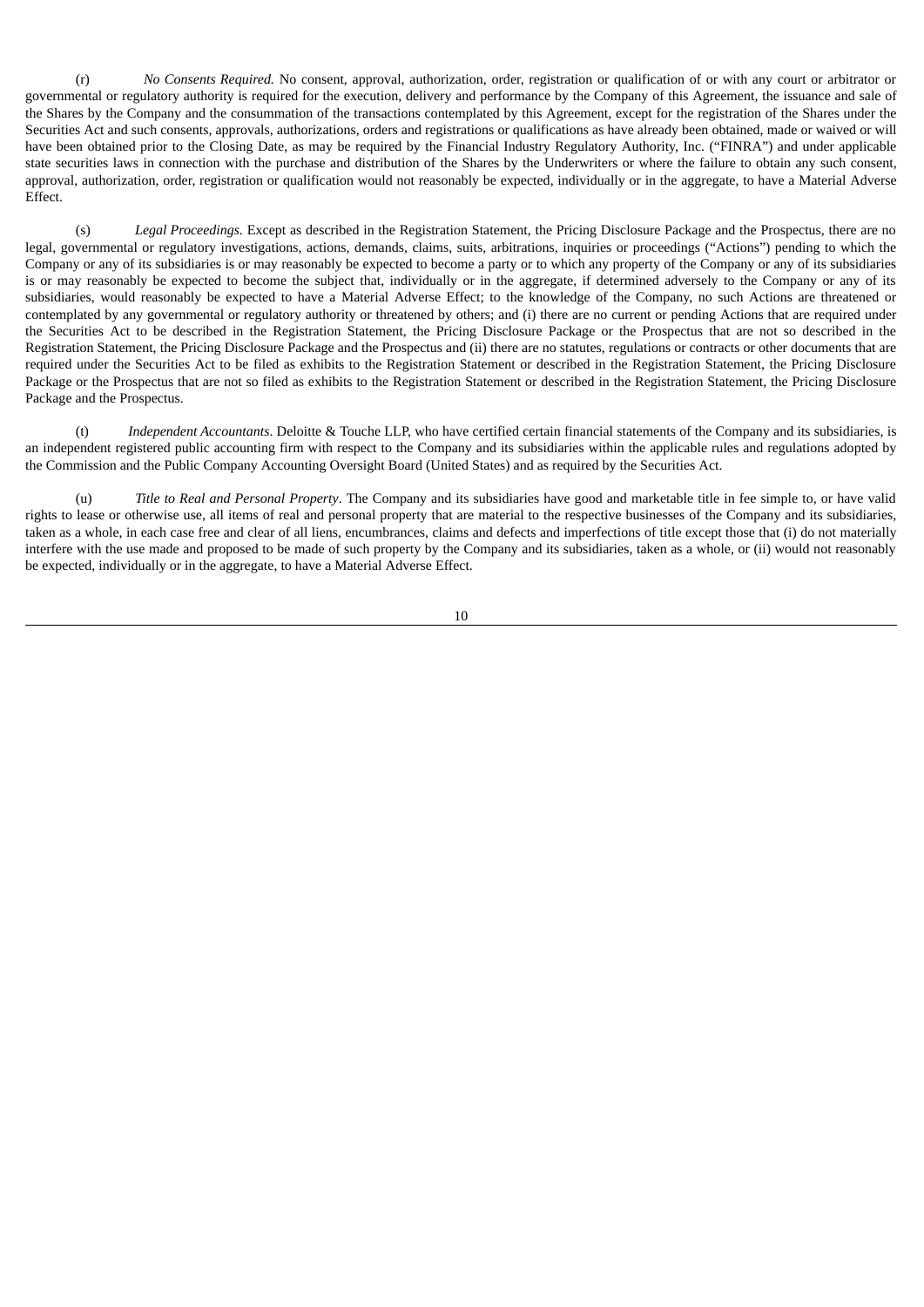(r) *No Consents Required.* No consent, approval, authorization, order, registration or qualification of or with any court or arbitrator or governmental or regulatory authority is required for the execution, delivery and performance by the Company of this Agreement, the issuance and sale of the Shares by the Company and the consummation of the transactions contemplated by this Agreement, except for the registration of the Shares under the Securities Act and such consents, approvals, authorizations, orders and registrations or qualifications as have already been obtained, made or waived or will have been obtained prior to the Closing Date, as may be required by the Financial Industry Regulatory Authority, Inc. ("FINRA") and under applicable state securities laws in connection with the purchase and distribution of the Shares by the Underwriters or where the failure to obtain any such consent, approval, authorization, order, registration or qualification would not reasonably be expected, individually or in the aggregate, to have a Material Adverse Effect.

(s) *Legal Proceedings.* Except as described in the Registration Statement, the Pricing Disclosure Package and the Prospectus, there are no legal, governmental or regulatory investigations, actions, demands, claims, suits, arbitrations, inquiries or proceedings ("Actions") pending to which the Company or any of its subsidiaries is or may reasonably be expected to become a party or to which any property of the Company or any of its subsidiaries is or may reasonably be expected to become the subject that, individually or in the aggregate, if determined adversely to the Company or any of its subsidiaries, would reasonably be expected to have a Material Adverse Effect; to the knowledge of the Company, no such Actions are threatened or contemplated by any governmental or regulatory authority or threatened by others; and (i) there are no current or pending Actions that are required under the Securities Act to be described in the Registration Statement, the Pricing Disclosure Package or the Prospectus that are not so described in the Registration Statement, the Pricing Disclosure Package and the Prospectus and (ii) there are no statutes, regulations or contracts or other documents that are required under the Securities Act to be filed as exhibits to the Registration Statement or described in the Registration Statement, the Pricing Disclosure Package or the Prospectus that are not so filed as exhibits to the Registration Statement or described in the Registration Statement, the Pricing Disclosure Package and the Prospectus.

(t) *Independent Accountants*. Deloitte & Touche LLP, who have certified certain financial statements of the Company and its subsidiaries, is an independent registered public accounting firm with respect to the Company and its subsidiaries within the applicable rules and regulations adopted by the Commission and the Public Company Accounting Oversight Board (United States) and as required by the Securities Act.

(u) *Title to Real and Personal Property*. The Company and its subsidiaries have good and marketable title in fee simple to, or have valid rights to lease or otherwise use, all items of real and personal property that are material to the respective businesses of the Company and its subsidiaries, taken as a whole, in each case free and clear of all liens, encumbrances, claims and defects and imperfections of title except those that (i) do not materially interfere with the use made and proposed to be made of such property by the Company and its subsidiaries, taken as a whole, or (ii) would not reasonably be expected, individually or in the aggregate, to have a Material Adverse Effect.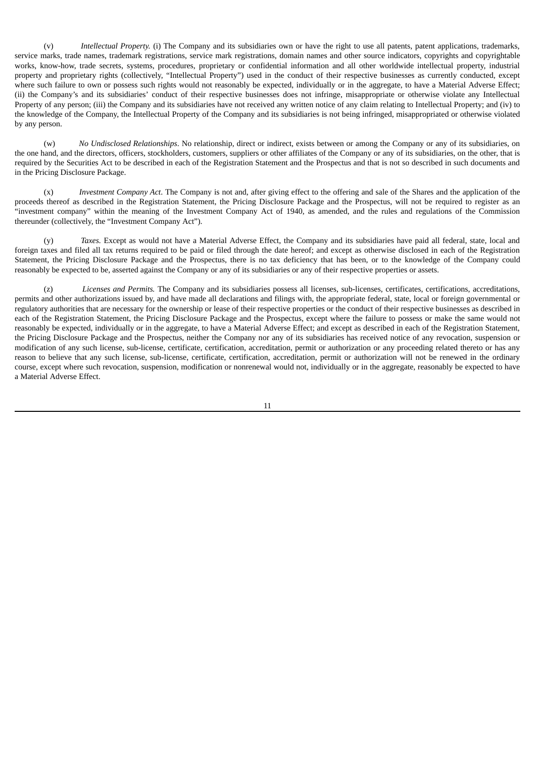(v) *Intellectual Property.* (i) The Company and its subsidiaries own or have the right to use all patents, patent applications, trademarks, service marks, trade names, trademark registrations, service mark registrations, domain names and other source indicators, copyrights and copyrightable works, know-how, trade secrets, systems, procedures, proprietary or confidential information and all other worldwide intellectual property, industrial property and proprietary rights (collectively, "Intellectual Property") used in the conduct of their respective businesses as currently conducted, except where such failure to own or possess such rights would not reasonably be expected, individually or in the aggregate, to have a Material Adverse Effect; (ii) the Company's and its subsidiaries' conduct of their respective businesses does not infringe, misappropriate or otherwise violate any Intellectual Property of any person; (iii) the Company and its subsidiaries have not received any written notice of any claim relating to Intellectual Property; and (iv) to the knowledge of the Company, the Intellectual Property of the Company and its subsidiaries is not being infringed, misappropriated or otherwise violated by any person.

(w) *No Undisclosed Relationships*. No relationship, direct or indirect, exists between or among the Company or any of its subsidiaries, on the one hand, and the directors, officers, stockholders, customers, suppliers or other affiliates of the Company or any of its subsidiaries, on the other, that is required by the Securities Act to be described in each of the Registration Statement and the Prospectus and that is not so described in such documents and in the Pricing Disclosure Package.

(x) *Investment Company Act*. The Company is not and, after giving effect to the offering and sale of the Shares and the application of the proceeds thereof as described in the Registration Statement, the Pricing Disclosure Package and the Prospectus, will not be required to register as an "investment company" within the meaning of the Investment Company Act of 1940, as amended, and the rules and regulations of the Commission thereunder (collectively, the "Investment Company Act").

(y) *Taxes*. Except as would not have a Material Adverse Effect, the Company and its subsidiaries have paid all federal, state, local and foreign taxes and filed all tax returns required to be paid or filed through the date hereof; and except as otherwise disclosed in each of the Registration Statement, the Pricing Disclosure Package and the Prospectus, there is no tax deficiency that has been, or to the knowledge of the Company could reasonably be expected to be, asserted against the Company or any of its subsidiaries or any of their respective properties or assets.

(z) *Licenses and Permits.* The Company and its subsidiaries possess all licenses, sub-licenses, certificates, certifications, accreditations, permits and other authorizations issued by, and have made all declarations and filings with, the appropriate federal, state, local or foreign governmental or regulatory authorities that are necessary for the ownership or lease of their respective properties or the conduct of their respective businesses as described in each of the Registration Statement, the Pricing Disclosure Package and the Prospectus, except where the failure to possess or make the same would not reasonably be expected, individually or in the aggregate, to have a Material Adverse Effect; and except as described in each of the Registration Statement, the Pricing Disclosure Package and the Prospectus, neither the Company nor any of its subsidiaries has received notice of any revocation, suspension or modification of any such license, sub-license, certificate, certification, accreditation, permit or authorization or any proceeding related thereto or has any reason to believe that any such license, sub-license, certificate, certification, accreditation, permit or authorization will not be renewed in the ordinary course, except where such revocation, suspension, modification or nonrenewal would not, individually or in the aggregate, reasonably be expected to have a Material Adverse Effect.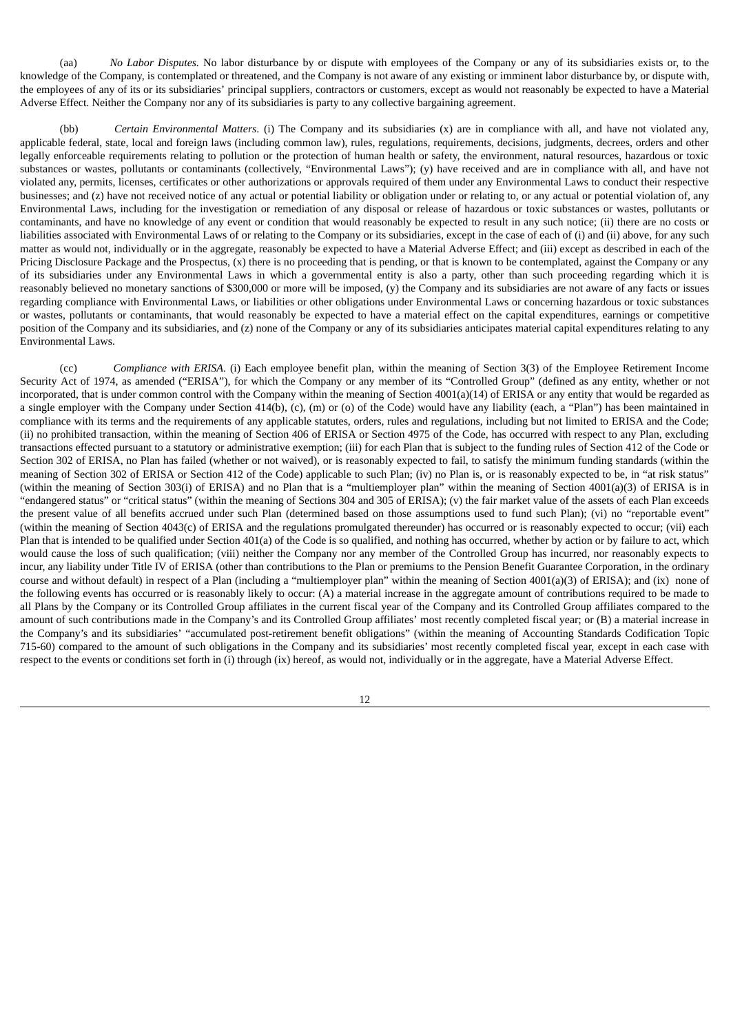(aa) *No Labor Disputes.* No labor disturbance by or dispute with employees of the Company or any of its subsidiaries exists or, to the knowledge of the Company, is contemplated or threatened, and the Company is not aware of any existing or imminent labor disturbance by, or dispute with, the employees of any of its or its subsidiaries' principal suppliers, contractors or customers, except as would not reasonably be expected to have a Material Adverse Effect. Neither the Company nor any of its subsidiaries is party to any collective bargaining agreement.

(bb) *Certain Environmental Matters*. (i) The Company and its subsidiaries (x) are in compliance with all, and have not violated any, applicable federal, state, local and foreign laws (including common law), rules, regulations, requirements, decisions, judgments, decrees, orders and other legally enforceable requirements relating to pollution or the protection of human health or safety, the environment, natural resources, hazardous or toxic substances or wastes, pollutants or contaminants (collectively, "Environmental Laws"); (y) have received and are in compliance with all, and have not violated any, permits, licenses, certificates or other authorizations or approvals required of them under any Environmental Laws to conduct their respective businesses; and (z) have not received notice of any actual or potential liability or obligation under or relating to, or any actual or potential violation of, any Environmental Laws, including for the investigation or remediation of any disposal or release of hazardous or toxic substances or wastes, pollutants or contaminants, and have no knowledge of any event or condition that would reasonably be expected to result in any such notice; (ii) there are no costs or liabilities associated with Environmental Laws of or relating to the Company or its subsidiaries, except in the case of each of (i) and (ii) above, for any such matter as would not, individually or in the aggregate, reasonably be expected to have a Material Adverse Effect; and (iii) except as described in each of the Pricing Disclosure Package and the Prospectus, (x) there is no proceeding that is pending, or that is known to be contemplated, against the Company or any of its subsidiaries under any Environmental Laws in which a governmental entity is also a party, other than such proceeding regarding which it is reasonably believed no monetary sanctions of $300,000 or more will be imposed, (y) the Company and its subsidiaries are not aware of any facts or issues regarding compliance with Environmental Laws, or liabilities or other obligations under Environmental Laws or concerning hazardous or toxic substances or wastes, pollutants or contaminants, that would reasonably be expected to have a material effect on the capital expenditures, earnings or competitive position of the Company and its subsidiaries, and (z) none of the Company or any of its subsidiaries anticipates material capital expenditures relating to any Environmental Laws.

(cc) *Compliance with ERISA*. (i) Each employee benefit plan, within the meaning of Section 3(3) of the Employee Retirement Income Security Act of 1974, as amended ("ERISA"), for which the Company or any member of its "Controlled Group" (defined as any entity, whether or not incorporated, that is under common control with the Company within the meaning of Section 4001(a)(14) of ERISA or any entity that would be regarded as a single employer with the Company under Section 414(b), (c), (m) or (o) of the Code) would have any liability (each, a "Plan") has been maintained in compliance with its terms and the requirements of any applicable statutes, orders, rules and regulations, including but not limited to ERISA and the Code; (ii) no prohibited transaction, within the meaning of Section 406 of ERISA or Section 4975 of the Code, has occurred with respect to any Plan, excluding transactions effected pursuant to a statutory or administrative exemption; (iii) for each Plan that is subject to the funding rules of Section 412 of the Code or Section 302 of ERISA, no Plan has failed (whether or not waived), or is reasonably expected to fail, to satisfy the minimum funding standards (within the meaning of Section 302 of ERISA or Section 412 of the Code) applicable to such Plan; (iv) no Plan is, or is reasonably expected to be, in "at risk status" (within the meaning of Section 303(i) of ERISA) and no Plan that is a "multiemployer plan" within the meaning of Section 4001(a)(3) of ERISA is in "endangered status" or "critical status" (within the meaning of Sections 304 and 305 of ERISA); (v) the fair market value of the assets of each Plan exceeds the present value of all benefits accrued under such Plan (determined based on those assumptions used to fund such Plan); (vi) no "reportable event" (within the meaning of Section 4043(c) of ERISA and the regulations promulgated thereunder) has occurred or is reasonably expected to occur; (vii) each Plan that is intended to be qualified under Section 401(a) of the Code is so qualified, and nothing has occurred, whether by action or by failure to act, which would cause the loss of such qualification; (viii) neither the Company nor any member of the Controlled Group has incurred, nor reasonably expects to incur, any liability under Title IV of ERISA (other than contributions to the Plan or premiums to the Pension Benefit Guarantee Corporation, in the ordinary course and without default) in respect of a Plan (including a "multiemployer plan" within the meaning of Section 4001(a)(3) of ERISA); and (ix) none of the following events has occurred or is reasonably likely to occur: (A) a material increase in the aggregate amount of contributions required to be made to all Plans by the Company or its Controlled Group affiliates in the current fiscal year of the Company and its Controlled Group affiliates compared to the amount of such contributions made in the Company's and its Controlled Group affiliates' most recently completed fiscal year; or (B) a material increase in the Company's and its subsidiaries' "accumulated post-retirement benefit obligations" (within the meaning of Accounting Standards Codification Topic 715-60) compared to the amount of such obligations in the Company and its subsidiaries' most recently completed fiscal year, except in each case with respect to the events or conditions set forth in (i) through (ix) hereof, as would not, individually or in the aggregate, have a Material Adverse Effect.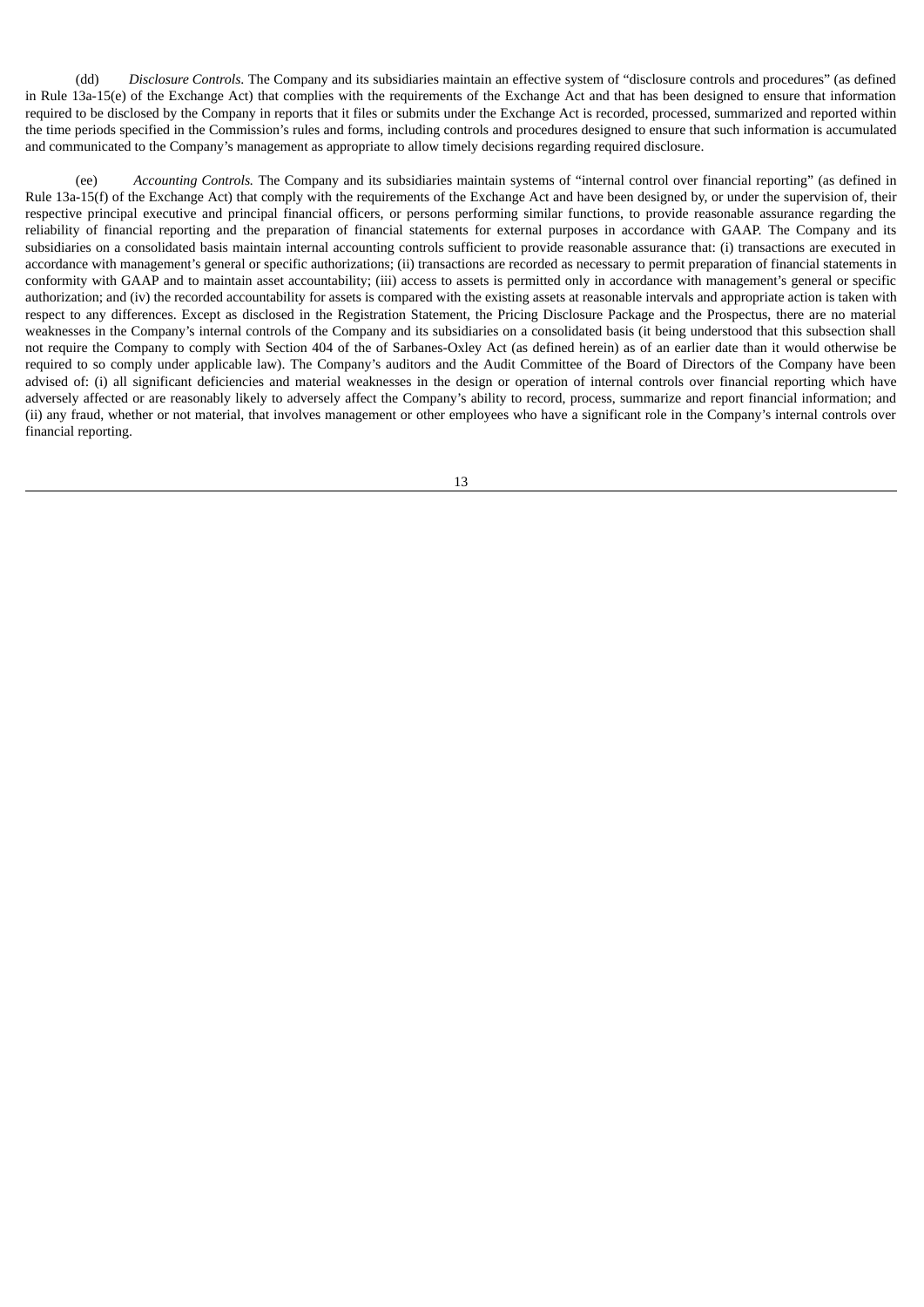(dd) *Disclosure Controls.* The Company and its subsidiaries maintain an effective system of "disclosure controls and procedures" (as defined in Rule 13a-15(e) of the Exchange Act) that complies with the requirements of the Exchange Act and that has been designed to ensure that information required to be disclosed by the Company in reports that it files or submits under the Exchange Act is recorded, processed, summarized and reported within the time periods specified in the Commission's rules and forms, including controls and procedures designed to ensure that such information is accumulated and communicated to the Company's management as appropriate to allow timely decisions regarding required disclosure.

(ee) *Accounting Controls.* The Company and its subsidiaries maintain systems of "internal control over financial reporting" (as defined in Rule 13a-15(f) of the Exchange Act) that comply with the requirements of the Exchange Act and have been designed by, or under the supervision of, their respective principal executive and principal financial officers, or persons performing similar functions, to provide reasonable assurance regarding the reliability of financial reporting and the preparation of financial statements for external purposes in accordance with GAAP. The Company and its subsidiaries on a consolidated basis maintain internal accounting controls sufficient to provide reasonable assurance that: (i) transactions are executed in accordance with management's general or specific authorizations; (ii) transactions are recorded as necessary to permit preparation of financial statements in conformity with GAAP and to maintain asset accountability; (iii) access to assets is permitted only in accordance with management's general or specific authorization; and (iv) the recorded accountability for assets is compared with the existing assets at reasonable intervals and appropriate action is taken with respect to any differences. Except as disclosed in the Registration Statement, the Pricing Disclosure Package and the Prospectus, there are no material weaknesses in the Company's internal controls of the Company and its subsidiaries on a consolidated basis (it being understood that this subsection shall not require the Company to comply with Section 404 of the of Sarbanes-Oxley Act (as defined herein) as of an earlier date than it would otherwise be required to so comply under applicable law). The Company's auditors and the Audit Committee of the Board of Directors of the Company have been advised of: (i) all significant deficiencies and material weaknesses in the design or operation of internal controls over financial reporting which have adversely affected or are reasonably likely to adversely affect the Company's ability to record, process, summarize and report financial information; and (ii) any fraud, whether or not material, that involves management or other employees who have a significant role in the Company's internal controls over financial reporting.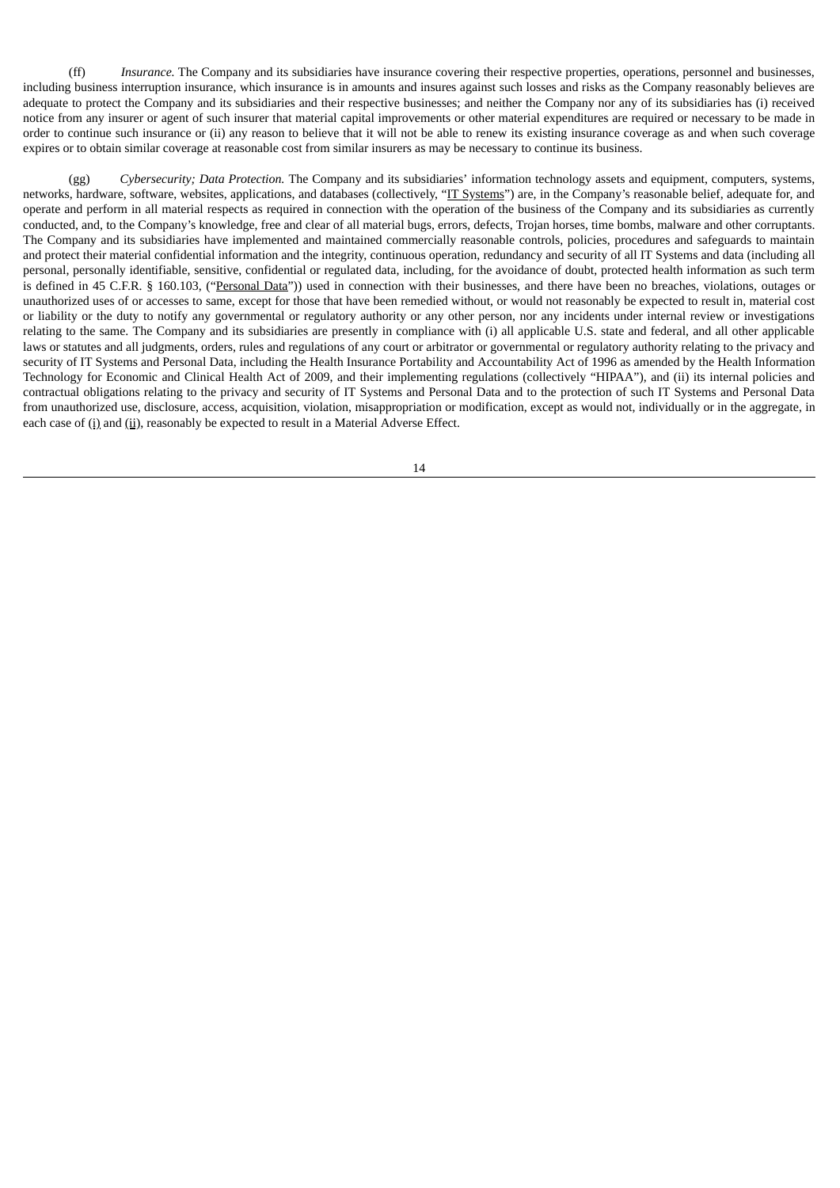(ff) *Insurance.* The Company and its subsidiaries have insurance covering their respective properties, operations, personnel and businesses, including business interruption insurance, which insurance is in amounts and insures against such losses and risks as the Company reasonably believes are adequate to protect the Company and its subsidiaries and their respective businesses; and neither the Company nor any of its subsidiaries has (i) received notice from any insurer or agent of such insurer that material capital improvements or other material expenditures are required or necessary to be made in order to continue such insurance or (ii) any reason to believe that it will not be able to renew its existing insurance coverage as and when such coverage expires or to obtain similar coverage at reasonable cost from similar insurers as may be necessary to continue its business.

(gg) *Cybersecurity; Data Protection.* The Company and its subsidiaries' information technology assets and equipment, computers, systems, networks, hardware, software, websites, applications, and databases (collectively, "IT Systems") are, in the Company's reasonable belief, adequate for, and operate and perform in all material respects as required in connection with the operation of the business of the Company and its subsidiaries as currently conducted, and, to the Company's knowledge, free and clear of all material bugs, errors, defects, Trojan horses, time bombs, malware and other corruptants. The Company and its subsidiaries have implemented and maintained commercially reasonable controls, policies, procedures and safeguards to maintain and protect their material confidential information and the integrity, continuous operation, redundancy and security of all IT Systems and data (including all personal, personally identifiable, sensitive, confidential or regulated data, including, for the avoidance of doubt, protected health information as such term is defined in 45 C.F.R. § 160.103, ("Personal Data")) used in connection with their businesses, and there have been no breaches, violations, outages or unauthorized uses of or accesses to same, except for those that have been remedied without, or would not reasonably be expected to result in, material cost or liability or the duty to notify any governmental or regulatory authority or any other person, nor any incidents under internal review or investigations relating to the same. The Company and its subsidiaries are presently in compliance with (i) all applicable U.S. state and federal, and all other applicable laws or statutes and all judgments, orders, rules and regulations of any court or arbitrator or governmental or regulatory authority relating to the privacy and security of IT Systems and Personal Data, including the Health Insurance Portability and Accountability Act of 1996 as amended by the Health Information Technology for Economic and Clinical Health Act of 2009, and their implementing regulations (collectively "HIPAA"), and (ii) its internal policies and contractual obligations relating to the privacy and security of IT Systems and Personal Data and to the protection of such IT Systems and Personal Data from unauthorized use, disclosure, access, acquisition, violation, misappropriation or modification, except as would not, individually or in the aggregate, in each case of (i) and (ii), reasonably be expected to result in a Material Adverse Effect.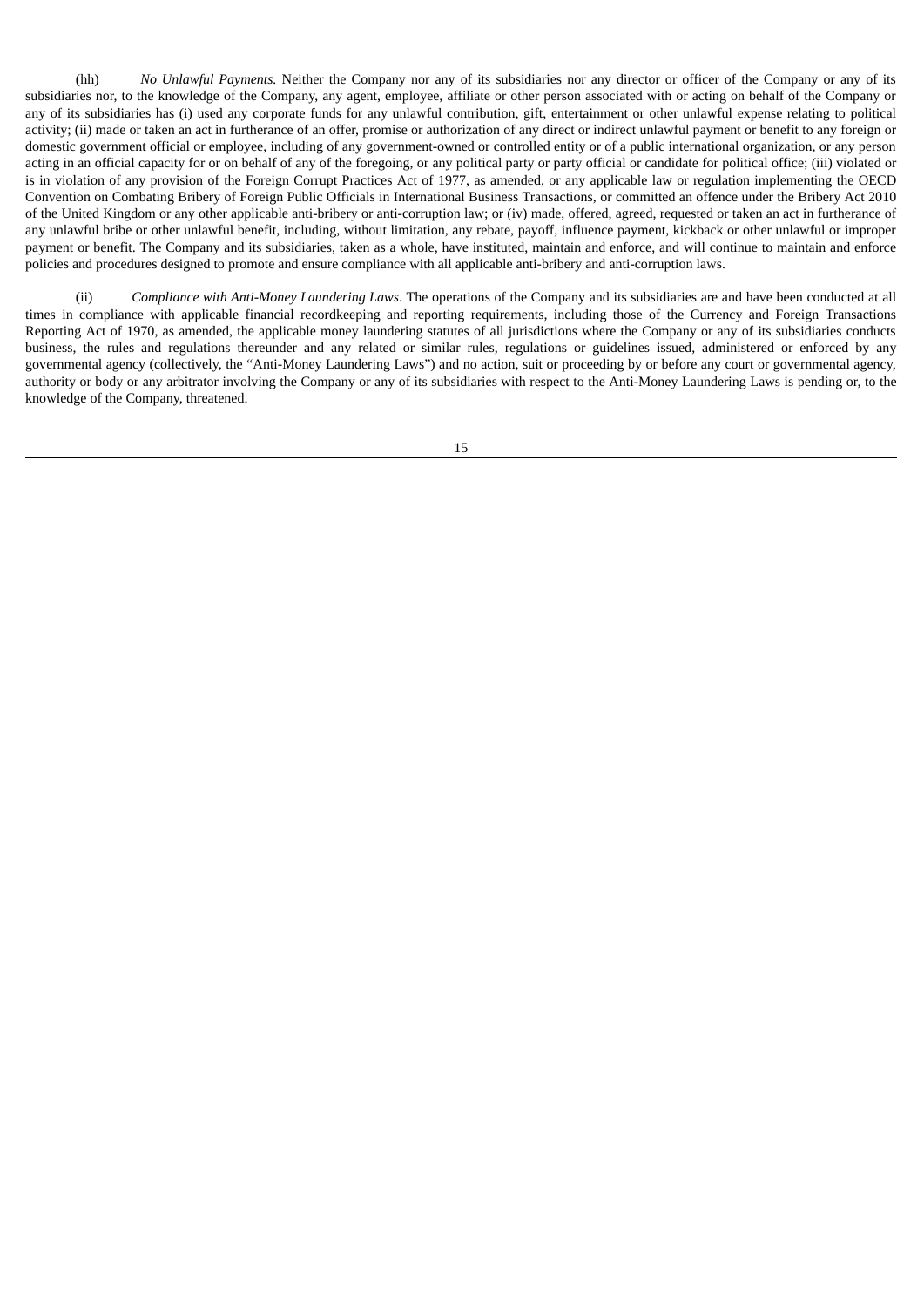(hh) *No Unlawful Payments.* Neither the Company nor any of its subsidiaries nor any director or officer of the Company or any of its subsidiaries nor, to the knowledge of the Company, any agent, employee, affiliate or other person associated with or acting on behalf of the Company or any of its subsidiaries has (i) used any corporate funds for any unlawful contribution, gift, entertainment or other unlawful expense relating to political activity; (ii) made or taken an act in furtherance of an offer, promise or authorization of any direct or indirect unlawful payment or benefit to any foreign or domestic government official or employee, including of any government-owned or controlled entity or of a public international organization, or any person acting in an official capacity for or on behalf of any of the foregoing, or any political party or party official or candidate for political office; (iii) violated or is in violation of any provision of the Foreign Corrupt Practices Act of 1977, as amended, or any applicable law or regulation implementing the OECD Convention on Combating Bribery of Foreign Public Officials in International Business Transactions, or committed an offence under the Bribery Act 2010 of the United Kingdom or any other applicable anti-bribery or anti-corruption law; or (iv) made, offered, agreed, requested or taken an act in furtherance of any unlawful bribe or other unlawful benefit, including, without limitation, any rebate, payoff, influence payment, kickback or other unlawful or improper payment or benefit. The Company and its subsidiaries, taken as a whole, have instituted, maintain and enforce, and will continue to maintain and enforce policies and procedures designed to promote and ensure compliance with all applicable anti-bribery and anti-corruption laws.

(ii) *Compliance with Anti-Money Laundering Laws*. The operations of the Company and its subsidiaries are and have been conducted at all times in compliance with applicable financial recordkeeping and reporting requirements, including those of the Currency and Foreign Transactions Reporting Act of 1970, as amended, the applicable money laundering statutes of all jurisdictions where the Company or any of its subsidiaries conducts business, the rules and regulations thereunder and any related or similar rules, regulations or guidelines issued, administered or enforced by any governmental agency (collectively, the "Anti-Money Laundering Laws") and no action, suit or proceeding by or before any court or governmental agency, authority or body or any arbitrator involving the Company or any of its subsidiaries with respect to the Anti-Money Laundering Laws is pending or, to the knowledge of the Company, threatened.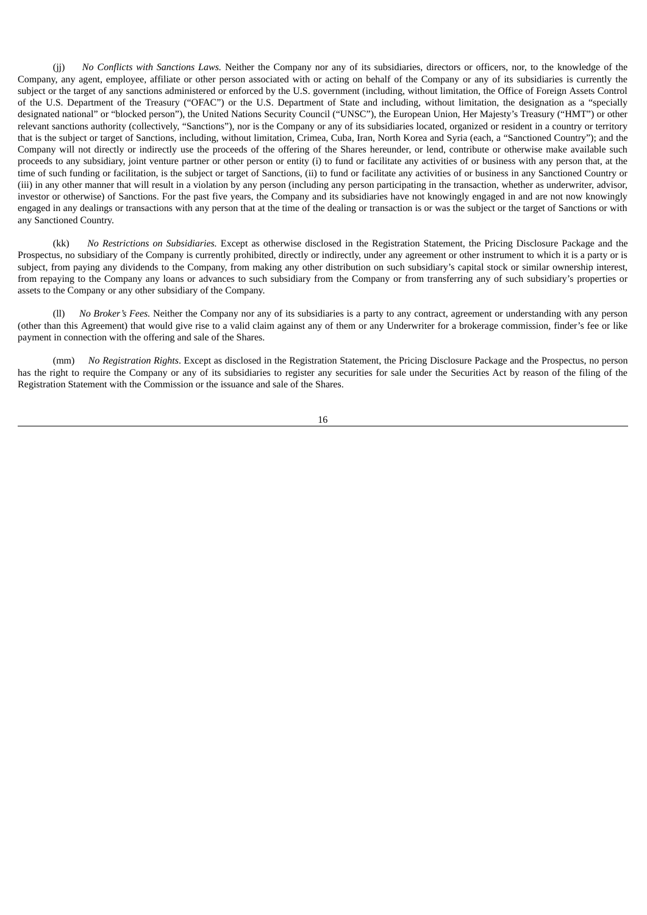(jj) *No Conflicts with Sanctions Laws.* Neither the Company nor any of its subsidiaries, directors or officers, nor, to the knowledge of the Company, any agent, employee, affiliate or other person associated with or acting on behalf of the Company or any of its subsidiaries is currently the subject or the target of any sanctions administered or enforced by the U.S. government (including, without limitation, the Office of Foreign Assets Control of the U.S. Department of the Treasury ("OFAC") or the U.S. Department of State and including, without limitation, the designation as a "specially designated national" or "blocked person"), the United Nations Security Council ("UNSC"), the European Union, Her Majesty's Treasury ("HMT") or other relevant sanctions authority (collectively, "Sanctions"), nor is the Company or any of its subsidiaries located, organized or resident in a country or territory that is the subject or target of Sanctions, including, without limitation, Crimea, Cuba, Iran, North Korea and Syria (each, a "Sanctioned Country"); and the Company will not directly or indirectly use the proceeds of the offering of the Shares hereunder, or lend, contribute or otherwise make available such proceeds to any subsidiary, joint venture partner or other person or entity (i) to fund or facilitate any activities of or business with any person that, at the time of such funding or facilitation, is the subject or target of Sanctions, (ii) to fund or facilitate any activities of or business in any Sanctioned Country or (iii) in any other manner that will result in a violation by any person (including any person participating in the transaction, whether as underwriter, advisor, investor or otherwise) of Sanctions. For the past five years, the Company and its subsidiaries have not knowingly engaged in and are not now knowingly engaged in any dealings or transactions with any person that at the time of the dealing or transaction is or was the subject or the target of Sanctions or with any Sanctioned Country.

(kk) *No Restrictions on Subsidiaries.* Except as otherwise disclosed in the Registration Statement, the Pricing Disclosure Package and the Prospectus, no subsidiary of the Company is currently prohibited, directly or indirectly, under any agreement or other instrument to which it is a party or is subject, from paying any dividends to the Company, from making any other distribution on such subsidiary's capital stock or similar ownership interest, from repaying to the Company any loans or advances to such subsidiary from the Company or from transferring any of such subsidiary's properties or assets to the Company or any other subsidiary of the Company.

(ll) *No Broker's Fees.* Neither the Company nor any of its subsidiaries is a party to any contract, agreement or understanding with any person (other than this Agreement) that would give rise to a valid claim against any of them or any Underwriter for a brokerage commission, finder's fee or like payment in connection with the offering and sale of the Shares.

(mm) *No Registration Rights*. Except as disclosed in the Registration Statement, the Pricing Disclosure Package and the Prospectus, no person has the right to require the Company or any of its subsidiaries to register any securities for sale under the Securities Act by reason of the filing of the Registration Statement with the Commission or the issuance and sale of the Shares.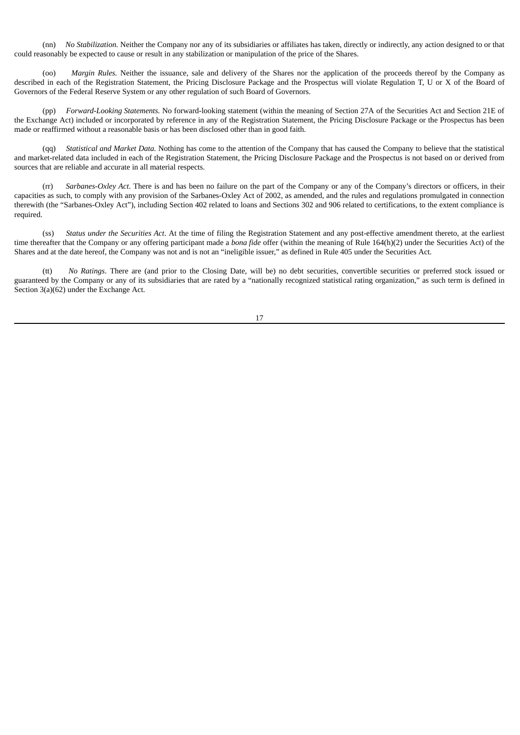(nn) *No Stabilization.* Neither the Company nor any of its subsidiaries or affiliates has taken, directly or indirectly, any action designed to or that could reasonably be expected to cause or result in any stabilization or manipulation of the price of the Shares.

(oo) *Margin Rules.* Neither the issuance, sale and delivery of the Shares nor the application of the proceeds thereof by the Company as described in each of the Registration Statement, the Pricing Disclosure Package and the Prospectus will violate Regulation T, U or X of the Board of Governors of the Federal Reserve System or any other regulation of such Board of Governors.

(pp) *Forward-Looking Statements.* No forward-looking statement (within the meaning of Section 27A of the Securities Act and Section 21E of the Exchange Act) included or incorporated by reference in any of the Registration Statement, the Pricing Disclosure Package or the Prospectus has been made or reaffirmed without a reasonable basis or has been disclosed other than in good faith.

(qq) *Statistical and Market Data.* Nothing has come to the attention of the Company that has caused the Company to believe that the statistical and market-related data included in each of the Registration Statement, the Pricing Disclosure Package and the Prospectus is not based on or derived from sources that are reliable and accurate in all material respects.

(rr) *Sarbanes-Oxley Act.* There is and has been no failure on the part of the Company or any of the Company's directors or officers, in their capacities as such, to comply with any provision of the Sarbanes-Oxley Act of 2002, as amended, and the rules and regulations promulgated in connection therewith (the "Sarbanes-Oxley Act"), including Section 402 related to loans and Sections 302 and 906 related to certifications, to the extent compliance is required.

(ss) *Status under the Securities Act*. At the time of filing the Registration Statement and any post-effective amendment thereto, at the earliest time thereafter that the Company or any offering participant made a *bona fide* offer (within the meaning of Rule 164(h)(2) under the Securities Act) of the Shares and at the date hereof, the Company was not and is not an "ineligible issuer," as defined in Rule 405 under the Securities Act.

(tt) *No Ratings*. There are (and prior to the Closing Date, will be) no debt securities, convertible securities or preferred stock issued or guaranteed by the Company or any of its subsidiaries that are rated by a "nationally recognized statistical rating organization," as such term is defined in Section 3(a)(62) under the Exchange Act.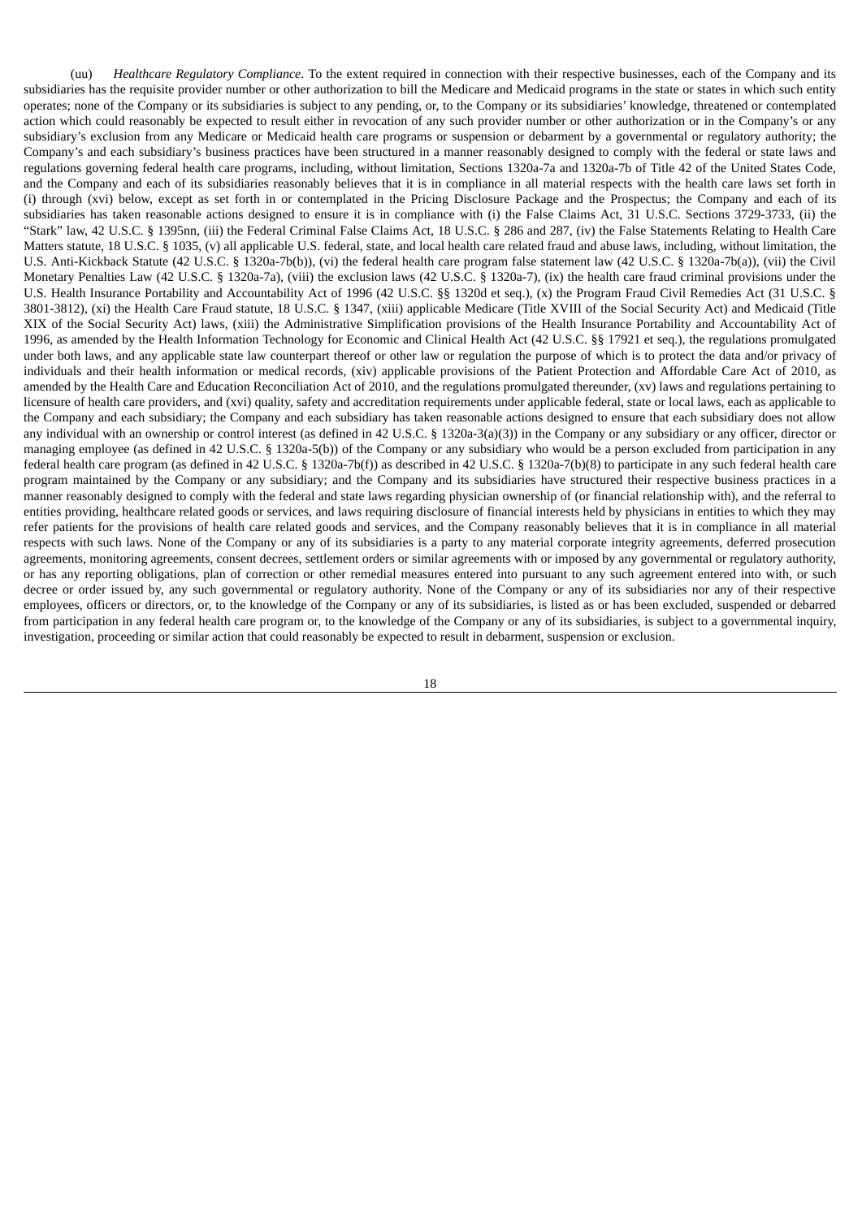(uu) *Healthcare Regulatory Compliance*. To the extent required in connection with their respective businesses, each of the Company and its subsidiaries has the requisite provider number or other authorization to bill the Medicare and Medicaid programs in the state or states in which such entity operates; none of the Company or its subsidiaries is subject to any pending, or, to the Company or its subsidiaries' knowledge, threatened or contemplated action which could reasonably be expected to result either in revocation of any such provider number or other authorization or in the Company's or any subsidiary's exclusion from any Medicare or Medicaid health care programs or suspension or debarment by a governmental or regulatory authority; the Company's and each subsidiary's business practices have been structured in a manner reasonably designed to comply with the federal or state laws and regulations governing federal health care programs, including, without limitation, Sections 1320a-7a and 1320a-7b of Title 42 of the United States Code, and the Company and each of its subsidiaries reasonably believes that it is in compliance in all material respects with the health care laws set forth in (i) through (xvi) below, except as set forth in or contemplated in the Pricing Disclosure Package and the Prospectus; the Company and each of its subsidiaries has taken reasonable actions designed to ensure it is in compliance with (i) the False Claims Act, 31 U.S.C. Sections 3729-3733, (ii) the "Stark" law, 42 U.S.C. § 1395nn, (iii) the Federal Criminal False Claims Act, 18 U.S.C. § 286 and 287, (iv) the False Statements Relating to Health Care Matters statute, 18 U.S.C. § 1035, (v) all applicable U.S. federal, state, and local health care related fraud and abuse laws, including, without limitation, the U.S. Anti-Kickback Statute (42 U.S.C. § 1320a-7b(b)), (vi) the federal health care program false statement law (42 U.S.C. § 1320a-7b(a)), (vii) the Civil Monetary Penalties Law (42 U.S.C. § 1320a-7a), (viii) the exclusion laws (42 U.S.C. § 1320a-7), (ix) the health care fraud criminal provisions under the U.S. Health Insurance Portability and Accountability Act of 1996 (42 U.S.C. §§ 1320d et seq.), (x) the Program Fraud Civil Remedies Act (31 U.S.C. § 3801-3812), (xi) the Health Care Fraud statute, 18 U.S.C. § 1347, (xiii) applicable Medicare (Title XVIII of the Social Security Act) and Medicaid (Title XIX of the Social Security Act) laws, (xiii) the Administrative Simplification provisions of the Health Insurance Portability and Accountability Act of 1996, as amended by the Health Information Technology for Economic and Clinical Health Act (42 U.S.C. §§ 17921 et seq.), the regulations promulgated under both laws, and any applicable state law counterpart thereof or other law or regulation the purpose of which is to protect the data and/or privacy of individuals and their health information or medical records, (xiv) applicable provisions of the Patient Protection and Affordable Care Act of 2010, as amended by the Health Care and Education Reconciliation Act of 2010, and the regulations promulgated thereunder, (xv) laws and regulations pertaining to licensure of health care providers, and (xvi) quality, safety and accreditation requirements under applicable federal, state or local laws, each as applicable to the Company and each subsidiary; the Company and each subsidiary has taken reasonable actions designed to ensure that each subsidiary does not allow any individual with an ownership or control interest (as defined in 42 U.S.C. § 1320a-3(a)(3)) in the Company or any subsidiary or any officer, director or managing employee (as defined in 42 U.S.C. § 1320a-5(b)) of the Company or any subsidiary who would be a person excluded from participation in any federal health care program (as defined in 42 U.S.C. § 1320a-7b(f)) as described in 42 U.S.C. § 1320a-7(b)(8) to participate in any such federal health care program maintained by the Company or any subsidiary; and the Company and its subsidiaries have structured their respective business practices in a manner reasonably designed to comply with the federal and state laws regarding physician ownership of (or financial relationship with), and the referral to entities providing, healthcare related goods or services, and laws requiring disclosure of financial interests held by physicians in entities to which they may refer patients for the provisions of health care related goods and services, and the Company reasonably believes that it is in compliance in all material respects with such laws. None of the Company or any of its subsidiaries is a party to any material corporate integrity agreements, deferred prosecution agreements, monitoring agreements, consent decrees, settlement orders or similar agreements with or imposed by any governmental or regulatory authority, or has any reporting obligations, plan of correction or other remedial measures entered into pursuant to any such agreement entered into with, or such decree or order issued by, any such governmental or regulatory authority. None of the Company or any of its subsidiaries nor any of their respective employees, officers or directors, or, to the knowledge of the Company or any of its subsidiaries, is listed as or has been excluded, suspended or debarred from participation in any federal health care program or, to the knowledge of the Company or any of its subsidiaries, is subject to a governmental inquiry, investigation, proceeding or similar action that could reasonably be expected to result in debarment, suspension or exclusion.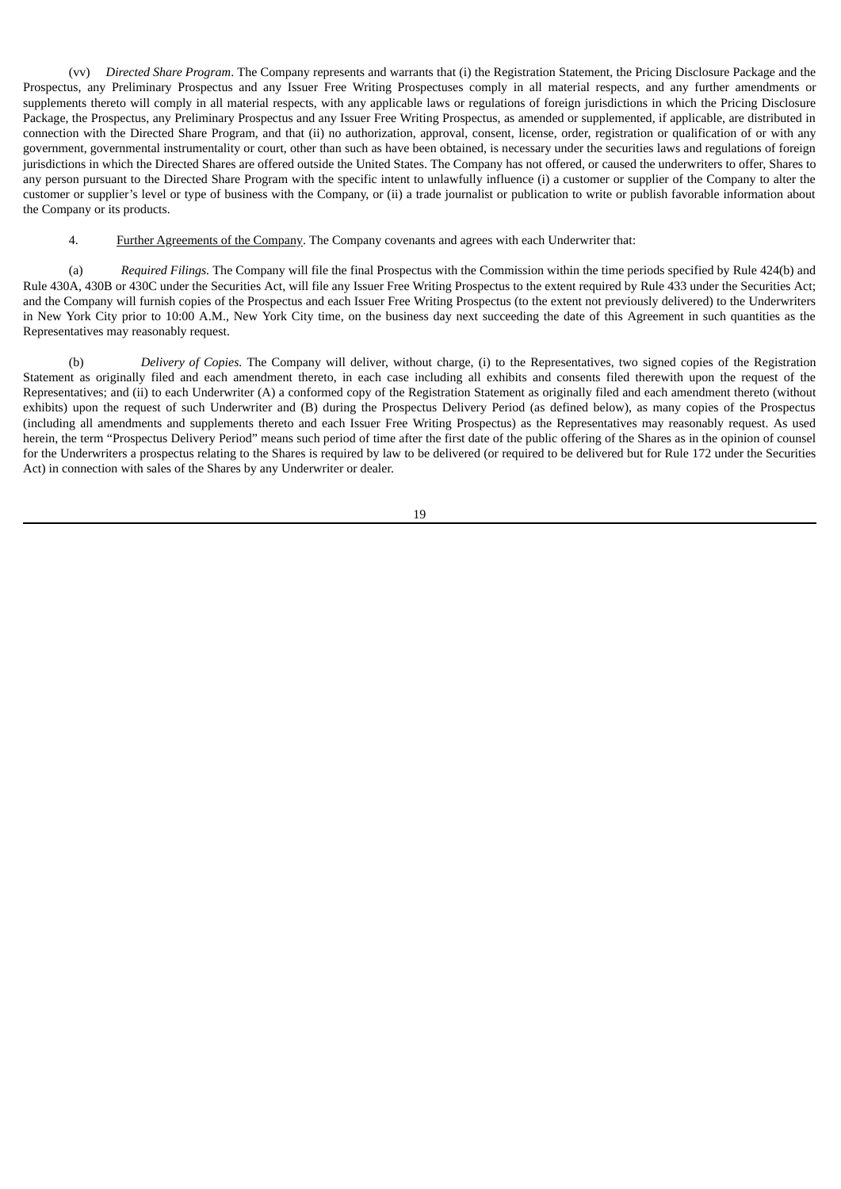(vv) *Directed Share Program*. The Company represents and warrants that (i) the Registration Statement, the Pricing Disclosure Package and the Prospectus, any Preliminary Prospectus and any Issuer Free Writing Prospectuses comply in all material respects, and any further amendments or supplements thereto will comply in all material respects, with any applicable laws or regulations of foreign jurisdictions in which the Pricing Disclosure Package, the Prospectus, any Preliminary Prospectus and any Issuer Free Writing Prospectus, as amended or supplemented, if applicable, are distributed in connection with the Directed Share Program, and that (ii) no authorization, approval, consent, license, order, registration or qualification of or with any government, governmental instrumentality or court, other than such as have been obtained, is necessary under the securities laws and regulations of foreign jurisdictions in which the Directed Shares are offered outside the United States. The Company has not offered, or caused the underwriters to offer, Shares to any person pursuant to the Directed Share Program with the specific intent to unlawfully influence (i) a customer or supplier of the Company to alter the customer or supplier's level or type of business with the Company, or (ii) a trade journalist or publication to write or publish favorable information about the Company or its products.

4. Further Agreements of the Company. The Company covenants and agrees with each Underwriter that:

(a) *Required Filings.* The Company will file the final Prospectus with the Commission within the time periods specified by Rule 424(b) and Rule 430A, 430B or 430C under the Securities Act, will file any Issuer Free Writing Prospectus to the extent required by Rule 433 under the Securities Act; and the Company will furnish copies of the Prospectus and each Issuer Free Writing Prospectus (to the extent not previously delivered) to the Underwriters in New York City prior to 10:00 A.M., New York City time, on the business day next succeeding the date of this Agreement in such quantities as the Representatives may reasonably request.

(b) *Delivery of Copies.* The Company will deliver, without charge, (i) to the Representatives, two signed copies of the Registration Statement as originally filed and each amendment thereto, in each case including all exhibits and consents filed therewith upon the request of the Representatives; and (ii) to each Underwriter (A) a conformed copy of the Registration Statement as originally filed and each amendment thereto (without exhibits) upon the request of such Underwriter and (B) during the Prospectus Delivery Period (as defined below), as many copies of the Prospectus (including all amendments and supplements thereto and each Issuer Free Writing Prospectus) as the Representatives may reasonably request. As used herein, the term "Prospectus Delivery Period" means such period of time after the first date of the public offering of the Shares as in the opinion of counsel for the Underwriters a prospectus relating to the Shares is required by law to be delivered (or required to be delivered but for Rule 172 under the Securities Act) in connection with sales of the Shares by any Underwriter or dealer.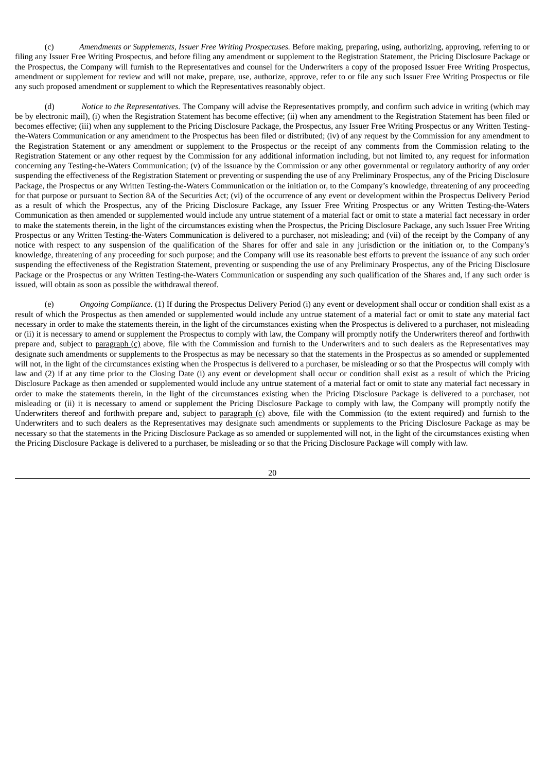(c) *Amendments or Supplements, Issuer Free Writing Prospectuses.* Before making, preparing, using, authorizing, approving, referring to or filing any Issuer Free Writing Prospectus, and before filing any amendment or supplement to the Registration Statement, the Pricing Disclosure Package or the Prospectus, the Company will furnish to the Representatives and counsel for the Underwriters a copy of the proposed Issuer Free Writing Prospectus, amendment or supplement for review and will not make, prepare, use, authorize, approve, refer to or file any such Issuer Free Writing Prospectus or file any such proposed amendment or supplement to which the Representatives reasonably object.

(d) *Notice to the Representatives.* The Company will advise the Representatives promptly, and confirm such advice in writing (which may be by electronic mail), (i) when the Registration Statement has become effective; (ii) when any amendment to the Registration Statement has been filed or becomes effective; (iii) when any supplement to the Pricing Disclosure Package, the Prospectus, any Issuer Free Writing Prospectus or any Written Testing-the-Waters Communication or any amendment to the Prospectus has been filed or distributed; (iv) of any request by the Commission for any amendment to the Registration Statement or any amendment or supplement to the Prospectus or the receipt of any comments from the Commission relating to the Registration Statement or any other request by the Commission for any additional information including, but not limited to, any request for information concerning any Testing-the-Waters Communication; (v) of the issuance by the Commission or any other governmental or regulatory authority of any order suspending the effectiveness of the Registration Statement or preventing or suspending the use of any Preliminary Prospectus, any of the Pricing Disclosure Package, the Prospectus or any Written Testing-the-Waters Communication or the initiation or, to the Company's knowledge, threatening of any proceeding for that purpose or pursuant to Section 8A of the Securities Act; (vi) of the occurrence of any event or development within the Prospectus Delivery Period as a result of which the Prospectus, any of the Pricing Disclosure Package, any Issuer Free Writing Prospectus or any Written Testing-the-Waters Communication as then amended or supplemented would include any untrue statement of a material fact or omit to state a material fact necessary in order to make the statements therein, in the light of the circumstances existing when the Prospectus, the Pricing Disclosure Package, any such Issuer Free Writing Prospectus or any Written Testing-the-Waters Communication is delivered to a purchaser, not misleading; and (vii) of the receipt by the Company of any notice with respect to any suspension of the qualification of the Shares for offer and sale in any jurisdiction or the initiation or, to the Company's knowledge, threatening of any proceeding for such purpose; and the Company will use its reasonable best efforts to prevent the issuance of any such order suspending the effectiveness of the Registration Statement, preventing or suspending the use of any Preliminary Prospectus, any of the Pricing Disclosure Package or the Prospectus or any Written Testing-the-Waters Communication or suspending any such qualification of the Shares and, if any such order is issued, will obtain as soon as possible the withdrawal thereof.

(e) *Ongoing Compliance.* (1) If during the Prospectus Delivery Period (i) any event or development shall occur or condition shall exist as a result of which the Prospectus as then amended or supplemented would include any untrue statement of a material fact or omit to state any material fact necessary in order to make the statements therein, in the light of the circumstances existing when the Prospectus is delivered to a purchaser, not misleading or (ii) it is necessary to amend or supplement the Prospectus to comply with law, the Company will promptly notify the Underwriters thereof and forthwith prepare and, subject to paragraph (c) above, file with the Commission and furnish to the Underwriters and to such dealers as the Representatives may designate such amendments or supplements to the Prospectus as may be necessary so that the statements in the Prospectus as so amended or supplemented will not, in the light of the circumstances existing when the Prospectus is delivered to a purchaser, be misleading or so that the Prospectus will comply with law and (2) if at any time prior to the Closing Date (i) any event or development shall occur or condition shall exist as a result of which the Pricing Disclosure Package as then amended or supplemented would include any untrue statement of a material fact or omit to state any material fact necessary in order to make the statements therein, in the light of the circumstances existing when the Pricing Disclosure Package is delivered to a purchaser, not misleading or (ii) it is necessary to amend or supplement the Pricing Disclosure Package to comply with law, the Company will promptly notify the Underwriters thereof and forthwith prepare and, subject to paragraph (c) above, file with the Commission (to the extent required) and furnish to the Underwriters and to such dealers as the Representatives may designate such amendments or supplements to the Pricing Disclosure Package as may be necessary so that the statements in the Pricing Disclosure Package as so amended or supplemented will not, in the light of the circumstances existing when the Pricing Disclosure Package is delivered to a purchaser, be misleading or so that the Pricing Disclosure Package will comply with law.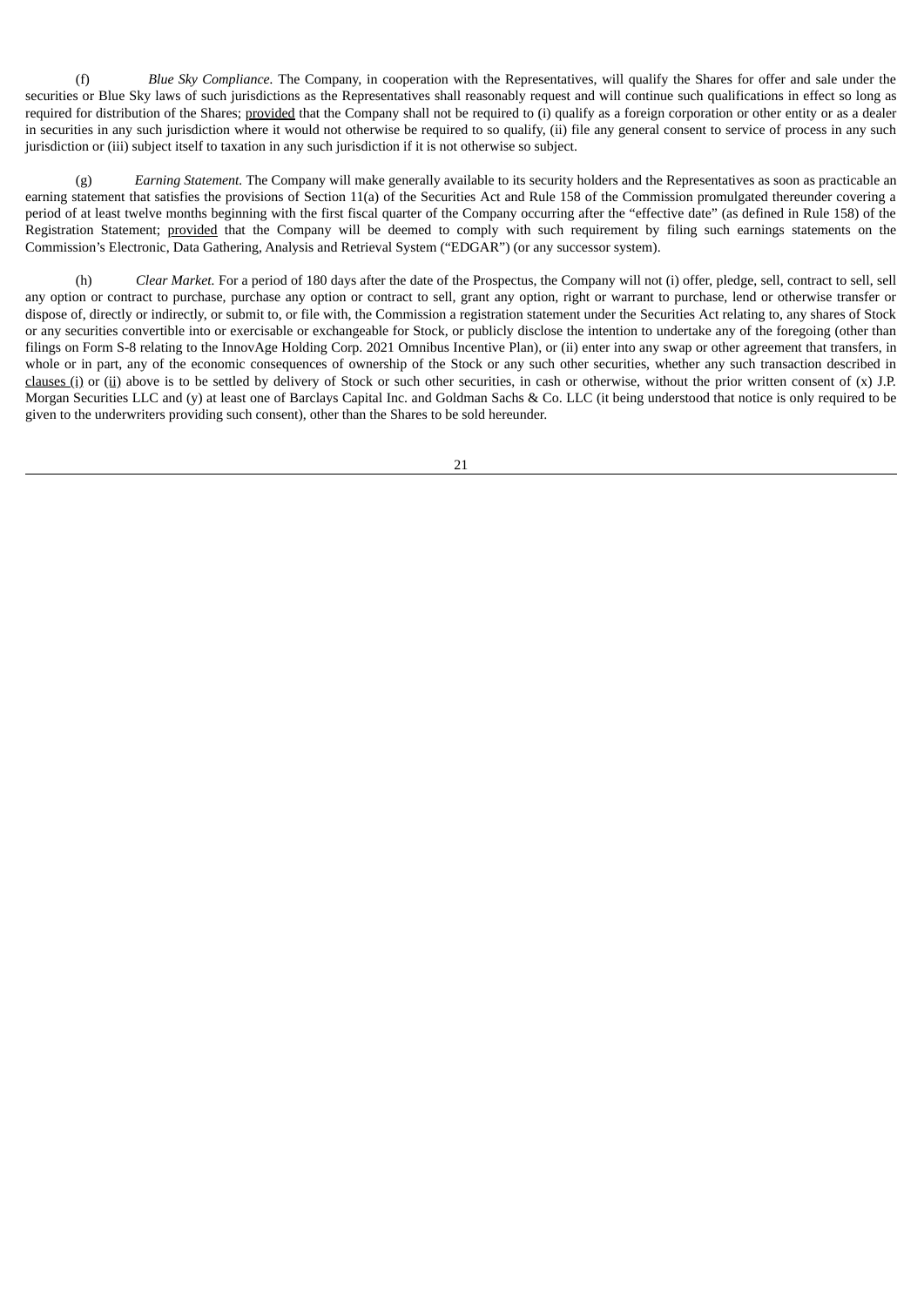(f) *Blue Sky Compliance.* The Company, in cooperation with the Representatives, will qualify the Shares for offer and sale under the securities or Blue Sky laws of such jurisdictions as the Representatives shall reasonably request and will continue such qualifications in effect so long as required for distribution of the Shares; provided that the Company shall not be required to (i) qualify as a foreign corporation or other entity or as a dealer in securities in any such jurisdiction where it would not otherwise be required to so qualify, (ii) file any general consent to service of process in any such jurisdiction or (iii) subject itself to taxation in any such jurisdiction if it is not otherwise so subject.

(g) *Earning Statement.* The Company will make generally available to its security holders and the Representatives as soon as practicable an earning statement that satisfies the provisions of Section 11(a) of the Securities Act and Rule 158 of the Commission promulgated thereunder covering a period of at least twelve months beginning with the first fiscal quarter of the Company occurring after the "effective date" (as defined in Rule 158) of the Registration Statement; provided that the Company will be deemed to comply with such requirement by filing such earnings statements on the Commission's Electronic, Data Gathering, Analysis and Retrieval System ("EDGAR") (or any successor system).

(h) *Clear Market.* For a period of 180 days after the date of the Prospectus, the Company will not (i) offer, pledge, sell, contract to sell, sell any option or contract to purchase, purchase any option or contract to sell, grant any option, right or warrant to purchase, lend or otherwise transfer or dispose of, directly or indirectly, or submit to, or file with, the Commission a registration statement under the Securities Act relating to, any shares of Stock or any securities convertible into or exercisable or exchangeable for Stock, or publicly disclose the intention to undertake any of the foregoing (other than filings on Form S-8 relating to the InnovAge Holding Corp. 2021 Omnibus Incentive Plan), or (ii) enter into any swap or other agreement that transfers, in whole or in part, any of the economic consequences of ownership of the Stock or any such other securities, whether any such transaction described in clauses (i) or (ii) above is to be settled by delivery of Stock or such other securities, in cash or otherwise, without the prior written consent of (x) J.P. Morgan Securities LLC and (y) at least one of Barclays Capital Inc. and Goldman Sachs & Co. LLC (it being understood that notice is only required to be given to the underwriters providing such consent), other than the Shares to be sold hereunder.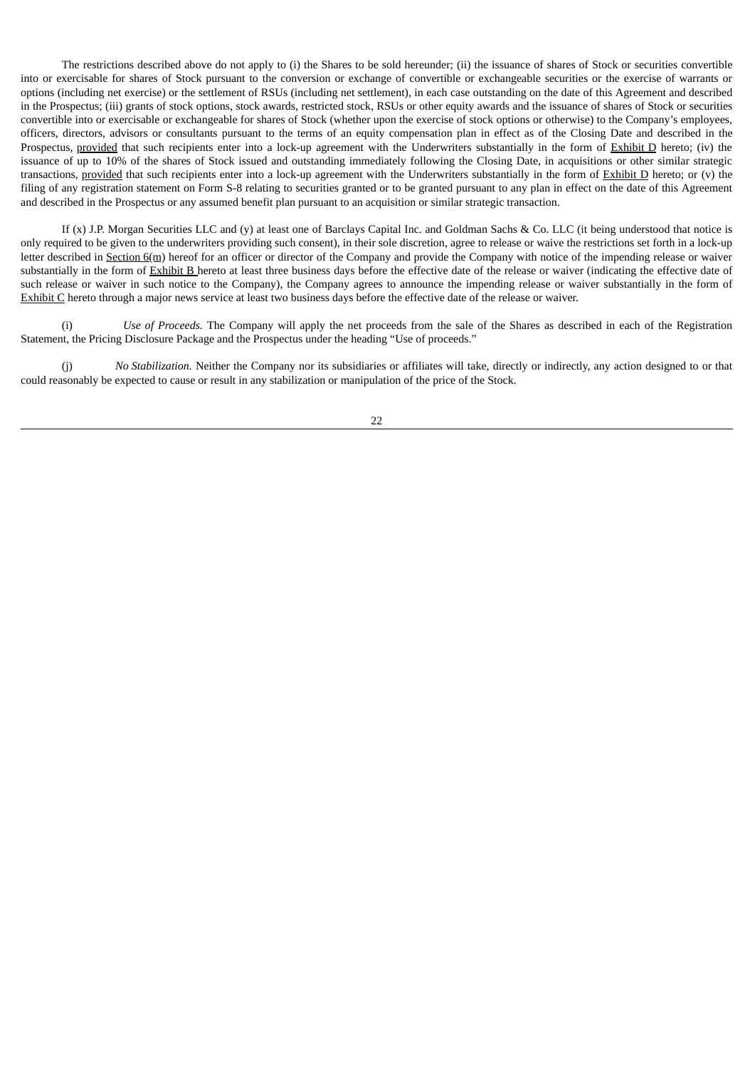The restrictions described above do not apply to (i) the Shares to be sold hereunder; (ii) the issuance of shares of Stock or securities convertible into or exercisable for shares of Stock pursuant to the conversion or exchange of convertible or exchangeable securities or the exercise of warrants or options (including net exercise) or the settlement of RSUs (including net settlement), in each case outstanding on the date of this Agreement and described in the Prospectus; (iii) grants of stock options, stock awards, restricted stock, RSUs or other equity awards and the issuance of shares of Stock or securities convertible into or exercisable or exchangeable for shares of Stock (whether upon the exercise of stock options or otherwise) to the Company's employees, officers, directors, advisors or consultants pursuant to the terms of an equity compensation plan in effect as of the Closing Date and described in the Prospectus, provided that such recipients enter into a lock-up agreement with the Underwriters substantially in the form of Exhibit D hereto; (iv) the issuance of up to 10% of the shares of Stock issued and outstanding immediately following the Closing Date, in acquisitions or other similar strategic transactions, provided that such recipients enter into a lock-up agreement with the Underwriters substantially in the form of Exhibit D hereto; or (v) the filing of any registration statement on Form S-8 relating to securities granted or to be granted pursuant to any plan in effect on the date of this Agreement and described in the Prospectus or any assumed benefit plan pursuant to an acquisition or similar strategic transaction.

If (x) J.P. Morgan Securities LLC and (y) at least one of Barclays Capital Inc. and Goldman Sachs & Co. LLC (it being understood that notice is only required to be given to the underwriters providing such consent), in their sole discretion, agree to release or waive the restrictions set forth in a lock-up letter described in Section 6(m) hereof for an officer or director of the Company and provide the Company with notice of the impending release or waiver substantially in the form of Exhibit B hereto at least three business days before the effective date of the release or waiver (indicating the effective date of such release or waiver in such notice to the Company), the Company agrees to announce the impending release or waiver substantially in the form of Exhibit C hereto through a major news service at least two business days before the effective date of the release or waiver.

(i) *Use of Proceeds.* The Company will apply the net proceeds from the sale of the Shares as described in each of the Registration Statement, the Pricing Disclosure Package and the Prospectus under the heading "Use of proceeds."

(j) *No Stabilization.* Neither the Company nor its subsidiaries or affiliates will take, directly or indirectly, any action designed to or that could reasonably be expected to cause or result in any stabilization or manipulation of the price of the Stock.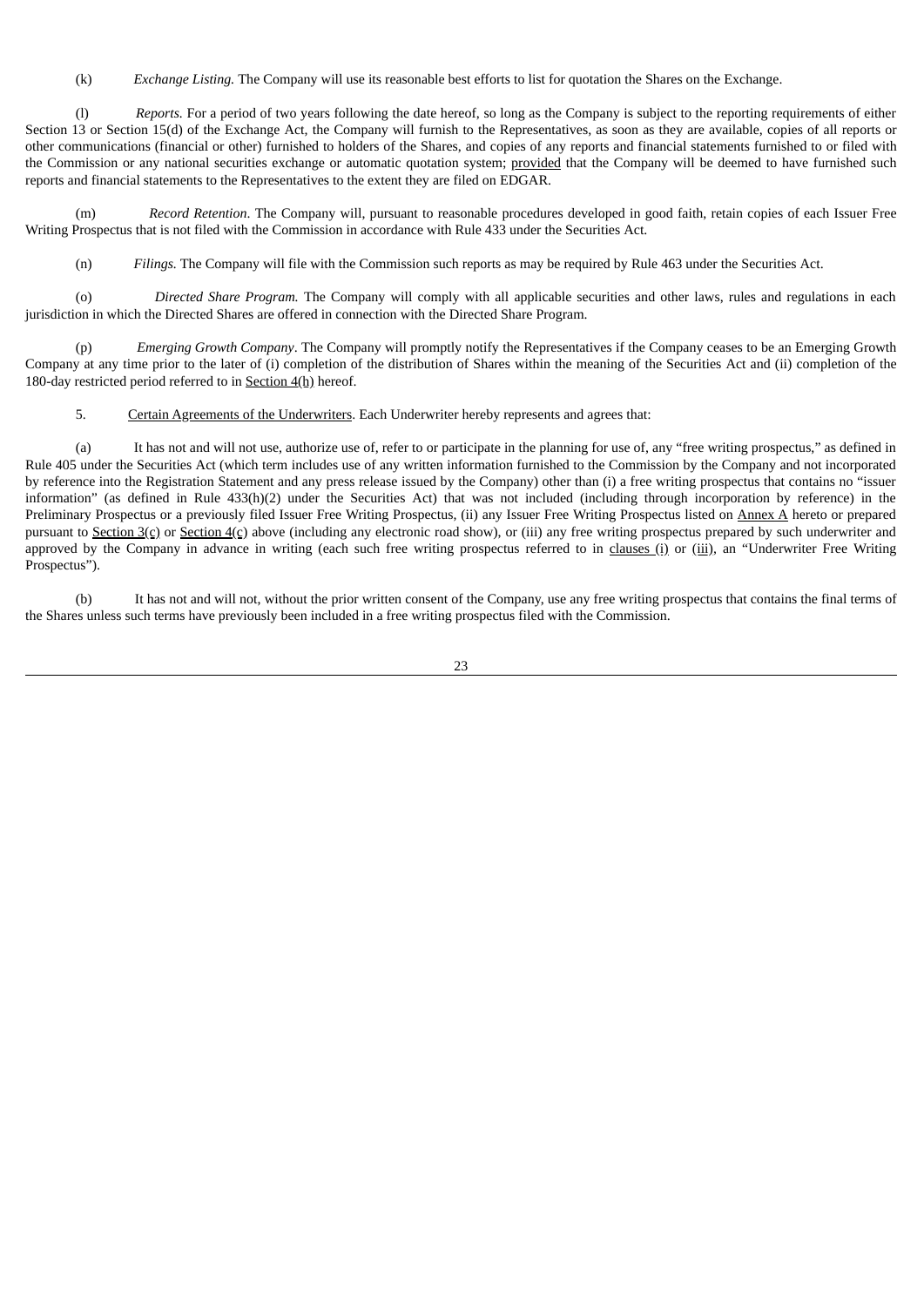(k) *Exchange Listing.* The Company will use its reasonable best efforts to list for quotation the Shares on the Exchange.

(l) *Reports.* For a period of two years following the date hereof, so long as the Company is subject to the reporting requirements of either Section 13 or Section 15(d) of the Exchange Act, the Company will furnish to the Representatives, as soon as they are available, copies of all reports or other communications (financial or other) furnished to holders of the Shares, and copies of any reports and financial statements furnished to or filed with the Commission or any national securities exchange or automatic quotation system; provided that the Company will be deemed to have furnished such reports and financial statements to the Representatives to the extent they are filed on EDGAR.

(m) *Record Retention*. The Company will, pursuant to reasonable procedures developed in good faith, retain copies of each Issuer Free Writing Prospectus that is not filed with the Commission in accordance with Rule 433 under the Securities Act.

(n) *Filings.* The Company will file with the Commission such reports as may be required by Rule 463 under the Securities Act.

(o) *Directed Share Program.* The Company will comply with all applicable securities and other laws, rules and regulations in each jurisdiction in which the Directed Shares are offered in connection with the Directed Share Program.

(p) *Emerging Growth Company*. The Company will promptly notify the Representatives if the Company ceases to be an Emerging Growth Company at any time prior to the later of (i) completion of the distribution of Shares within the meaning of the Securities Act and (ii) completion of the 180-day restricted period referred to in Section 4(h) hereof.

5. Certain Agreements of the Underwriters. Each Underwriter hereby represents and agrees that:

(a) It has not and will not use, authorize use of, refer to or participate in the planning for use of, any "free writing prospectus," as defined in Rule 405 under the Securities Act (which term includes use of any written information furnished to the Commission by the Company and not incorporated by reference into the Registration Statement and any press release issued by the Company) other than (i) a free writing prospectus that contains no "issuer information" (as defined in Rule 433(h)(2) under the Securities Act) that was not included (including through incorporation by reference) in the Preliminary Prospectus or a previously filed Issuer Free Writing Prospectus, (ii) any Issuer Free Writing Prospectus listed on Annex A hereto or prepared pursuant to Section 3(c) or Section 4(c) above (including any electronic road show), or (iii) any free writing prospectus prepared by such underwriter and approved by the Company in advance in writing (each such free writing prospectus referred to in clauses (i) or (iii), an "Underwriter Free Writing Prospectus").

(b) It has not and will not, without the prior written consent of the Company, use any free writing prospectus that contains the final terms of the Shares unless such terms have previously been included in a free writing prospectus filed with the Commission.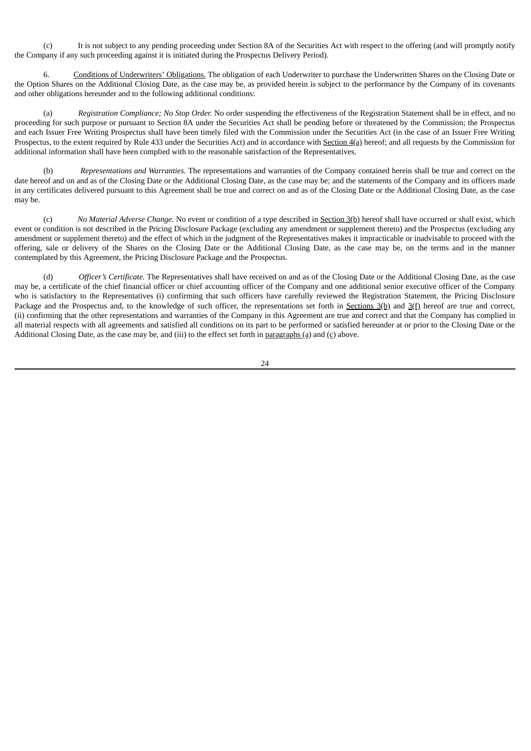(c) It is not subject to any pending proceeding under Section 8A of the Securities Act with respect to the offering (and will promptly notify the Company if any such proceeding against it is initiated during the Prospectus Delivery Period).

6. Conditions of Underwriters' Obligations. The obligation of each Underwriter to purchase the Underwritten Shares on the Closing Date or the Option Shares on the Additional Closing Date, as the case may be, as provided herein is subject to the performance by the Company of its covenants and other obligations hereunder and to the following additional conditions:

(a) *Registration Compliance; No Stop Order.* No order suspending the effectiveness of the Registration Statement shall be in effect, and no proceeding for such purpose or pursuant to Section 8A under the Securities Act shall be pending before or threatened by the Commission; the Prospectus and each Issuer Free Writing Prospectus shall have been timely filed with the Commission under the Securities Act (in the case of an Issuer Free Writing Prospectus, to the extent required by Rule 433 under the Securities Act) and in accordance with Section 4(a) hereof; and all requests by the Commission for additional information shall have been complied with to the reasonable satisfaction of the Representatives.

(b) *Representations and Warranties.* The representations and warranties of the Company contained herein shall be true and correct on the date hereof and on and as of the Closing Date or the Additional Closing Date, as the case may be; and the statements of the Company and its officers made in any certificates delivered pursuant to this Agreement shall be true and correct on and as of the Closing Date or the Additional Closing Date, as the case may be.

(c) *No Material Adverse Change.* No event or condition of a type described in Section 3(h) hereof shall have occurred or shall exist, which event or condition is not described in the Pricing Disclosure Package (excluding any amendment or supplement thereto) and the Prospectus (excluding any amendment or supplement thereto) and the effect of which in the judgment of the Representatives makes it impracticable or inadvisable to proceed with the offering, sale or delivery of the Shares on the Closing Date or the Additional Closing Date, as the case may be, on the terms and in the manner contemplated by this Agreement, the Pricing Disclosure Package and the Prospectus.

(d) *Officer's Certificate.* The Representatives shall have received on and as of the Closing Date or the Additional Closing Date, as the case may be, a certificate of the chief financial officer or chief accounting officer of the Company and one additional senior executive officer of the Company who is satisfactory to the Representatives (i) confirming that such officers have carefully reviewed the Registration Statement, the Pricing Disclosure Package and the Prospectus and, to the knowledge of such officer, the representations set forth in Sections 3(b) and 3(f) hereof are true and correct, (ii) confirming that the other representations and warranties of the Company in this Agreement are true and correct and that the Company has complied in all material respects with all agreements and satisfied all conditions on its part to be performed or satisfied hereunder at or prior to the Closing Date or the Additional Closing Date, as the case may be, and (iii) to the effect set forth in paragraphs (a) and (c) above.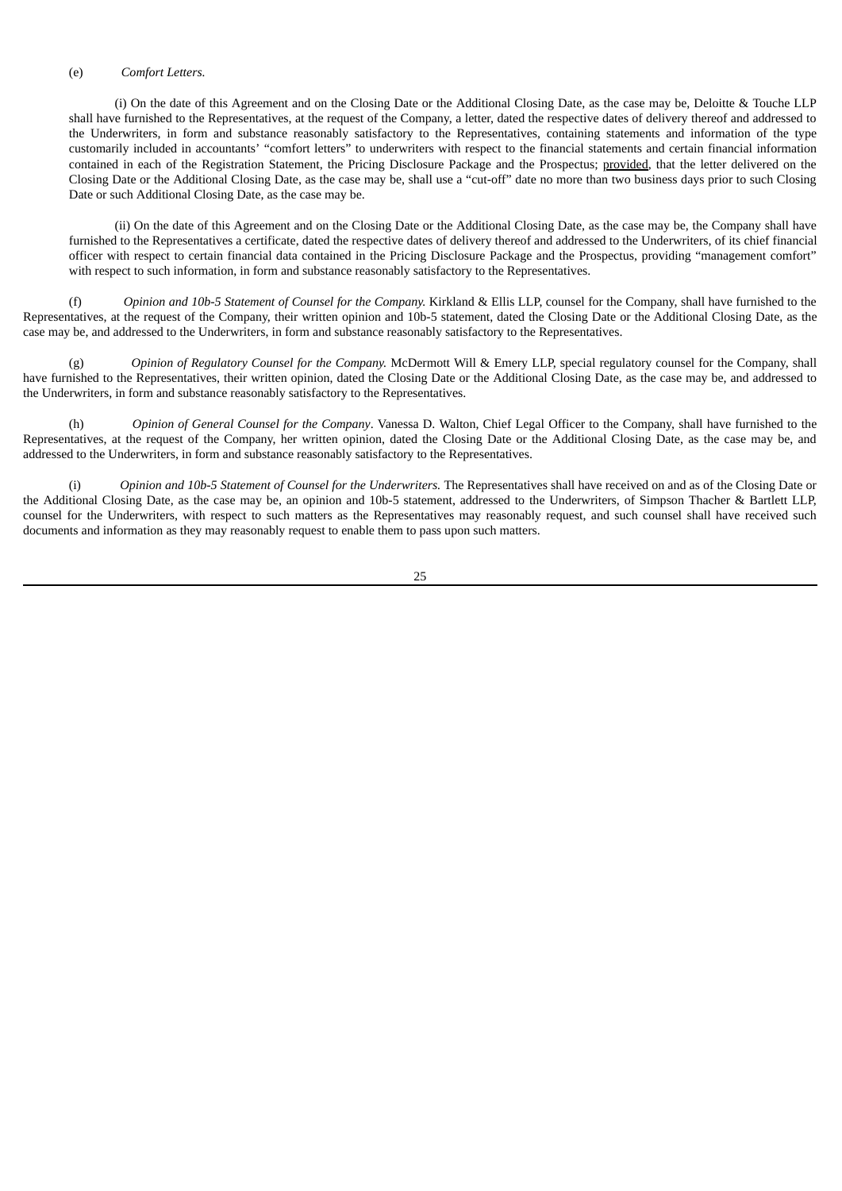(e) *Comfort Letters.*

(i) On the date of this Agreement and on the Closing Date or the Additional Closing Date, as the case may be, Deloitte & Touche LLP shall have furnished to the Representatives, at the request of the Company, a letter, dated the respective dates of delivery thereof and addressed to the Underwriters, in form and substance reasonably satisfactory to the Representatives, containing statements and information of the type customarily included in accountants' "comfort letters" to underwriters with respect to the financial statements and certain financial information contained in each of the Registration Statement, the Pricing Disclosure Package and the Prospectus; provided, that the letter delivered on the Closing Date or the Additional Closing Date, as the case may be, shall use a "cut-off" date no more than two business days prior to such Closing Date or such Additional Closing Date, as the case may be.

(ii) On the date of this Agreement and on the Closing Date or the Additional Closing Date, as the case may be, the Company shall have furnished to the Representatives a certificate, dated the respective dates of delivery thereof and addressed to the Underwriters, of its chief financial officer with respect to certain financial data contained in the Pricing Disclosure Package and the Prospectus, providing "management comfort" with respect to such information, in form and substance reasonably satisfactory to the Representatives.

(f) *Opinion and 10b-5 Statement of Counsel for the Company.* Kirkland & Ellis LLP, counsel for the Company, shall have furnished to the Representatives, at the request of the Company, their written opinion and 10b-5 statement, dated the Closing Date or the Additional Closing Date, as the case may be, and addressed to the Underwriters, in form and substance reasonably satisfactory to the Representatives.

(g) *Opinion of Regulatory Counsel for the Company.* McDermott Will & Emery LLP, special regulatory counsel for the Company, shall have furnished to the Representatives, their written opinion, dated the Closing Date or the Additional Closing Date, as the case may be, and addressed to the Underwriters, in form and substance reasonably satisfactory to the Representatives.

(h) *Opinion of General Counsel for the Company*. Vanessa D. Walton, Chief Legal Officer to the Company, shall have furnished to the Representatives, at the request of the Company, her written opinion, dated the Closing Date or the Additional Closing Date, as the case may be, and addressed to the Underwriters, in form and substance reasonably satisfactory to the Representatives.

(i) *Opinion and 10b-5 Statement of Counsel for the Underwriters.* The Representatives shall have received on and as of the Closing Date or the Additional Closing Date, as the case may be, an opinion and 10b-5 statement, addressed to the Underwriters, of Simpson Thacher & Bartlett LLP, counsel for the Underwriters, with respect to such matters as the Representatives may reasonably request, and such counsel shall have received such documents and information as they may reasonably request to enable them to pass upon such matters.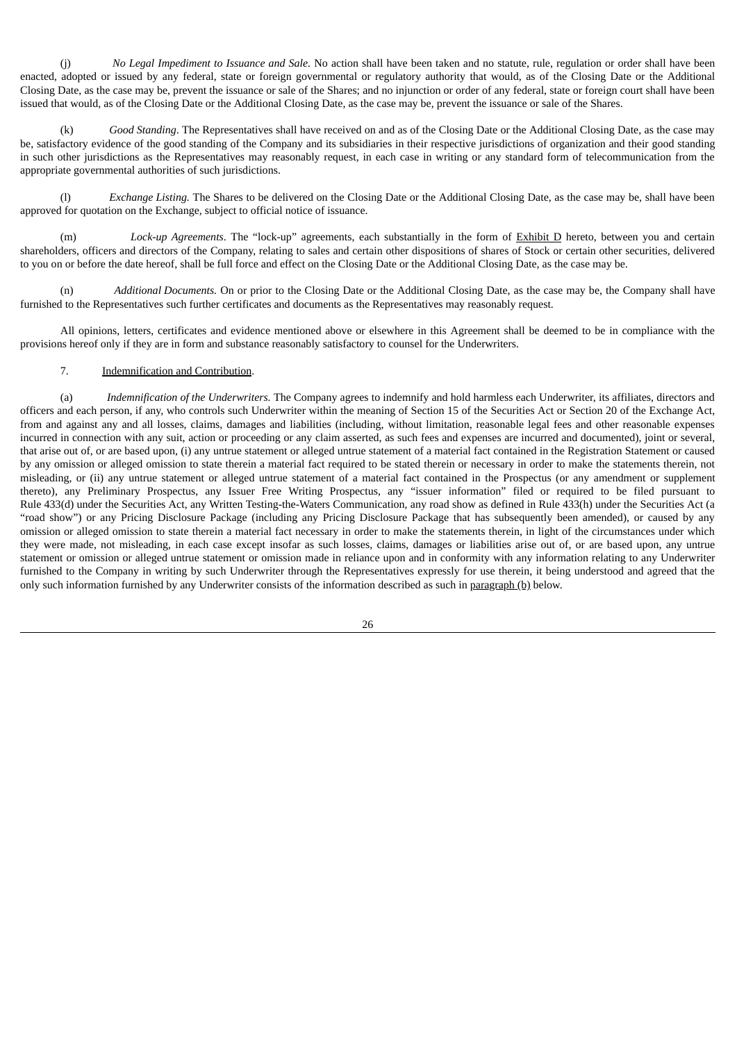(j) *No Legal Impediment to Issuance and Sale*. No action shall have been taken and no statute, rule, regulation or order shall have been enacted, adopted or issued by any federal, state or foreign governmental or regulatory authority that would, as of the Closing Date or the Additional Closing Date, as the case may be, prevent the issuance or sale of the Shares; and no injunction or order of any federal, state or foreign court shall have been issued that would, as of the Closing Date or the Additional Closing Date, as the case may be, prevent the issuance or sale of the Shares.

(k) *Good Standing*. The Representatives shall have received on and as of the Closing Date or the Additional Closing Date, as the case may be, satisfactory evidence of the good standing of the Company and its subsidiaries in their respective jurisdictions of organization and their good standing in such other jurisdictions as the Representatives may reasonably request, in each case in writing or any standard form of telecommunication from the appropriate governmental authorities of such jurisdictions.

(l) *Exchange Listing.* The Shares to be delivered on the Closing Date or the Additional Closing Date, as the case may be, shall have been approved for quotation on the Exchange, subject to official notice of issuance.

(m) *Lock-up Agreements*. The "lock-up" agreements, each substantially in the form of Exhibit D hereto, between you and certain shareholders, officers and directors of the Company, relating to sales and certain other dispositions of shares of Stock or certain other securities, delivered to you on or before the date hereof, shall be full force and effect on the Closing Date or the Additional Closing Date, as the case may be.

(n) *Additional Documents.* On or prior to the Closing Date or the Additional Closing Date, as the case may be, the Company shall have furnished to the Representatives such further certificates and documents as the Representatives may reasonably request.

All opinions, letters, certificates and evidence mentioned above or elsewhere in this Agreement shall be deemed to be in compliance with the provisions hereof only if they are in form and substance reasonably satisfactory to counsel for the Underwriters.

7. Indemnification and Contribution.

(a) *Indemnification of the Underwriters.* The Company agrees to indemnify and hold harmless each Underwriter, its affiliates, directors and officers and each person, if any, who controls such Underwriter within the meaning of Section 15 of the Securities Act or Section 20 of the Exchange Act, from and against any and all losses, claims, damages and liabilities (including, without limitation, reasonable legal fees and other reasonable expenses incurred in connection with any suit, action or proceeding or any claim asserted, as such fees and expenses are incurred and documented), joint or several, that arise out of, or are based upon, (i) any untrue statement or alleged untrue statement of a material fact contained in the Registration Statement or caused by any omission or alleged omission to state therein a material fact required to be stated therein or necessary in order to make the statements therein, not misleading, or (ii) any untrue statement or alleged untrue statement of a material fact contained in the Prospectus (or any amendment or supplement thereto), any Preliminary Prospectus, any Issuer Free Writing Prospectus, any "issuer information" filed or required to be filed pursuant to Rule 433(d) under the Securities Act, any Written Testing-the-Waters Communication, any road show as defined in Rule 433(h) under the Securities Act (a "road show") or any Pricing Disclosure Package (including any Pricing Disclosure Package that has subsequently been amended), or caused by any omission or alleged omission to state therein a material fact necessary in order to make the statements therein, in light of the circumstances under which they were made, not misleading, in each case except insofar as such losses, claims, damages or liabilities arise out of, or are based upon, any untrue statement or omission or alleged untrue statement or omission made in reliance upon and in conformity with any information relating to any Underwriter furnished to the Company in writing by such Underwriter through the Representatives expressly for use therein, it being understood and agreed that the only such information furnished by any Underwriter consists of the information described as such in paragraph (b) below.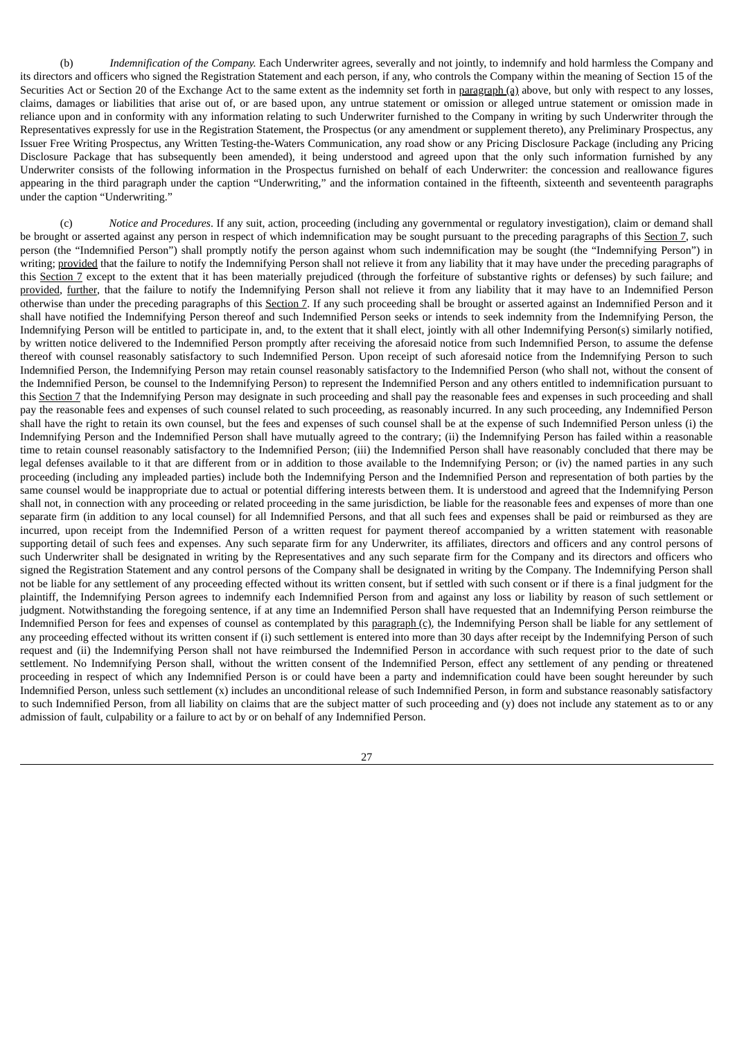(b) *Indemnification of the Company.* Each Underwriter agrees, severally and not jointly, to indemnify and hold harmless the Company and its directors and officers who signed the Registration Statement and each person, if any, who controls the Company within the meaning of Section 15 of the Securities Act or Section 20 of the Exchange Act to the same extent as the indemnity set forth in paragraph (a) above, but only with respect to any losses, claims, damages or liabilities that arise out of, or are based upon, any untrue statement or omission or alleged untrue statement or omission made in reliance upon and in conformity with any information relating to such Underwriter furnished to the Company in writing by such Underwriter through the Representatives expressly for use in the Registration Statement, the Prospectus (or any amendment or supplement thereto), any Preliminary Prospectus, any Issuer Free Writing Prospectus, any Written Testing-the-Waters Communication, any road show or any Pricing Disclosure Package (including any Pricing Disclosure Package that has subsequently been amended), it being understood and agreed upon that the only such information furnished by any Underwriter consists of the following information in the Prospectus furnished on behalf of each Underwriter: the concession and reallowance figures appearing in the third paragraph under the caption "Underwriting," and the information contained in the fifteenth, sixteenth and seventeenth paragraphs under the caption "Underwriting."

(c) *Notice and Procedures*. If any suit, action, proceeding (including any governmental or regulatory investigation), claim or demand shall be brought or asserted against any person in respect of which indemnification may be sought pursuant to the preceding paragraphs of this Section 7, such person (the "Indemnified Person") shall promptly notify the person against whom such indemnification may be sought (the "Indemnifying Person") in writing; provided that the failure to notify the Indemnifying Person shall not relieve it from any liability that it may have under the preceding paragraphs of this Section 7 except to the extent that it has been materially prejudiced (through the forfeiture of substantive rights or defenses) by such failure; and provided, further, that the failure to notify the Indemnifying Person shall not relieve it from any liability that it may have to an Indemnified Person otherwise than under the preceding paragraphs of this Section 7. If any such proceeding shall be brought or asserted against an Indemnified Person and it shall have notified the Indemnifying Person thereof and such Indemnified Person seeks or intends to seek indemnity from the Indemnifying Person, the Indemnifying Person will be entitled to participate in, and, to the extent that it shall elect, jointly with all other Indemnifying Person(s) similarly notified, by written notice delivered to the Indemnified Person promptly after receiving the aforesaid notice from such Indemnified Person, to assume the defense thereof with counsel reasonably satisfactory to such Indemnified Person. Upon receipt of such aforesaid notice from the Indemnifying Person to such Indemnified Person, the Indemnifying Person may retain counsel reasonably satisfactory to the Indemnified Person (who shall not, without the consent of the Indemnified Person, be counsel to the Indemnifying Person) to represent the Indemnified Person and any others entitled to indemnification pursuant to this Section 7 that the Indemnifying Person may designate in such proceeding and shall pay the reasonable fees and expenses in such proceeding and shall pay the reasonable fees and expenses of such counsel related to such proceeding, as reasonably incurred. In any such proceeding, any Indemnified Person shall have the right to retain its own counsel, but the fees and expenses of such counsel shall be at the expense of such Indemnified Person unless (i) the Indemnifying Person and the Indemnified Person shall have mutually agreed to the contrary; (ii) the Indemnifying Person has failed within a reasonable time to retain counsel reasonably satisfactory to the Indemnified Person; (iii) the Indemnified Person shall have reasonably concluded that there may be legal defenses available to it that are different from or in addition to those available to the Indemnifying Person; or (iv) the named parties in any such proceeding (including any impleaded parties) include both the Indemnifying Person and the Indemnified Person and representation of both parties by the same counsel would be inappropriate due to actual or potential differing interests between them. It is understood and agreed that the Indemnifying Person shall not, in connection with any proceeding or related proceeding in the same jurisdiction, be liable for the reasonable fees and expenses of more than one separate firm (in addition to any local counsel) for all Indemnified Persons, and that all such fees and expenses shall be paid or reimbursed as they are incurred, upon receipt from the Indemnified Person of a written request for payment thereof accompanied by a written statement with reasonable supporting detail of such fees and expenses. Any such separate firm for any Underwriter, its affiliates, directors and officers and any control persons of such Underwriter shall be designated in writing by the Representatives and any such separate firm for the Company and its directors and officers who signed the Registration Statement and any control persons of the Company shall be designated in writing by the Company. The Indemnifying Person shall not be liable for any settlement of any proceeding effected without its written consent, but if settled with such consent or if there is a final judgment for the plaintiff, the Indemnifying Person agrees to indemnify each Indemnified Person from and against any loss or liability by reason of such settlement or judgment. Notwithstanding the foregoing sentence, if at any time an Indemnified Person shall have requested that an Indemnifying Person reimburse the Indemnified Person for fees and expenses of counsel as contemplated by this paragraph (c), the Indemnifying Person shall be liable for any settlement of any proceeding effected without its written consent if (i) such settlement is entered into more than 30 days after receipt by the Indemnifying Person of such request and (ii) the Indemnifying Person shall not have reimbursed the Indemnified Person in accordance with such request prior to the date of such settlement. No Indemnifying Person shall, without the written consent of the Indemnified Person, effect any settlement of any pending or threatened proceeding in respect of which any Indemnified Person is or could have been a party and indemnification could have been sought hereunder by such Indemnified Person, unless such settlement (x) includes an unconditional release of such Indemnified Person, in form and substance reasonably satisfactory to such Indemnified Person, from all liability on claims that are the subject matter of such proceeding and (y) does not include any statement as to or any admission of fault, culpability or a failure to act by or on behalf of any Indemnified Person.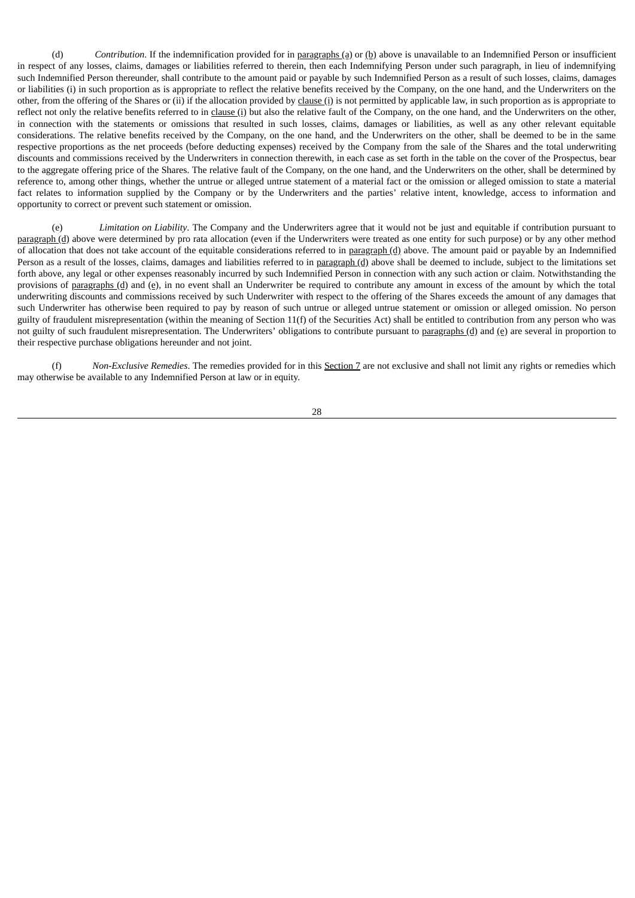(d) *Contribution*. If the indemnification provided for in paragraphs (a) or (b) above is unavailable to an Indemnified Person or insufficient in respect of any losses, claims, damages or liabilities referred to therein, then each Indemnifying Person under such paragraph, in lieu of indemnifying such Indemnified Person thereunder, shall contribute to the amount paid or payable by such Indemnified Person as a result of such losses, claims, damages or liabilities (i) in such proportion as is appropriate to reflect the relative benefits received by the Company, on the one hand, and the Underwriters on the other, from the offering of the Shares or (ii) if the allocation provided by clause (i) is not permitted by applicable law, in such proportion as is appropriate to reflect not only the relative benefits referred to in clause (i) but also the relative fault of the Company, on the one hand, and the Underwriters on the other, in connection with the statements or omissions that resulted in such losses, claims, damages or liabilities, as well as any other relevant equitable considerations. The relative benefits received by the Company, on the one hand, and the Underwriters on the other, shall be deemed to be in the same respective proportions as the net proceeds (before deducting expenses) received by the Company from the sale of the Shares and the total underwriting discounts and commissions received by the Underwriters in connection therewith, in each case as set forth in the table on the cover of the Prospectus, bear to the aggregate offering price of the Shares. The relative fault of the Company, on the one hand, and the Underwriters on the other, shall be determined by reference to, among other things, whether the untrue or alleged untrue statement of a material fact or the omission or alleged omission to state a material fact relates to information supplied by the Company or by the Underwriters and the parties' relative intent, knowledge, access to information and opportunity to correct or prevent such statement or omission.

(e) *Limitation on Liability*. The Company and the Underwriters agree that it would not be just and equitable if contribution pursuant to paragraph (d) above were determined by pro rata allocation (even if the Underwriters were treated as one entity for such purpose) or by any other method of allocation that does not take account of the equitable considerations referred to in paragraph (d) above. The amount paid or payable by an Indemnified Person as a result of the losses, claims, damages and liabilities referred to in paragraph (d) above shall be deemed to include, subject to the limitations set forth above, any legal or other expenses reasonably incurred by such Indemnified Person in connection with any such action or claim. Notwithstanding the provisions of paragraphs (d) and (e), in no event shall an Underwriter be required to contribute any amount in excess of the amount by which the total underwriting discounts and commissions received by such Underwriter with respect to the offering of the Shares exceeds the amount of any damages that such Underwriter has otherwise been required to pay by reason of such untrue or alleged untrue statement or omission or alleged omission. No person guilty of fraudulent misrepresentation (within the meaning of Section 11(f) of the Securities Act) shall be entitled to contribution from any person who was not guilty of such fraudulent misrepresentation. The Underwriters' obligations to contribute pursuant to paragraphs (d) and (e) are several in proportion to their respective purchase obligations hereunder and not joint.

(f) *Non-Exclusive Remedies*. The remedies provided for in this Section 7 are not exclusive and shall not limit any rights or remedies which may otherwise be available to any Indemnified Person at law or in equity.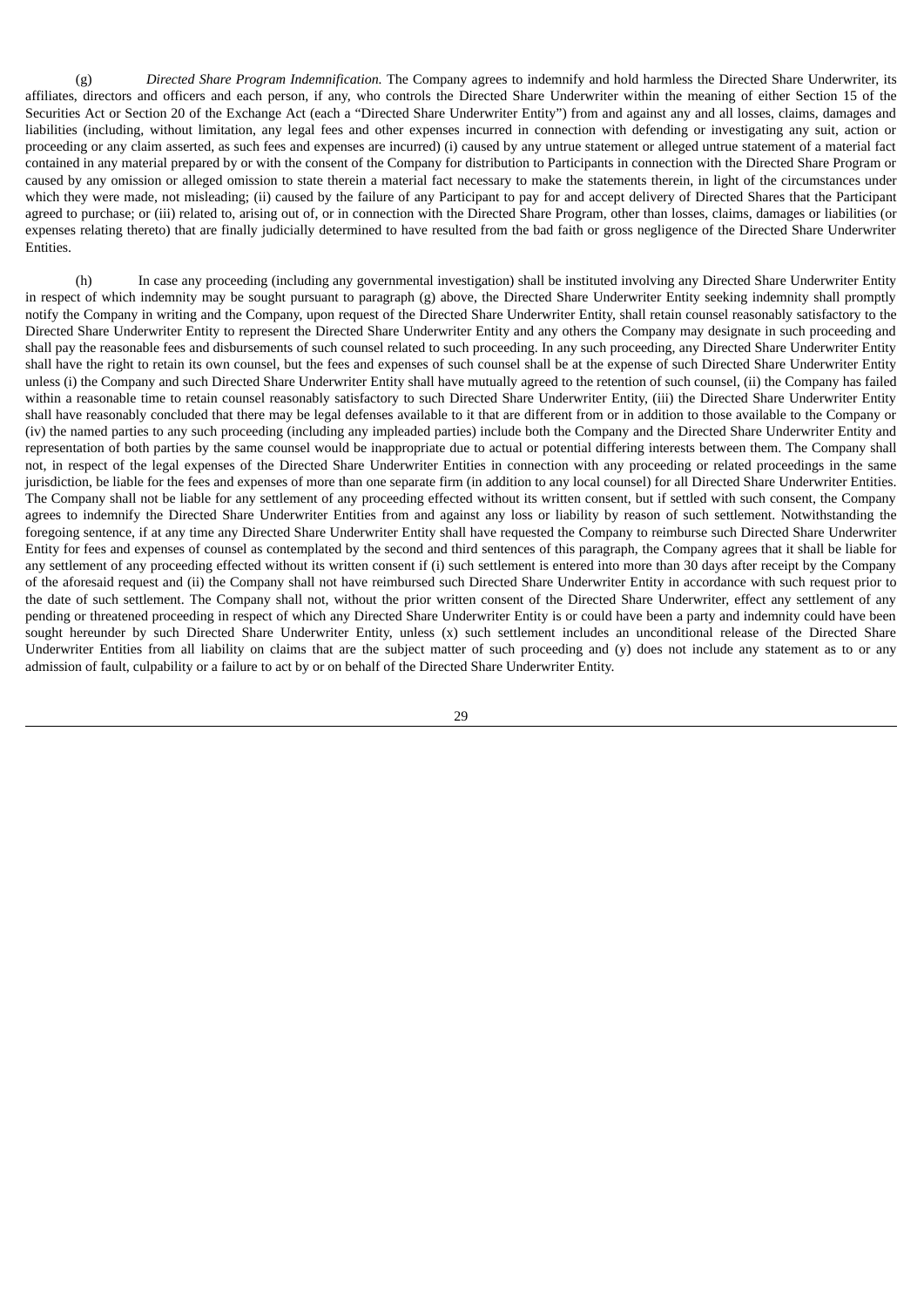(g) *Directed Share Program Indemnification.* The Company agrees to indemnify and hold harmless the Directed Share Underwriter, its affiliates, directors and officers and each person, if any, who controls the Directed Share Underwriter within the meaning of either Section 15 of the Securities Act or Section 20 of the Exchange Act (each a "Directed Share Underwriter Entity") from and against any and all losses, claims, damages and liabilities (including, without limitation, any legal fees and other expenses incurred in connection with defending or investigating any suit, action or proceeding or any claim asserted, as such fees and expenses are incurred) (i) caused by any untrue statement or alleged untrue statement of a material fact contained in any material prepared by or with the consent of the Company for distribution to Participants in connection with the Directed Share Program or caused by any omission or alleged omission to state therein a material fact necessary to make the statements therein, in light of the circumstances under which they were made, not misleading; (ii) caused by the failure of any Participant to pay for and accept delivery of Directed Shares that the Participant agreed to purchase; or (iii) related to, arising out of, or in connection with the Directed Share Program, other than losses, claims, damages or liabilities (or expenses relating thereto) that are finally judicially determined to have resulted from the bad faith or gross negligence of the Directed Share Underwriter Entities.

(h) In case any proceeding (including any governmental investigation) shall be instituted involving any Directed Share Underwriter Entity in respect of which indemnity may be sought pursuant to paragraph (g) above, the Directed Share Underwriter Entity seeking indemnity shall promptly notify the Company in writing and the Company, upon request of the Directed Share Underwriter Entity, shall retain counsel reasonably satisfactory to the Directed Share Underwriter Entity to represent the Directed Share Underwriter Entity and any others the Company may designate in such proceeding and shall pay the reasonable fees and disbursements of such counsel related to such proceeding. In any such proceeding, any Directed Share Underwriter Entity shall have the right to retain its own counsel, but the fees and expenses of such counsel shall be at the expense of such Directed Share Underwriter Entity unless (i) the Company and such Directed Share Underwriter Entity shall have mutually agreed to the retention of such counsel, (ii) the Company has failed within a reasonable time to retain counsel reasonably satisfactory to such Directed Share Underwriter Entity, (iii) the Directed Share Underwriter Entity shall have reasonably concluded that there may be legal defenses available to it that are different from or in addition to those available to the Company or (iv) the named parties to any such proceeding (including any impleaded parties) include both the Company and the Directed Share Underwriter Entity and representation of both parties by the same counsel would be inappropriate due to actual or potential differing interests between them. The Company shall not, in respect of the legal expenses of the Directed Share Underwriter Entities in connection with any proceeding or related proceedings in the same jurisdiction, be liable for the fees and expenses of more than one separate firm (in addition to any local counsel) for all Directed Share Underwriter Entities. The Company shall not be liable for any settlement of any proceeding effected without its written consent, but if settled with such consent, the Company agrees to indemnify the Directed Share Underwriter Entities from and against any loss or liability by reason of such settlement. Notwithstanding the foregoing sentence, if at any time any Directed Share Underwriter Entity shall have requested the Company to reimburse such Directed Share Underwriter Entity for fees and expenses of counsel as contemplated by the second and third sentences of this paragraph, the Company agrees that it shall be liable for any settlement of any proceeding effected without its written consent if (i) such settlement is entered into more than 30 days after receipt by the Company of the aforesaid request and (ii) the Company shall not have reimbursed such Directed Share Underwriter Entity in accordance with such request prior to the date of such settlement. The Company shall not, without the prior written consent of the Directed Share Underwriter, effect any settlement of any pending or threatened proceeding in respect of which any Directed Share Underwriter Entity is or could have been a party and indemnity could have been sought hereunder by such Directed Share Underwriter Entity, unless (x) such settlement includes an unconditional release of the Directed Share Underwriter Entities from all liability on claims that are the subject matter of such proceeding and (y) does not include any statement as to or any admission of fault, culpability or a failure to act by or on behalf of the Directed Share Underwriter Entity.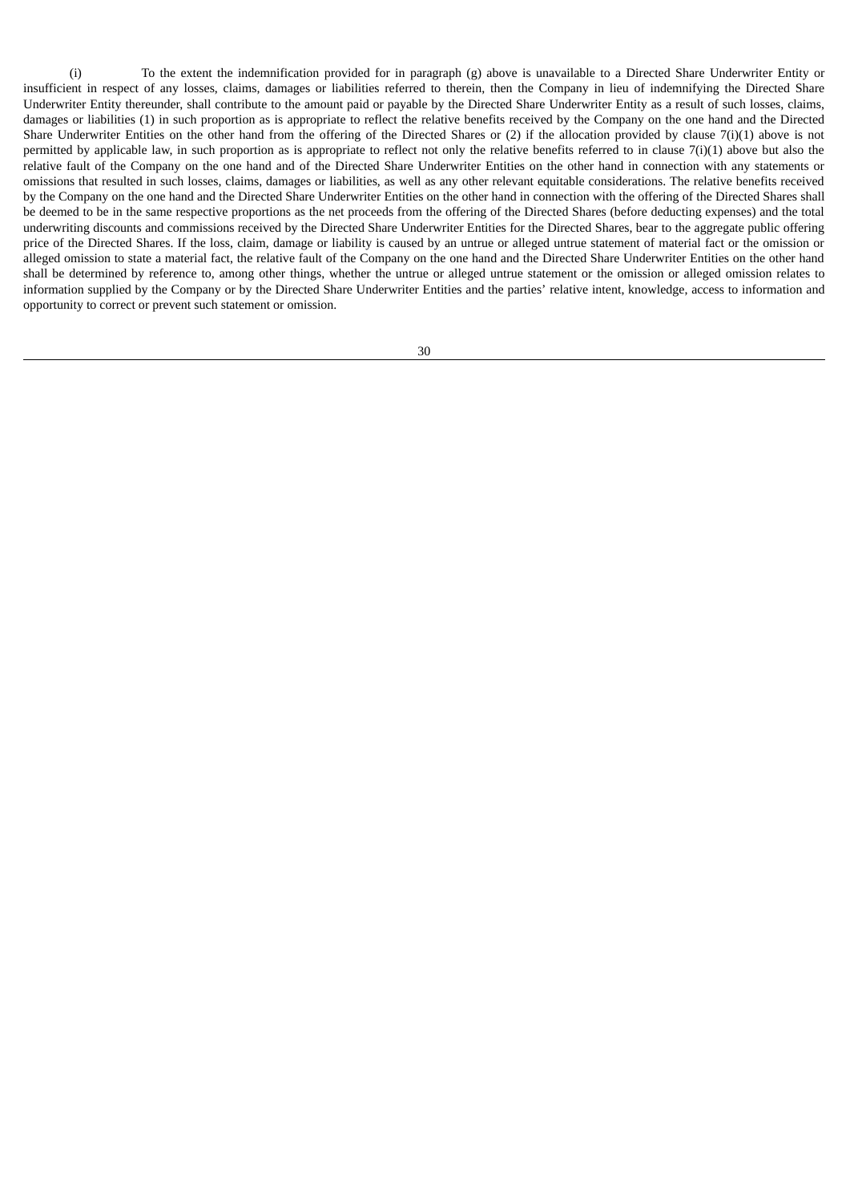(i) To the extent the indemnification provided for in paragraph (g) above is unavailable to a Directed Share Underwriter Entity or insufficient in respect of any losses, claims, damages or liabilities referred to therein, then the Company in lieu of indemnifying the Directed Share Underwriter Entity thereunder, shall contribute to the amount paid or payable by the Directed Share Underwriter Entity as a result of such losses, claims, damages or liabilities (1) in such proportion as is appropriate to reflect the relative benefits received by the Company on the one hand and the Directed Share Underwriter Entities on the other hand from the offering of the Directed Shares or (2) if the allocation provided by clause 7(i)(1) above is not permitted by applicable law, in such proportion as is appropriate to reflect not only the relative benefits referred to in clause 7(i)(1) above but also the relative fault of the Company on the one hand and of the Directed Share Underwriter Entities on the other hand in connection with any statements or omissions that resulted in such losses, claims, damages or liabilities, as well as any other relevant equitable considerations. The relative benefits received by the Company on the one hand and the Directed Share Underwriter Entities on the other hand in connection with the offering of the Directed Shares shall be deemed to be in the same respective proportions as the net proceeds from the offering of the Directed Shares (before deducting expenses) and the total underwriting discounts and commissions received by the Directed Share Underwriter Entities for the Directed Shares, bear to the aggregate public offering price of the Directed Shares. If the loss, claim, damage or liability is caused by an untrue or alleged untrue statement of material fact or the omission or alleged omission to state a material fact, the relative fault of the Company on the one hand and the Directed Share Underwriter Entities on the other hand shall be determined by reference to, among other things, whether the untrue or alleged untrue statement or the omission or alleged omission relates to information supplied by the Company or by the Directed Share Underwriter Entities and the parties' relative intent, knowledge, access to information and opportunity to correct or prevent such statement or omission.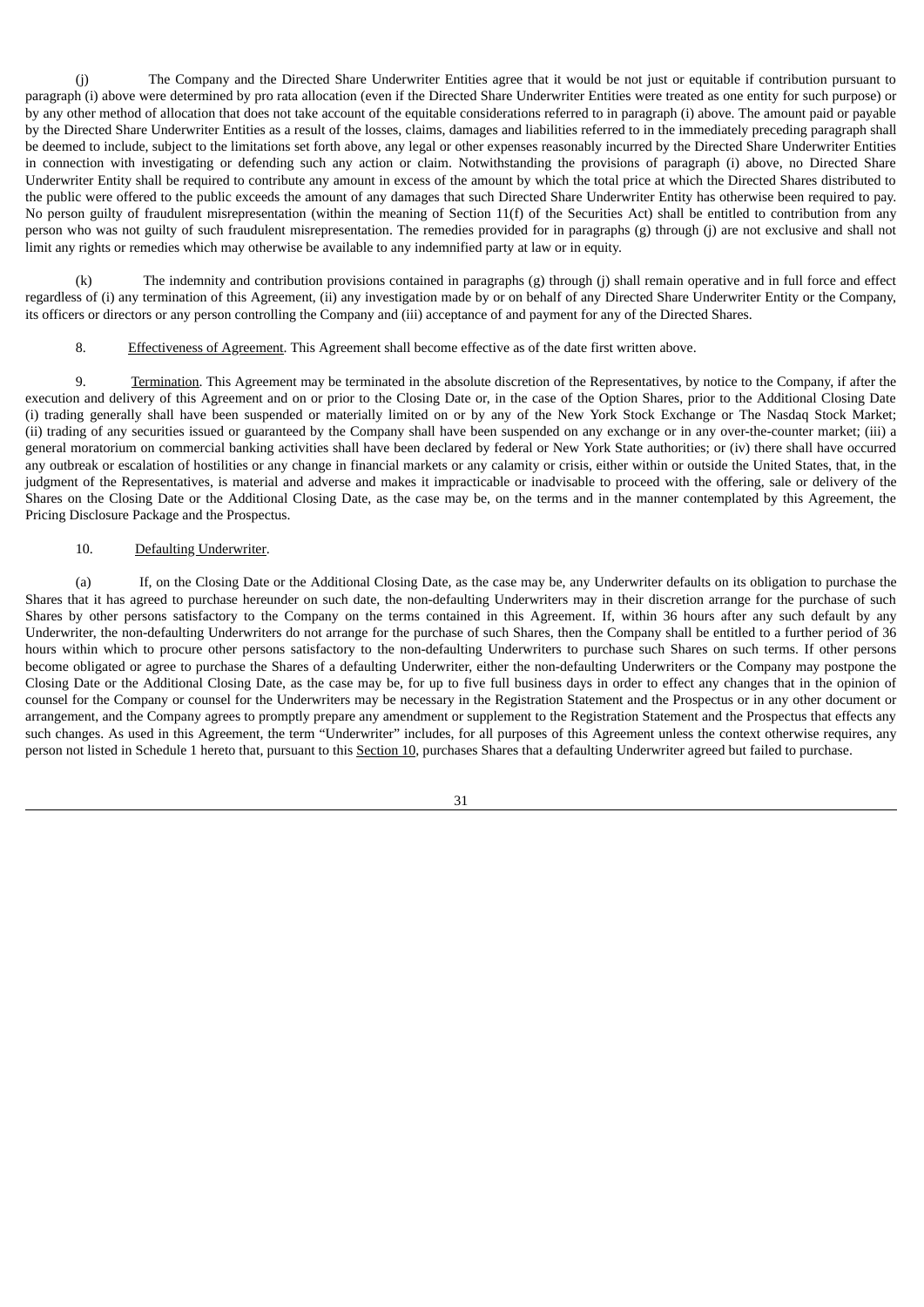(j) The Company and the Directed Share Underwriter Entities agree that it would be not just or equitable if contribution pursuant to paragraph (i) above were determined by pro rata allocation (even if the Directed Share Underwriter Entities were treated as one entity for such purpose) or by any other method of allocation that does not take account of the equitable considerations referred to in paragraph (i) above. The amount paid or payable by the Directed Share Underwriter Entities as a result of the losses, claims, damages and liabilities referred to in the immediately preceding paragraph shall be deemed to include, subject to the limitations set forth above, any legal or other expenses reasonably incurred by the Directed Share Underwriter Entities in connection with investigating or defending such any action or claim. Notwithstanding the provisions of paragraph (i) above, no Directed Share Underwriter Entity shall be required to contribute any amount in excess of the amount by which the total price at which the Directed Shares distributed to the public were offered to the public exceeds the amount of any damages that such Directed Share Underwriter Entity has otherwise been required to pay. No person guilty of fraudulent misrepresentation (within the meaning of Section 11(f) of the Securities Act) shall be entitled to contribution from any person who was not guilty of such fraudulent misrepresentation. The remedies provided for in paragraphs (g) through (j) are not exclusive and shall not limit any rights or remedies which may otherwise be available to any indemnified party at law or in equity.

(k) The indemnity and contribution provisions contained in paragraphs (g) through (j) shall remain operative and in full force and effect regardless of (i) any termination of this Agreement, (ii) any investigation made by or on behalf of any Directed Share Underwriter Entity or the Company, its officers or directors or any person controlling the Company and (iii) acceptance of and payment for any of the Directed Shares.

8. Effectiveness of Agreement. This Agreement shall become effective as of the date first written above.

9. Termination. This Agreement may be terminated in the absolute discretion of the Representatives, by notice to the Company, if after the execution and delivery of this Agreement and on or prior to the Closing Date or, in the case of the Option Shares, prior to the Additional Closing Date (i) trading generally shall have been suspended or materially limited on or by any of the New York Stock Exchange or The Nasdaq Stock Market; (ii) trading of any securities issued or guaranteed by the Company shall have been suspended on any exchange or in any over-the-counter market; (iii) a general moratorium on commercial banking activities shall have been declared by federal or New York State authorities; or (iv) there shall have occurred any outbreak or escalation of hostilities or any change in financial markets or any calamity or crisis, either within or outside the United States, that, in the judgment of the Representatives, is material and adverse and makes it impracticable or inadvisable to proceed with the offering, sale or delivery of the Shares on the Closing Date or the Additional Closing Date, as the case may be, on the terms and in the manner contemplated by this Agreement, the Pricing Disclosure Package and the Prospectus.

10. Defaulting Underwriter.

(a) If, on the Closing Date or the Additional Closing Date, as the case may be, any Underwriter defaults on its obligation to purchase the Shares that it has agreed to purchase hereunder on such date, the non-defaulting Underwriters may in their discretion arrange for the purchase of such Shares by other persons satisfactory to the Company on the terms contained in this Agreement. If, within 36 hours after any such default by any Underwriter, the non-defaulting Underwriters do not arrange for the purchase of such Shares, then the Company shall be entitled to a further period of 36 hours within which to procure other persons satisfactory to the non-defaulting Underwriters to purchase such Shares on such terms. If other persons become obligated or agree to purchase the Shares of a defaulting Underwriter, either the non-defaulting Underwriters or the Company may postpone the Closing Date or the Additional Closing Date, as the case may be, for up to five full business days in order to effect any changes that in the opinion of counsel for the Company or counsel for the Underwriters may be necessary in the Registration Statement and the Prospectus or in any other document or arrangement, and the Company agrees to promptly prepare any amendment or supplement to the Registration Statement and the Prospectus that effects any such changes. As used in this Agreement, the term "Underwriter" includes, for all purposes of this Agreement unless the context otherwise requires, any person not listed in Schedule 1 hereto that, pursuant to this Section 10, purchases Shares that a defaulting Underwriter agreed but failed to purchase.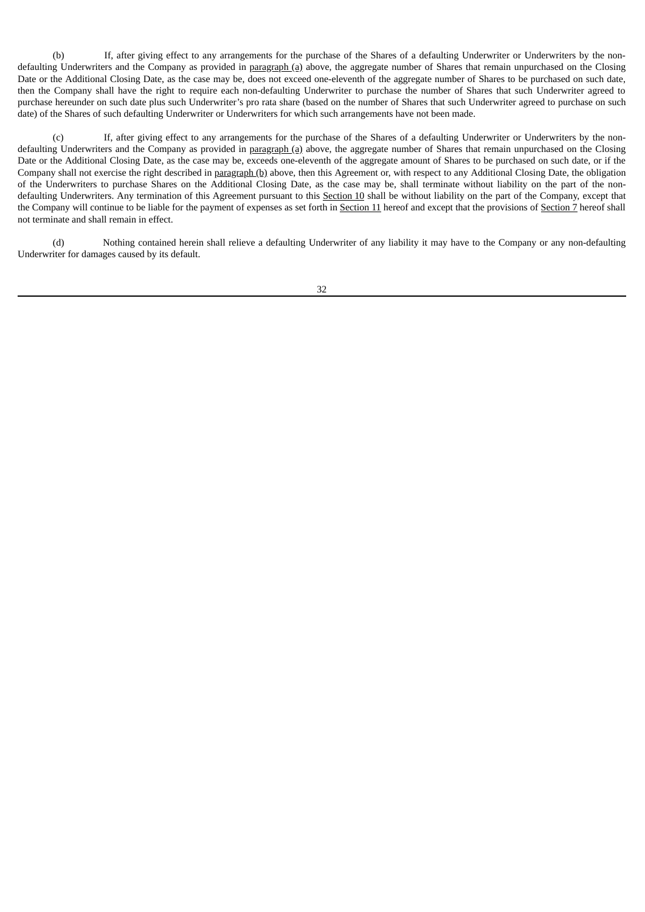(b) If, after giving effect to any arrangements for the purchase of the Shares of a defaulting Underwriter or Underwriters by the non-defaulting Underwriters and the Company as provided in paragraph (a) above, the aggregate number of Shares that remain unpurchased on the Closing Date or the Additional Closing Date, as the case may be, does not exceed one-eleventh of the aggregate number of Shares to be purchased on such date, then the Company shall have the right to require each non-defaulting Underwriter to purchase the number of Shares that such Underwriter agreed to purchase hereunder on such date plus such Underwriter's pro rata share (based on the number of Shares that such Underwriter agreed to purchase on such date) of the Shares of such defaulting Underwriter or Underwriters for which such arrangements have not been made.

(c) If, after giving effect to any arrangements for the purchase of the Shares of a defaulting Underwriter or Underwriters by the non-defaulting Underwriters and the Company as provided in paragraph (a) above, the aggregate number of Shares that remain unpurchased on the Closing Date or the Additional Closing Date, as the case may be, exceeds one-eleventh of the aggregate amount of Shares to be purchased on such date, or if the Company shall not exercise the right described in paragraph (b) above, then this Agreement or, with respect to any Additional Closing Date, the obligation of the Underwriters to purchase Shares on the Additional Closing Date, as the case may be, shall terminate without liability on the part of the non-defaulting Underwriters. Any termination of this Agreement pursuant to this Section 10 shall be without liability on the part of the Company, except that the Company will continue to be liable for the payment of expenses as set forth in Section 11 hereof and except that the provisions of Section 7 hereof shall not terminate and shall remain in effect.

(d) Nothing contained herein shall relieve a defaulting Underwriter of any liability it may have to the Company or any non-defaulting Underwriter for damages caused by its default.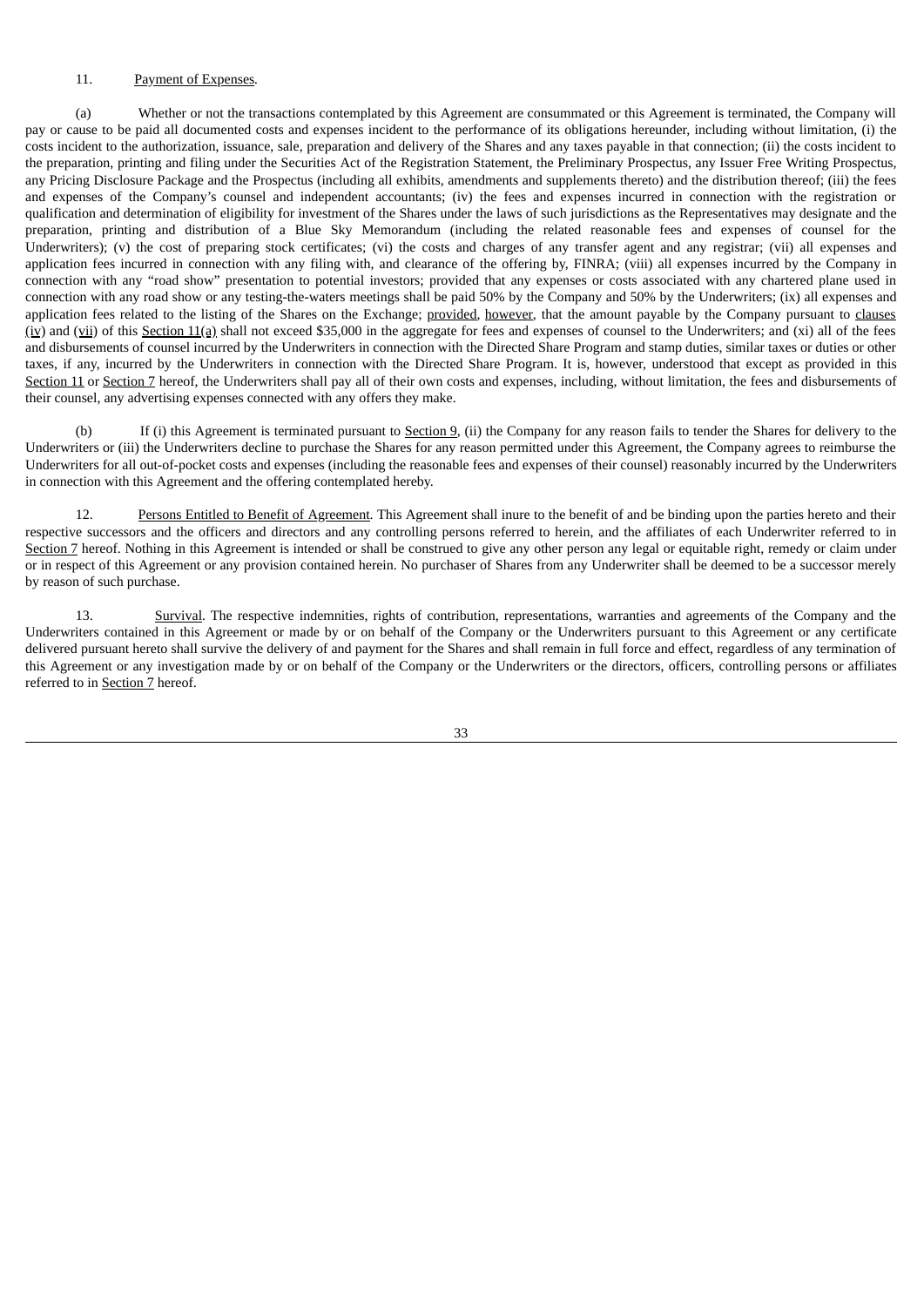11. Payment of Expenses.

(a) Whether or not the transactions contemplated by this Agreement are consummated or this Agreement is terminated, the Company will pay or cause to be paid all documented costs and expenses incident to the performance of its obligations hereunder, including without limitation, (i) the costs incident to the authorization, issuance, sale, preparation and delivery of the Shares and any taxes payable in that connection; (ii) the costs incident to the preparation, printing and filing under the Securities Act of the Registration Statement, the Preliminary Prospectus, any Issuer Free Writing Prospectus, any Pricing Disclosure Package and the Prospectus (including all exhibits, amendments and supplements thereto) and the distribution thereof; (iii) the fees and expenses of the Company's counsel and independent accountants; (iv) the fees and expenses incurred in connection with the registration or qualification and determination of eligibility for investment of the Shares under the laws of such jurisdictions as the Representatives may designate and the preparation, printing and distribution of a Blue Sky Memorandum (including the related reasonable fees and expenses of counsel for the Underwriters); (v) the cost of preparing stock certificates; (vi) the costs and charges of any transfer agent and any registrar; (vii) all expenses and application fees incurred in connection with any filing with, and clearance of the offering by, FINRA; (viii) all expenses incurred by the Company in connection with any "road show" presentation to potential investors; provided that any expenses or costs associated with any chartered plane used in connection with any road show or any testing-the-waters meetings shall be paid 50% by the Company and 50% by the Underwriters; (ix) all expenses and application fees related to the listing of the Shares on the Exchange; provided, however, that the amount payable by the Company pursuant to clauses (iv) and (vii) of this Section 11(a) shall not exceed $35,000 in the aggregate for fees and expenses of counsel to the Underwriters; and (xi) all of the fees and disbursements of counsel incurred by the Underwriters in connection with the Directed Share Program and stamp duties, similar taxes or duties or other taxes, if any, incurred by the Underwriters in connection with the Directed Share Program. It is, however, understood that except as provided in this Section 11 or Section 7 hereof, the Underwriters shall pay all of their own costs and expenses, including, without limitation, the fees and disbursements of their counsel, any advertising expenses connected with any offers they make.

(b) If (i) this Agreement is terminated pursuant to Section 9, (ii) the Company for any reason fails to tender the Shares for delivery to the Underwriters or (iii) the Underwriters decline to purchase the Shares for any reason permitted under this Agreement, the Company agrees to reimburse the Underwriters for all out-of-pocket costs and expenses (including the reasonable fees and expenses of their counsel) reasonably incurred by the Underwriters in connection with this Agreement and the offering contemplated hereby.

12. Persons Entitled to Benefit of Agreement. This Agreement shall inure to the benefit of and be binding upon the parties hereto and their respective successors and the officers and directors and any controlling persons referred to herein, and the affiliates of each Underwriter referred to in Section 7 hereof. Nothing in this Agreement is intended or shall be construed to give any other person any legal or equitable right, remedy or claim under or in respect of this Agreement or any provision contained herein. No purchaser of Shares from any Underwriter shall be deemed to be a successor merely by reason of such purchase.

13. Survival. The respective indemnities, rights of contribution, representations, warranties and agreements of the Company and the Underwriters contained in this Agreement or made by or on behalf of the Company or the Underwriters pursuant to this Agreement or any certificate delivered pursuant hereto shall survive the delivery of and payment for the Shares and shall remain in full force and effect, regardless of any termination of this Agreement or any investigation made by or on behalf of the Company or the Underwriters or the directors, officers, controlling persons or affiliates referred to in Section 7 hereof.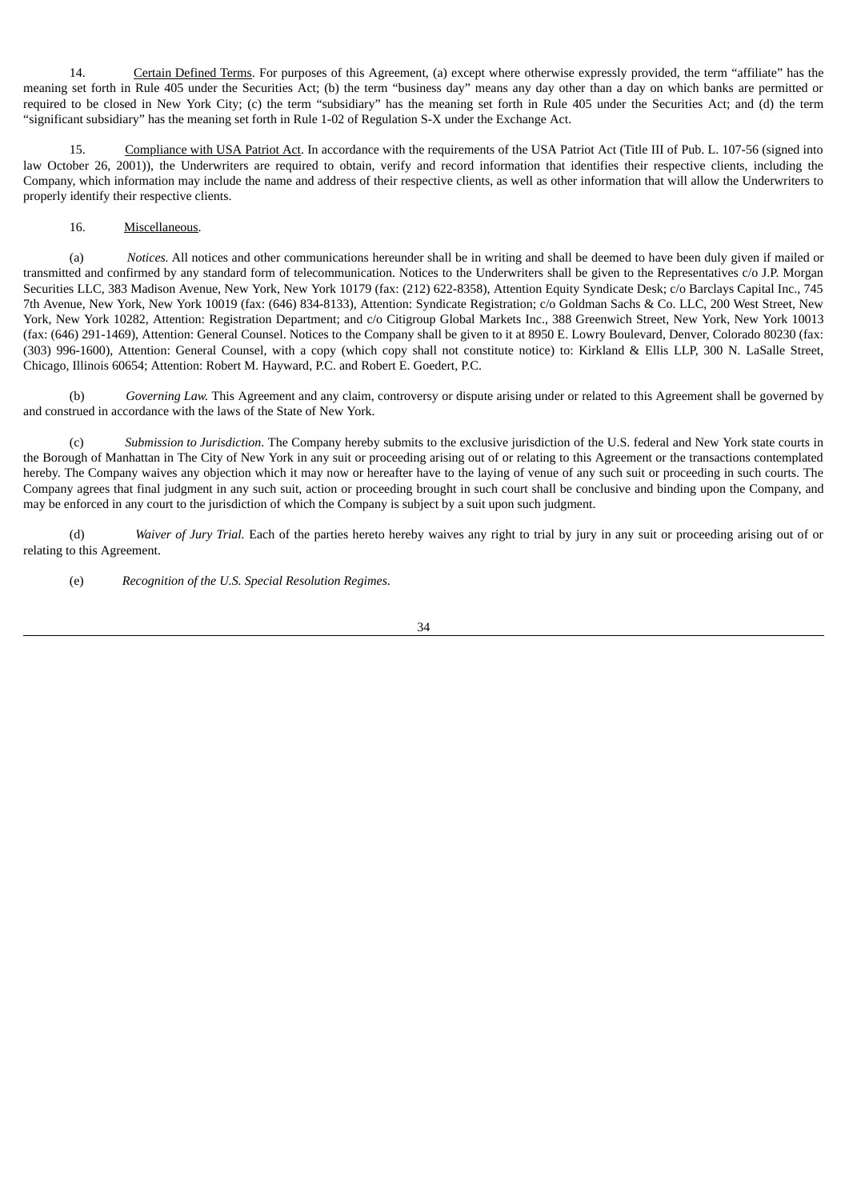14. Certain Defined Terms. For purposes of this Agreement, (a) except where otherwise expressly provided, the term "affiliate" has the meaning set forth in Rule 405 under the Securities Act; (b) the term "business day" means any day other than a day on which banks are permitted or required to be closed in New York City; (c) the term "subsidiary" has the meaning set forth in Rule 405 under the Securities Act; and (d) the term "significant subsidiary" has the meaning set forth in Rule 1-02 of Regulation S-X under the Exchange Act.

15. Compliance with USA Patriot Act. In accordance with the requirements of the USA Patriot Act (Title III of Pub. L. 107-56 (signed into law October 26, 2001)), the Underwriters are required to obtain, verify and record information that identifies their respective clients, including the Company, which information may include the name and address of their respective clients, as well as other information that will allow the Underwriters to properly identify their respective clients.

16. Miscellaneous.

(a) *Notices.* All notices and other communications hereunder shall be in writing and shall be deemed to have been duly given if mailed or transmitted and confirmed by any standard form of telecommunication. Notices to the Underwriters shall be given to the Representatives c/o J.P. Morgan Securities LLC, 383 Madison Avenue, New York, New York 10179 (fax: (212) 622-8358), Attention Equity Syndicate Desk; c/o Barclays Capital Inc., 745 7th Avenue, New York, New York 10019 (fax: (646) 834-8133), Attention: Syndicate Registration; c/o Goldman Sachs & Co. LLC, 200 West Street, New York, New York 10282, Attention: Registration Department; and c/o Citigroup Global Markets Inc., 388 Greenwich Street, New York, New York 10013 (fax: (646) 291-1469), Attention: General Counsel. Notices to the Company shall be given to it at 8950 E. Lowry Boulevard, Denver, Colorado 80230 (fax: (303) 996-1600), Attention: General Counsel, with a copy (which copy shall not constitute notice) to: Kirkland & Ellis LLP, 300 N. LaSalle Street, Chicago, Illinois 60654; Attention: Robert M. Hayward, P.C. and Robert E. Goedert, P.C.

(b) *Governing Law.* This Agreement and any claim, controversy or dispute arising under or related to this Agreement shall be governed by and construed in accordance with the laws of the State of New York.

(c) *Submission to Jurisdiction*. The Company hereby submits to the exclusive jurisdiction of the U.S. federal and New York state courts in the Borough of Manhattan in The City of New York in any suit or proceeding arising out of or relating to this Agreement or the transactions contemplated hereby. The Company waives any objection which it may now or hereafter have to the laying of venue of any such suit or proceeding in such courts. The Company agrees that final judgment in any such suit, action or proceeding brought in such court shall be conclusive and binding upon the Company, and may be enforced in any court to the jurisdiction of which the Company is subject by a suit upon such judgment.

(d) *Waiver of Jury Trial.* Each of the parties hereto hereby waives any right to trial by jury in any suit or proceeding arising out of or relating to this Agreement.

(e) *Recognition of the U.S. Special Resolution Regimes.*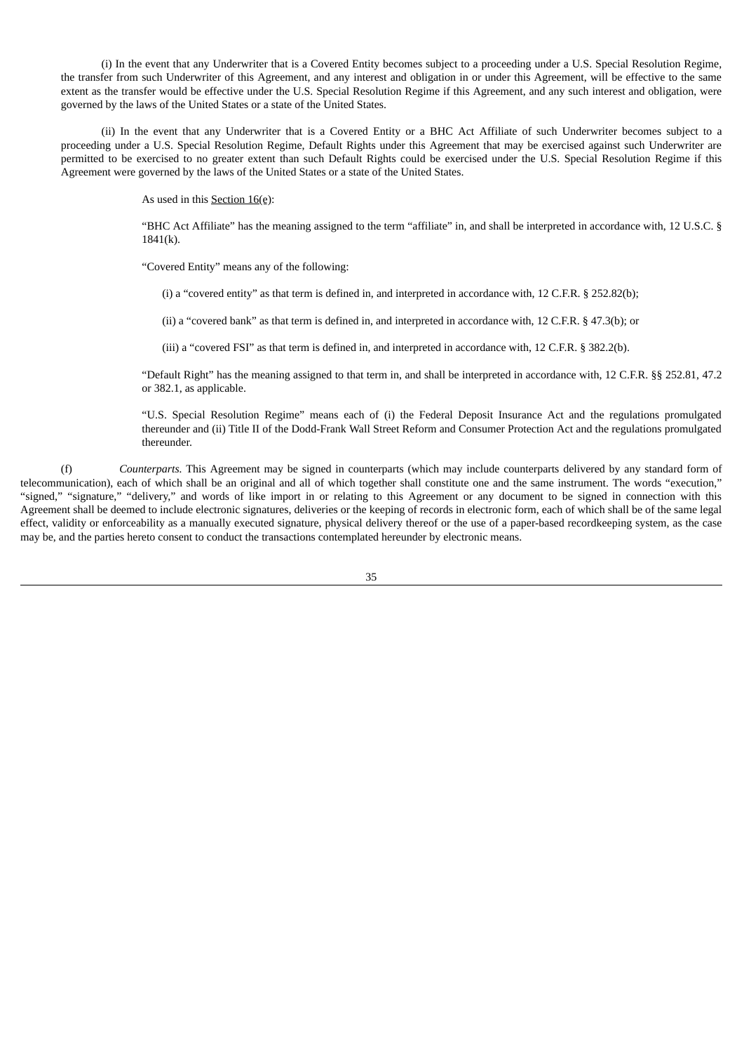(i) In the event that any Underwriter that is a Covered Entity becomes subject to a proceeding under a U.S. Special Resolution Regime, the transfer from such Underwriter of this Agreement, and any interest and obligation in or under this Agreement, will be effective to the same extent as the transfer would be effective under the U.S. Special Resolution Regime if this Agreement, and any such interest and obligation, were governed by the laws of the United States or a state of the United States.

(ii) In the event that any Underwriter that is a Covered Entity or a BHC Act Affiliate of such Underwriter becomes subject to a proceeding under a U.S. Special Resolution Regime, Default Rights under this Agreement that may be exercised against such Underwriter are permitted to be exercised to no greater extent than such Default Rights could be exercised under the U.S. Special Resolution Regime if this Agreement were governed by the laws of the United States or a state of the United States.

As used in this Section 16(e):

"BHC Act Affiliate" has the meaning assigned to the term "affiliate" in, and shall be interpreted in accordance with, 12 U.S.C. § 1841(k).

"Covered Entity" means any of the following:

(i) a "covered entity" as that term is defined in, and interpreted in accordance with, 12 C.F.R. § 252.82(b);

(ii) a "covered bank" as that term is defined in, and interpreted in accordance with, 12 C.F.R. § 47.3(b); or

(iii) a "covered FSI" as that term is defined in, and interpreted in accordance with, 12 C.F.R. § 382.2(b).

"Default Right" has the meaning assigned to that term in, and shall be interpreted in accordance with, 12 C.F.R. §§ 252.81, 47.2 or 382.1, as applicable.

"U.S. Special Resolution Regime" means each of (i) the Federal Deposit Insurance Act and the regulations promulgated thereunder and (ii) Title II of the Dodd-Frank Wall Street Reform and Consumer Protection Act and the regulations promulgated thereunder.

(f) *Counterparts.* This Agreement may be signed in counterparts (which may include counterparts delivered by any standard form of telecommunication), each of which shall be an original and all of which together shall constitute one and the same instrument. The words "execution," "signed," "signature," "delivery," and words of like import in or relating to this Agreement or any document to be signed in connection with this Agreement shall be deemed to include electronic signatures, deliveries or the keeping of records in electronic form, each of which shall be of the same legal effect, validity or enforceability as a manually executed signature, physical delivery thereof or the use of a paper-based recordkeeping system, as the case may be, and the parties hereto consent to conduct the transactions contemplated hereunder by electronic means.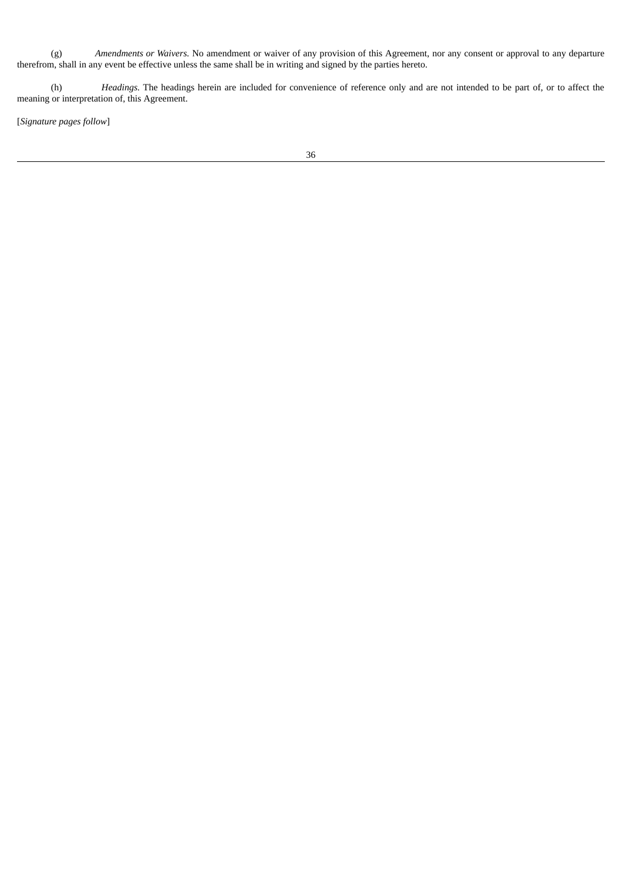(g) *Amendments or Waivers.* No amendment or waiver of any provision of this Agreement, nor any consent or approval to any departure therefrom, shall in any event be effective unless the same shall be in writing and signed by the parties hereto.

(h) *Headings.* The headings herein are included for convenience of reference only and are not intended to be part of, or to affect the meaning or interpretation of, this Agreement.

[*Signature pages follow*]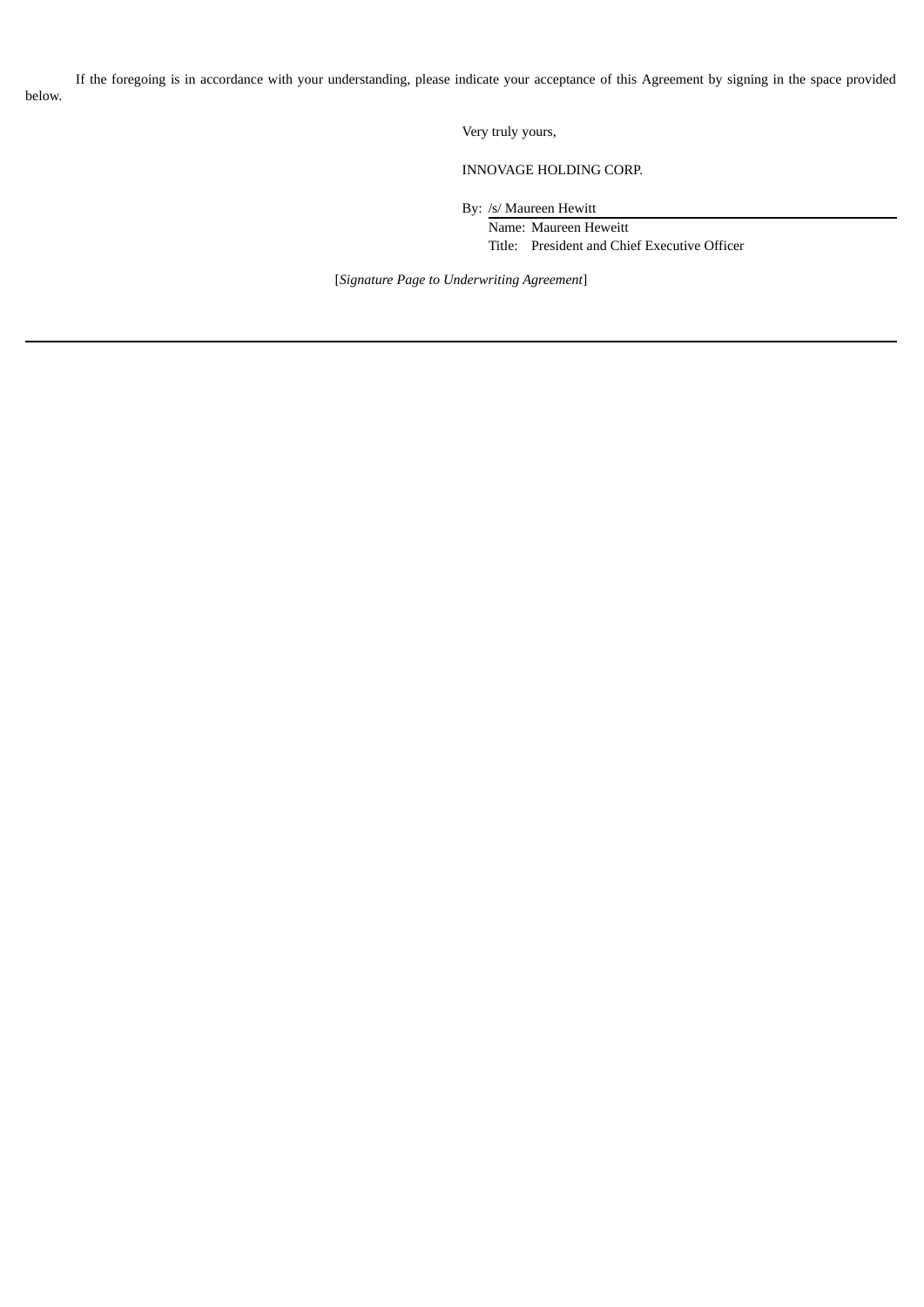If the foregoing is in accordance with your understanding, please indicate your acceptance of this Agreement by signing in the space provided below.

Very truly yours,

INNOVAGE HOLDING CORP.

By: /s/ Maureen Hewitt
Name: Maureen Heweitt
Title: President and Chief Executive Officer

[*Signature Page to Underwriting Agreement*]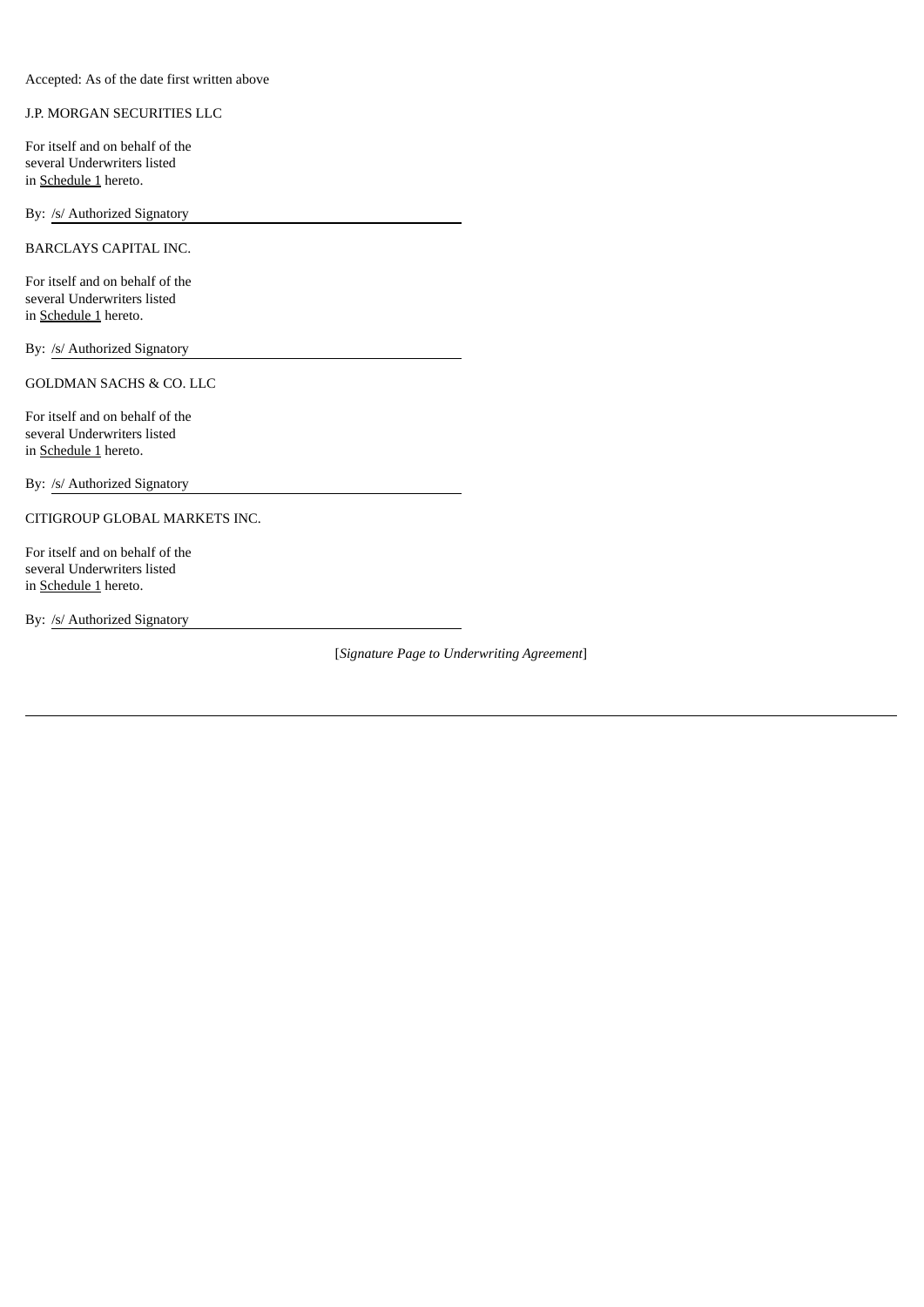Accepted: As of the date first written above

J.P. MORGAN SECURITIES LLC

For itself and on behalf of the
several Underwriters listed
in Schedule 1 hereto.

By: /s/ Authorized Signatory

BARCLAYS CAPITAL INC.

For itself and on behalf of the
several Underwriters listed
in Schedule 1 hereto.

By: /s/ Authorized Signatory

GOLDMAN SACHS & CO. LLC

For itself and on behalf of the
several Underwriters listed
in Schedule 1 hereto.

By: /s/ Authorized Signatory

CITIGROUP GLOBAL MARKETS INC.

For itself and on behalf of the
several Underwriters listed
in Schedule 1 hereto.

By: /s/ Authorized Signatory

[*Signature Page to Underwriting Agreement*]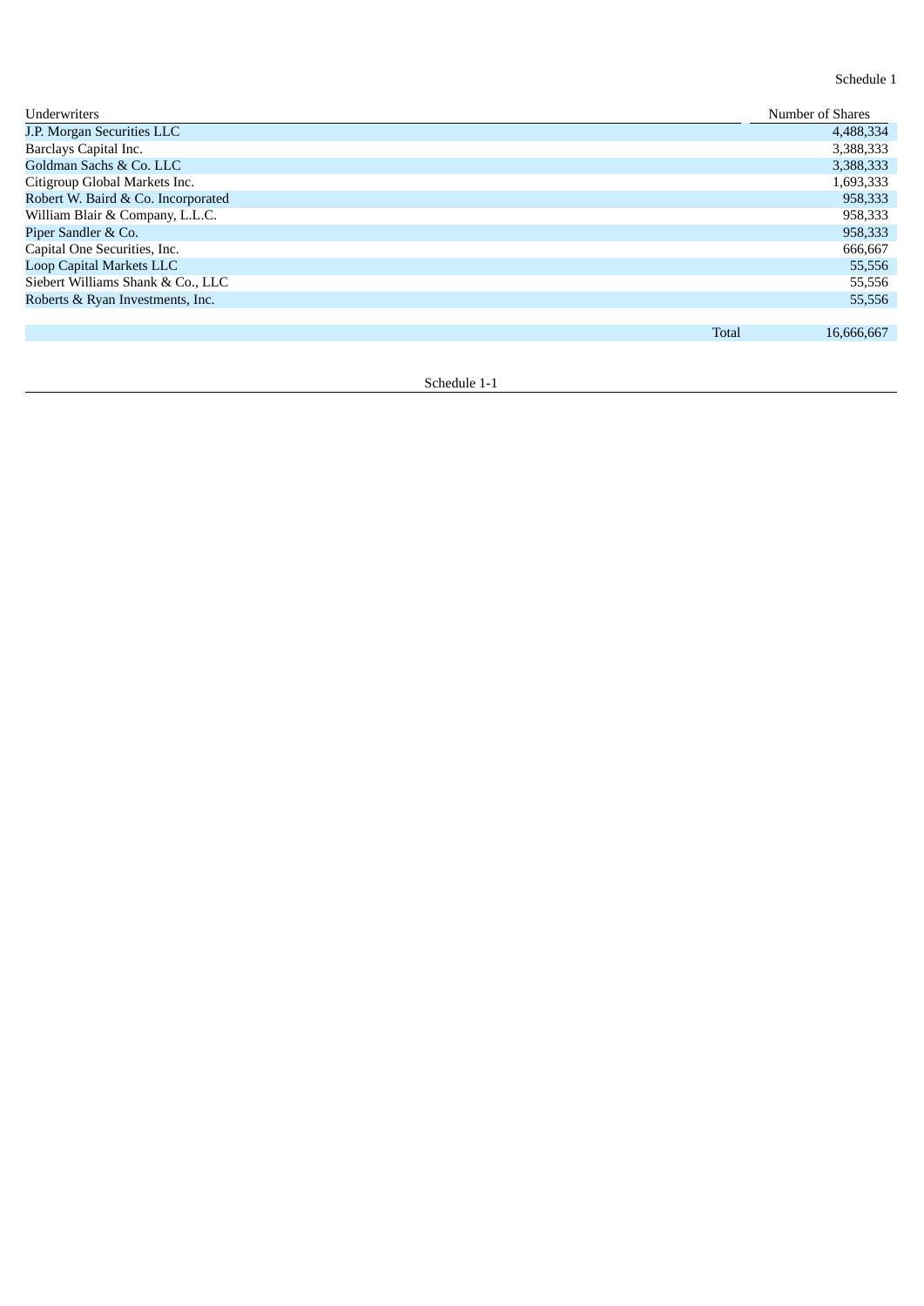Schedule 1

| Underwriters | Number of Shares |
|---|---|
| J.P. Morgan Securities LLC | 4,488,334 |
| Barclays Capital Inc. | 3,388,333 |
| Goldman Sachs & Co. LLC | 3,388,333 |
| Citigroup Global Markets Inc. | 1,693,333 |
| Robert W. Baird & Co. Incorporated | 958,333 |
| William Blair & Company, L.L.C. | 958,333 |
| Piper Sandler & Co. | 958,333 |
| Capital One Securities, Inc. | 666,667 |
| Loop Capital Markets LLC | 55,556 |
| Siebert Williams Shank & Co., LLC | 55,556 |
| Roberts & Ryan Investments, Inc. | 55,556 |
| Total | 16,666,667 |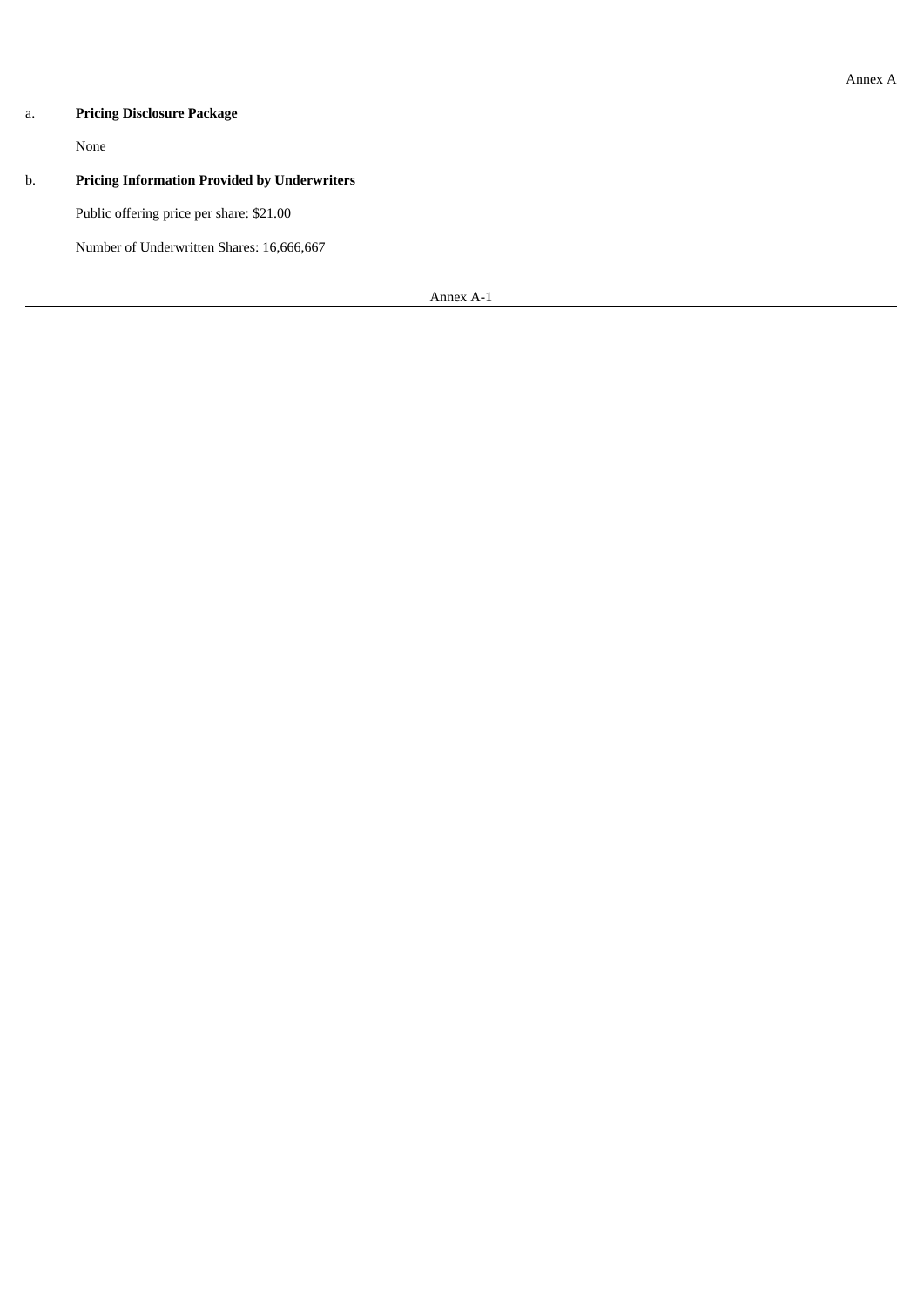Annex A

a. **Pricing Disclosure Package**

None

b. **Pricing Information Provided by Underwriters**

Public offering price per share: $21.00

Number of Underwritten Shares: 16,666,667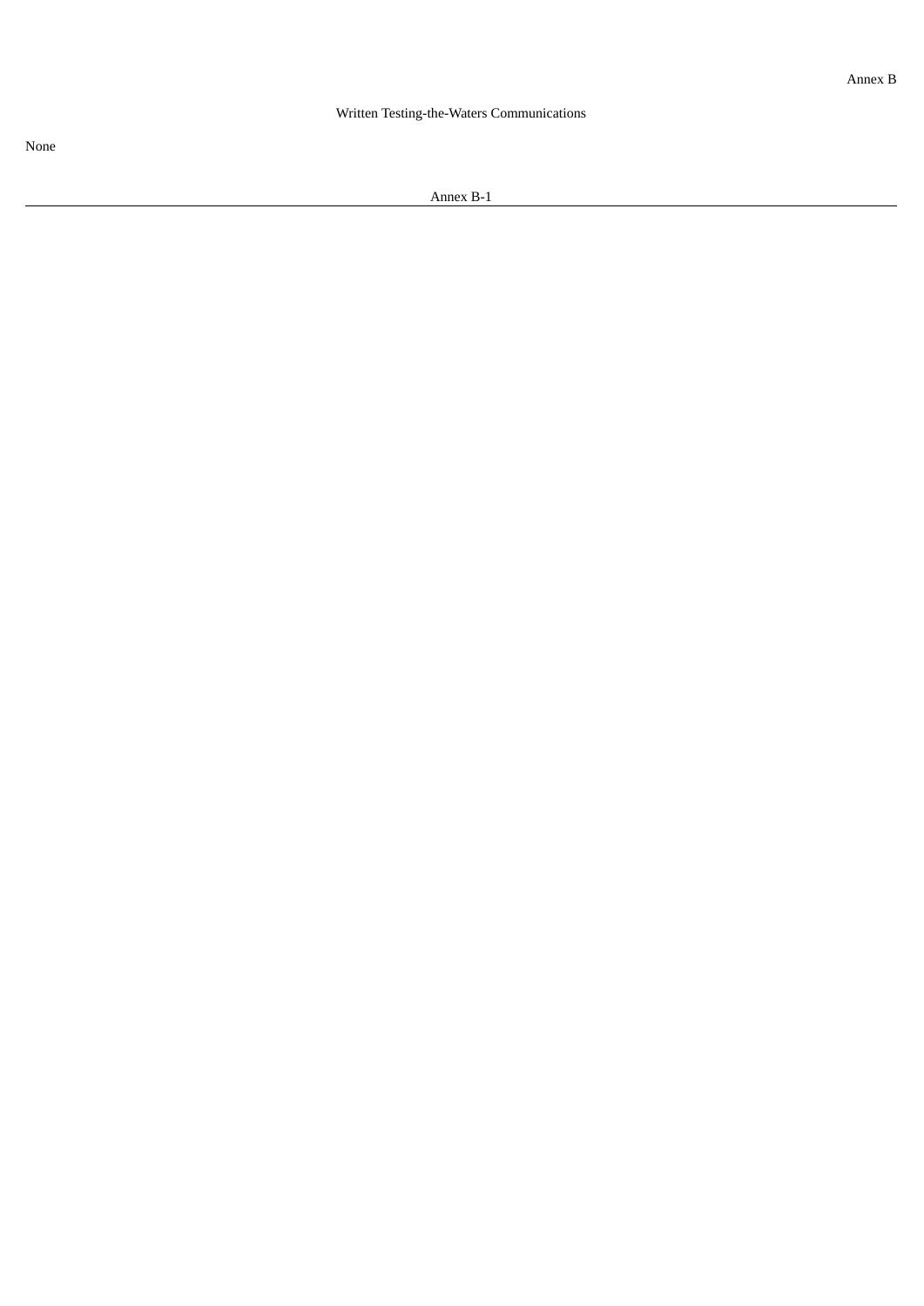Annex B

## Written Testing-the-Waters Communications

None

Annex B-1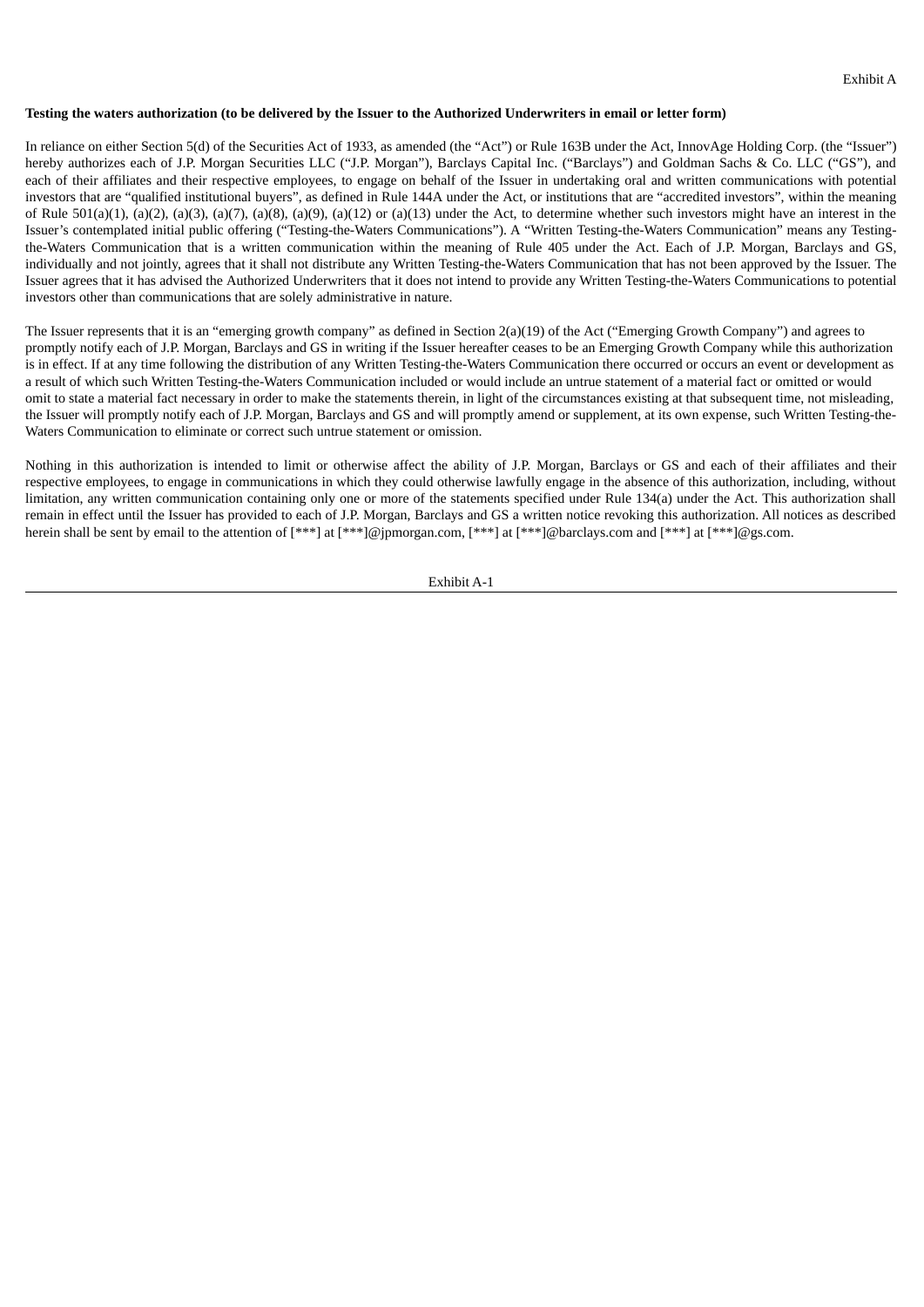Exhibit A

**Testing the waters authorization (to be delivered by the Issuer to the Authorized Underwriters in email or letter form)**

In reliance on either Section 5(d) of the Securities Act of 1933, as amended (the "Act") or Rule 163B under the Act, InnovAge Holding Corp. (the "Issuer") hereby authorizes each of J.P. Morgan Securities LLC ("J.P. Morgan"), Barclays Capital Inc. ("Barclays") and Goldman Sachs & Co. LLC ("GS"), and each of their affiliates and their respective employees, to engage on behalf of the Issuer in undertaking oral and written communications with potential investors that are "qualified institutional buyers", as defined in Rule 144A under the Act, or institutions that are "accredited investors", within the meaning of Rule 501(a)(1), (a)(2), (a)(3), (a)(7), (a)(8), (a)(9), (a)(12) or (a)(13) under the Act, to determine whether such investors might have an interest in the Issuer's contemplated initial public offering ("Testing-the-Waters Communications"). A "Written Testing-the-Waters Communication" means any Testing-the-Waters Communication that is a written communication within the meaning of Rule 405 under the Act. Each of J.P. Morgan, Barclays and GS, individually and not jointly, agrees that it shall not distribute any Written Testing-the-Waters Communication that has not been approved by the Issuer. The Issuer agrees that it has advised the Authorized Underwriters that it does not intend to provide any Written Testing-the-Waters Communications to potential investors other than communications that are solely administrative in nature.

The Issuer represents that it is an "emerging growth company" as defined in Section 2(a)(19) of the Act ("Emerging Growth Company") and agrees to promptly notify each of J.P. Morgan, Barclays and GS in writing if the Issuer hereafter ceases to be an Emerging Growth Company while this authorization is in effect. If at any time following the distribution of any Written Testing-the-Waters Communication there occurred or occurs an event or development as a result of which such Written Testing-the-Waters Communication included or would include an untrue statement of a material fact or omitted or would omit to state a material fact necessary in order to make the statements therein, in light of the circumstances existing at that subsequent time, not misleading, the Issuer will promptly notify each of J.P. Morgan, Barclays and GS and will promptly amend or supplement, at its own expense, such Written Testing-the-Waters Communication to eliminate or correct such untrue statement or omission.

Nothing in this authorization is intended to limit or otherwise affect the ability of J.P. Morgan, Barclays or GS and each of their affiliates and their respective employees, to engage in communications in which they could otherwise lawfully engage in the absence of this authorization, including, without limitation, any written communication containing only one or more of the statements specified under Rule 134(a) under the Act. This authorization shall remain in effect until the Issuer has provided to each of J.P. Morgan, Barclays and GS a written notice revoking this authorization. All notices as described herein shall be sent by email to the attention of [***] at [***]@jpmorgan.com, [***] at [***]@barclays.com and [***] at [***]@gs.com.

Exhibit A-1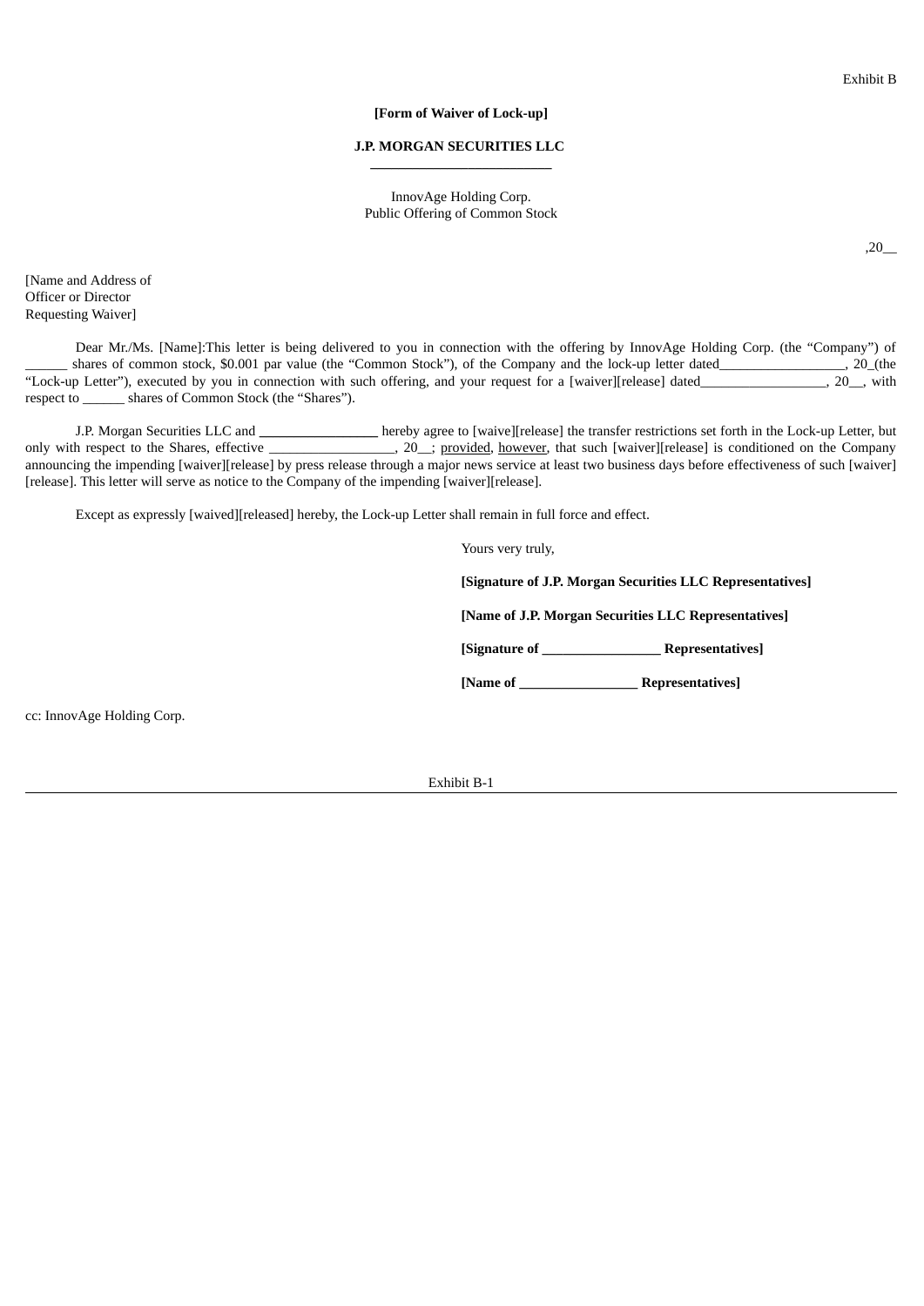Exhibit B

**[Form of Waiver of Lock-up]**

**J.P. MORGAN SECURITIES LLC**
**\_\_\_\_\_\_\_\_\_\_\_\_\_\_\_\_\_\_\_\_\_\_\_\_\_\_**

InnovAge Holding Corp.
Public Offering of Common Stock

,20\_\_

[Name and Address of
Officer or Director
Requesting Waiver]

Dear Mr./Ms. [Name]:This letter is being delivered to you in connection with the offering by InnovAge Holding Corp. (the "Company") of \_\_\_\_\_\_ shares of common stock, $0.001 par value (the "Common Stock"), of the Company and the lock-up letter dated\_\_\_\_\_\_\_\_\_\_\_\_\_\_\_\_\_\_, 20\_(the "Lock-up Letter"), executed by you in connection with such offering, and your request for a [waiver][release] dated\_\_\_\_\_\_\_\_\_\_\_\_\_\_\_\_\_\_, 20\_\_, with respect to \_\_\_\_\_\_ shares of Common Stock (the "Shares").

J.P. Morgan Securities LLC and **\_\_\_\_\_\_\_\_\_\_\_\_\_\_\_\_\_** hereby agree to [waive][release] the transfer restrictions set forth in the Lock-up Letter, but only with respect to the Shares, effective \_\_\_\_\_\_\_\_\_\_\_\_\_\_\_\_\_\_, 20\_\_; provided, however, that such [waiver][release] is conditioned on the Company announcing the impending [waiver][release] by press release through a major news service at least two business days before effectiveness of such [waiver][release]. This letter will serve as notice to the Company of the impending [waiver][release].

Except as expressly [waived][released] hereby, the Lock-up Letter shall remain in full force and effect.

Yours very truly,

**[Signature of J.P. Morgan Securities LLC Representatives]**

**[Name of J.P. Morgan Securities LLC Representatives]**

**[Signature of \_\_\_\_\_\_\_\_\_\_\_\_\_\_\_\_\_ Representatives]**

**[Name of \_\_\_\_\_\_\_\_\_\_\_\_\_\_\_\_\_ Representatives]**

cc: InnovAge Holding Corp.

Exhibit B-1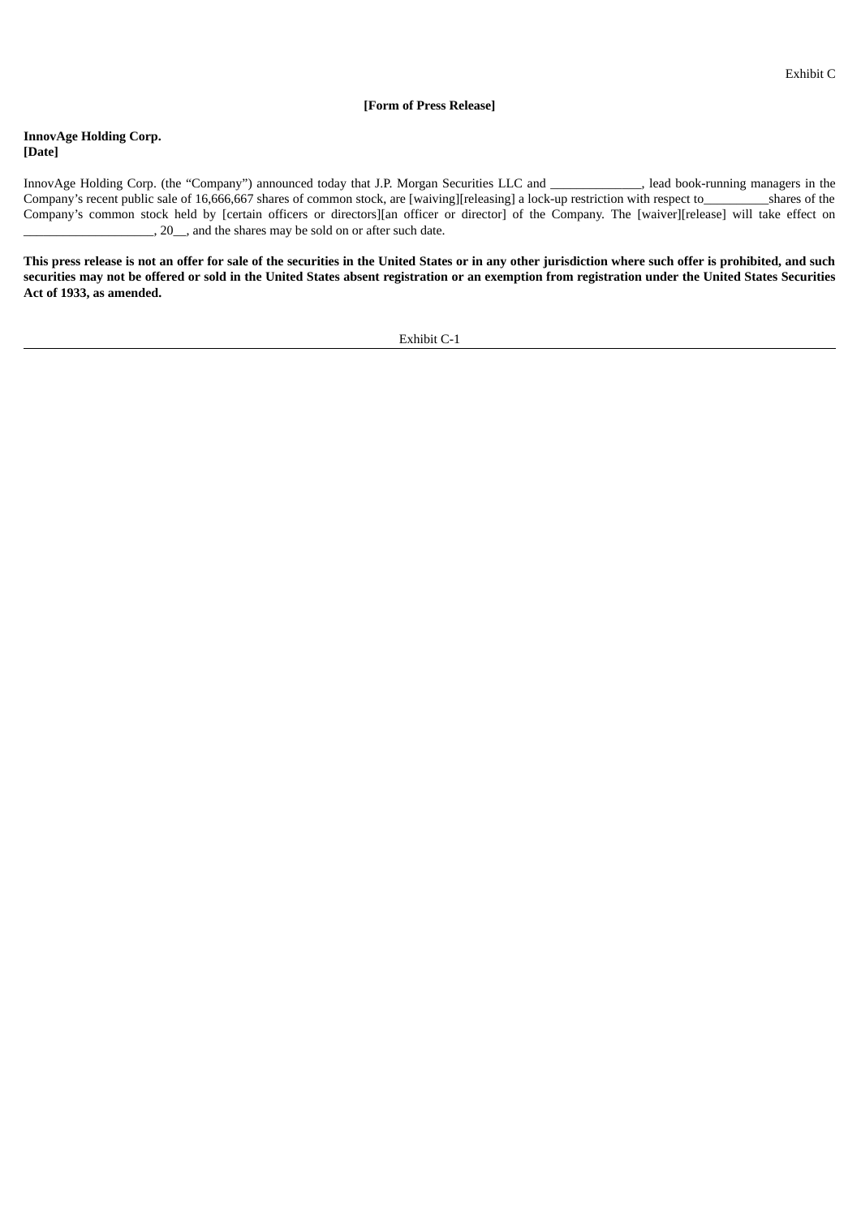Exhibit C

**[Form of Press Release]**

**InnovAge Holding Corp.**
**[Date]**

InnovAge Holding Corp. (the "Company") announced today that J.P. Morgan Securities LLC and ______________, lead book-running managers in the Company's recent public sale of 16,666,667 shares of common stock, are [waiving][releasing] a lock-up restriction with respect to__________shares of the Company's common stock held by [certain officers or directors][an officer or director] of the Company. The [waiver][release] will take effect on ____________________, 20__, and the shares may be sold on or after such date.

**This press release is not an offer for sale of the securities in the United States or in any other jurisdiction where such offer is prohibited, and such securities may not be offered or sold in the United States absent registration or an exemption from registration under the United States Securities Act of 1933, as amended.**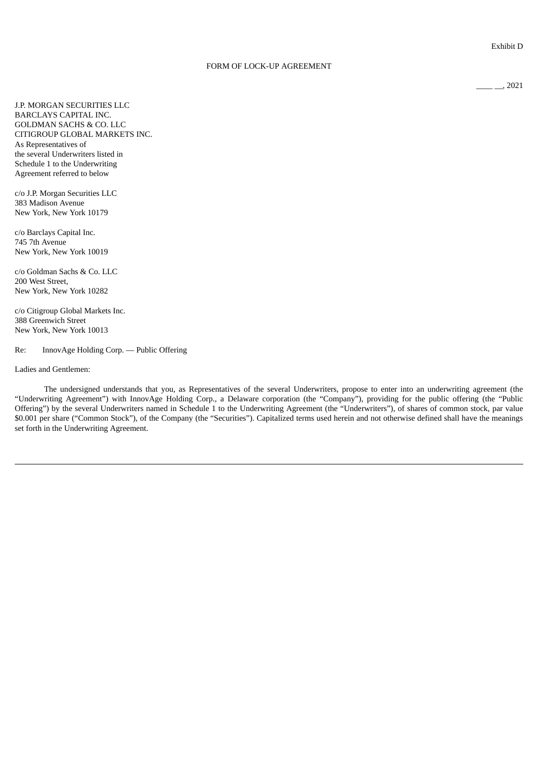Exhibit D

FORM OF LOCK-UP AGREEMENT

____ __, 2021

J.P. MORGAN SECURITIES LLC
BARCLAYS CAPITAL INC.
GOLDMAN SACHS & CO. LLC
CITIGROUP GLOBAL MARKETS INC.
As Representatives of
the several Underwriters listed in
Schedule 1 to the Underwriting
Agreement referred to below

c/o J.P. Morgan Securities LLC
383 Madison Avenue
New York, New York 10179

c/o Barclays Capital Inc.
745 7th Avenue
New York, New York 10019

c/o Goldman Sachs & Co. LLC
200 West Street,
New York, New York 10282

c/o Citigroup Global Markets Inc.
388 Greenwich Street
New York, New York 10013

Re: InnovAge Holding Corp. — Public Offering

Ladies and Gentlemen:

The undersigned understands that you, as Representatives of the several Underwriters, propose to enter into an underwriting agreement (the "Underwriting Agreement") with InnovAge Holding Corp., a Delaware corporation (the "Company"), providing for the public offering (the "Public Offering") by the several Underwriters named in Schedule 1 to the Underwriting Agreement (the "Underwriters"), of shares of common stock, par value $0.001 per share ("Common Stock"), of the Company (the "Securities"). Capitalized terms used herein and not otherwise defined shall have the meanings set forth in the Underwriting Agreement.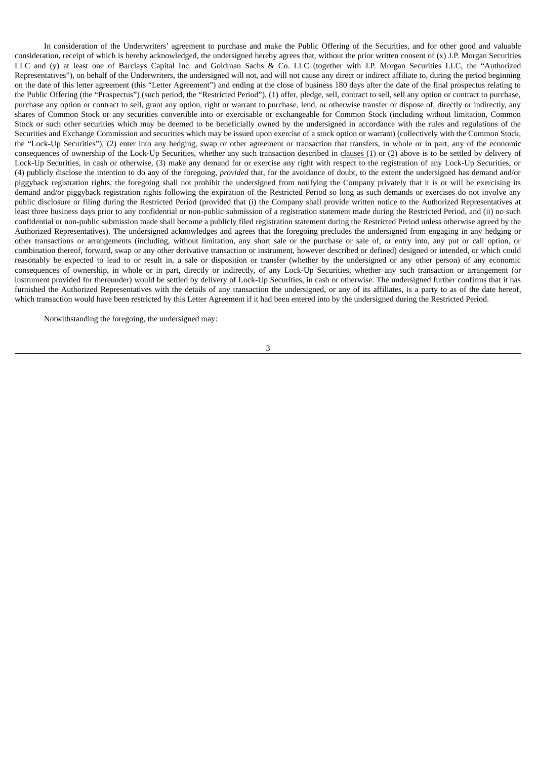In consideration of the Underwriters' agreement to purchase and make the Public Offering of the Securities, and for other good and valuable consideration, receipt of which is hereby acknowledged, the undersigned hereby agrees that, without the prior written consent of (x) J.P. Morgan Securities LLC and (y) at least one of Barclays Capital Inc. and Goldman Sachs & Co. LLC (together with J.P. Morgan Securities LLC, the "Authorized Representatives"), on behalf of the Underwriters, the undersigned will not, and will not cause any direct or indirect affiliate to, during the period beginning on the date of this letter agreement (this "Letter Agreement") and ending at the close of business 180 days after the date of the final prospectus relating to the Public Offering (the "Prospectus") (such period, the "Restricted Period"), (1) offer, pledge, sell, contract to sell, sell any option or contract to purchase, purchase any option or contract to sell, grant any option, right or warrant to purchase, lend, or otherwise transfer or dispose of, directly or indirectly, any shares of Common Stock or any securities convertible into or exercisable or exchangeable for Common Stock (including without limitation, Common Stock or such other securities which may be deemed to be beneficially owned by the undersigned in accordance with the rules and regulations of the Securities and Exchange Commission and securities which may be issued upon exercise of a stock option or warrant) (collectively with the Common Stock, the "Lock-Up Securities"), (2) enter into any hedging, swap or other agreement or transaction that transfers, in whole or in part, any of the economic consequences of ownership of the Lock-Up Securities, whether any such transaction described in clauses (1) or (2) above is to be settled by delivery of Lock-Up Securities, in cash or otherwise, (3) make any demand for or exercise any right with respect to the registration of any Lock-Up Securities, or (4) publicly disclose the intention to do any of the foregoing, *provided* that, for the avoidance of doubt, to the extent the undersigned has demand and/or piggyback registration rights, the foregoing shall not prohibit the undersigned from notifying the Company privately that it is or will be exercising its demand and/or piggyback registration rights following the expiration of the Restricted Period so long as such demands or exercises do not involve any public disclosure or filing during the Restricted Period (provided that (i) the Company shall provide written notice to the Authorized Representatives at least three business days prior to any confidential or non-public submission of a registration statement made during the Restricted Period, and (ii) no such confidential or non-public submission made shall become a publicly filed registration statement during the Restricted Period unless otherwise agreed by the Authorized Representatives). The undersigned acknowledges and agrees that the foregoing precludes the undersigned from engaging in any hedging or other transactions or arrangements (including, without limitation, any short sale or the purchase or sale of, or entry into, any put or call option, or combination thereof, forward, swap or any other derivative transaction or instrument, however described or defined) designed or intended, or which could reasonably be expected to lead to or result in, a sale or disposition or transfer (whether by the undersigned or any other person) of any economic consequences of ownership, in whole or in part, directly or indirectly, of any Lock-Up Securities, whether any such transaction or arrangement (or instrument provided for thereunder) would be settled by delivery of Lock-Up Securities, in cash or otherwise. The undersigned further confirms that it has furnished the Authorized Representatives with the details of any transaction the undersigned, or any of its affiliates, is a party to as of the date hereof, which transaction would have been restricted by this Letter Agreement if it had been entered into by the undersigned during the Restricted Period.

Notwithstanding the foregoing, the undersigned may: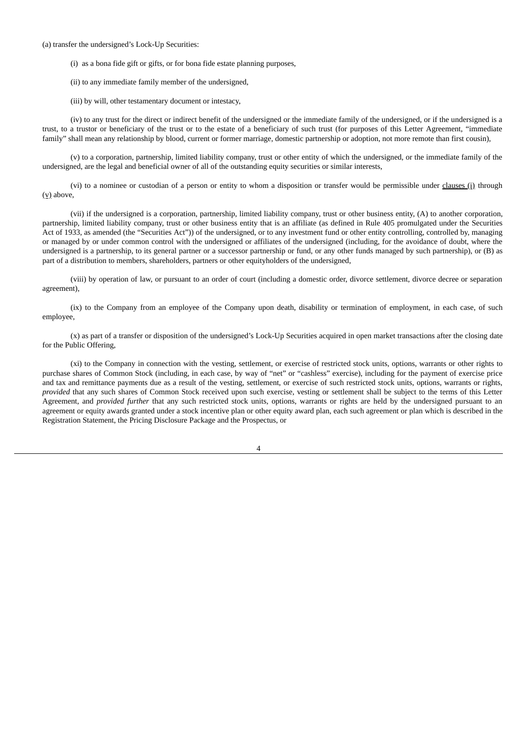(a) transfer the undersigned's Lock-Up Securities:

(i) as a bona fide gift or gifts, or for bona fide estate planning purposes,

(ii) to any immediate family member of the undersigned,

(iii) by will, other testamentary document or intestacy,

(iv) to any trust for the direct or indirect benefit of the undersigned or the immediate family of the undersigned, or if the undersigned is a trust, to a trustor or beneficiary of the trust or to the estate of a beneficiary of such trust (for purposes of this Letter Agreement, "immediate family" shall mean any relationship by blood, current or former marriage, domestic partnership or adoption, not more remote than first cousin),

(v) to a corporation, partnership, limited liability company, trust or other entity of which the undersigned, or the immediate family of the undersigned, are the legal and beneficial owner of all of the outstanding equity securities or similar interests,

(vi) to a nominee or custodian of a person or entity to whom a disposition or transfer would be permissible under clauses (i) through (v) above,

(vii) if the undersigned is a corporation, partnership, limited liability company, trust or other business entity, (A) to another corporation, partnership, limited liability company, trust or other business entity that is an affiliate (as defined in Rule 405 promulgated under the Securities Act of 1933, as amended (the "Securities Act")) of the undersigned, or to any investment fund or other entity controlling, controlled by, managing or managed by or under common control with the undersigned or affiliates of the undersigned (including, for the avoidance of doubt, where the undersigned is a partnership, to its general partner or a successor partnership or fund, or any other funds managed by such partnership), or (B) as part of a distribution to members, shareholders, partners or other equityholders of the undersigned,

(viii) by operation of law, or pursuant to an order of court (including a domestic order, divorce settlement, divorce decree or separation agreement),

(ix) to the Company from an employee of the Company upon death, disability or termination of employment, in each case, of such employee,

(x) as part of a transfer or disposition of the undersigned's Lock-Up Securities acquired in open market transactions after the closing date for the Public Offering,

(xi) to the Company in connection with the vesting, settlement, or exercise of restricted stock units, options, warrants or other rights to purchase shares of Common Stock (including, in each case, by way of "net" or "cashless" exercise), including for the payment of exercise price and tax and remittance payments due as a result of the vesting, settlement, or exercise of such restricted stock units, options, warrants or rights, *provided* that any such shares of Common Stock received upon such exercise, vesting or settlement shall be subject to the terms of this Letter Agreement, and *provided further* that any such restricted stock units, options, warrants or rights are held by the undersigned pursuant to an agreement or equity awards granted under a stock incentive plan or other equity award plan, each such agreement or plan which is described in the Registration Statement, the Pricing Disclosure Package and the Prospectus, or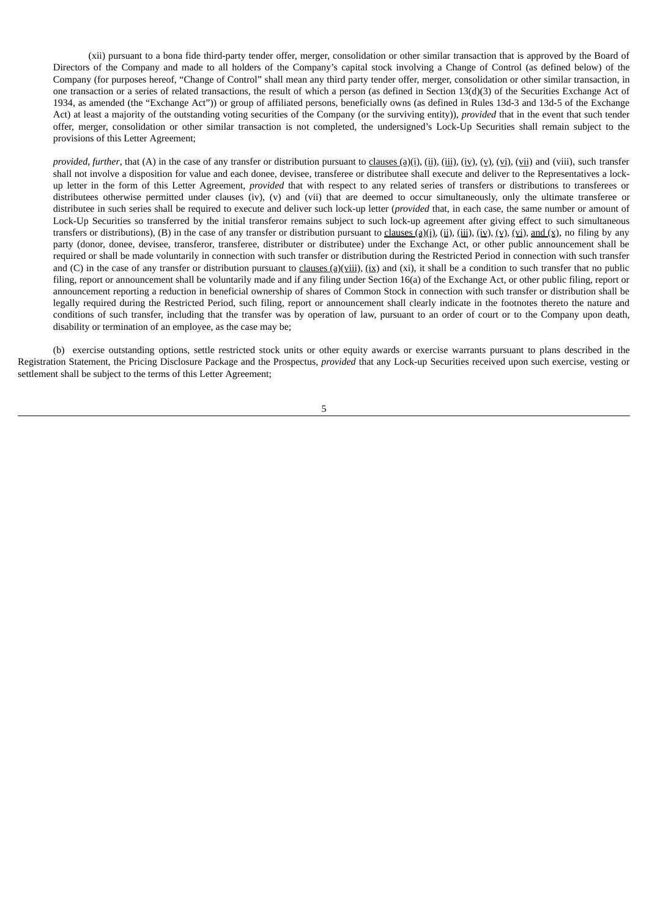(xii) pursuant to a bona fide third-party tender offer, merger, consolidation or other similar transaction that is approved by the Board of Directors of the Company and made to all holders of the Company's capital stock involving a Change of Control (as defined below) of the Company (for purposes hereof, "Change of Control" shall mean any third party tender offer, merger, consolidation or other similar transaction, in one transaction or a series of related transactions, the result of which a person (as defined in Section 13(d)(3) of the Securities Exchange Act of 1934, as amended (the "Exchange Act")) or group of affiliated persons, beneficially owns (as defined in Rules 13d-3 and 13d-5 of the Exchange Act) at least a majority of the outstanding voting securities of the Company (or the surviving entity)), *provided* that in the event that such tender offer, merger, consolidation or other similar transaction is not completed, the undersigned's Lock-Up Securities shall remain subject to the provisions of this Letter Agreement;

*provided*, *further*, that (A) in the case of any transfer or distribution pursuant to clauses (a)(i), (ii), (iii), (iv), (v), (vi), (vii) and (viii), such transfer shall not involve a disposition for value and each donee, devisee, transferee or distributee shall execute and deliver to the Representatives a lock-up letter in the form of this Letter Agreement, *provided* that with respect to any related series of transfers or distributions to transferees or distributees otherwise permitted under clauses (iv), (v) and (vii) that are deemed to occur simultaneously, only the ultimate transferee or distributee in such series shall be required to execute and deliver such lock-up letter (*provided* that, in each case, the same number or amount of Lock-Up Securities so transferred by the initial transferor remains subject to such lock-up agreement after giving effect to such simultaneous transfers or distributions), (B) in the case of any transfer or distribution pursuant to clauses (a)(i), (ii), (iii), (iv), (v), (vi), and (x), no filing by any party (donor, donee, devisee, transferor, transferee, distributer or distributee) under the Exchange Act, or other public announcement shall be required or shall be made voluntarily in connection with such transfer or distribution during the Restricted Period in connection with such transfer and (C) in the case of any transfer or distribution pursuant to clauses (a)(viii), (ix) and (xi), it shall be a condition to such transfer that no public filing, report or announcement shall be voluntarily made and if any filing under Section 16(a) of the Exchange Act, or other public filing, report or announcement reporting a reduction in beneficial ownership of shares of Common Stock in connection with such transfer or distribution shall be legally required during the Restricted Period, such filing, report or announcement shall clearly indicate in the footnotes thereto the nature and conditions of such transfer, including that the transfer was by operation of law, pursuant to an order of court or to the Company upon death, disability or termination of an employee, as the case may be;

(b) exercise outstanding options, settle restricted stock units or other equity awards or exercise warrants pursuant to plans described in the Registration Statement, the Pricing Disclosure Package and the Prospectus, *provided* that any Lock-up Securities received upon such exercise, vesting or settlement shall be subject to the terms of this Letter Agreement;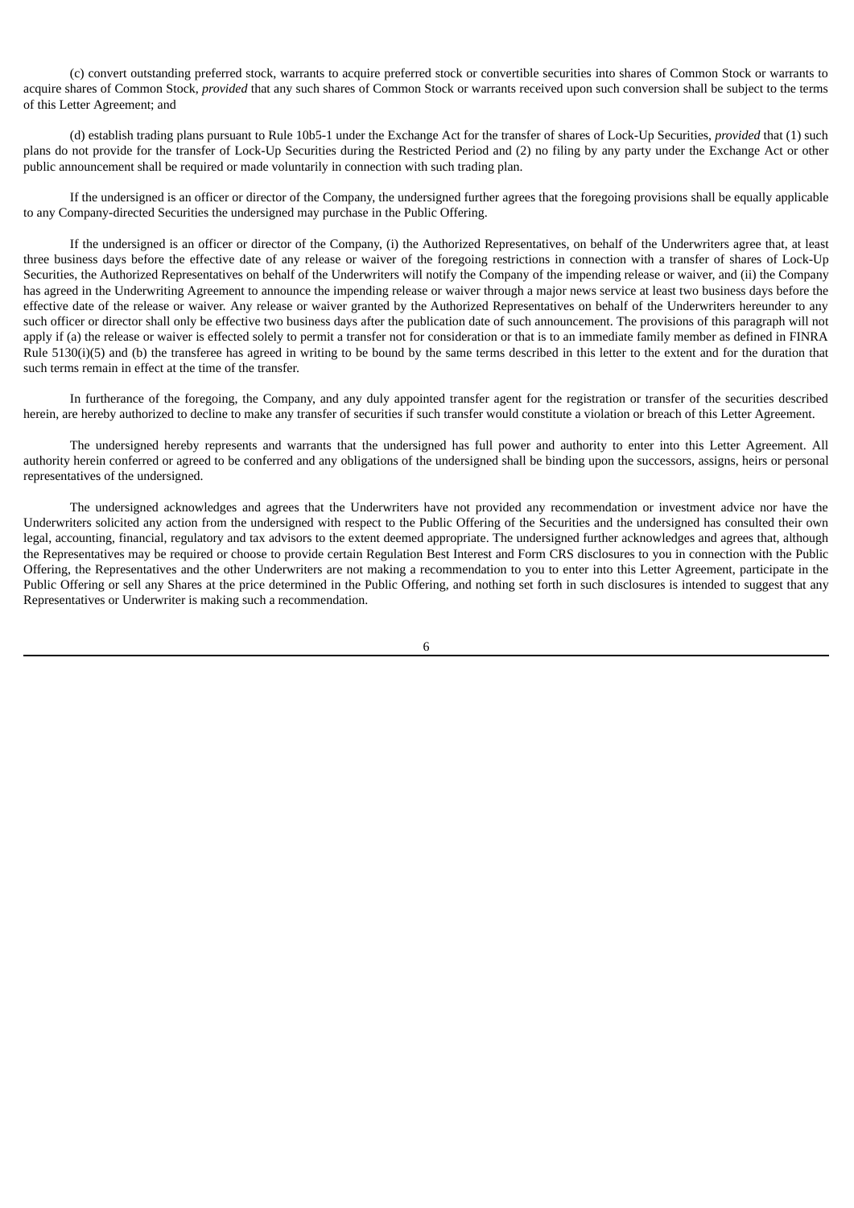(c) convert outstanding preferred stock, warrants to acquire preferred stock or convertible securities into shares of Common Stock or warrants to acquire shares of Common Stock, *provided* that any such shares of Common Stock or warrants received upon such conversion shall be subject to the terms of this Letter Agreement; and

(d) establish trading plans pursuant to Rule 10b5-1 under the Exchange Act for the transfer of shares of Lock-Up Securities, *provided* that (1) such plans do not provide for the transfer of Lock-Up Securities during the Restricted Period and (2) no filing by any party under the Exchange Act or other public announcement shall be required or made voluntarily in connection with such trading plan.

If the undersigned is an officer or director of the Company, the undersigned further agrees that the foregoing provisions shall be equally applicable to any Company-directed Securities the undersigned may purchase in the Public Offering.

If the undersigned is an officer or director of the Company, (i) the Authorized Representatives, on behalf of the Underwriters agree that, at least three business days before the effective date of any release or waiver of the foregoing restrictions in connection with a transfer of shares of Lock-Up Securities, the Authorized Representatives on behalf of the Underwriters will notify the Company of the impending release or waiver, and (ii) the Company has agreed in the Underwriting Agreement to announce the impending release or waiver through a major news service at least two business days before the effective date of the release or waiver. Any release or waiver granted by the Authorized Representatives on behalf of the Underwriters hereunder to any such officer or director shall only be effective two business days after the publication date of such announcement. The provisions of this paragraph will not apply if (a) the release or waiver is effected solely to permit a transfer not for consideration or that is to an immediate family member as defined in FINRA Rule 5130(i)(5) and (b) the transferee has agreed in writing to be bound by the same terms described in this letter to the extent and for the duration that such terms remain in effect at the time of the transfer.

In furtherance of the foregoing, the Company, and any duly appointed transfer agent for the registration or transfer of the securities described herein, are hereby authorized to decline to make any transfer of securities if such transfer would constitute a violation or breach of this Letter Agreement.

The undersigned hereby represents and warrants that the undersigned has full power and authority to enter into this Letter Agreement. All authority herein conferred or agreed to be conferred and any obligations of the undersigned shall be binding upon the successors, assigns, heirs or personal representatives of the undersigned.

The undersigned acknowledges and agrees that the Underwriters have not provided any recommendation or investment advice nor have the Underwriters solicited any action from the undersigned with respect to the Public Offering of the Securities and the undersigned has consulted their own legal, accounting, financial, regulatory and tax advisors to the extent deemed appropriate. The undersigned further acknowledges and agrees that, although the Representatives may be required or choose to provide certain Regulation Best Interest and Form CRS disclosures to you in connection with the Public Offering, the Representatives and the other Underwriters are not making a recommendation to you to enter into this Letter Agreement, participate in the Public Offering or sell any Shares at the price determined in the Public Offering, and nothing set forth in such disclosures is intended to suggest that any Representatives or Underwriter is making such a recommendation.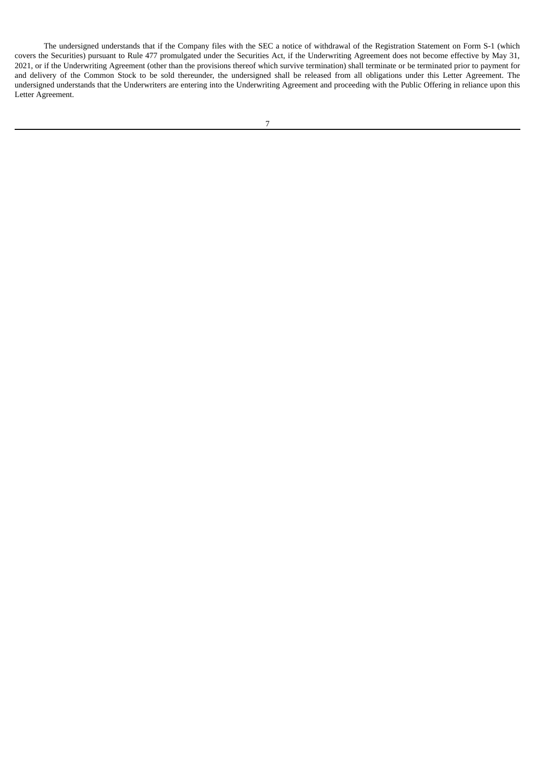The undersigned understands that if the Company files with the SEC a notice of withdrawal of the Registration Statement on Form S-1 (which covers the Securities) pursuant to Rule 477 promulgated under the Securities Act, if the Underwriting Agreement does not become effective by May 31, 2021, or if the Underwriting Agreement (other than the provisions thereof which survive termination) shall terminate or be terminated prior to payment for and delivery of the Common Stock to be sold thereunder, the undersigned shall be released from all obligations under this Letter Agreement. The undersigned understands that the Underwriters are entering into the Underwriting Agreement and proceeding with the Public Offering in reliance upon this Letter Agreement.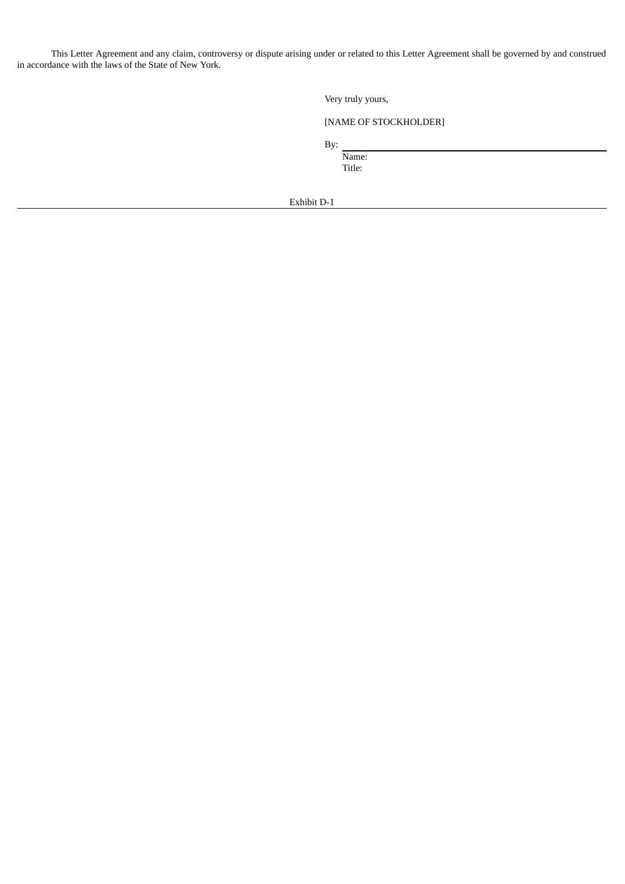This Letter Agreement and any claim, controversy or dispute arising under or related to this Letter Agreement shall be governed by and construed in accordance with the laws of the State of New York.

Very truly yours,

[NAME OF STOCKHOLDER]

By: \_\_\_\_\_\_\_\_\_\_\_\_\_\_\_\_\_\_\_\_\_\_\_\_\_\_\_\_\_\_

Name:

Title:

Exhibit D-1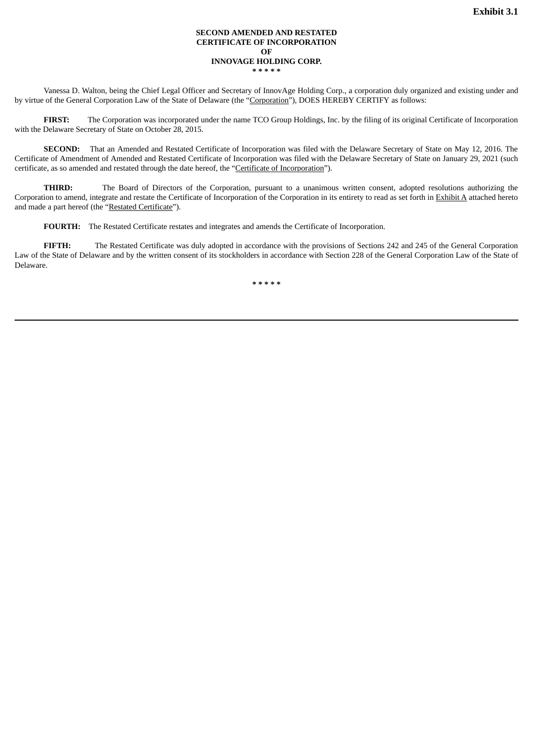**Exhibit 3.1**

**SECOND AMENDED AND RESTATED**
**CERTIFICATE OF INCORPORATION**
**OF**
**INNOVAGE HOLDING CORP.**

**\* \* \* \* \***

Vanessa D. Walton, being the Chief Legal Officer and Secretary of InnovAge Holding Corp., a corporation duly organized and existing under and by virtue of the General Corporation Law of the State of Delaware (the "Corporation"), DOES HEREBY CERTIFY as follows:

**FIRST:** The Corporation was incorporated under the name TCO Group Holdings, Inc. by the filing of its original Certificate of Incorporation with the Delaware Secretary of State on October 28, 2015.

**SECOND:** That an Amended and Restated Certificate of Incorporation was filed with the Delaware Secretary of State on May 12, 2016. The Certificate of Amendment of Amended and Restated Certificate of Incorporation was filed with the Delaware Secretary of State on January 29, 2021 (such certificate, as so amended and restated through the date hereof, the "Certificate of Incorporation").

**THIRD:** The Board of Directors of the Corporation, pursuant to a unanimous written consent, adopted resolutions authorizing the Corporation to amend, integrate and restate the Certificate of Incorporation of the Corporation in its entirety to read as set forth in Exhibit A attached hereto and made a part hereof (the "Restated Certificate").

**FOURTH:** The Restated Certificate restates and integrates and amends the Certificate of Incorporation.

**FIFTH:** The Restated Certificate was duly adopted in accordance with the provisions of Sections 242 and 245 of the General Corporation Law of the State of Delaware and by the written consent of its stockholders in accordance with Section 228 of the General Corporation Law of the State of Delaware.

**\* \* \* \* \***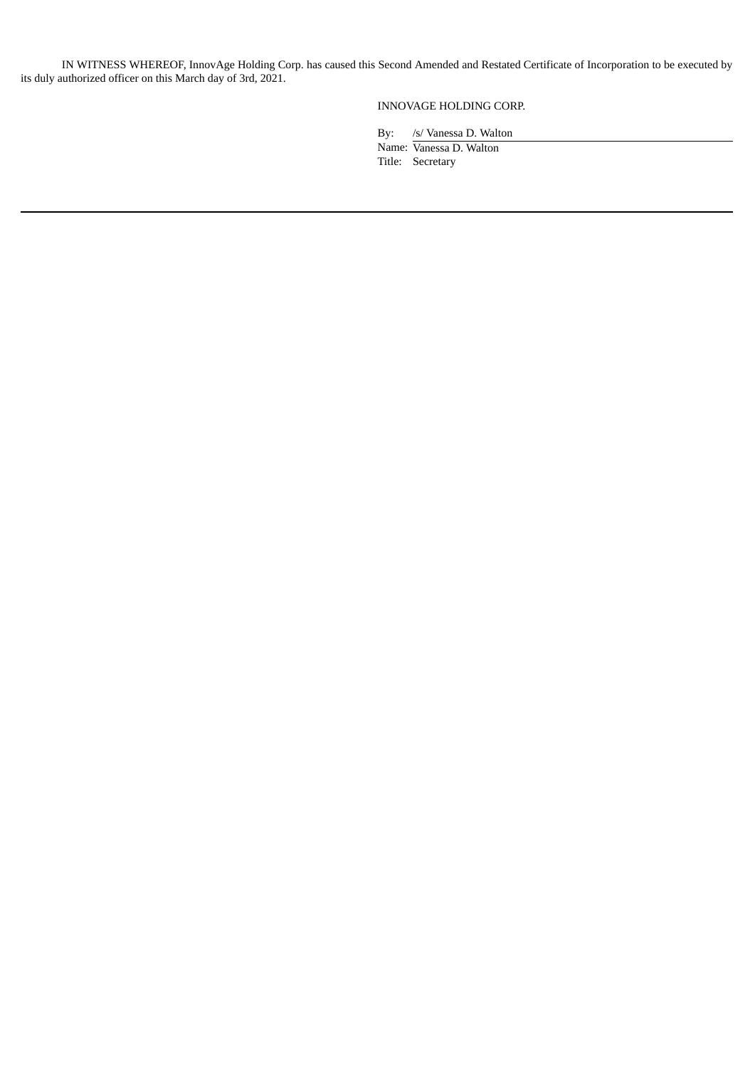IN WITNESS WHEREOF, InnovAge Holding Corp. has caused this Second Amended and Restated Certificate of Incorporation to be executed by its duly authorized officer on this March day of 3rd, 2021.

INNOVAGE HOLDING CORP.

By: /s/ Vanessa D. Walton

Name: Vanessa D. Walton

Title: Secretary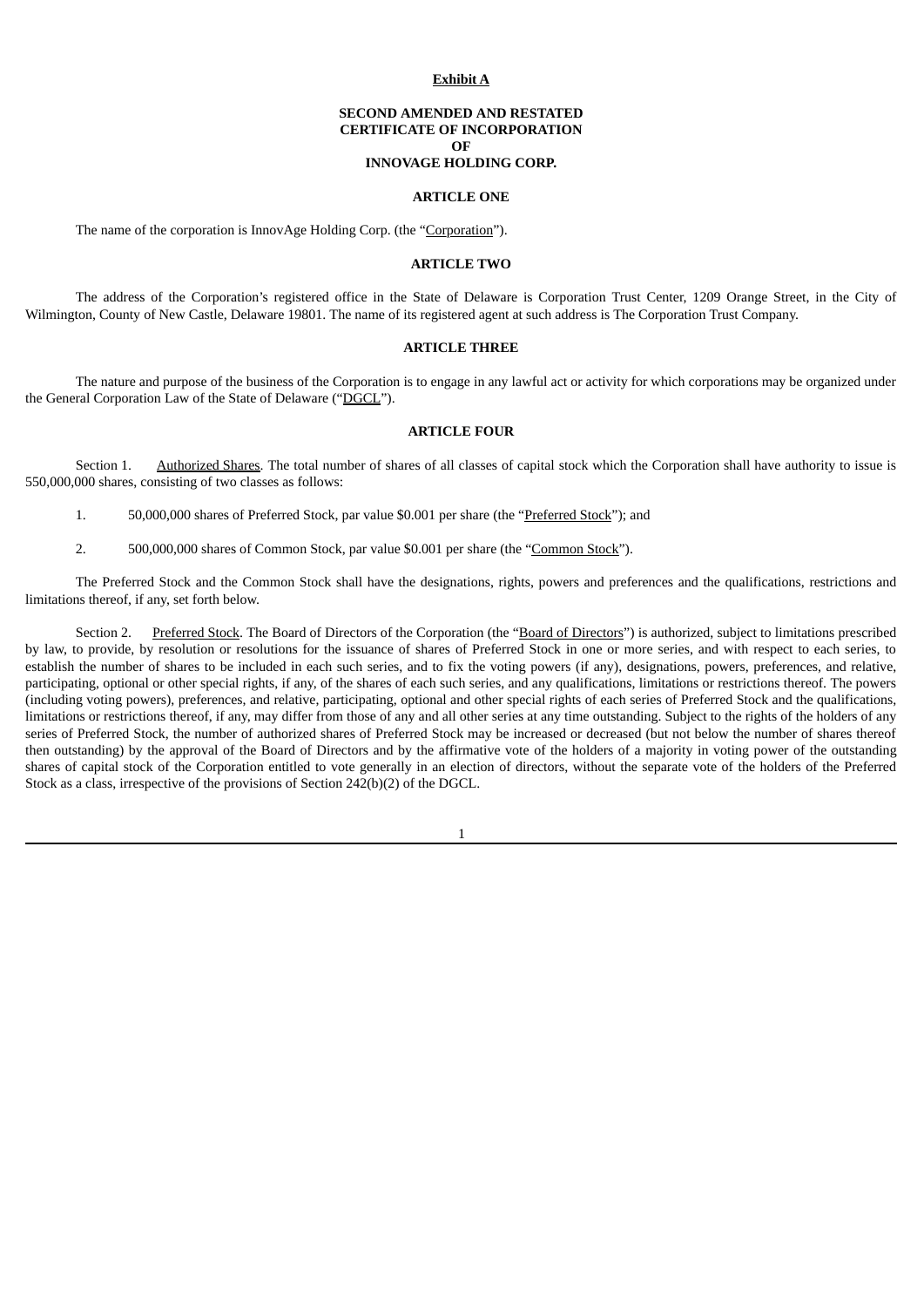**Exhibit A**

**SECOND AMENDED AND RESTATED**
**CERTIFICATE OF INCORPORATION**
**OF**
**INNOVAGE HOLDING CORP.**

**ARTICLE ONE**

The name of the corporation is InnovAge Holding Corp. (the "Corporation").

**ARTICLE TWO**

The address of the Corporation's registered office in the State of Delaware is Corporation Trust Center, 1209 Orange Street, in the City of Wilmington, County of New Castle, Delaware 19801. The name of its registered agent at such address is The Corporation Trust Company.

**ARTICLE THREE**

The nature and purpose of the business of the Corporation is to engage in any lawful act or activity for which corporations may be organized under the General Corporation Law of the State of Delaware ("DGCL").

**ARTICLE FOUR**

Section 1. Authorized Shares. The total number of shares of all classes of capital stock which the Corporation shall have authority to issue is 550,000,000 shares, consisting of two classes as follows:

1. 50,000,000 shares of Preferred Stock, par value $0.001 per share (the "Preferred Stock"); and

2. 500,000,000 shares of Common Stock, par value $0.001 per share (the "Common Stock").

The Preferred Stock and the Common Stock shall have the designations, rights, powers and preferences and the qualifications, restrictions and limitations thereof, if any, set forth below.

Section 2. Preferred Stock. The Board of Directors of the Corporation (the "Board of Directors") is authorized, subject to limitations prescribed by law, to provide, by resolution or resolutions for the issuance of shares of Preferred Stock in one or more series, and with respect to each series, to establish the number of shares to be included in each such series, and to fix the voting powers (if any), designations, powers, preferences, and relative, participating, optional or other special rights, if any, of the shares of each such series, and any qualifications, limitations or restrictions thereof. The powers (including voting powers), preferences, and relative, participating, optional and other special rights of each series of Preferred Stock and the qualifications, limitations or restrictions thereof, if any, may differ from those of any and all other series at any time outstanding. Subject to the rights of the holders of any series of Preferred Stock, the number of authorized shares of Preferred Stock may be increased or decreased (but not below the number of shares thereof then outstanding) by the approval of the Board of Directors and by the affirmative vote of the holders of a majority in voting power of the outstanding shares of capital stock of the Corporation entitled to vote generally in an election of directors, without the separate vote of the holders of the Preferred Stock as a class, irrespective of the provisions of Section 242(b)(2) of the DGCL.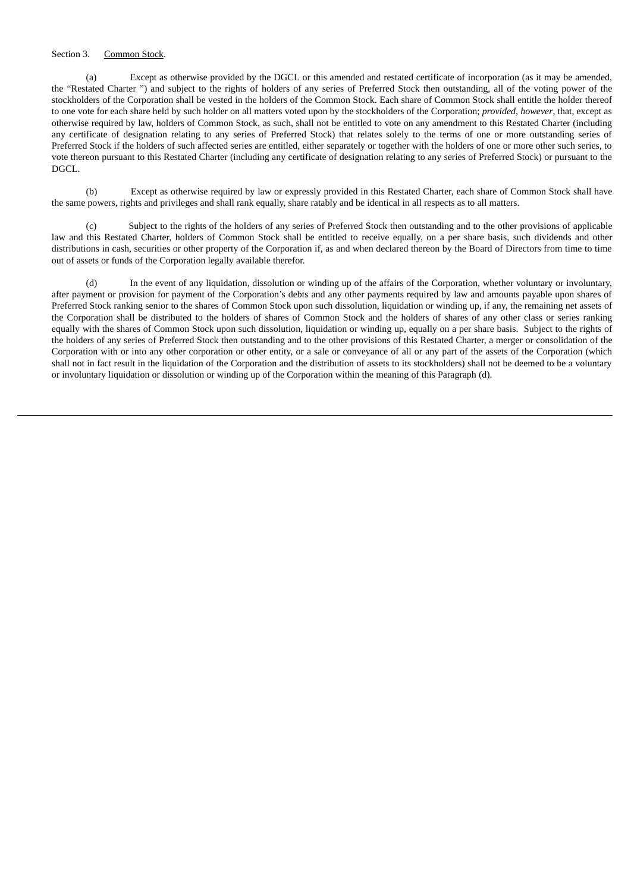Section 3. Common Stock.

(a) Except as otherwise provided by the DGCL or this amended and restated certificate of incorporation (as it may be amended, the "Restated Charter ") and subject to the rights of holders of any series of Preferred Stock then outstanding, all of the voting power of the stockholders of the Corporation shall be vested in the holders of the Common Stock. Each share of Common Stock shall entitle the holder thereof to one vote for each share held by such holder on all matters voted upon by the stockholders of the Corporation; *provided*, *however*, that, except as otherwise required by law, holders of Common Stock, as such, shall not be entitled to vote on any amendment to this Restated Charter (including any certificate of designation relating to any series of Preferred Stock) that relates solely to the terms of one or more outstanding series of Preferred Stock if the holders of such affected series are entitled, either separately or together with the holders of one or more other such series, to vote thereon pursuant to this Restated Charter (including any certificate of designation relating to any series of Preferred Stock) or pursuant to the DGCL.

(b) Except as otherwise required by law or expressly provided in this Restated Charter, each share of Common Stock shall have the same powers, rights and privileges and shall rank equally, share ratably and be identical in all respects as to all matters.

(c) Subject to the rights of the holders of any series of Preferred Stock then outstanding and to the other provisions of applicable law and this Restated Charter, holders of Common Stock shall be entitled to receive equally, on a per share basis, such dividends and other distributions in cash, securities or other property of the Corporation if, as and when declared thereon by the Board of Directors from time to time out of assets or funds of the Corporation legally available therefor.

(d) In the event of any liquidation, dissolution or winding up of the affairs of the Corporation, whether voluntary or involuntary, after payment or provision for payment of the Corporation's debts and any other payments required by law and amounts payable upon shares of Preferred Stock ranking senior to the shares of Common Stock upon such dissolution, liquidation or winding up, if any, the remaining net assets of the Corporation shall be distributed to the holders of shares of Common Stock and the holders of shares of any other class or series ranking equally with the shares of Common Stock upon such dissolution, liquidation or winding up, equally on a per share basis. Subject to the rights of the holders of any series of Preferred Stock then outstanding and to the other provisions of this Restated Charter, a merger or consolidation of the Corporation with or into any other corporation or other entity, or a sale or conveyance of all or any part of the assets of the Corporation (which shall not in fact result in the liquidation of the Corporation and the distribution of assets to its stockholders) shall not be deemed to be a voluntary or involuntary liquidation or dissolution or winding up of the Corporation within the meaning of this Paragraph (d).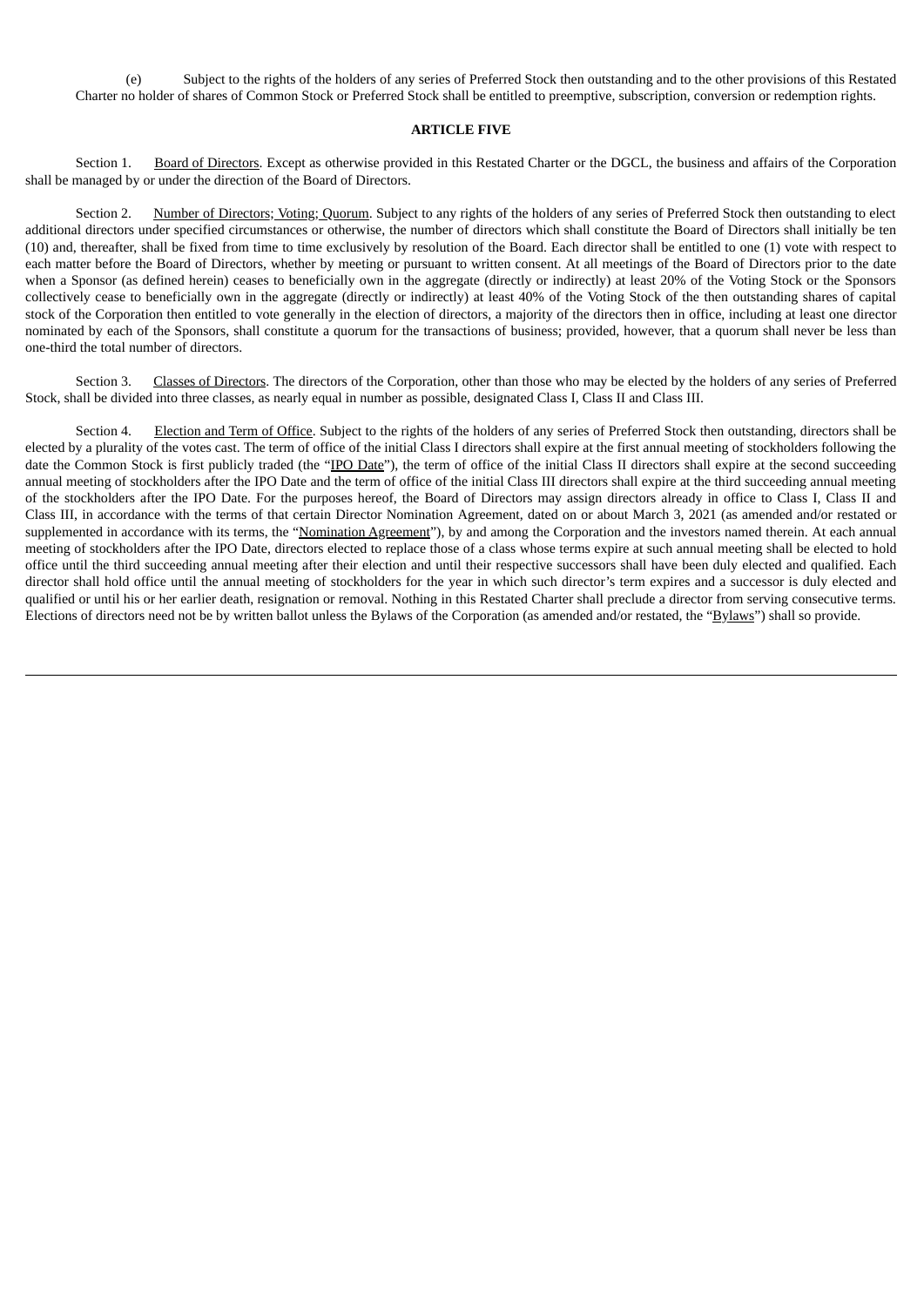(e) Subject to the rights of the holders of any series of Preferred Stock then outstanding and to the other provisions of this Restated Charter no holder of shares of Common Stock or Preferred Stock shall be entitled to preemptive, subscription, conversion or redemption rights.

**ARTICLE FIVE**

Section 1. Board of Directors. Except as otherwise provided in this Restated Charter or the DGCL, the business and affairs of the Corporation shall be managed by or under the direction of the Board of Directors.

Section 2. Number of Directors; Voting; Quorum. Subject to any rights of the holders of any series of Preferred Stock then outstanding to elect additional directors under specified circumstances or otherwise, the number of directors which shall constitute the Board of Directors shall initially be ten (10) and, thereafter, shall be fixed from time to time exclusively by resolution of the Board. Each director shall be entitled to one (1) vote with respect to each matter before the Board of Directors, whether by meeting or pursuant to written consent. At all meetings of the Board of Directors prior to the date when a Sponsor (as defined herein) ceases to beneficially own in the aggregate (directly or indirectly) at least 20% of the Voting Stock or the Sponsors collectively cease to beneficially own in the aggregate (directly or indirectly) at least 40% of the Voting Stock of the then outstanding shares of capital stock of the Corporation then entitled to vote generally in the election of directors, a majority of the directors then in office, including at least one director nominated by each of the Sponsors, shall constitute a quorum for the transactions of business; provided, however, that a quorum shall never be less than one-third the total number of directors.

Section 3. Classes of Directors. The directors of the Corporation, other than those who may be elected by the holders of any series of Preferred Stock, shall be divided into three classes, as nearly equal in number as possible, designated Class I, Class II and Class III.

Section 4. Election and Term of Office. Subject to the rights of the holders of any series of Preferred Stock then outstanding, directors shall be elected by a plurality of the votes cast. The term of office of the initial Class I directors shall expire at the first annual meeting of stockholders following the date the Common Stock is first publicly traded (the "IPO Date"), the term of office of the initial Class II directors shall expire at the second succeeding annual meeting of stockholders after the IPO Date and the term of office of the initial Class III directors shall expire at the third succeeding annual meeting of the stockholders after the IPO Date. For the purposes hereof, the Board of Directors may assign directors already in office to Class I, Class II and Class III, in accordance with the terms of that certain Director Nomination Agreement, dated on or about March 3, 2021 (as amended and/or restated or supplemented in accordance with its terms, the "Nomination Agreement"), by and among the Corporation and the investors named therein. At each annual meeting of stockholders after the IPO Date, directors elected to replace those of a class whose terms expire at such annual meeting shall be elected to hold office until the third succeeding annual meeting after their election and until their respective successors shall have been duly elected and qualified. Each director shall hold office until the annual meeting of stockholders for the year in which such director's term expires and a successor is duly elected and qualified or until his or her earlier death, resignation or removal. Nothing in this Restated Charter shall preclude a director from serving consecutive terms. Elections of directors need not be by written ballot unless the Bylaws of the Corporation (as amended and/or restated, the "Bylaws") shall so provide.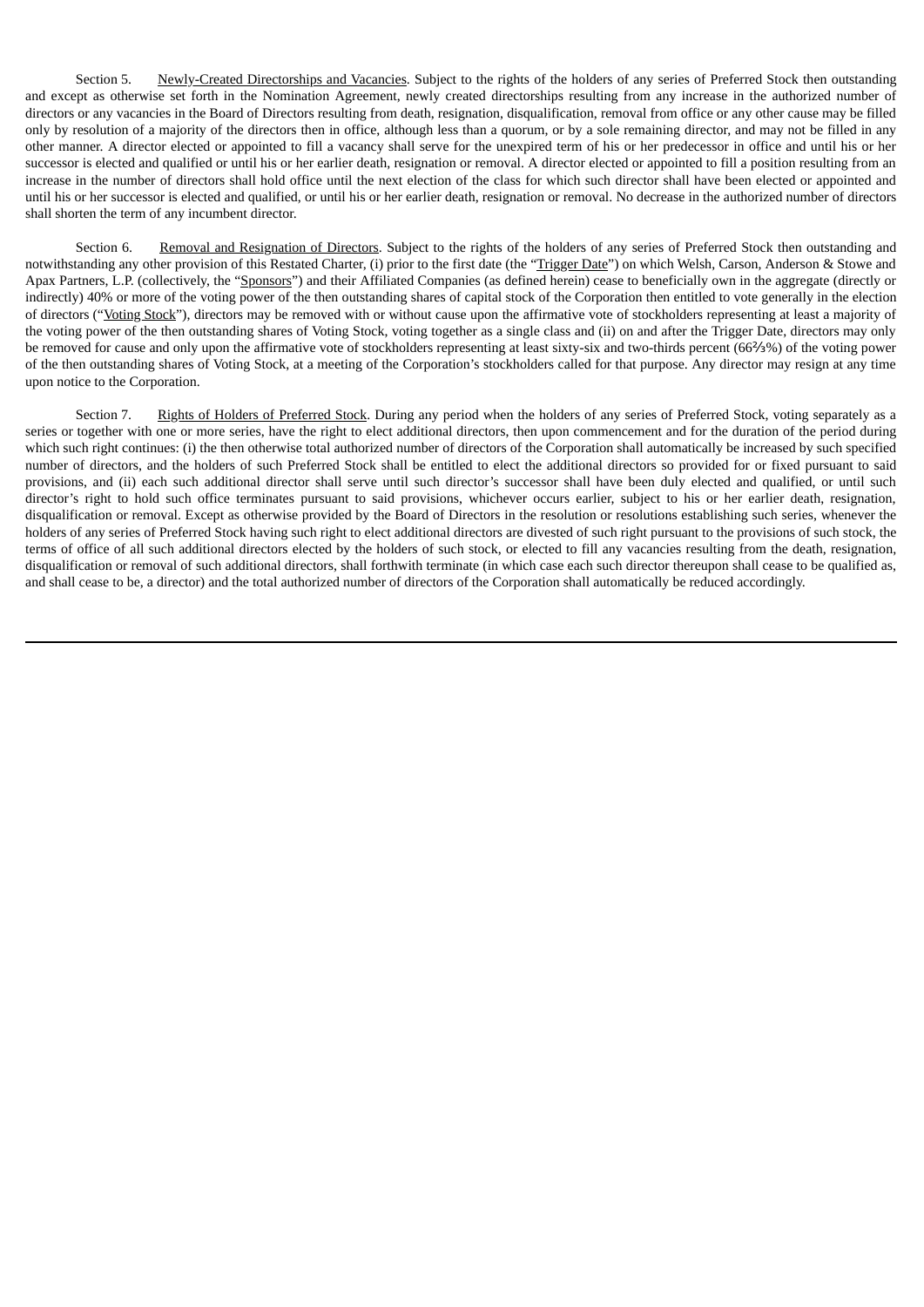Section 5. Newly-Created Directorships and Vacancies. Subject to the rights of the holders of any series of Preferred Stock then outstanding and except as otherwise set forth in the Nomination Agreement, newly created directorships resulting from any increase in the authorized number of directors or any vacancies in the Board of Directors resulting from death, resignation, disqualification, removal from office or any other cause may be filled only by resolution of a majority of the directors then in office, although less than a quorum, or by a sole remaining director, and may not be filled in any other manner. A director elected or appointed to fill a vacancy shall serve for the unexpired term of his or her predecessor in office and until his or her successor is elected and qualified or until his or her earlier death, resignation or removal. A director elected or appointed to fill a position resulting from an increase in the number of directors shall hold office until the next election of the class for which such director shall have been elected or appointed and until his or her successor is elected and qualified, or until his or her earlier death, resignation or removal. No decrease in the authorized number of directors shall shorten the term of any incumbent director.

Section 6. Removal and Resignation of Directors. Subject to the rights of the holders of any series of Preferred Stock then outstanding and notwithstanding any other provision of this Restated Charter, (i) prior to the first date (the "Trigger Date") on which Welsh, Carson, Anderson & Stowe and Apax Partners, L.P. (collectively, the "Sponsors") and their Affiliated Companies (as defined herein) cease to beneficially own in the aggregate (directly or indirectly) 40% or more of the voting power of the then outstanding shares of capital stock of the Corporation then entitled to vote generally in the election of directors ("Voting Stock"), directors may be removed with or without cause upon the affirmative vote of stockholders representing at least a majority of the voting power of the then outstanding shares of Voting Stock, voting together as a single class and (ii) on and after the Trigger Date, directors may only be removed for cause and only upon the affirmative vote of stockholders representing at least sixty-six and two-thirds percent (66⅔%) of the voting power of the then outstanding shares of Voting Stock, at a meeting of the Corporation's stockholders called for that purpose. Any director may resign at any time upon notice to the Corporation.

Section 7. Rights of Holders of Preferred Stock. During any period when the holders of any series of Preferred Stock, voting separately as a series or together with one or more series, have the right to elect additional directors, then upon commencement and for the duration of the period during which such right continues: (i) the then otherwise total authorized number of directors of the Corporation shall automatically be increased by such specified number of directors, and the holders of such Preferred Stock shall be entitled to elect the additional directors so provided for or fixed pursuant to said provisions, and (ii) each such additional director shall serve until such director's successor shall have been duly elected and qualified, or until such director's right to hold such office terminates pursuant to said provisions, whichever occurs earlier, subject to his or her earlier death, resignation, disqualification or removal. Except as otherwise provided by the Board of Directors in the resolution or resolutions establishing such series, whenever the holders of any series of Preferred Stock having such right to elect additional directors are divested of such right pursuant to the provisions of such stock, the terms of office of all such additional directors elected by the holders of such stock, or elected to fill any vacancies resulting from the death, resignation, disqualification or removal of such additional directors, shall forthwith terminate (in which case each such director thereupon shall cease to be qualified as, and shall cease to be, a director) and the total authorized number of directors of the Corporation shall automatically be reduced accordingly.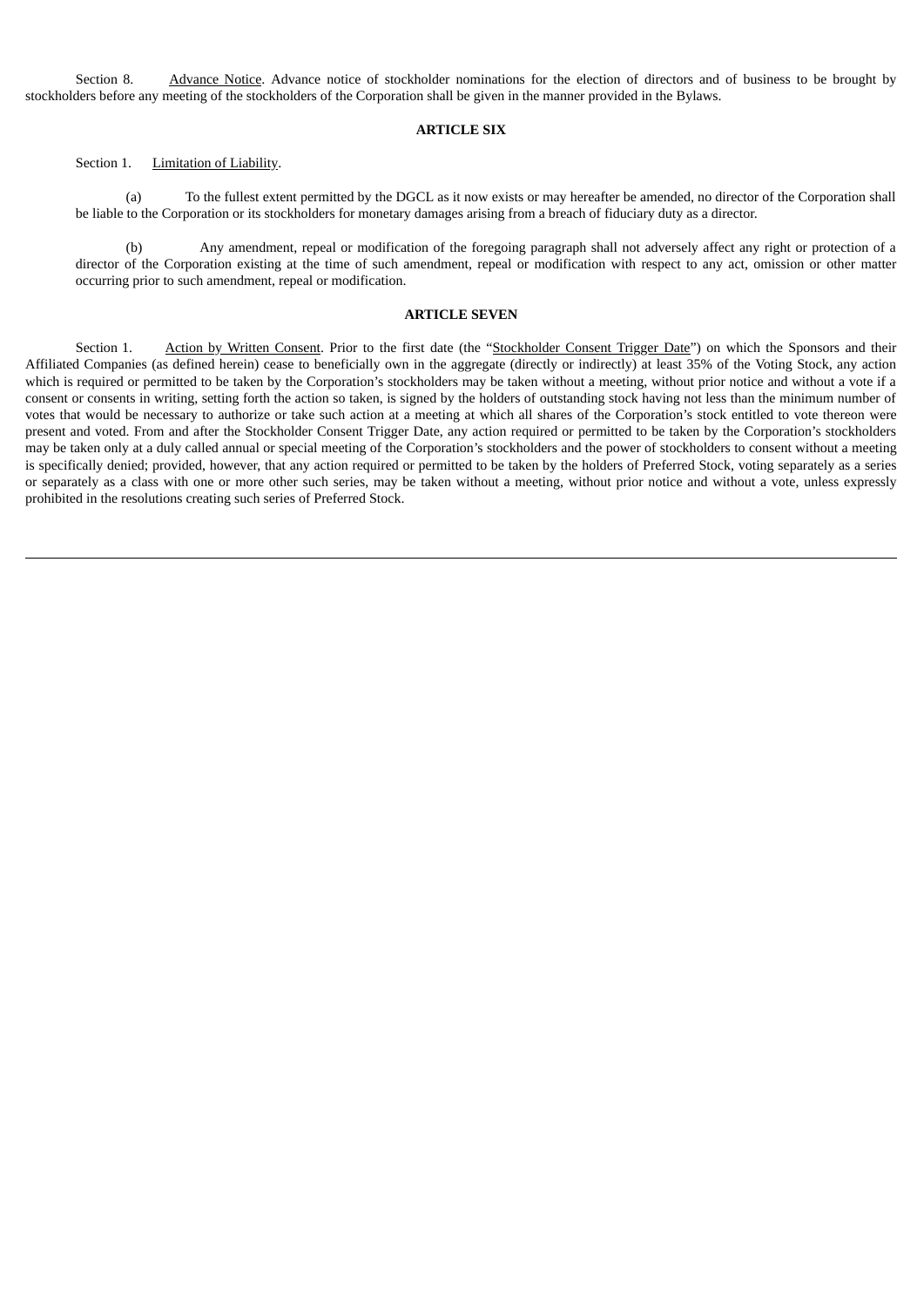Section 8. Advance Notice. Advance notice of stockholder nominations for the election of directors and of business to be brought by stockholders before any meeting of the stockholders of the Corporation shall be given in the manner provided in the Bylaws.

**ARTICLE SIX**

Section 1. Limitation of Liability.

(a) To the fullest extent permitted by the DGCL as it now exists or may hereafter be amended, no director of the Corporation shall be liable to the Corporation or its stockholders for monetary damages arising from a breach of fiduciary duty as a director.

(b) Any amendment, repeal or modification of the foregoing paragraph shall not adversely affect any right or protection of a director of the Corporation existing at the time of such amendment, repeal or modification with respect to any act, omission or other matter occurring prior to such amendment, repeal or modification.

**ARTICLE SEVEN**

Section 1. Action by Written Consent. Prior to the first date (the "Stockholder Consent Trigger Date") on which the Sponsors and their Affiliated Companies (as defined herein) cease to beneficially own in the aggregate (directly or indirectly) at least 35% of the Voting Stock, any action which is required or permitted to be taken by the Corporation's stockholders may be taken without a meeting, without prior notice and without a vote if a consent or consents in writing, setting forth the action so taken, is signed by the holders of outstanding stock having not less than the minimum number of votes that would be necessary to authorize or take such action at a meeting at which all shares of the Corporation's stock entitled to vote thereon were present and voted. From and after the Stockholder Consent Trigger Date, any action required or permitted to be taken by the Corporation's stockholders may be taken only at a duly called annual or special meeting of the Corporation's stockholders and the power of stockholders to consent without a meeting is specifically denied; provided, however, that any action required or permitted to be taken by the holders of Preferred Stock, voting separately as a series or separately as a class with one or more other such series, may be taken without a meeting, without prior notice and without a vote, unless expressly prohibited in the resolutions creating such series of Preferred Stock.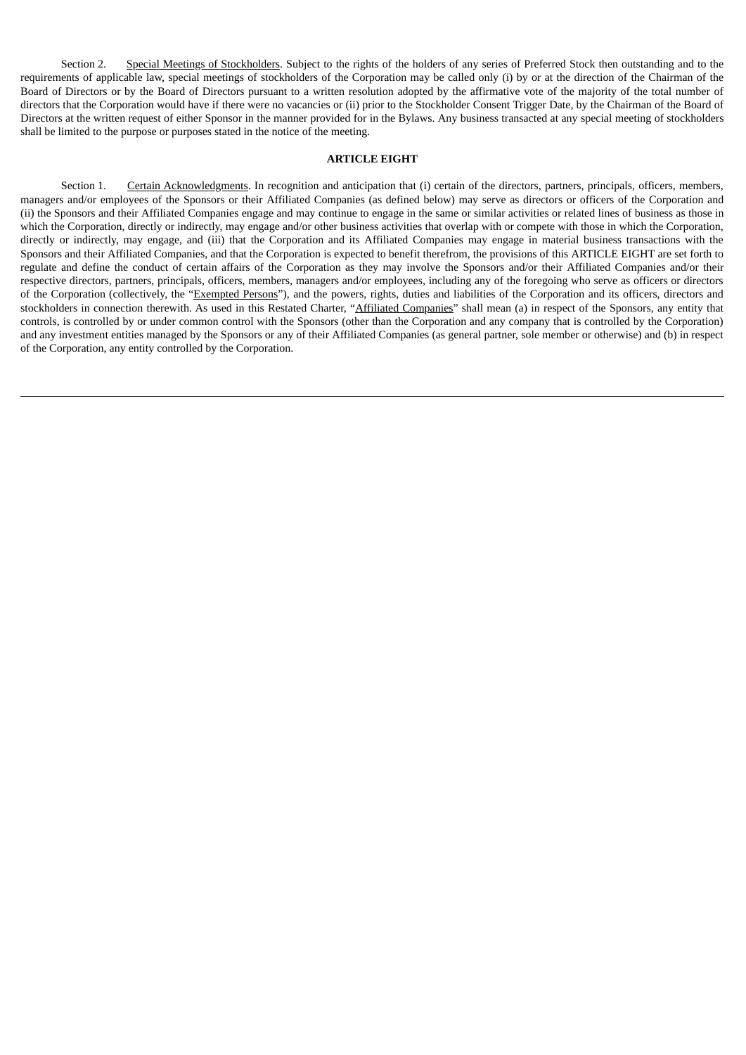Section 2. Special Meetings of Stockholders. Subject to the rights of the holders of any series of Preferred Stock then outstanding and to the requirements of applicable law, special meetings of stockholders of the Corporation may be called only (i) by or at the direction of the Chairman of the Board of Directors or by the Board of Directors pursuant to a written resolution adopted by the affirmative vote of the majority of the total number of directors that the Corporation would have if there were no vacancies or (ii) prior to the Stockholder Consent Trigger Date, by the Chairman of the Board of Directors at the written request of either Sponsor in the manner provided for in the Bylaws. Any business transacted at any special meeting of stockholders shall be limited to the purpose or purposes stated in the notice of the meeting.

**ARTICLE EIGHT**

Section 1. Certain Acknowledgments. In recognition and anticipation that (i) certain of the directors, partners, principals, officers, members, managers and/or employees of the Sponsors or their Affiliated Companies (as defined below) may serve as directors or officers of the Corporation and (ii) the Sponsors and their Affiliated Companies engage and may continue to engage in the same or similar activities or related lines of business as those in which the Corporation, directly or indirectly, may engage and/or other business activities that overlap with or compete with those in which the Corporation, directly or indirectly, may engage, and (iii) that the Corporation and its Affiliated Companies may engage in material business transactions with the Sponsors and their Affiliated Companies, and that the Corporation is expected to benefit therefrom, the provisions of this ARTICLE EIGHT are set forth to regulate and define the conduct of certain affairs of the Corporation as they may involve the Sponsors and/or their Affiliated Companies and/or their respective directors, partners, principals, officers, members, managers and/or employees, including any of the foregoing who serve as officers or directors of the Corporation (collectively, the "Exempted Persons"), and the powers, rights, duties and liabilities of the Corporation and its officers, directors and stockholders in connection therewith. As used in this Restated Charter, "Affiliated Companies" shall mean (a) in respect of the Sponsors, any entity that controls, is controlled by or under common control with the Sponsors (other than the Corporation and any company that is controlled by the Corporation) and any investment entities managed by the Sponsors or any of their Affiliated Companies (as general partner, sole member or otherwise) and (b) in respect of the Corporation, any entity controlled by the Corporation.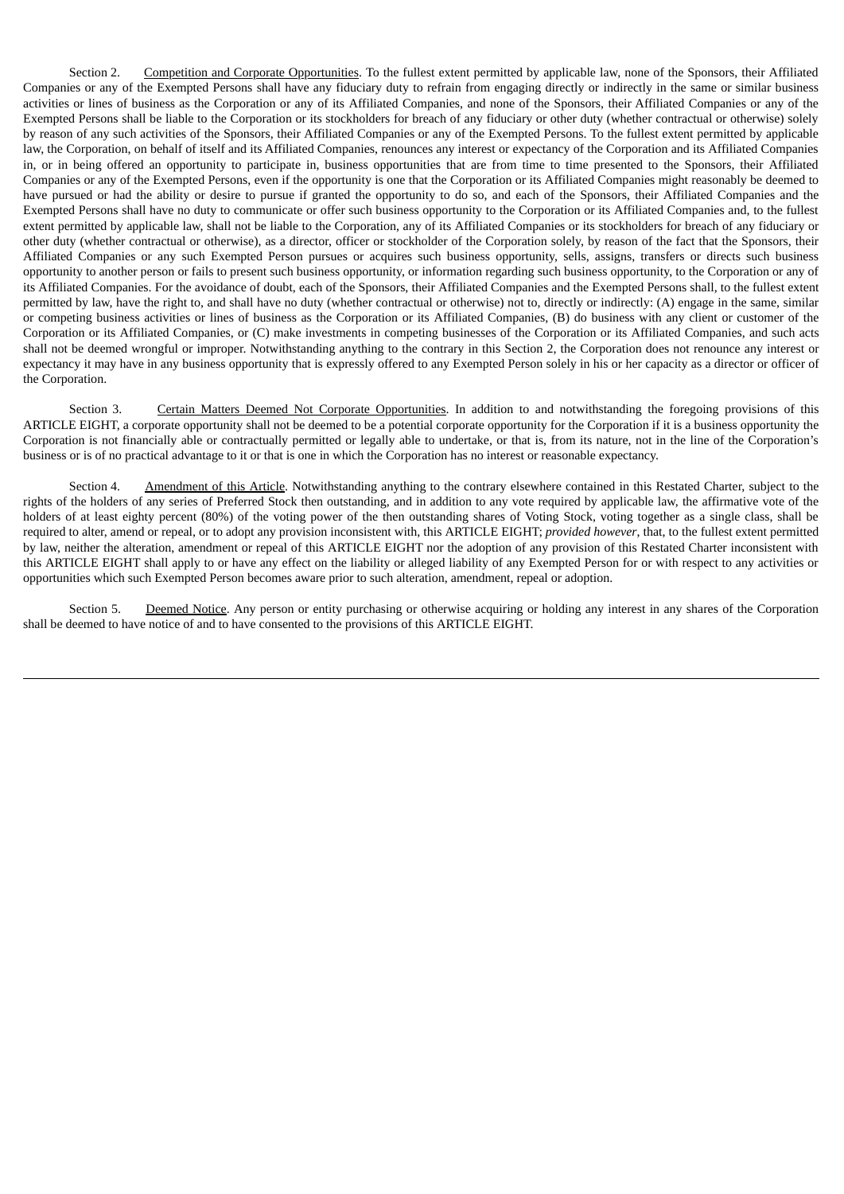Section 2. Competition and Corporate Opportunities. To the fullest extent permitted by applicable law, none of the Sponsors, their Affiliated Companies or any of the Exempted Persons shall have any fiduciary duty to refrain from engaging directly or indirectly in the same or similar business activities or lines of business as the Corporation or any of its Affiliated Companies, and none of the Sponsors, their Affiliated Companies or any of the Exempted Persons shall be liable to the Corporation or its stockholders for breach of any fiduciary or other duty (whether contractual or otherwise) solely by reason of any such activities of the Sponsors, their Affiliated Companies or any of the Exempted Persons. To the fullest extent permitted by applicable law, the Corporation, on behalf of itself and its Affiliated Companies, renounces any interest or expectancy of the Corporation and its Affiliated Companies in, or in being offered an opportunity to participate in, business opportunities that are from time to time presented to the Sponsors, their Affiliated Companies or any of the Exempted Persons, even if the opportunity is one that the Corporation or its Affiliated Companies might reasonably be deemed to have pursued or had the ability or desire to pursue if granted the opportunity to do so, and each of the Sponsors, their Affiliated Companies and the Exempted Persons shall have no duty to communicate or offer such business opportunity to the Corporation or its Affiliated Companies and, to the fullest extent permitted by applicable law, shall not be liable to the Corporation, any of its Affiliated Companies or its stockholders for breach of any fiduciary or other duty (whether contractual or otherwise), as a director, officer or stockholder of the Corporation solely, by reason of the fact that the Sponsors, their Affiliated Companies or any such Exempted Person pursues or acquires such business opportunity, sells, assigns, transfers or directs such business opportunity to another person or fails to present such business opportunity, or information regarding such business opportunity, to the Corporation or any of its Affiliated Companies. For the avoidance of doubt, each of the Sponsors, their Affiliated Companies and the Exempted Persons shall, to the fullest extent permitted by law, have the right to, and shall have no duty (whether contractual or otherwise) not to, directly or indirectly: (A) engage in the same, similar or competing business activities or lines of business as the Corporation or its Affiliated Companies, (B) do business with any client or customer of the Corporation or its Affiliated Companies, or (C) make investments in competing businesses of the Corporation or its Affiliated Companies, and such acts shall not be deemed wrongful or improper. Notwithstanding anything to the contrary in this Section 2, the Corporation does not renounce any interest or expectancy it may have in any business opportunity that is expressly offered to any Exempted Person solely in his or her capacity as a director or officer of the Corporation.

Section 3. Certain Matters Deemed Not Corporate Opportunities. In addition to and notwithstanding the foregoing provisions of this ARTICLE EIGHT, a corporate opportunity shall not be deemed to be a potential corporate opportunity for the Corporation if it is a business opportunity the Corporation is not financially able or contractually permitted or legally able to undertake, or that is, from its nature, not in the line of the Corporation's business or is of no practical advantage to it or that is one in which the Corporation has no interest or reasonable expectancy.

Section 4. Amendment of this Article. Notwithstanding anything to the contrary elsewhere contained in this Restated Charter, subject to the rights of the holders of any series of Preferred Stock then outstanding, and in addition to any vote required by applicable law, the affirmative vote of the holders of at least eighty percent (80%) of the voting power of the then outstanding shares of Voting Stock, voting together as a single class, shall be required to alter, amend or repeal, or to adopt any provision inconsistent with, this ARTICLE EIGHT; *provided however*, that, to the fullest extent permitted by law, neither the alteration, amendment or repeal of this ARTICLE EIGHT nor the adoption of any provision of this Restated Charter inconsistent with this ARTICLE EIGHT shall apply to or have any effect on the liability or alleged liability of any Exempted Person for or with respect to any activities or opportunities which such Exempted Person becomes aware prior to such alteration, amendment, repeal or adoption.

Section 5. Deemed Notice. Any person or entity purchasing or otherwise acquiring or holding any interest in any shares of the Corporation shall be deemed to have notice of and to have consented to the provisions of this ARTICLE EIGHT.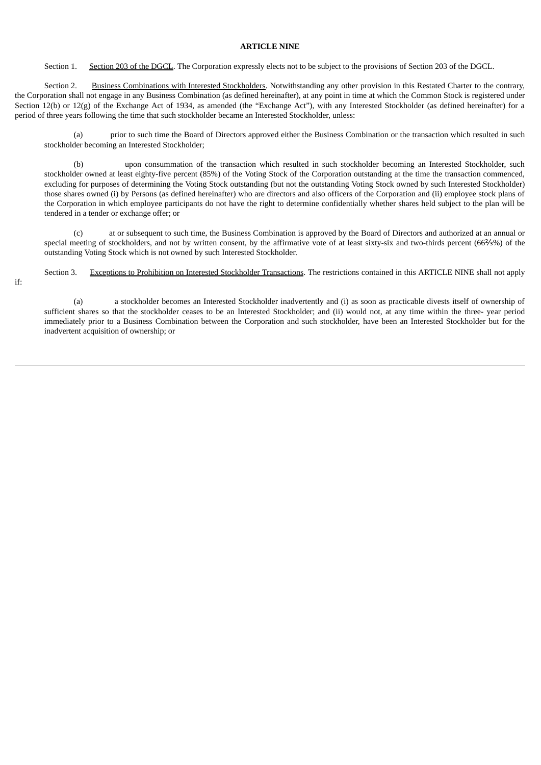## ARTICLE NINE

Section 1. Section 203 of the DGCL. The Corporation expressly elects not to be subject to the provisions of Section 203 of the DGCL.

Section 2. Business Combinations with Interested Stockholders. Notwithstanding any other provision in this Restated Charter to the contrary, the Corporation shall not engage in any Business Combination (as defined hereinafter), at any point in time at which the Common Stock is registered under Section 12(b) or 12(g) of the Exchange Act of 1934, as amended (the "Exchange Act"), with any Interested Stockholder (as defined hereinafter) for a period of three years following the time that such stockholder became an Interested Stockholder, unless:

(a) prior to such time the Board of Directors approved either the Business Combination or the transaction which resulted in such stockholder becoming an Interested Stockholder;

(b) upon consummation of the transaction which resulted in such stockholder becoming an Interested Stockholder, such stockholder owned at least eighty-five percent (85%) of the Voting Stock of the Corporation outstanding at the time the transaction commenced, excluding for purposes of determining the Voting Stock outstanding (but not the outstanding Voting Stock owned by such Interested Stockholder) those shares owned (i) by Persons (as defined hereinafter) who are directors and also officers of the Corporation and (ii) employee stock plans of the Corporation in which employee participants do not have the right to determine confidentially whether shares held subject to the plan will be tendered in a tender or exchange offer; or

(c) at or subsequent to such time, the Business Combination is approved by the Board of Directors and authorized at an annual or special meeting of stockholders, and not by written consent, by the affirmative vote of at least sixty-six and two-thirds percent (66⅔%) of the outstanding Voting Stock which is not owned by such Interested Stockholder.

Section 3. Exceptions to Prohibition on Interested Stockholder Transactions. The restrictions contained in this ARTICLE NINE shall not apply if:

(a) a stockholder becomes an Interested Stockholder inadvertently and (i) as soon as practicable divests itself of ownership of sufficient shares so that the stockholder ceases to be an Interested Stockholder; and (ii) would not, at any time within the three- year period immediately prior to a Business Combination between the Corporation and such stockholder, have been an Interested Stockholder but for the inadvertent acquisition of ownership; or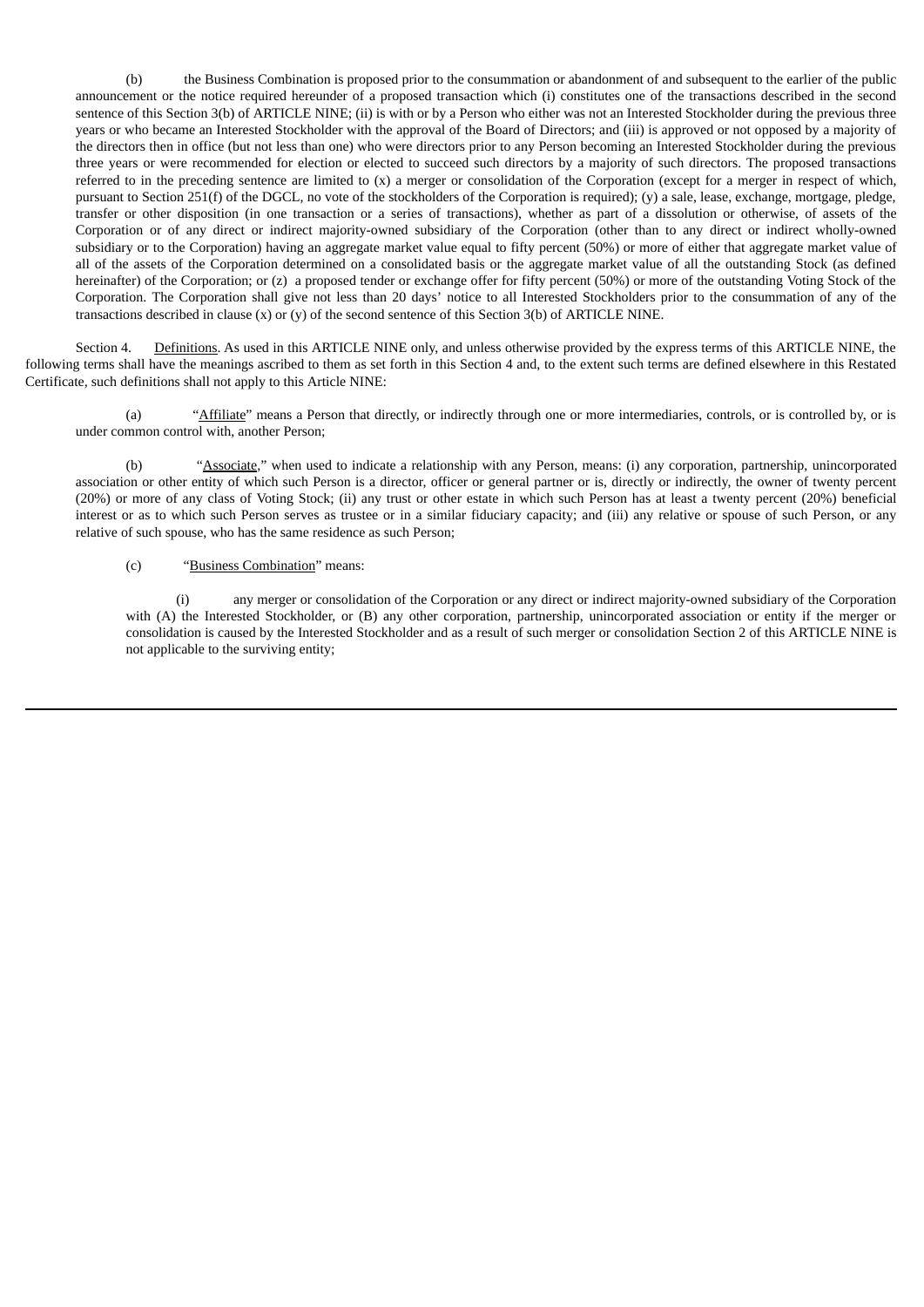(b) the Business Combination is proposed prior to the consummation or abandonment of and subsequent to the earlier of the public announcement or the notice required hereunder of a proposed transaction which (i) constitutes one of the transactions described in the second sentence of this Section 3(b) of ARTICLE NINE; (ii) is with or by a Person who either was not an Interested Stockholder during the previous three years or who became an Interested Stockholder with the approval of the Board of Directors; and (iii) is approved or not opposed by a majority of the directors then in office (but not less than one) who were directors prior to any Person becoming an Interested Stockholder during the previous three years or were recommended for election or elected to succeed such directors by a majority of such directors. The proposed transactions referred to in the preceding sentence are limited to (x) a merger or consolidation of the Corporation (except for a merger in respect of which, pursuant to Section 251(f) of the DGCL, no vote of the stockholders of the Corporation is required); (y) a sale, lease, exchange, mortgage, pledge, transfer or other disposition (in one transaction or a series of transactions), whether as part of a dissolution or otherwise, of assets of the Corporation or of any direct or indirect majority-owned subsidiary of the Corporation (other than to any direct or indirect wholly-owned subsidiary or to the Corporation) having an aggregate market value equal to fifty percent (50%) or more of either that aggregate market value of all of the assets of the Corporation determined on a consolidated basis or the aggregate market value of all the outstanding Stock (as defined hereinafter) of the Corporation; or (z) a proposed tender or exchange offer for fifty percent (50%) or more of the outstanding Voting Stock of the Corporation. The Corporation shall give not less than 20 days' notice to all Interested Stockholders prior to the consummation of any of the transactions described in clause (x) or (y) of the second sentence of this Section 3(b) of ARTICLE NINE.

Section 4. Definitions. As used in this ARTICLE NINE only, and unless otherwise provided by the express terms of this ARTICLE NINE, the following terms shall have the meanings ascribed to them as set forth in this Section 4 and, to the extent such terms are defined elsewhere in this Restated Certificate, such definitions shall not apply to this Article NINE:

(a) "Affiliate" means a Person that directly, or indirectly through one or more intermediaries, controls, or is controlled by, or is under common control with, another Person;

(b) "Associate," when used to indicate a relationship with any Person, means: (i) any corporation, partnership, unincorporated association or other entity of which such Person is a director, officer or general partner or is, directly or indirectly, the owner of twenty percent (20%) or more of any class of Voting Stock; (ii) any trust or other estate in which such Person has at least a twenty percent (20%) beneficial interest or as to which such Person serves as trustee or in a similar fiduciary capacity; and (iii) any relative or spouse of such Person, or any relative of such spouse, who has the same residence as such Person;

(c) "Business Combination" means:

(i) any merger or consolidation of the Corporation or any direct or indirect majority-owned subsidiary of the Corporation with (A) the Interested Stockholder, or (B) any other corporation, partnership, unincorporated association or entity if the merger or consolidation is caused by the Interested Stockholder and as a result of such merger or consolidation Section 2 of this ARTICLE NINE is not applicable to the surviving entity;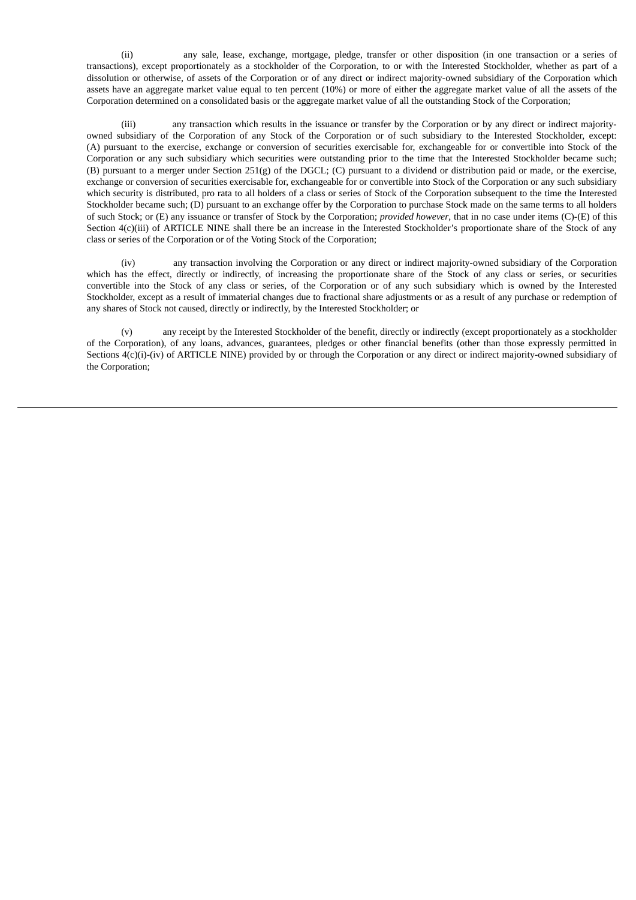(ii) any sale, lease, exchange, mortgage, pledge, transfer or other disposition (in one transaction or a series of transactions), except proportionately as a stockholder of the Corporation, to or with the Interested Stockholder, whether as part of a dissolution or otherwise, of assets of the Corporation or of any direct or indirect majority-owned subsidiary of the Corporation which assets have an aggregate market value equal to ten percent (10%) or more of either the aggregate market value of all the assets of the Corporation determined on a consolidated basis or the aggregate market value of all the outstanding Stock of the Corporation;

(iii) any transaction which results in the issuance or transfer by the Corporation or by any direct or indirect majority-owned subsidiary of the Corporation of any Stock of the Corporation or of such subsidiary to the Interested Stockholder, except: (A) pursuant to the exercise, exchange or conversion of securities exercisable for, exchangeable for or convertible into Stock of the Corporation or any such subsidiary which securities were outstanding prior to the time that the Interested Stockholder became such; (B) pursuant to a merger under Section 251(g) of the DGCL; (C) pursuant to a dividend or distribution paid or made, or the exercise, exchange or conversion of securities exercisable for, exchangeable for or convertible into Stock of the Corporation or any such subsidiary which security is distributed, pro rata to all holders of a class or series of Stock of the Corporation subsequent to the time the Interested Stockholder became such; (D) pursuant to an exchange offer by the Corporation to purchase Stock made on the same terms to all holders of such Stock; or (E) any issuance or transfer of Stock by the Corporation; *provided however*, that in no case under items (C)-(E) of this Section 4(c)(iii) of ARTICLE NINE shall there be an increase in the Interested Stockholder's proportionate share of the Stock of any class or series of the Corporation or of the Voting Stock of the Corporation;

(iv) any transaction involving the Corporation or any direct or indirect majority-owned subsidiary of the Corporation which has the effect, directly or indirectly, of increasing the proportionate share of the Stock of any class or series, or securities convertible into the Stock of any class or series, of the Corporation or of any such subsidiary which is owned by the Interested Stockholder, except as a result of immaterial changes due to fractional share adjustments or as a result of any purchase or redemption of any shares of Stock not caused, directly or indirectly, by the Interested Stockholder; or

(v) any receipt by the Interested Stockholder of the benefit, directly or indirectly (except proportionately as a stockholder of the Corporation), of any loans, advances, guarantees, pledges or other financial benefits (other than those expressly permitted in Sections 4(c)(i)-(iv) of ARTICLE NINE) provided by or through the Corporation or any direct or indirect majority-owned subsidiary of the Corporation;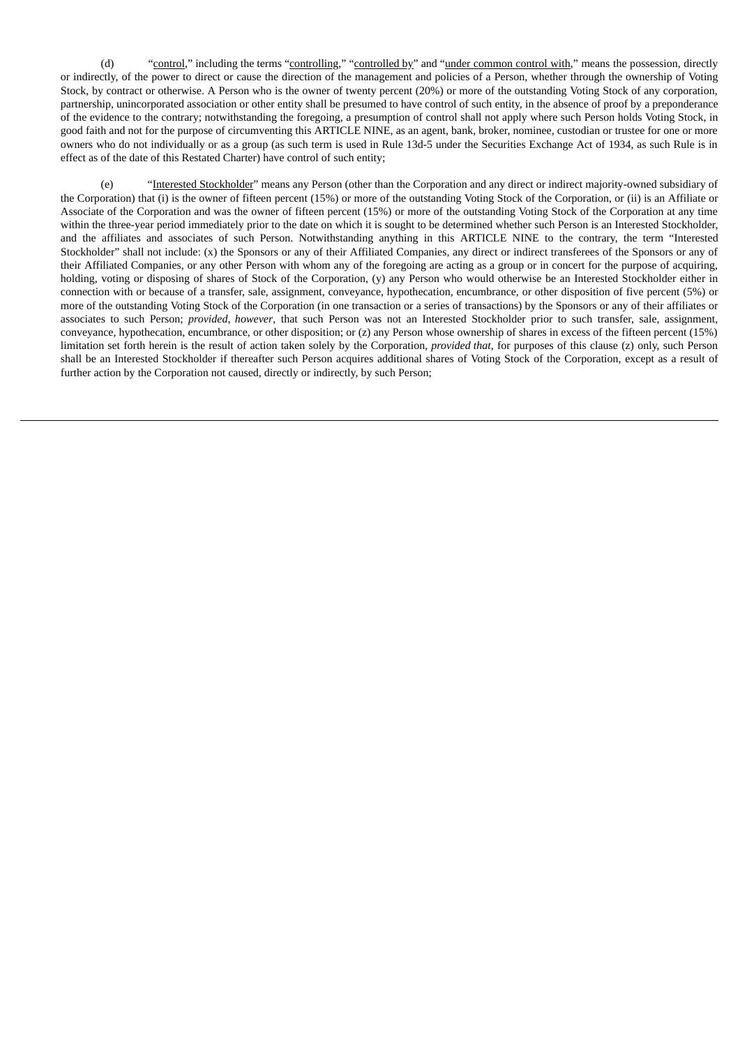(d) "control," including the terms "controlling," "controlled by" and "under common control with," means the possession, directly or indirectly, of the power to direct or cause the direction of the management and policies of a Person, whether through the ownership of Voting Stock, by contract or otherwise. A Person who is the owner of twenty percent (20%) or more of the outstanding Voting Stock of any corporation, partnership, unincorporated association or other entity shall be presumed to have control of such entity, in the absence of proof by a preponderance of the evidence to the contrary; notwithstanding the foregoing, a presumption of control shall not apply where such Person holds Voting Stock, in good faith and not for the purpose of circumventing this ARTICLE NINE, as an agent, bank, broker, nominee, custodian or trustee for one or more owners who do not individually or as a group (as such term is used in Rule 13d-5 under the Securities Exchange Act of 1934, as such Rule is in effect as of the date of this Restated Charter) have control of such entity;

(e) "Interested Stockholder" means any Person (other than the Corporation and any direct or indirect majority-owned subsidiary of the Corporation) that (i) is the owner of fifteen percent (15%) or more of the outstanding Voting Stock of the Corporation, or (ii) is an Affiliate or Associate of the Corporation and was the owner of fifteen percent (15%) or more of the outstanding Voting Stock of the Corporation at any time within the three-year period immediately prior to the date on which it is sought to be determined whether such Person is an Interested Stockholder, and the affiliates and associates of such Person. Notwithstanding anything in this ARTICLE NINE to the contrary, the term "Interested Stockholder" shall not include: (x) the Sponsors or any of their Affiliated Companies, any direct or indirect transferees of the Sponsors or any of their Affiliated Companies, or any other Person with whom any of the foregoing are acting as a group or in concert for the purpose of acquiring, holding, voting or disposing of shares of Stock of the Corporation, (y) any Person who would otherwise be an Interested Stockholder either in connection with or because of a transfer, sale, assignment, conveyance, hypothecation, encumbrance, or other disposition of five percent (5%) or more of the outstanding Voting Stock of the Corporation (in one transaction or a series of transactions) by the Sponsors or any of their affiliates or associates to such Person; *provided, however*, that such Person was not an Interested Stockholder prior to such transfer, sale, assignment, conveyance, hypothecation, encumbrance, or other disposition; or (z) any Person whose ownership of shares in excess of the fifteen percent (15%) limitation set forth herein is the result of action taken solely by the Corporation, *provided that*, for purposes of this clause (z) only, such Person shall be an Interested Stockholder if thereafter such Person acquires additional shares of Voting Stock of the Corporation, except as a result of further action by the Corporation not caused, directly or indirectly, by such Person;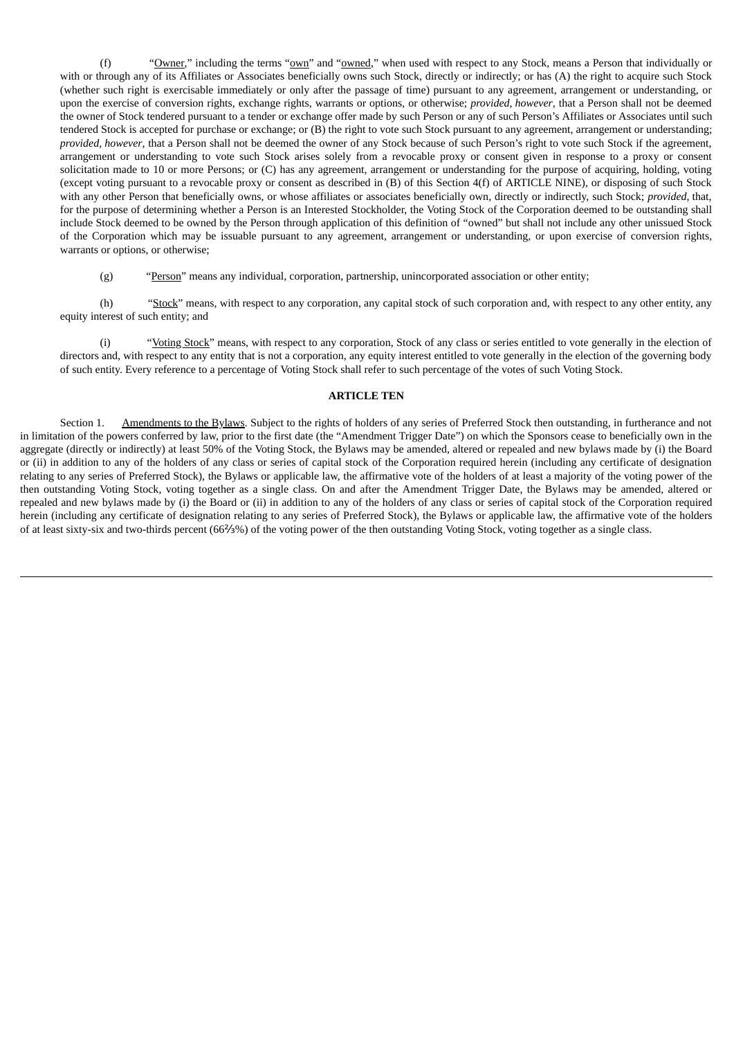(f) "Owner," including the terms "own" and "owned," when used with respect to any Stock, means a Person that individually or with or through any of its Affiliates or Associates beneficially owns such Stock, directly or indirectly; or has (A) the right to acquire such Stock (whether such right is exercisable immediately or only after the passage of time) pursuant to any agreement, arrangement or understanding, or upon the exercise of conversion rights, exchange rights, warrants or options, or otherwise; *provided*, *however*, that a Person shall not be deemed the owner of Stock tendered pursuant to a tender or exchange offer made by such Person or any of such Person's Affiliates or Associates until such tendered Stock is accepted for purchase or exchange; or (B) the right to vote such Stock pursuant to any agreement, arrangement or understanding; *provided*, *however*, that a Person shall not be deemed the owner of any Stock because of such Person's right to vote such Stock if the agreement, arrangement or understanding to vote such Stock arises solely from a revocable proxy or consent given in response to a proxy or consent solicitation made to 10 or more Persons; or (C) has any agreement, arrangement or understanding for the purpose of acquiring, holding, voting (except voting pursuant to a revocable proxy or consent as described in (B) of this Section 4(f) of ARTICLE NINE), or disposing of such Stock with any other Person that beneficially owns, or whose affiliates or associates beneficially own, directly or indirectly, such Stock; *provided*, that, for the purpose of determining whether a Person is an Interested Stockholder, the Voting Stock of the Corporation deemed to be outstanding shall include Stock deemed to be owned by the Person through application of this definition of "owned" but shall not include any other unissued Stock of the Corporation which may be issuable pursuant to any agreement, arrangement or understanding, or upon exercise of conversion rights, warrants or options, or otherwise;

(g) "Person" means any individual, corporation, partnership, unincorporated association or other entity;

(h) "Stock" means, with respect to any corporation, any capital stock of such corporation and, with respect to any other entity, any equity interest of such entity; and

(i) "Voting Stock" means, with respect to any corporation, Stock of any class or series entitled to vote generally in the election of directors and, with respect to any entity that is not a corporation, any equity interest entitled to vote generally in the election of the governing body of such entity. Every reference to a percentage of Voting Stock shall refer to such percentage of the votes of such Voting Stock.

**ARTICLE TEN**

Section 1. Amendments to the Bylaws. Subject to the rights of holders of any series of Preferred Stock then outstanding, in furtherance and not in limitation of the powers conferred by law, prior to the first date (the "Amendment Trigger Date") on which the Sponsors cease to beneficially own in the aggregate (directly or indirectly) at least 50% of the Voting Stock, the Bylaws may be amended, altered or repealed and new bylaws made by (i) the Board or (ii) in addition to any of the holders of any class or series of capital stock of the Corporation required herein (including any certificate of designation relating to any series of Preferred Stock), the Bylaws or applicable law, the affirmative vote of the holders of at least a majority of the voting power of the then outstanding Voting Stock, voting together as a single class. On and after the Amendment Trigger Date, the Bylaws may be amended, altered or repealed and new bylaws made by (i) the Board or (ii) in addition to any of the holders of any class or series of capital stock of the Corporation required herein (including any certificate of designation relating to any series of Preferred Stock), the Bylaws or applicable law, the affirmative vote of the holders of at least sixty-six and two-thirds percent (66⅔%) of the voting power of the then outstanding Voting Stock, voting together as a single class.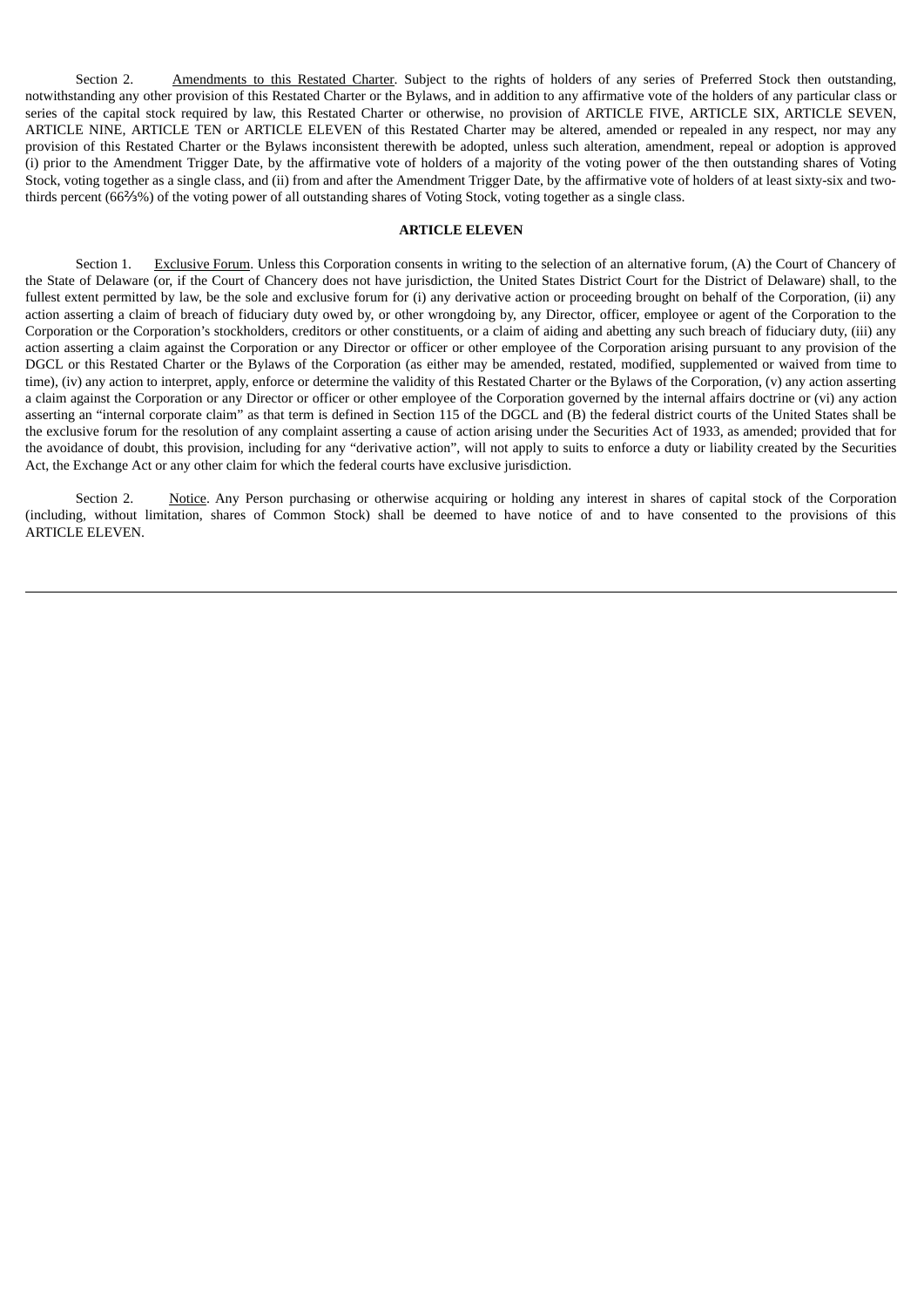Section 2. Amendments to this Restated Charter. Subject to the rights of holders of any series of Preferred Stock then outstanding, notwithstanding any other provision of this Restated Charter or the Bylaws, and in addition to any affirmative vote of the holders of any particular class or series of the capital stock required by law, this Restated Charter or otherwise, no provision of ARTICLE FIVE, ARTICLE SIX, ARTICLE SEVEN, ARTICLE NINE, ARTICLE TEN or ARTICLE ELEVEN of this Restated Charter may be altered, amended or repealed in any respect, nor may any provision of this Restated Charter or the Bylaws inconsistent therewith be adopted, unless such alteration, amendment, repeal or adoption is approved (i) prior to the Amendment Trigger Date, by the affirmative vote of holders of a majority of the voting power of the then outstanding shares of Voting Stock, voting together as a single class, and (ii) from and after the Amendment Trigger Date, by the affirmative vote of holders of at least sixty-six and two-thirds percent (66⅔%) of the voting power of all outstanding shares of Voting Stock, voting together as a single class.

## ARTICLE ELEVEN

Section 1. Exclusive Forum. Unless this Corporation consents in writing to the selection of an alternative forum, (A) the Court of Chancery of the State of Delaware (or, if the Court of Chancery does not have jurisdiction, the United States District Court for the District of Delaware) shall, to the fullest extent permitted by law, be the sole and exclusive forum for (i) any derivative action or proceeding brought on behalf of the Corporation, (ii) any action asserting a claim of breach of fiduciary duty owed by, or other wrongdoing by, any Director, officer, employee or agent of the Corporation to the Corporation or the Corporation's stockholders, creditors or other constituents, or a claim of aiding and abetting any such breach of fiduciary duty, (iii) any action asserting a claim against the Corporation or any Director or officer or other employee of the Corporation arising pursuant to any provision of the DGCL or this Restated Charter or the Bylaws of the Corporation (as either may be amended, restated, modified, supplemented or waived from time to time), (iv) any action to interpret, apply, enforce or determine the validity of this Restated Charter or the Bylaws of the Corporation, (v) any action asserting a claim against the Corporation or any Director or officer or other employee of the Corporation governed by the internal affairs doctrine or (vi) any action asserting an "internal corporate claim" as that term is defined in Section 115 of the DGCL and (B) the federal district courts of the United States shall be the exclusive forum for the resolution of any complaint asserting a cause of action arising under the Securities Act of 1933, as amended; provided that for the avoidance of doubt, this provision, including for any "derivative action", will not apply to suits to enforce a duty or liability created by the Securities Act, the Exchange Act or any other claim for which the federal courts have exclusive jurisdiction.

Section 2. Notice. Any Person purchasing or otherwise acquiring or holding any interest in shares of capital stock of the Corporation (including, without limitation, shares of Common Stock) shall be deemed to have notice of and to have consented to the provisions of this ARTICLE ELEVEN.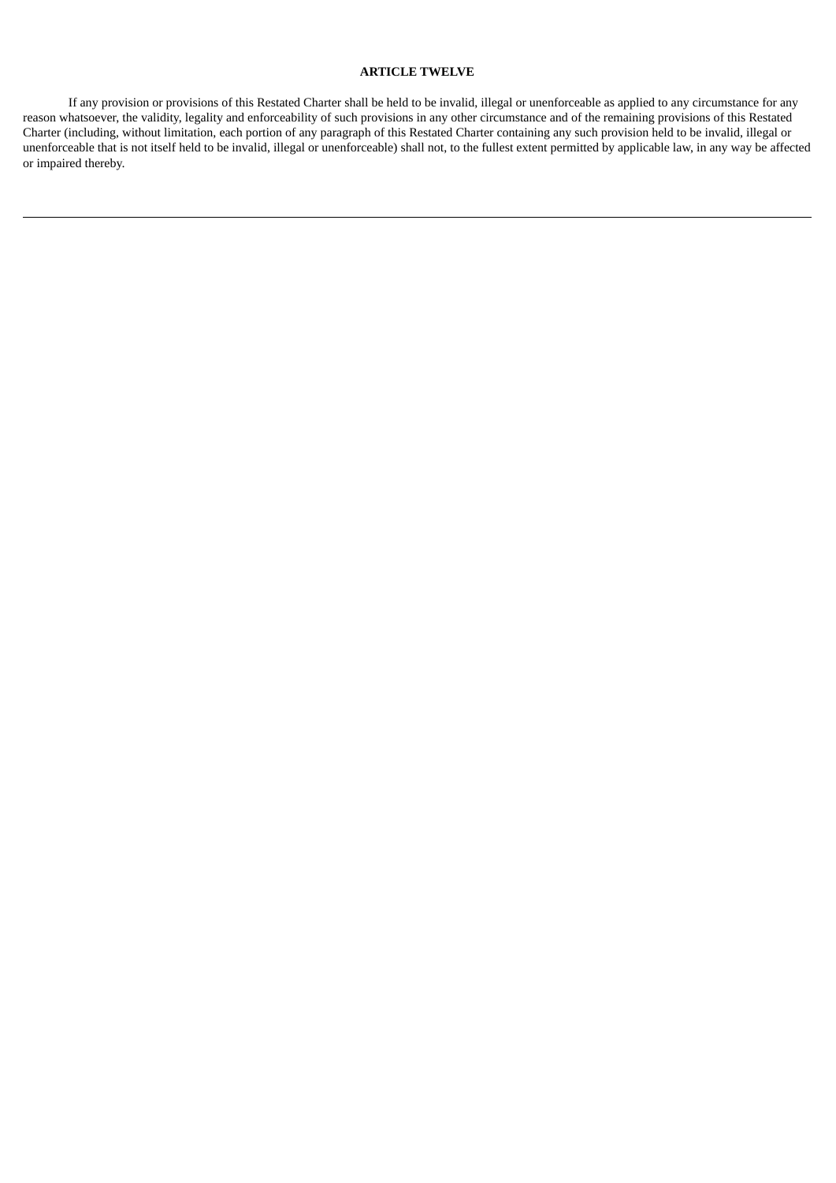## ARTICLE TWELVE

If any provision or provisions of this Restated Charter shall be held to be invalid, illegal or unenforceable as applied to any circumstance for any reason whatsoever, the validity, legality and enforceability of such provisions in any other circumstance and of the remaining provisions of this Restated Charter (including, without limitation, each portion of any paragraph of this Restated Charter containing any such provision held to be invalid, illegal or unenforceable that is not itself held to be invalid, illegal or unenforceable) shall not, to the fullest extent permitted by applicable law, in any way be affected or impaired thereby.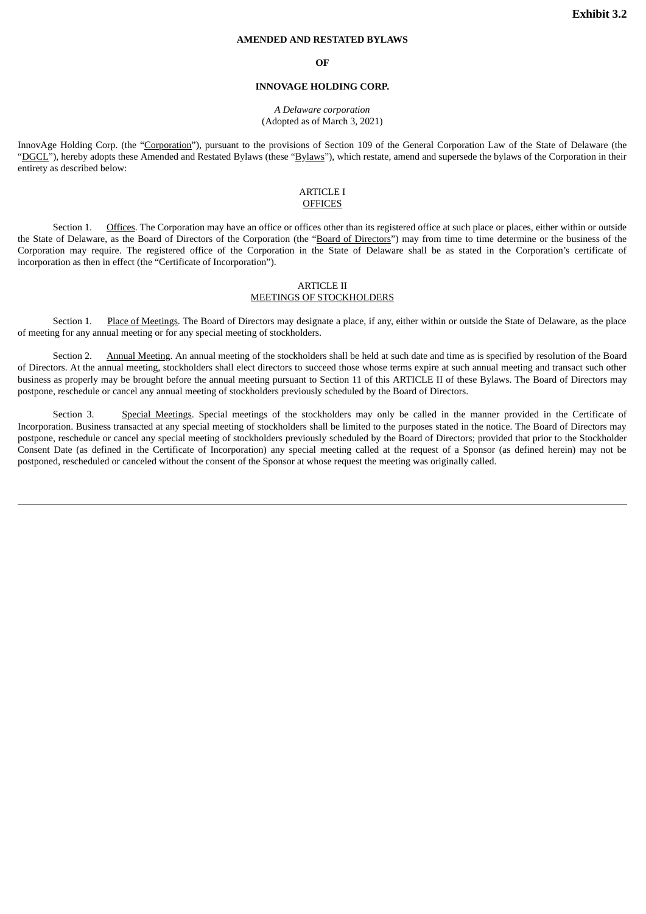**Exhibit 3.2**

**AMENDED AND RESTATED BYLAWS**

**OF**

**INNOVAGE HOLDING CORP.**

*A Delaware corporation*
(Adopted as of March 3, 2021)

InnovAge Holding Corp. (the "Corporation"), pursuant to the provisions of Section 109 of the General Corporation Law of the State of Delaware (the "DGCL"), hereby adopts these Amended and Restated Bylaws (these "Bylaws"), which restate, amend and supersede the bylaws of the Corporation in their entirety as described below:

ARTICLE I
OFFICES

Section 1. Offices. The Corporation may have an office or offices other than its registered office at such place or places, either within or outside the State of Delaware, as the Board of Directors of the Corporation (the "Board of Directors") may from time to time determine or the business of the Corporation may require. The registered office of the Corporation in the State of Delaware shall be as stated in the Corporation's certificate of incorporation as then in effect (the "Certificate of Incorporation").

ARTICLE II
MEETINGS OF STOCKHOLDERS

Section 1. Place of Meetings. The Board of Directors may designate a place, if any, either within or outside the State of Delaware, as the place of meeting for any annual meeting or for any special meeting of stockholders.

Section 2. Annual Meeting. An annual meeting of the stockholders shall be held at such date and time as is specified by resolution of the Board of Directors. At the annual meeting, stockholders shall elect directors to succeed those whose terms expire at such annual meeting and transact such other business as properly may be brought before the annual meeting pursuant to Section 11 of this ARTICLE II of these Bylaws. The Board of Directors may postpone, reschedule or cancel any annual meeting of stockholders previously scheduled by the Board of Directors.

Section 3. Special Meetings. Special meetings of the stockholders may only be called in the manner provided in the Certificate of Incorporation. Business transacted at any special meeting of stockholders shall be limited to the purposes stated in the notice. The Board of Directors may postpone, reschedule or cancel any special meeting of stockholders previously scheduled by the Board of Directors; provided that prior to the Stockholder Consent Date (as defined in the Certificate of Incorporation) any special meeting called at the request of a Sponsor (as defined herein) may not be postponed, rescheduled or canceled without the consent of the Sponsor at whose request the meeting was originally called.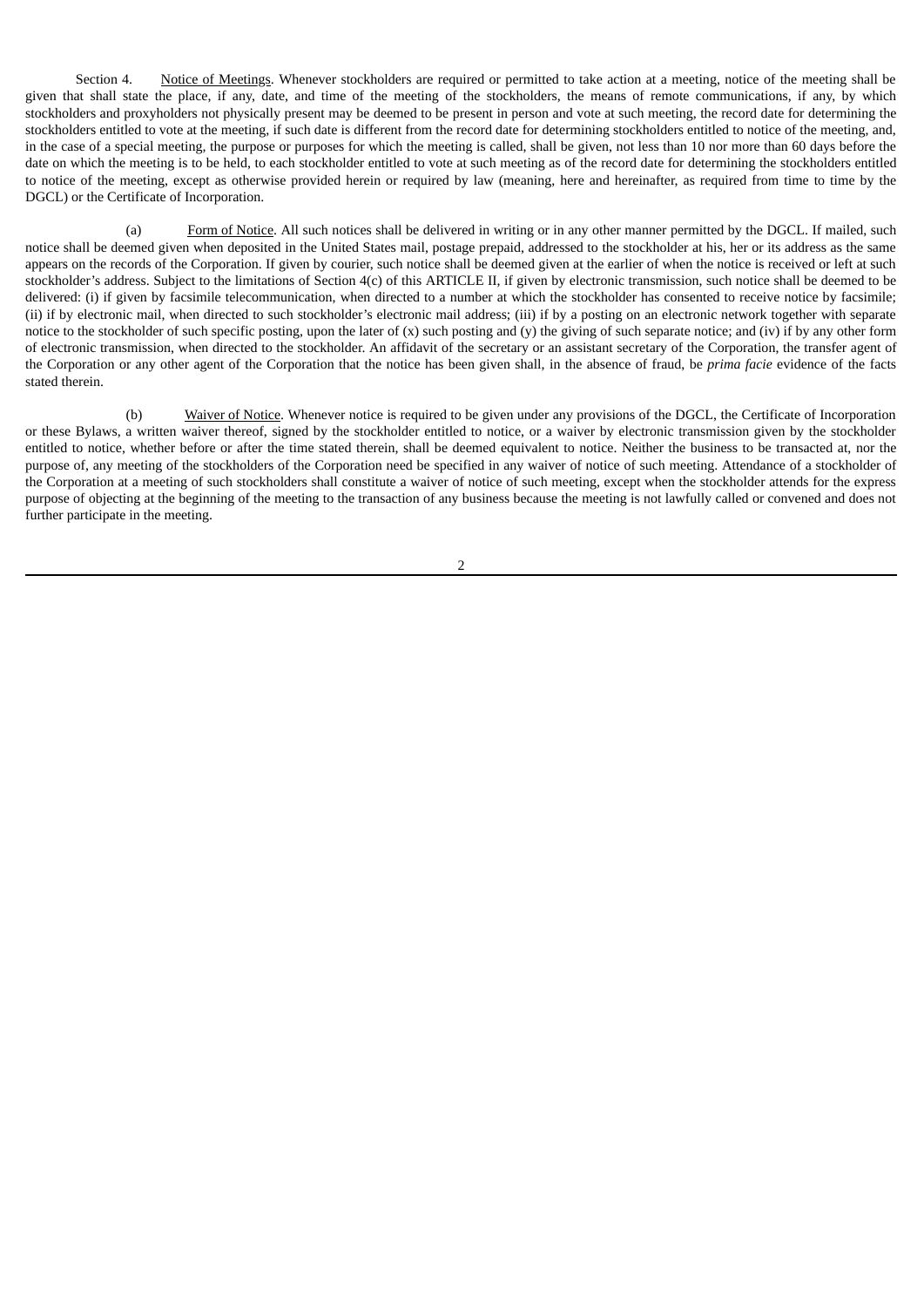Section 4. Notice of Meetings. Whenever stockholders are required or permitted to take action at a meeting, notice of the meeting shall be given that shall state the place, if any, date, and time of the meeting of the stockholders, the means of remote communications, if any, by which stockholders and proxyholders not physically present may be deemed to be present in person and vote at such meeting, the record date for determining the stockholders entitled to vote at the meeting, if such date is different from the record date for determining stockholders entitled to notice of the meeting, and, in the case of a special meeting, the purpose or purposes for which the meeting is called, shall be given, not less than 10 nor more than 60 days before the date on which the meeting is to be held, to each stockholder entitled to vote at such meeting as of the record date for determining the stockholders entitled to notice of the meeting, except as otherwise provided herein or required by law (meaning, here and hereinafter, as required from time to time by the DGCL) or the Certificate of Incorporation.

(a) Form of Notice. All such notices shall be delivered in writing or in any other manner permitted by the DGCL. If mailed, such notice shall be deemed given when deposited in the United States mail, postage prepaid, addressed to the stockholder at his, her or its address as the same appears on the records of the Corporation. If given by courier, such notice shall be deemed given at the earlier of when the notice is received or left at such stockholder's address. Subject to the limitations of Section 4(c) of this ARTICLE II, if given by electronic transmission, such notice shall be deemed to be delivered: (i) if given by facsimile telecommunication, when directed to a number at which the stockholder has consented to receive notice by facsimile; (ii) if by electronic mail, when directed to such stockholder's electronic mail address; (iii) if by a posting on an electronic network together with separate notice to the stockholder of such specific posting, upon the later of (x) such posting and (y) the giving of such separate notice; and (iv) if by any other form of electronic transmission, when directed to the stockholder. An affidavit of the secretary or an assistant secretary of the Corporation, the transfer agent of the Corporation or any other agent of the Corporation that the notice has been given shall, in the absence of fraud, be *prima facie* evidence of the facts stated therein.

(b) Waiver of Notice. Whenever notice is required to be given under any provisions of the DGCL, the Certificate of Incorporation or these Bylaws, a written waiver thereof, signed by the stockholder entitled to notice, or a waiver by electronic transmission given by the stockholder entitled to notice, whether before or after the time stated therein, shall be deemed equivalent to notice. Neither the business to be transacted at, nor the purpose of, any meeting of the stockholders of the Corporation need be specified in any waiver of notice of such meeting. Attendance of a stockholder of the Corporation at a meeting of such stockholders shall constitute a waiver of notice of such meeting, except when the stockholder attends for the express purpose of objecting at the beginning of the meeting to the transaction of any business because the meeting is not lawfully called or convened and does not further participate in the meeting.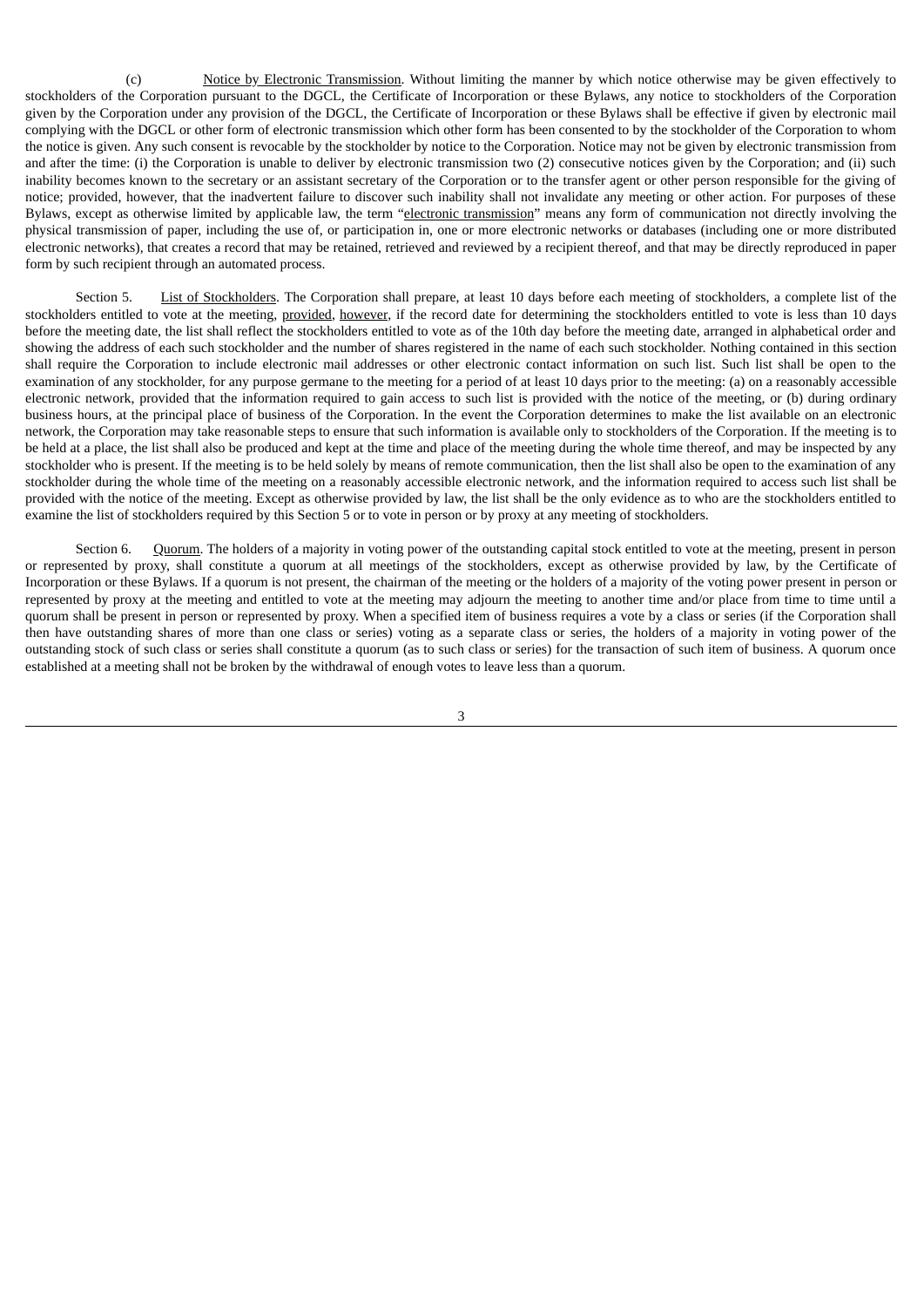(c) Notice by Electronic Transmission. Without limiting the manner by which notice otherwise may be given effectively to stockholders of the Corporation pursuant to the DGCL, the Certificate of Incorporation or these Bylaws, any notice to stockholders of the Corporation given by the Corporation under any provision of the DGCL, the Certificate of Incorporation or these Bylaws shall be effective if given by electronic mail complying with the DGCL or other form of electronic transmission which other form has been consented to by the stockholder of the Corporation to whom the notice is given. Any such consent is revocable by the stockholder by notice to the Corporation. Notice may not be given by electronic transmission from and after the time: (i) the Corporation is unable to deliver by electronic transmission two (2) consecutive notices given by the Corporation; and (ii) such inability becomes known to the secretary or an assistant secretary of the Corporation or to the transfer agent or other person responsible for the giving of notice; provided, however, that the inadvertent failure to discover such inability shall not invalidate any meeting or other action. For purposes of these Bylaws, except as otherwise limited by applicable law, the term "electronic transmission" means any form of communication not directly involving the physical transmission of paper, including the use of, or participation in, one or more electronic networks or databases (including one or more distributed electronic networks), that creates a record that may be retained, retrieved and reviewed by a recipient thereof, and that may be directly reproduced in paper form by such recipient through an automated process.

Section 5. List of Stockholders. The Corporation shall prepare, at least 10 days before each meeting of stockholders, a complete list of the stockholders entitled to vote at the meeting, provided, however, if the record date for determining the stockholders entitled to vote is less than 10 days before the meeting date, the list shall reflect the stockholders entitled to vote as of the 10th day before the meeting date, arranged in alphabetical order and showing the address of each such stockholder and the number of shares registered in the name of each such stockholder. Nothing contained in this section shall require the Corporation to include electronic mail addresses or other electronic contact information on such list. Such list shall be open to the examination of any stockholder, for any purpose germane to the meeting for a period of at least 10 days prior to the meeting: (a) on a reasonably accessible electronic network, provided that the information required to gain access to such list is provided with the notice of the meeting, or (b) during ordinary business hours, at the principal place of business of the Corporation. In the event the Corporation determines to make the list available on an electronic network, the Corporation may take reasonable steps to ensure that such information is available only to stockholders of the Corporation. If the meeting is to be held at a place, the list shall also be produced and kept at the time and place of the meeting during the whole time thereof, and may be inspected by any stockholder who is present. If the meeting is to be held solely by means of remote communication, then the list shall also be open to the examination of any stockholder during the whole time of the meeting on a reasonably accessible electronic network, and the information required to access such list shall be provided with the notice of the meeting. Except as otherwise provided by law, the list shall be the only evidence as to who are the stockholders entitled to examine the list of stockholders required by this Section 5 or to vote in person or by proxy at any meeting of stockholders.

Section 6. Quorum. The holders of a majority in voting power of the outstanding capital stock entitled to vote at the meeting, present in person or represented by proxy, shall constitute a quorum at all meetings of the stockholders, except as otherwise provided by law, by the Certificate of Incorporation or these Bylaws. If a quorum is not present, the chairman of the meeting or the holders of a majority of the voting power present in person or represented by proxy at the meeting and entitled to vote at the meeting may adjourn the meeting to another time and/or place from time to time until a quorum shall be present in person or represented by proxy. When a specified item of business requires a vote by a class or series (if the Corporation shall then have outstanding shares of more than one class or series) voting as a separate class or series, the holders of a majority in voting power of the outstanding stock of such class or series shall constitute a quorum (as to such class or series) for the transaction of such item of business. A quorum once established at a meeting shall not be broken by the withdrawal of enough votes to leave less than a quorum.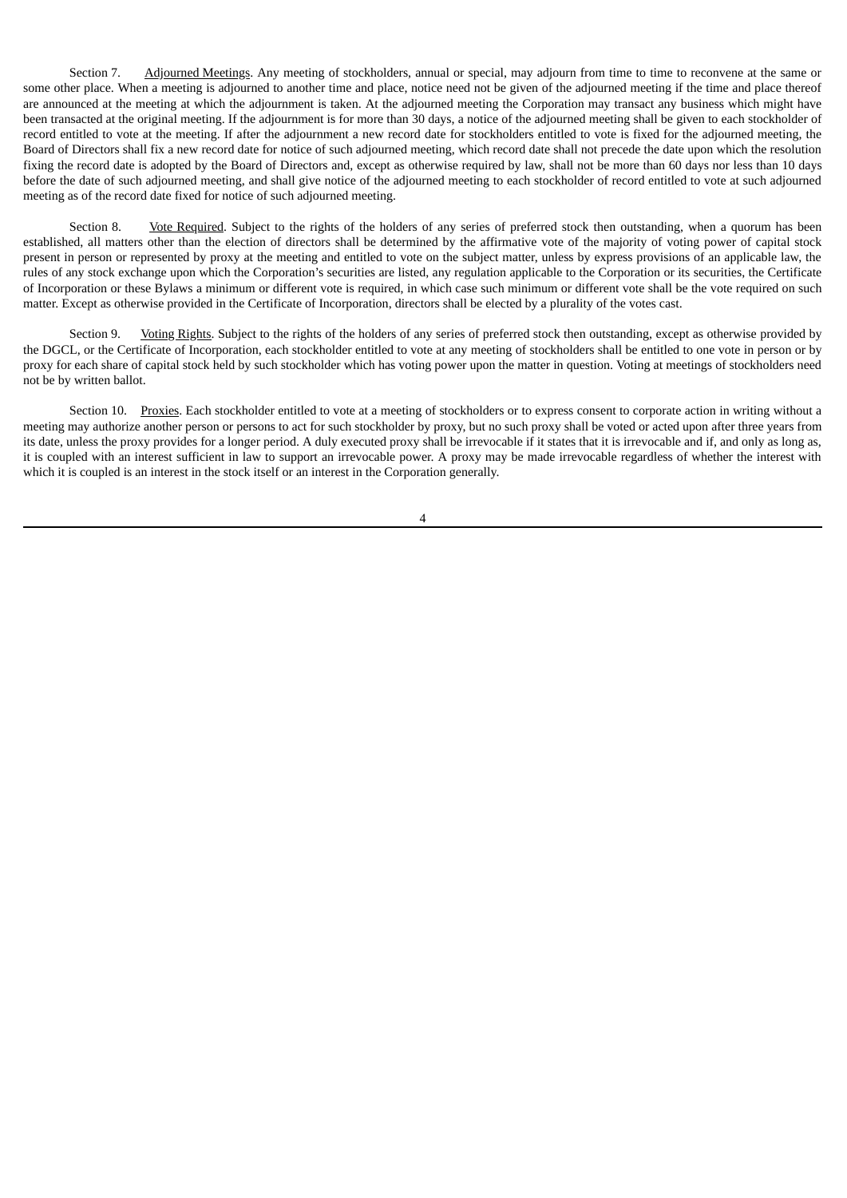Section 7. Adjourned Meetings. Any meeting of stockholders, annual or special, may adjourn from time to time to reconvene at the same or some other place. When a meeting is adjourned to another time and place, notice need not be given of the adjourned meeting if the time and place thereof are announced at the meeting at which the adjournment is taken. At the adjourned meeting the Corporation may transact any business which might have been transacted at the original meeting. If the adjournment is for more than 30 days, a notice of the adjourned meeting shall be given to each stockholder of record entitled to vote at the meeting. If after the adjournment a new record date for stockholders entitled to vote is fixed for the adjourned meeting, the Board of Directors shall fix a new record date for notice of such adjourned meeting, which record date shall not precede the date upon which the resolution fixing the record date is adopted by the Board of Directors and, except as otherwise required by law, shall not be more than 60 days nor less than 10 days before the date of such adjourned meeting, and shall give notice of the adjourned meeting to each stockholder of record entitled to vote at such adjourned meeting as of the record date fixed for notice of such adjourned meeting.

Section 8. Vote Required. Subject to the rights of the holders of any series of preferred stock then outstanding, when a quorum has been established, all matters other than the election of directors shall be determined by the affirmative vote of the majority of voting power of capital stock present in person or represented by proxy at the meeting and entitled to vote on the subject matter, unless by express provisions of an applicable law, the rules of any stock exchange upon which the Corporation's securities are listed, any regulation applicable to the Corporation or its securities, the Certificate of Incorporation or these Bylaws a minimum or different vote is required, in which case such minimum or different vote shall be the vote required on such matter. Except as otherwise provided in the Certificate of Incorporation, directors shall be elected by a plurality of the votes cast.

Section 9. Voting Rights. Subject to the rights of the holders of any series of preferred stock then outstanding, except as otherwise provided by the DGCL, or the Certificate of Incorporation, each stockholder entitled to vote at any meeting of stockholders shall be entitled to one vote in person or by proxy for each share of capital stock held by such stockholder which has voting power upon the matter in question. Voting at meetings of stockholders need not be by written ballot.

Section 10. Proxies. Each stockholder entitled to vote at a meeting of stockholders or to express consent to corporate action in writing without a meeting may authorize another person or persons to act for such stockholder by proxy, but no such proxy shall be voted or acted upon after three years from its date, unless the proxy provides for a longer period. A duly executed proxy shall be irrevocable if it states that it is irrevocable and if, and only as long as, it is coupled with an interest sufficient in law to support an irrevocable power. A proxy may be made irrevocable regardless of whether the interest with which it is coupled is an interest in the stock itself or an interest in the Corporation generally.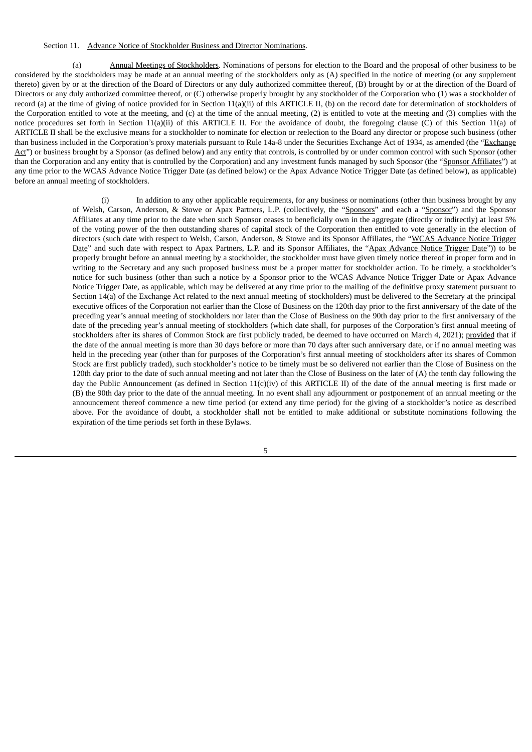Section 11. Advance Notice of Stockholder Business and Director Nominations.

(a) Annual Meetings of Stockholders. Nominations of persons for election to the Board and the proposal of other business to be considered by the stockholders may be made at an annual meeting of the stockholders only as (A) specified in the notice of meeting (or any supplement thereto) given by or at the direction of the Board of Directors or any duly authorized committee thereof, (B) brought by or at the direction of the Board of Directors or any duly authorized committee thereof, or (C) otherwise properly brought by any stockholder of the Corporation who (1) was a stockholder of record (a) at the time of giving of notice provided for in Section 11(a)(ii) of this ARTICLE II, (b) on the record date for determination of stockholders of the Corporation entitled to vote at the meeting, and (c) at the time of the annual meeting, (2) is entitled to vote at the meeting and (3) complies with the notice procedures set forth in Section 11(a)(ii) of this ARTICLE II. For the avoidance of doubt, the foregoing clause (C) of this Section 11(a) of ARTICLE II shall be the exclusive means for a stockholder to nominate for election or reelection to the Board any director or propose such business (other than business included in the Corporation's proxy materials pursuant to Rule 14a-8 under the Securities Exchange Act of 1934, as amended (the "Exchange Act") or business brought by a Sponsor (as defined below) and any entity that controls, is controlled by or under common control with such Sponsor (other than the Corporation and any entity that is controlled by the Corporation) and any investment funds managed by such Sponsor (the "Sponsor Affiliates") at any time prior to the WCAS Advance Notice Trigger Date (as defined below) or the Apax Advance Notice Trigger Date (as defined below), as applicable) before an annual meeting of stockholders.

(i) In addition to any other applicable requirements, for any business or nominations (other than business brought by any of Welsh, Carson, Anderson, & Stowe or Apax Partners, L.P. (collectively, the "Sponsors" and each a "Sponsor") and the Sponsor Affiliates at any time prior to the date when such Sponsor ceases to beneficially own in the aggregate (directly or indirectly) at least 5% of the voting power of the then outstanding shares of capital stock of the Corporation then entitled to vote generally in the election of directors (such date with respect to Welsh, Carson, Anderson, & Stowe and its Sponsor Affiliates, the "WCAS Advance Notice Trigger Date" and such date with respect to Apax Partners, L.P. and its Sponsor Affiliates, the "Apax Advance Notice Trigger Date")) to be properly brought before an annual meeting by a stockholder, the stockholder must have given timely notice thereof in proper form and in writing to the Secretary and any such proposed business must be a proper matter for stockholder action. To be timely, a stockholder's notice for such business (other than such a notice by a Sponsor prior to the WCAS Advance Notice Trigger Date or Apax Advance Notice Trigger Date, as applicable, which may be delivered at any time prior to the mailing of the definitive proxy statement pursuant to Section 14(a) of the Exchange Act related to the next annual meeting of stockholders) must be delivered to the Secretary at the principal executive offices of the Corporation not earlier than the Close of Business on the 120th day prior to the first anniversary of the date of the preceding year's annual meeting of stockholders nor later than the Close of Business on the 90th day prior to the first anniversary of the date of the preceding year's annual meeting of stockholders (which date shall, for purposes of the Corporation's first annual meeting of stockholders after its shares of Common Stock are first publicly traded, be deemed to have occurred on March 4, 2021); provided that if the date of the annual meeting is more than 30 days before or more than 70 days after such anniversary date, or if no annual meeting was held in the preceding year (other than for purposes of the Corporation's first annual meeting of stockholders after its shares of Common Stock are first publicly traded), such stockholder's notice to be timely must be so delivered not earlier than the Close of Business on the 120th day prior to the date of such annual meeting and not later than the Close of Business on the later of (A) the tenth day following the day the Public Announcement (as defined in Section 11(c)(iv) of this ARTICLE II) of the date of the annual meeting is first made or (B) the 90th day prior to the date of the annual meeting. In no event shall any adjournment or postponement of an annual meeting or the announcement thereof commence a new time period (or extend any time period) for the giving of a stockholder's notice as described above. For the avoidance of doubt, a stockholder shall not be entitled to make additional or substitute nominations following the expiration of the time periods set forth in these Bylaws.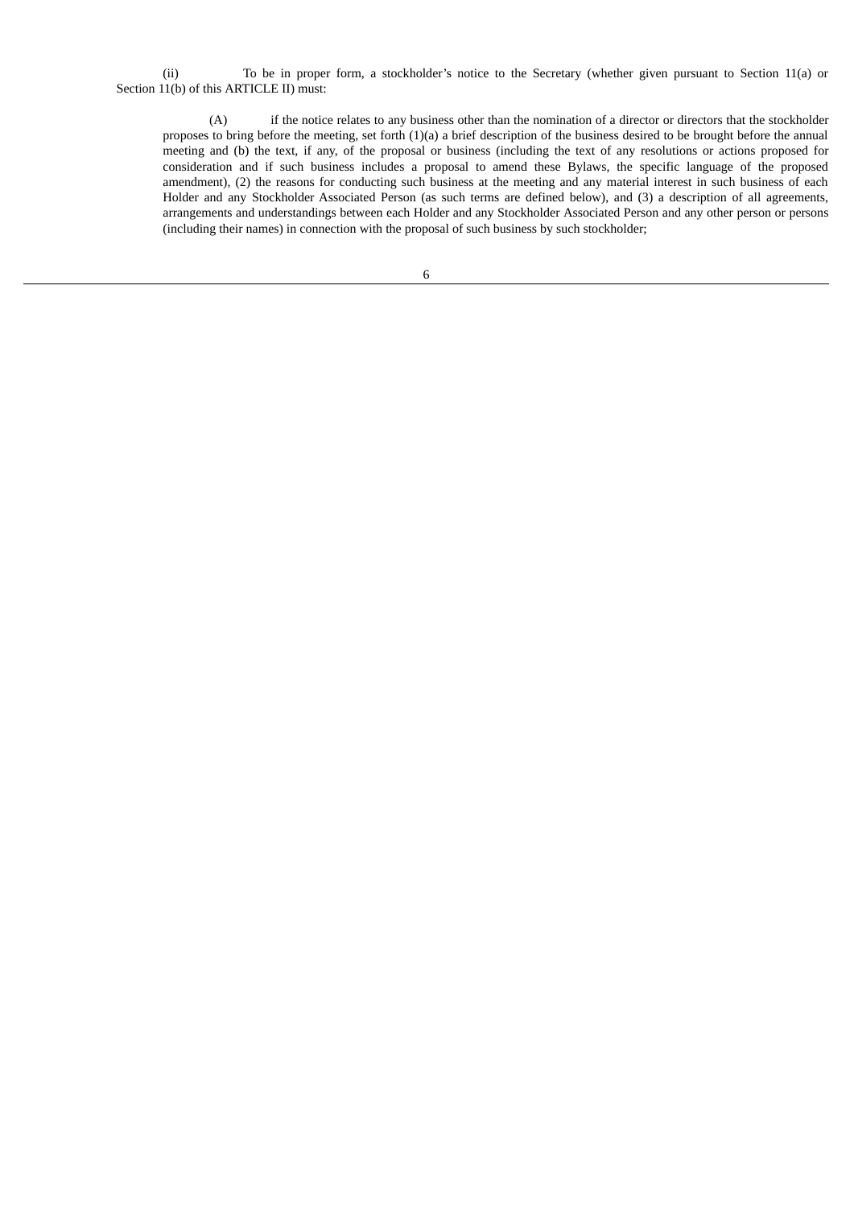(ii) To be in proper form, a stockholder's notice to the Secretary (whether given pursuant to Section 11(a) or Section 11(b) of this ARTICLE II) must:

(A) if the notice relates to any business other than the nomination of a director or directors that the stockholder proposes to bring before the meeting, set forth (1)(a) a brief description of the business desired to be brought before the annual meeting and (b) the text, if any, of the proposal or business (including the text of any resolutions or actions proposed for consideration and if such business includes a proposal to amend these Bylaws, the specific language of the proposed amendment), (2) the reasons for conducting such business at the meeting and any material interest in such business of each Holder and any Stockholder Associated Person (as such terms are defined below), and (3) a description of all agreements, arrangements and understandings between each Holder and any Stockholder Associated Person and any other person or persons (including their names) in connection with the proposal of such business by such stockholder;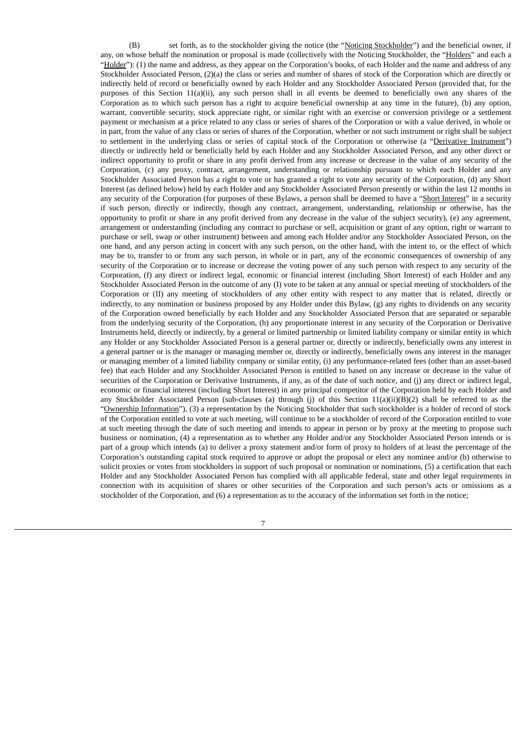(B) set forth, as to the stockholder giving the notice (the "Noticing Stockholder") and the beneficial owner, if any, on whose behalf the nomination or proposal is made (collectively with the Noticing Stockholder, the "Holders" and each a "Holder"): (1) the name and address, as they appear on the Corporation's books, of each Holder and the name and address of any Stockholder Associated Person, (2)(a) the class or series and number of shares of stock of the Corporation which are directly or indirectly held of record or beneficially owned by each Holder and any Stockholder Associated Person (provided that, for the purposes of this Section 11(a)(ii), any such person shall in all events be deemed to beneficially own any shares of the Corporation as to which such person has a right to acquire beneficial ownership at any time in the future), (b) any option, warrant, convertible security, stock appreciate right, or similar right with an exercise or conversion privilege or a settlement payment or mechanism at a price related to any class or series of shares of the Corporation or with a value derived, in whole or in part, from the value of any class or series of shares of the Corporation, whether or not such instrument or right shall be subject to settlement in the underlying class or series of capital stock of the Corporation or otherwise (a "Derivative Instrument") directly or indirectly held or beneficially held by each Holder and any Stockholder Associated Person, and any other direct or indirect opportunity to profit or share in any profit derived from any increase or decrease in the value of any security of the Corporation, (c) any proxy, contract, arrangement, understanding or relationship pursuant to which each Holder and any Stockholder Associated Person has a right to vote or has granted a right to vote any security of the Corporation, (d) any Short Interest (as defined below) held by each Holder and any Stockholder Associated Person presently or within the last 12 months in any security of the Corporation (for purposes of these Bylaws, a person shall be deemed to have a "Short Interest" in a security if such person, directly or indirectly, though any contract, arrangement, understanding, relationship or otherwise, has the opportunity to profit or share in any profit derived from any decrease in the value of the subject security), (e) any agreement, arrangement or understanding (including any contract to purchase or sell, acquisition or grant of any option, right or warrant to purchase or sell, swap or other instrument) between and among each Holder and/or any Stockholder Associated Person, on the one hand, and any person acting in concert with any such person, on the other hand, with the intent to, or the effect of which may be to, transfer to or from any such person, in whole or in part, any of the economic consequences of ownership of any security of the Corporation or to increase or decrease the voting power of any such person with respect to any security of the Corporation, (f) any direct or indirect legal, economic or financial interest (including Short Interest) of each Holder and any Stockholder Associated Person in the outcome of any (I) vote to be taken at any annual or special meeting of stockholders of the Corporation or (II) any meeting of stockholders of any other entity with respect to any matter that is related, directly or indirectly, to any nomination or business proposed by any Holder under this Bylaw, (g) any rights to dividends on any security of the Corporation owned beneficially by each Holder and any Stockholder Associated Person that are separated or separable from the underlying security of the Corporation, (h) any proportionate interest in any security of the Corporation or Derivative Instruments held, directly or indirectly, by a general or limited partnership or limited liability company or similar entity in which any Holder or any Stockholder Associated Person is a general partner or, directly or indirectly, beneficially owns any interest in a general partner or is the manager or managing member or, directly or indirectly, beneficially owns any interest in the manager or managing member of a limited liability company or similar entity, (i) any performance-related fees (other than an asset-based fee) that each Holder and any Stockholder Associated Person is entitled to based on any increase or decrease in the value of securities of the Corporation or Derivative Instruments, if any, as of the date of such notice, and (j) any direct or indirect legal, economic or financial interest (including Short Interest) in any principal competitor of the Corporation held by each Holder and any Stockholder Associated Person (sub-clauses (a) through (j) of this Section 11(a)(ii)(B)(2) shall be referred to as the "Ownership Information"), (3) a representation by the Noticing Stockholder that such stockholder is a holder of record of stock of the Corporation entitled to vote at such meeting, will continue to be a stockholder of record of the Corporation entitled to vote at such meeting through the date of such meeting and intends to appear in person or by proxy at the meeting to propose such business or nomination, (4) a representation as to whether any Holder and/or any Stockholder Associated Person intends or is part of a group which intends (a) to deliver a proxy statement and/or form of proxy to holders of at least the percentage of the Corporation's outstanding capital stock required to approve or adopt the proposal or elect any nominee and/or (b) otherwise to solicit proxies or votes from stockholders in support of such proposal or nomination or nominations, (5) a certification that each Holder and any Stockholder Associated Person has complied with all applicable federal, state and other legal requirements in connection with its acquisition of shares or other securities of the Corporation and such person's acts or omissions as a stockholder of the Corporation, and (6) a representation as to the accuracy of the information set forth in the notice;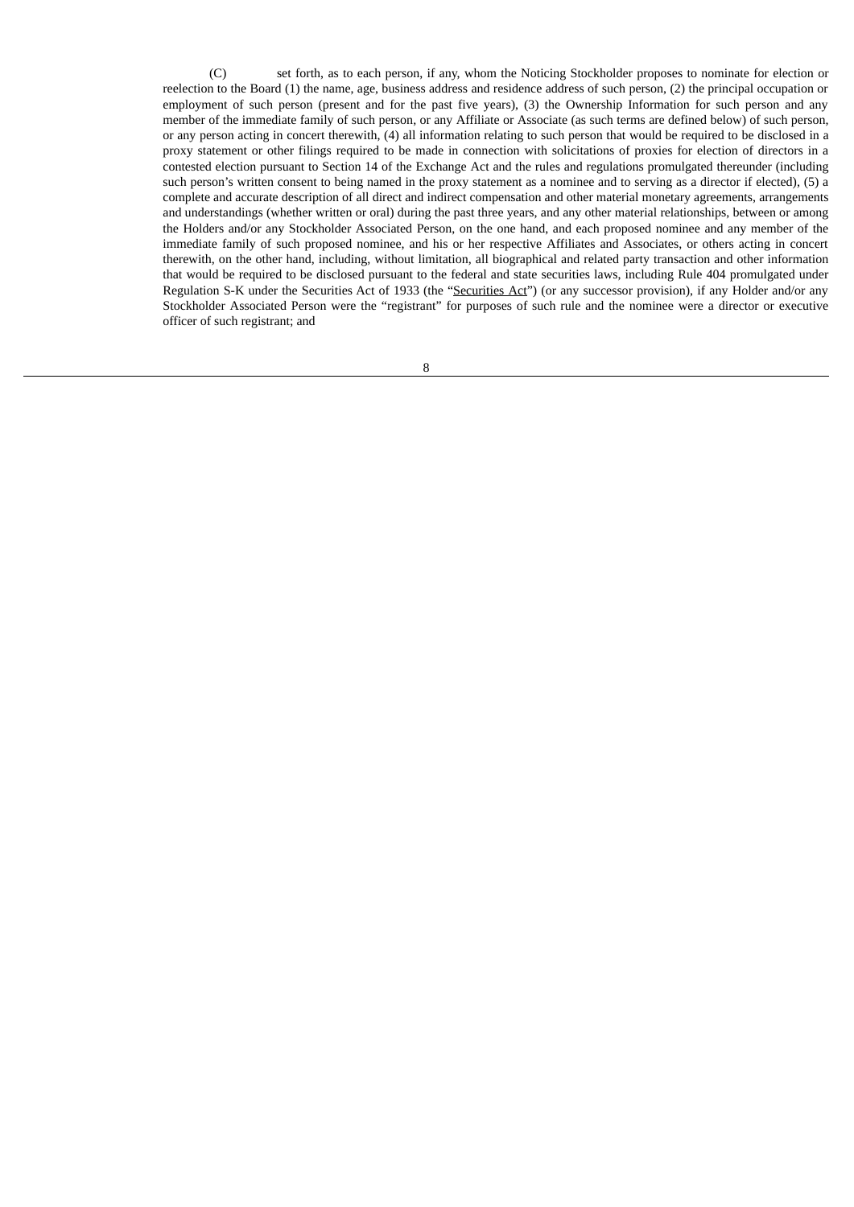(C) set forth, as to each person, if any, whom the Noticing Stockholder proposes to nominate for election or reelection to the Board (1) the name, age, business address and residence address of such person, (2) the principal occupation or employment of such person (present and for the past five years), (3) the Ownership Information for such person and any member of the immediate family of such person, or any Affiliate or Associate (as such terms are defined below) of such person, or any person acting in concert therewith, (4) all information relating to such person that would be required to be disclosed in a proxy statement or other filings required to be made in connection with solicitations of proxies for election of directors in a contested election pursuant to Section 14 of the Exchange Act and the rules and regulations promulgated thereunder (including such person's written consent to being named in the proxy statement as a nominee and to serving as a director if elected), (5) a complete and accurate description of all direct and indirect compensation and other material monetary agreements, arrangements and understandings (whether written or oral) during the past three years, and any other material relationships, between or among the Holders and/or any Stockholder Associated Person, on the one hand, and each proposed nominee and any member of the immediate family of such proposed nominee, and his or her respective Affiliates and Associates, or others acting in concert therewith, on the other hand, including, without limitation, all biographical and related party transaction and other information that would be required to be disclosed pursuant to the federal and state securities laws, including Rule 404 promulgated under Regulation S-K under the Securities Act of 1933 (the "Securities Act") (or any successor provision), if any Holder and/or any Stockholder Associated Person were the "registrant" for purposes of such rule and the nominee were a director or executive officer of such registrant; and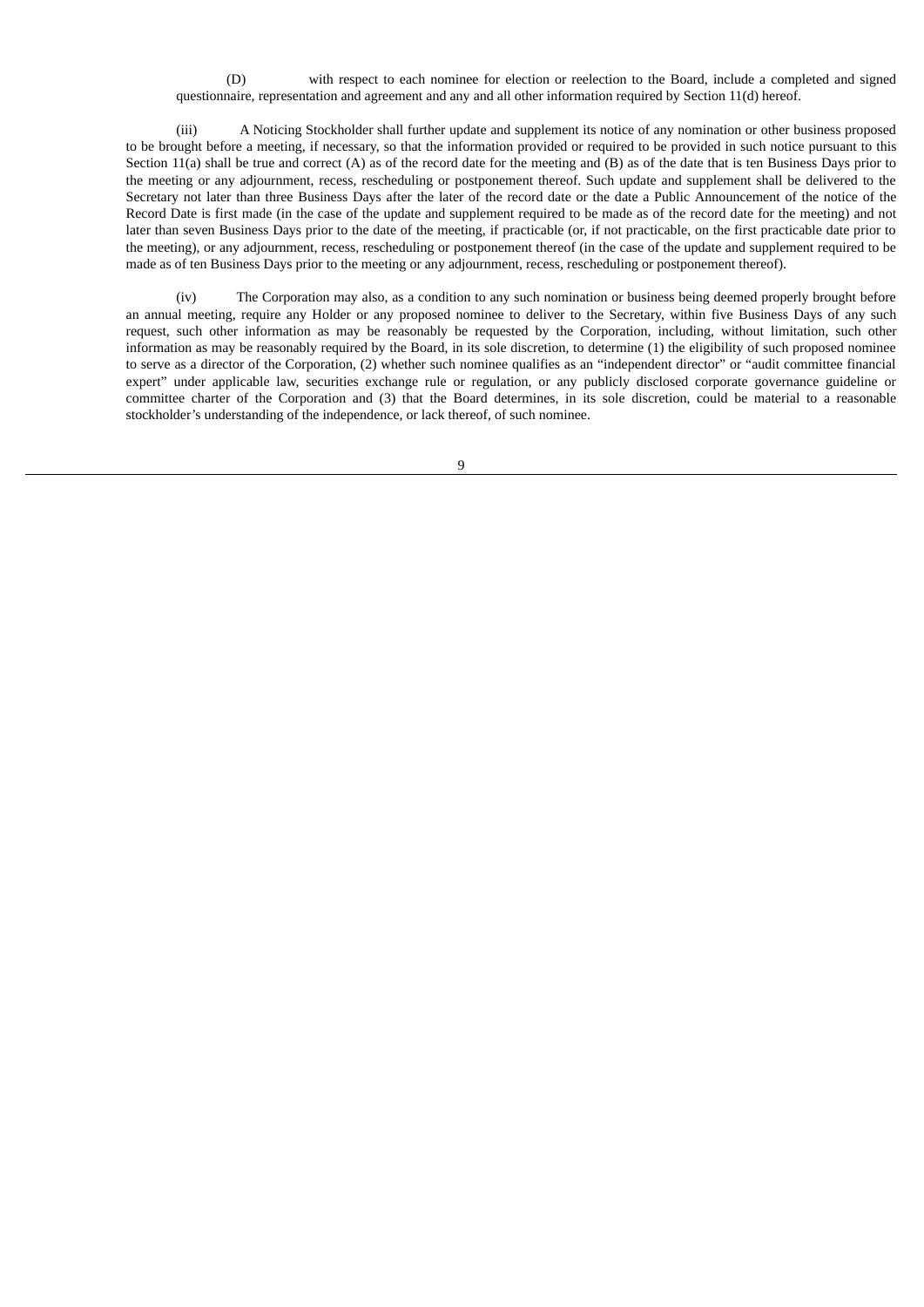(D) with respect to each nominee for election or reelection to the Board, include a completed and signed questionnaire, representation and agreement and any and all other information required by Section 11(d) hereof.

(iii) A Noticing Stockholder shall further update and supplement its notice of any nomination or other business proposed to be brought before a meeting, if necessary, so that the information provided or required to be provided in such notice pursuant to this Section 11(a) shall be true and correct (A) as of the record date for the meeting and (B) as of the date that is ten Business Days prior to the meeting or any adjournment, recess, rescheduling or postponement thereof. Such update and supplement shall be delivered to the Secretary not later than three Business Days after the later of the record date or the date a Public Announcement of the notice of the Record Date is first made (in the case of the update and supplement required to be made as of the record date for the meeting) and not later than seven Business Days prior to the date of the meeting, if practicable (or, if not practicable, on the first practicable date prior to the meeting), or any adjournment, recess, rescheduling or postponement thereof (in the case of the update and supplement required to be made as of ten Business Days prior to the meeting or any adjournment, recess, rescheduling or postponement thereof).

(iv) The Corporation may also, as a condition to any such nomination or business being deemed properly brought before an annual meeting, require any Holder or any proposed nominee to deliver to the Secretary, within five Business Days of any such request, such other information as may be reasonably be requested by the Corporation, including, without limitation, such other information as may be reasonably required by the Board, in its sole discretion, to determine (1) the eligibility of such proposed nominee to serve as a director of the Corporation, (2) whether such nominee qualifies as an "independent director" or "audit committee financial expert" under applicable law, securities exchange rule or regulation, or any publicly disclosed corporate governance guideline or committee charter of the Corporation and (3) that the Board determines, in its sole discretion, could be material to a reasonable stockholder's understanding of the independence, or lack thereof, of such nominee.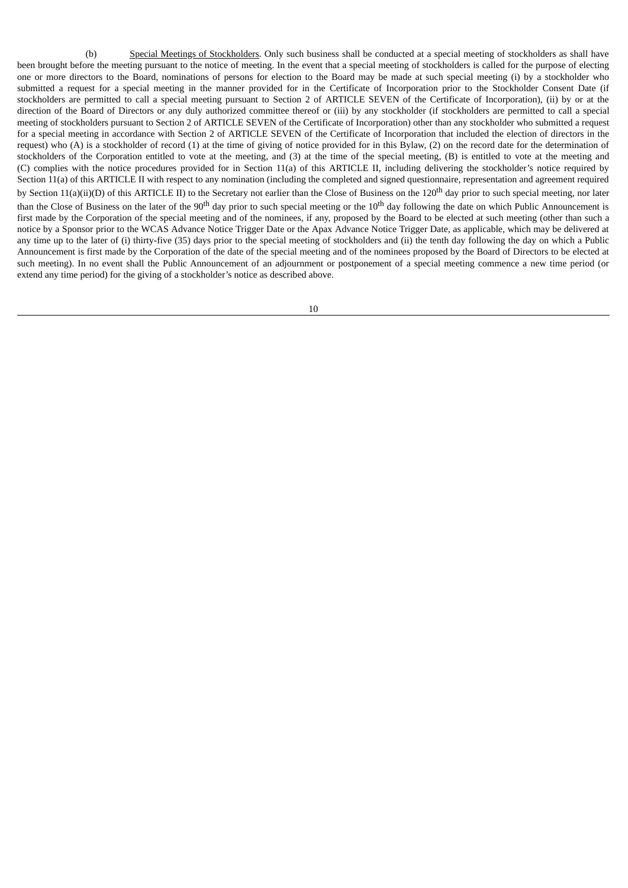(b) Special Meetings of Stockholders. Only such business shall be conducted at a special meeting of stockholders as shall have been brought before the meeting pursuant to the notice of meeting. In the event that a special meeting of stockholders is called for the purpose of electing one or more directors to the Board, nominations of persons for election to the Board may be made at such special meeting (i) by a stockholder who submitted a request for a special meeting in the manner provided for in the Certificate of Incorporation prior to the Stockholder Consent Date (if stockholders are permitted to call a special meeting pursuant to Section 2 of ARTICLE SEVEN of the Certificate of Incorporation), (ii) by or at the direction of the Board of Directors or any duly authorized committee thereof or (iii) by any stockholder (if stockholders are permitted to call a special meeting of stockholders pursuant to Section 2 of ARTICLE SEVEN of the Certificate of Incorporation) other than any stockholder who submitted a request for a special meeting in accordance with Section 2 of ARTICLE SEVEN of the Certificate of Incorporation that included the election of directors in the request) who (A) is a stockholder of record (1) at the time of giving of notice provided for in this Bylaw, (2) on the record date for the determination of stockholders of the Corporation entitled to vote at the meeting, and (3) at the time of the special meeting, (B) is entitled to vote at the meeting and (C) complies with the notice procedures provided for in Section 11(a) of this ARTICLE II, including delivering the stockholder's notice required by Section 11(a) of this ARTICLE II with respect to any nomination (including the completed and signed questionnaire, representation and agreement required by Section 11(a)(ii)(D) of this ARTICLE II) to the Secretary not earlier than the Close of Business on the 120th day prior to such special meeting, nor later than the Close of Business on the later of the 90th day prior to such special meeting or the 10th day following the date on which Public Announcement is first made by the Corporation of the special meeting and of the nominees, if any, proposed by the Board to be elected at such meeting (other than such a notice by a Sponsor prior to the WCAS Advance Notice Trigger Date or the Apax Advance Notice Trigger Date, as applicable, which may be delivered at any time up to the later of (i) thirty-five (35) days prior to the special meeting of stockholders and (ii) the tenth day following the day on which a Public Announcement is first made by the Corporation of the date of the special meeting and of the nominees proposed by the Board of Directors to be elected at such meeting). In no event shall the Public Announcement of an adjournment or postponement of a special meeting commence a new time period (or extend any time period) for the giving of a stockholder's notice as described above.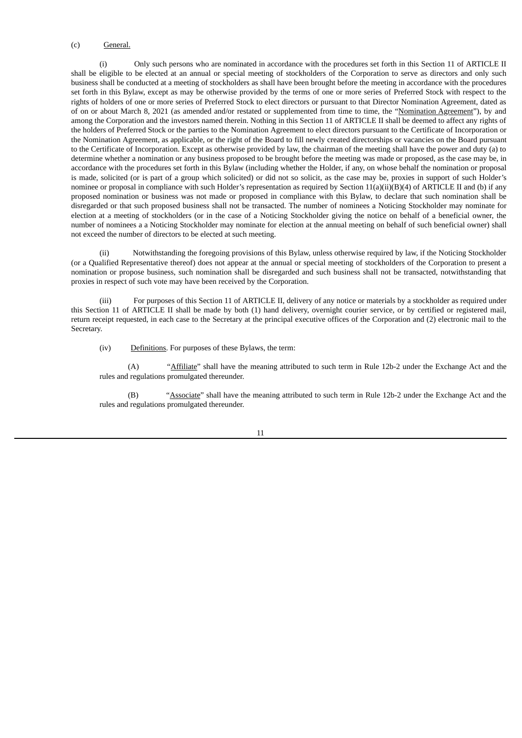(c) General.

(i) Only such persons who are nominated in accordance with the procedures set forth in this Section 11 of ARTICLE II shall be eligible to be elected at an annual or special meeting of stockholders of the Corporation to serve as directors and only such business shall be conducted at a meeting of stockholders as shall have been brought before the meeting in accordance with the procedures set forth in this Bylaw, except as may be otherwise provided by the terms of one or more series of Preferred Stock with respect to the rights of holders of one or more series of Preferred Stock to elect directors or pursuant to that Director Nomination Agreement, dated as of on or about March 8, 2021 (as amended and/or restated or supplemented from time to time, the "Nomination Agreement"), by and among the Corporation and the investors named therein. Nothing in this Section 11 of ARTICLE II shall be deemed to affect any rights of the holders of Preferred Stock or the parties to the Nomination Agreement to elect directors pursuant to the Certificate of Incorporation or the Nomination Agreement, as applicable, or the right of the Board to fill newly created directorships or vacancies on the Board pursuant to the Certificate of Incorporation. Except as otherwise provided by law, the chairman of the meeting shall have the power and duty (a) to determine whether a nomination or any business proposed to be brought before the meeting was made or proposed, as the case may be, in accordance with the procedures set forth in this Bylaw (including whether the Holder, if any, on whose behalf the nomination or proposal is made, solicited (or is part of a group which solicited) or did not so solicit, as the case may be, proxies in support of such Holder's nominee or proposal in compliance with such Holder's representation as required by Section 11(a)(ii)(B)(4) of ARTICLE II and (b) if any proposed nomination or business was not made or proposed in compliance with this Bylaw, to declare that such nomination shall be disregarded or that such proposed business shall not be transacted. The number of nominees a Noticing Stockholder may nominate for election at a meeting of stockholders (or in the case of a Noticing Stockholder giving the notice on behalf of a beneficial owner, the number of nominees a a Noticing Stockholder may nominate for election at the annual meeting on behalf of such beneficial owner) shall not exceed the number of directors to be elected at such meeting.

(ii) Notwithstanding the foregoing provisions of this Bylaw, unless otherwise required by law, if the Noticing Stockholder (or a Qualified Representative thereof) does not appear at the annual or special meeting of stockholders of the Corporation to present a nomination or propose business, such nomination shall be disregarded and such business shall not be transacted, notwithstanding that proxies in respect of such vote may have been received by the Corporation.

(iii) For purposes of this Section 11 of ARTICLE II, delivery of any notice or materials by a stockholder as required under this Section 11 of ARTICLE II shall be made by both (1) hand delivery, overnight courier service, or by certified or registered mail, return receipt requested, in each case to the Secretary at the principal executive offices of the Corporation and (2) electronic mail to the Secretary.

(iv) Definitions. For purposes of these Bylaws, the term:

(A) "Affiliate" shall have the meaning attributed to such term in Rule 12b-2 under the Exchange Act and the rules and regulations promulgated thereunder.

(B) "Associate" shall have the meaning attributed to such term in Rule 12b-2 under the Exchange Act and the rules and regulations promulgated thereunder.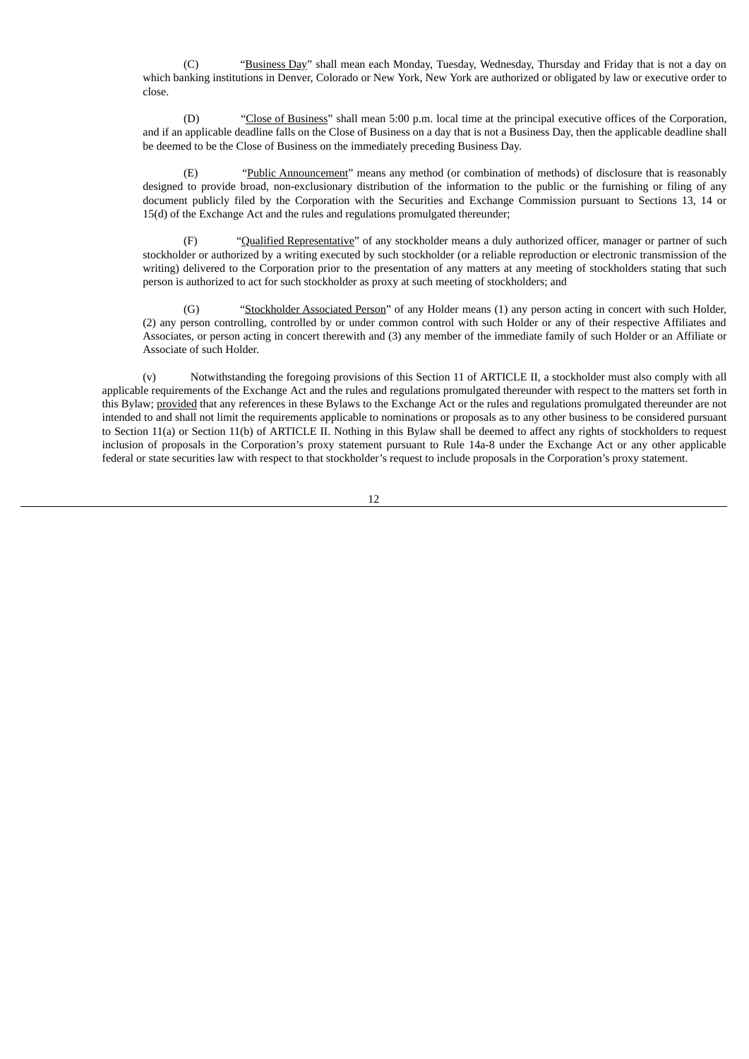(C) "Business Day" shall mean each Monday, Tuesday, Wednesday, Thursday and Friday that is not a day on which banking institutions in Denver, Colorado or New York, New York are authorized or obligated by law or executive order to close.

(D) "Close of Business" shall mean 5:00 p.m. local time at the principal executive offices of the Corporation, and if an applicable deadline falls on the Close of Business on a day that is not a Business Day, then the applicable deadline shall be deemed to be the Close of Business on the immediately preceding Business Day.

(E) "Public Announcement" means any method (or combination of methods) of disclosure that is reasonably designed to provide broad, non-exclusionary distribution of the information to the public or the furnishing or filing of any document publicly filed by the Corporation with the Securities and Exchange Commission pursuant to Sections 13, 14 or 15(d) of the Exchange Act and the rules and regulations promulgated thereunder;

(F) "Qualified Representative" of any stockholder means a duly authorized officer, manager or partner of such stockholder or authorized by a writing executed by such stockholder (or a reliable reproduction or electronic transmission of the writing) delivered to the Corporation prior to the presentation of any matters at any meeting of stockholders stating that such person is authorized to act for such stockholder as proxy at such meeting of stockholders; and

(G) "Stockholder Associated Person" of any Holder means (1) any person acting in concert with such Holder, (2) any person controlling, controlled by or under common control with such Holder or any of their respective Affiliates and Associates, or person acting in concert therewith and (3) any member of the immediate family of such Holder or an Affiliate or Associate of such Holder.

(v) Notwithstanding the foregoing provisions of this Section 11 of ARTICLE II, a stockholder must also comply with all applicable requirements of the Exchange Act and the rules and regulations promulgated thereunder with respect to the matters set forth in this Bylaw; provided that any references in these Bylaws to the Exchange Act or the rules and regulations promulgated thereunder are not intended to and shall not limit the requirements applicable to nominations or proposals as to any other business to be considered pursuant to Section 11(a) or Section 11(b) of ARTICLE II. Nothing in this Bylaw shall be deemed to affect any rights of stockholders to request inclusion of proposals in the Corporation's proxy statement pursuant to Rule 14a-8 under the Exchange Act or any other applicable federal or state securities law with respect to that stockholder's request to include proposals in the Corporation's proxy statement.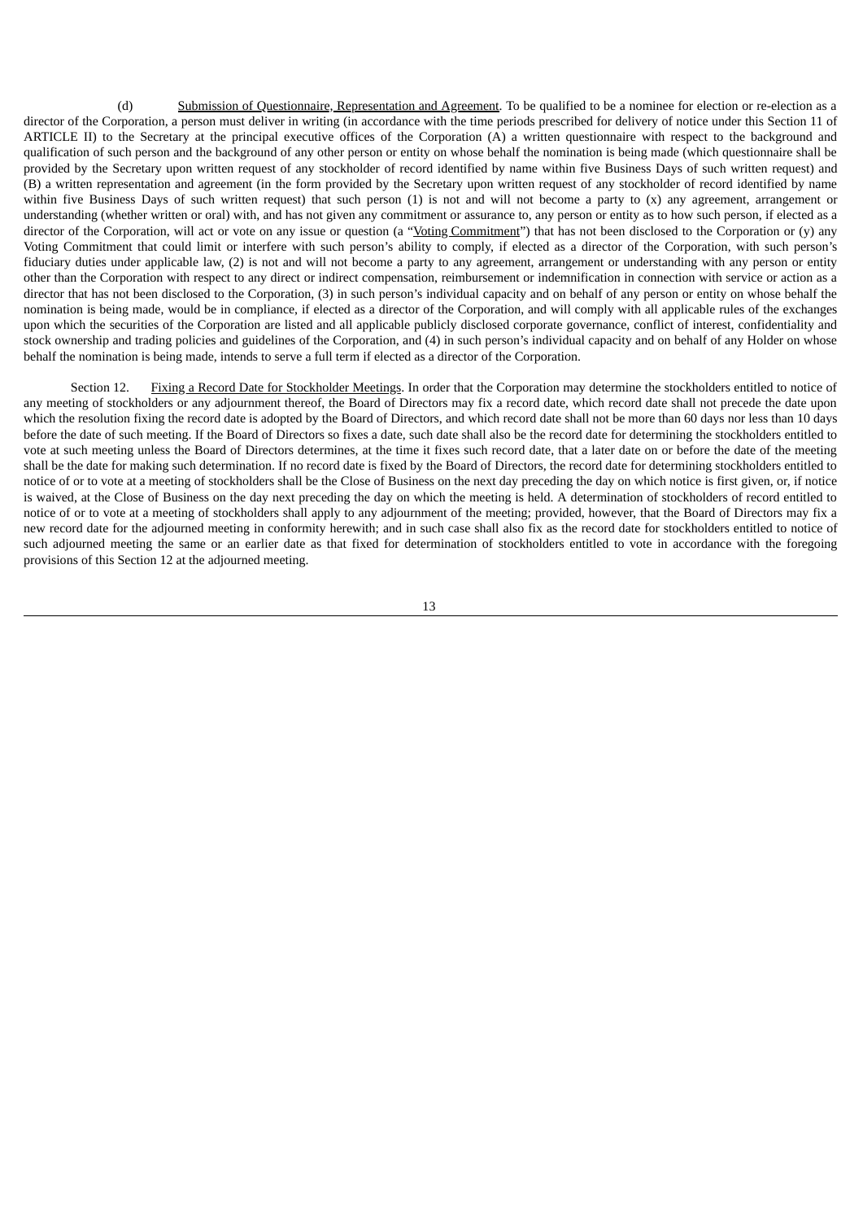(d) Submission of Questionnaire, Representation and Agreement. To be qualified to be a nominee for election or re-election as a director of the Corporation, a person must deliver in writing (in accordance with the time periods prescribed for delivery of notice under this Section 11 of ARTICLE II) to the Secretary at the principal executive offices of the Corporation (A) a written questionnaire with respect to the background and qualification of such person and the background of any other person or entity on whose behalf the nomination is being made (which questionnaire shall be provided by the Secretary upon written request of any stockholder of record identified by name within five Business Days of such written request) and (B) a written representation and agreement (in the form provided by the Secretary upon written request of any stockholder of record identified by name within five Business Days of such written request) that such person (1) is not and will not become a party to (x) any agreement, arrangement or understanding (whether written or oral) with, and has not given any commitment or assurance to, any person or entity as to how such person, if elected as a director of the Corporation, will act or vote on any issue or question (a "Voting Commitment") that has not been disclosed to the Corporation or (y) any Voting Commitment that could limit or interfere with such person's ability to comply, if elected as a director of the Corporation, with such person's fiduciary duties under applicable law, (2) is not and will not become a party to any agreement, arrangement or understanding with any person or entity other than the Corporation with respect to any direct or indirect compensation, reimbursement or indemnification in connection with service or action as a director that has not been disclosed to the Corporation, (3) in such person's individual capacity and on behalf of any person or entity on whose behalf the nomination is being made, would be in compliance, if elected as a director of the Corporation, and will comply with all applicable rules of the exchanges upon which the securities of the Corporation are listed and all applicable publicly disclosed corporate governance, conflict of interest, confidentiality and stock ownership and trading policies and guidelines of the Corporation, and (4) in such person's individual capacity and on behalf of any Holder on whose behalf the nomination is being made, intends to serve a full term if elected as a director of the Corporation.

Section 12. Fixing a Record Date for Stockholder Meetings. In order that the Corporation may determine the stockholders entitled to notice of any meeting of stockholders or any adjournment thereof, the Board of Directors may fix a record date, which record date shall not precede the date upon which the resolution fixing the record date is adopted by the Board of Directors, and which record date shall not be more than 60 days nor less than 10 days before the date of such meeting. If the Board of Directors so fixes a date, such date shall also be the record date for determining the stockholders entitled to vote at such meeting unless the Board of Directors determines, at the time it fixes such record date, that a later date on or before the date of the meeting shall be the date for making such determination. If no record date is fixed by the Board of Directors, the record date for determining stockholders entitled to notice of or to vote at a meeting of stockholders shall be the Close of Business on the next day preceding the day on which notice is first given, or, if notice is waived, at the Close of Business on the day next preceding the day on which the meeting is held. A determination of stockholders of record entitled to notice of or to vote at a meeting of stockholders shall apply to any adjournment of the meeting; provided, however, that the Board of Directors may fix a new record date for the adjourned meeting in conformity herewith; and in such case shall also fix as the record date for stockholders entitled to notice of such adjourned meeting the same or an earlier date as that fixed for determination of stockholders entitled to vote in accordance with the foregoing provisions of this Section 12 at the adjourned meeting.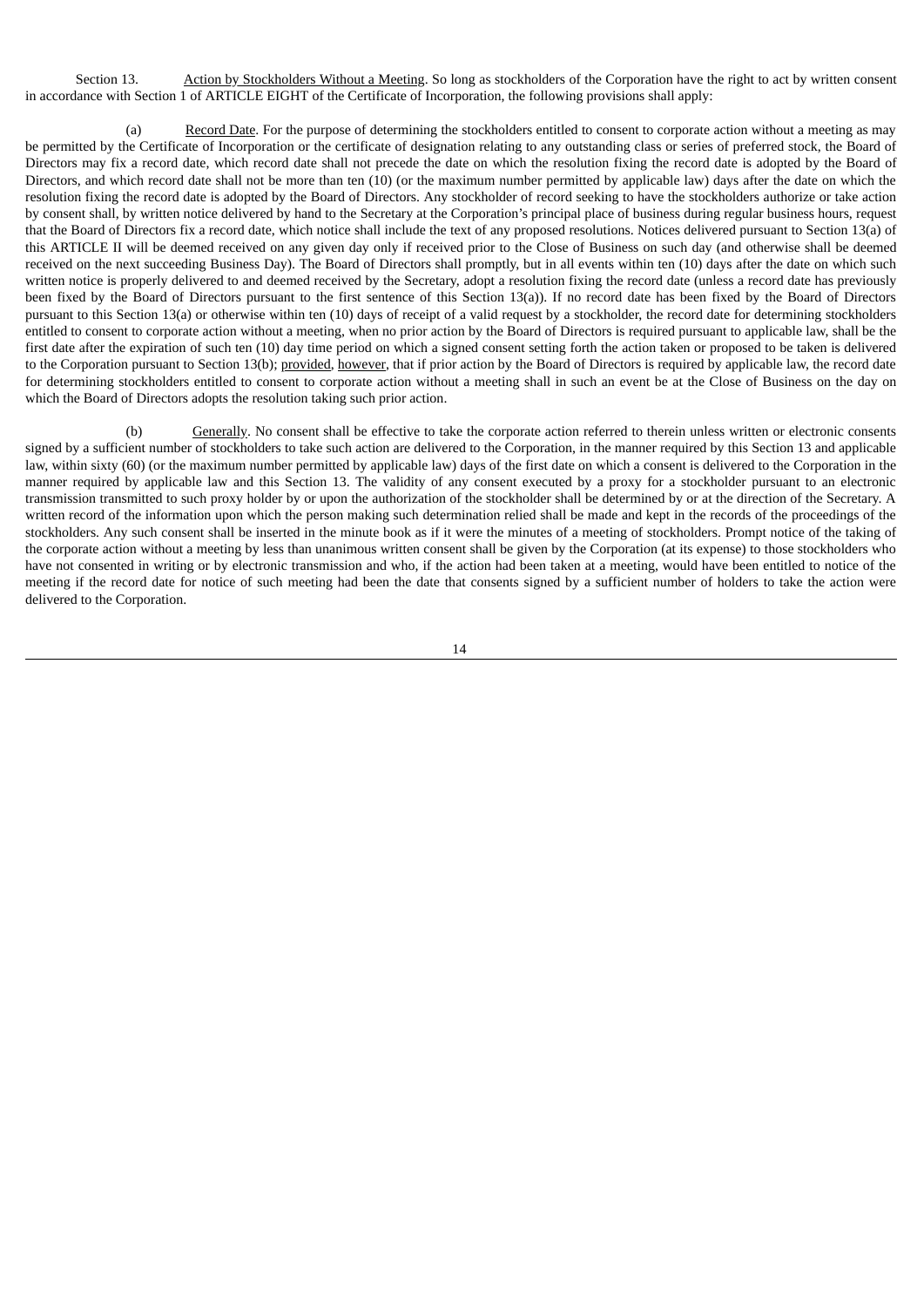Section 13. Action by Stockholders Without a Meeting. So long as stockholders of the Corporation have the right to act by written consent in accordance with Section 1 of ARTICLE EIGHT of the Certificate of Incorporation, the following provisions shall apply:

(a) Record Date. For the purpose of determining the stockholders entitled to consent to corporate action without a meeting as may be permitted by the Certificate of Incorporation or the certificate of designation relating to any outstanding class or series of preferred stock, the Board of Directors may fix a record date, which record date shall not precede the date on which the resolution fixing the record date is adopted by the Board of Directors, and which record date shall not be more than ten (10) (or the maximum number permitted by applicable law) days after the date on which the resolution fixing the record date is adopted by the Board of Directors. Any stockholder of record seeking to have the stockholders authorize or take action by consent shall, by written notice delivered by hand to the Secretary at the Corporation's principal place of business during regular business hours, request that the Board of Directors fix a record date, which notice shall include the text of any proposed resolutions. Notices delivered pursuant to Section 13(a) of this ARTICLE II will be deemed received on any given day only if received prior to the Close of Business on such day (and otherwise shall be deemed received on the next succeeding Business Day). The Board of Directors shall promptly, but in all events within ten (10) days after the date on which such written notice is properly delivered to and deemed received by the Secretary, adopt a resolution fixing the record date (unless a record date has previously been fixed by the Board of Directors pursuant to the first sentence of this Section 13(a)). If no record date has been fixed by the Board of Directors pursuant to this Section 13(a) or otherwise within ten (10) days of receipt of a valid request by a stockholder, the record date for determining stockholders entitled to consent to corporate action without a meeting, when no prior action by the Board of Directors is required pursuant to applicable law, shall be the first date after the expiration of such ten (10) day time period on which a signed consent setting forth the action taken or proposed to be taken is delivered to the Corporation pursuant to Section 13(b); provided, however, that if prior action by the Board of Directors is required by applicable law, the record date for determining stockholders entitled to consent to corporate action without a meeting shall in such an event be at the Close of Business on the day on which the Board of Directors adopts the resolution taking such prior action.

(b) Generally. No consent shall be effective to take the corporate action referred to therein unless written or electronic consents signed by a sufficient number of stockholders to take such action are delivered to the Corporation, in the manner required by this Section 13 and applicable law, within sixty (60) (or the maximum number permitted by applicable law) days of the first date on which a consent is delivered to the Corporation in the manner required by applicable law and this Section 13. The validity of any consent executed by a proxy for a stockholder pursuant to an electronic transmission transmitted to such proxy holder by or upon the authorization of the stockholder shall be determined by or at the direction of the Secretary. A written record of the information upon which the person making such determination relied shall be made and kept in the records of the proceedings of the stockholders. Any such consent shall be inserted in the minute book as if it were the minutes of a meeting of stockholders. Prompt notice of the taking of the corporate action without a meeting by less than unanimous written consent shall be given by the Corporation (at its expense) to those stockholders who have not consented in writing or by electronic transmission and who, if the action had been taken at a meeting, would have been entitled to notice of the meeting if the record date for notice of such meeting had been the date that consents signed by a sufficient number of holders to take the action were delivered to the Corporation.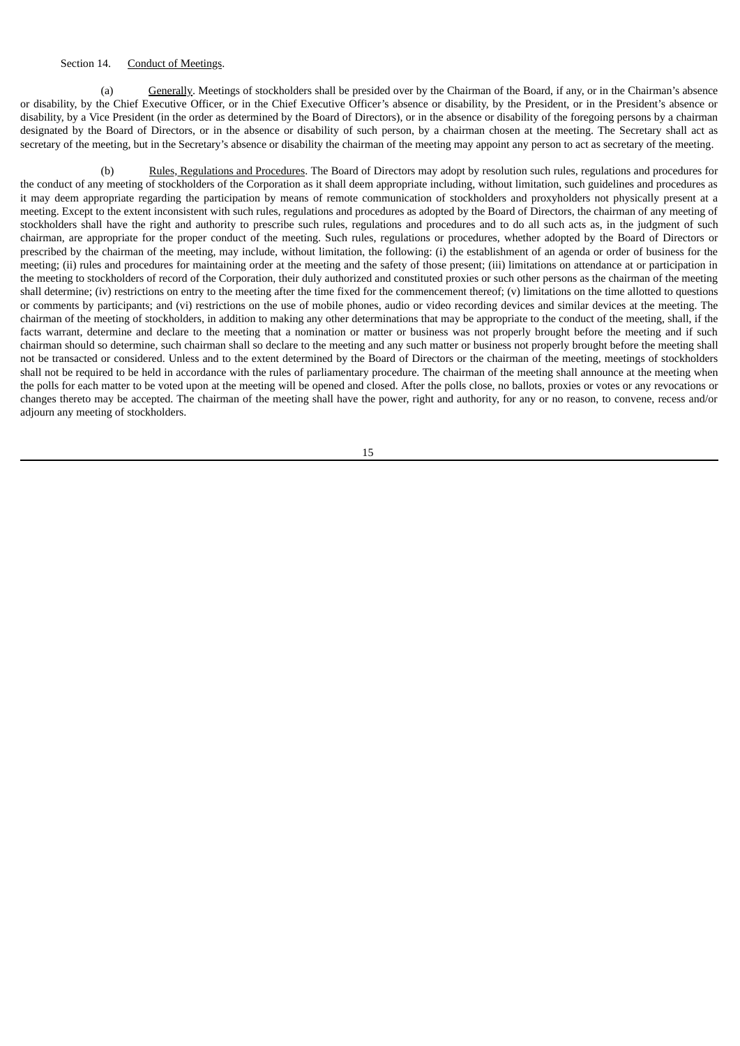Section 14. Conduct of Meetings.

(a) Generally. Meetings of stockholders shall be presided over by the Chairman of the Board, if any, or in the Chairman's absence or disability, by the Chief Executive Officer, or in the Chief Executive Officer's absence or disability, by the President, or in the President's absence or disability, by a Vice President (in the order as determined by the Board of Directors), or in the absence or disability of the foregoing persons by a chairman designated by the Board of Directors, or in the absence or disability of such person, by a chairman chosen at the meeting. The Secretary shall act as secretary of the meeting, but in the Secretary's absence or disability the chairman of the meeting may appoint any person to act as secretary of the meeting.

(b) Rules, Regulations and Procedures. The Board of Directors may adopt by resolution such rules, regulations and procedures for the conduct of any meeting of stockholders of the Corporation as it shall deem appropriate including, without limitation, such guidelines and procedures as it may deem appropriate regarding the participation by means of remote communication of stockholders and proxyholders not physically present at a meeting. Except to the extent inconsistent with such rules, regulations and procedures as adopted by the Board of Directors, the chairman of any meeting of stockholders shall have the right and authority to prescribe such rules, regulations and procedures and to do all such acts as, in the judgment of such chairman, are appropriate for the proper conduct of the meeting. Such rules, regulations or procedures, whether adopted by the Board of Directors or prescribed by the chairman of the meeting, may include, without limitation, the following: (i) the establishment of an agenda or order of business for the meeting; (ii) rules and procedures for maintaining order at the meeting and the safety of those present; (iii) limitations on attendance at or participation in the meeting to stockholders of record of the Corporation, their duly authorized and constituted proxies or such other persons as the chairman of the meeting shall determine; (iv) restrictions on entry to the meeting after the time fixed for the commencement thereof; (v) limitations on the time allotted to questions or comments by participants; and (vi) restrictions on the use of mobile phones, audio or video recording devices and similar devices at the meeting. The chairman of the meeting of stockholders, in addition to making any other determinations that may be appropriate to the conduct of the meeting, shall, if the facts warrant, determine and declare to the meeting that a nomination or matter or business was not properly brought before the meeting and if such chairman should so determine, such chairman shall so declare to the meeting and any such matter or business not properly brought before the meeting shall not be transacted or considered. Unless and to the extent determined by the Board of Directors or the chairman of the meeting, meetings of stockholders shall not be required to be held in accordance with the rules of parliamentary procedure. The chairman of the meeting shall announce at the meeting when the polls for each matter to be voted upon at the meeting will be opened and closed. After the polls close, no ballots, proxies or votes or any revocations or changes thereto may be accepted. The chairman of the meeting shall have the power, right and authority, for any or no reason, to convene, recess and/or adjourn any meeting of stockholders.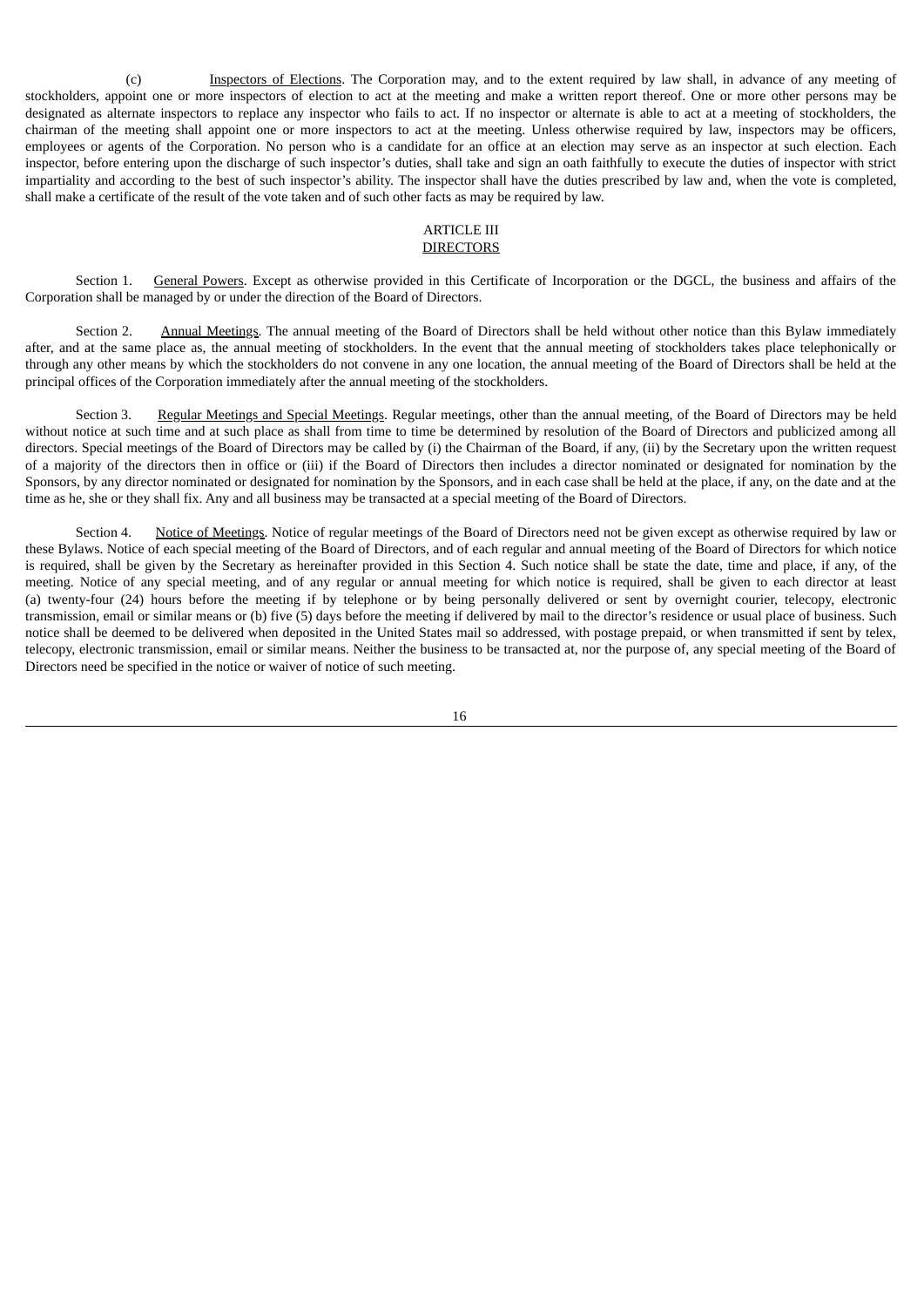(c) Inspectors of Elections. The Corporation may, and to the extent required by law shall, in advance of any meeting of stockholders, appoint one or more inspectors of election to act at the meeting and make a written report thereof. One or more other persons may be designated as alternate inspectors to replace any inspector who fails to act. If no inspector or alternate is able to act at a meeting of stockholders, the chairman of the meeting shall appoint one or more inspectors to act at the meeting. Unless otherwise required by law, inspectors may be officers, employees or agents of the Corporation. No person who is a candidate for an office at an election may serve as an inspector at such election. Each inspector, before entering upon the discharge of such inspector's duties, shall take and sign an oath faithfully to execute the duties of inspector with strict impartiality and according to the best of such inspector's ability. The inspector shall have the duties prescribed by law and, when the vote is completed, shall make a certificate of the result of the vote taken and of such other facts as may be required by law.

## ARTICLE III
## DIRECTORS

Section 1. General Powers. Except as otherwise provided in this Certificate of Incorporation or the DGCL, the business and affairs of the Corporation shall be managed by or under the direction of the Board of Directors.

Section 2. Annual Meetings. The annual meeting of the Board of Directors shall be held without other notice than this Bylaw immediately after, and at the same place as, the annual meeting of stockholders. In the event that the annual meeting of stockholders takes place telephonically or through any other means by which the stockholders do not convene in any one location, the annual meeting of the Board of Directors shall be held at the principal offices of the Corporation immediately after the annual meeting of the stockholders.

Section 3. Regular Meetings and Special Meetings. Regular meetings, other than the annual meeting, of the Board of Directors may be held without notice at such time and at such place as shall from time to time be determined by resolution of the Board of Directors and publicized among all directors. Special meetings of the Board of Directors may be called by (i) the Chairman of the Board, if any, (ii) by the Secretary upon the written request of a majority of the directors then in office or (iii) if the Board of Directors then includes a director nominated or designated for nomination by the Sponsors, by any director nominated or designated for nomination by the Sponsors, and in each case shall be held at the place, if any, on the date and at the time as he, she or they shall fix. Any and all business may be transacted at a special meeting of the Board of Directors.

Section 4. Notice of Meetings. Notice of regular meetings of the Board of Directors need not be given except as otherwise required by law or these Bylaws. Notice of each special meeting of the Board of Directors, and of each regular and annual meeting of the Board of Directors for which notice is required, shall be given by the Secretary as hereinafter provided in this Section 4. Such notice shall be state the date, time and place, if any, of the meeting. Notice of any special meeting, and of any regular or annual meeting for which notice is required, shall be given to each director at least (a) twenty-four (24) hours before the meeting if by telephone or by being personally delivered or sent by overnight courier, telecopy, electronic transmission, email or similar means or (b) five (5) days before the meeting if delivered by mail to the director's residence or usual place of business. Such notice shall be deemed to be delivered when deposited in the United States mail so addressed, with postage prepaid, or when transmitted if sent by telex, telecopy, electronic transmission, email or similar means. Neither the business to be transacted at, nor the purpose of, any special meeting of the Board of Directors need be specified in the notice or waiver of notice of such meeting.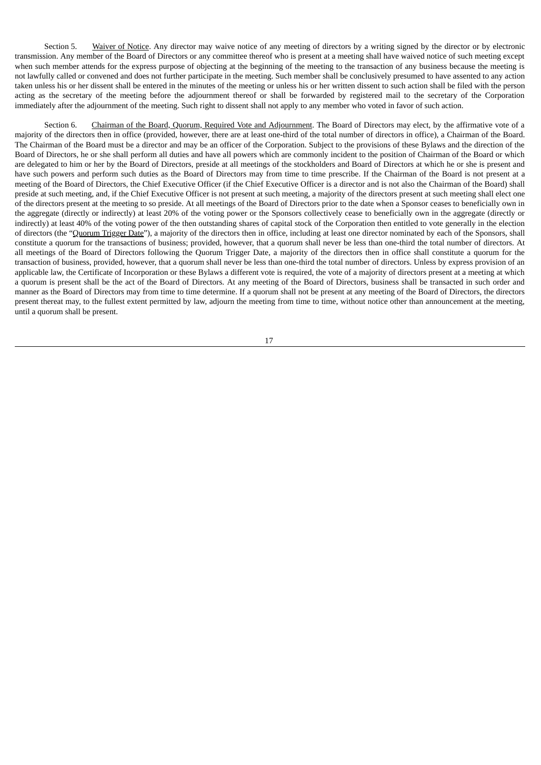Section 5. Waiver of Notice. Any director may waive notice of any meeting of directors by a writing signed by the director or by electronic transmission. Any member of the Board of Directors or any committee thereof who is present at a meeting shall have waived notice of such meeting except when such member attends for the express purpose of objecting at the beginning of the meeting to the transaction of any business because the meeting is not lawfully called or convened and does not further participate in the meeting. Such member shall be conclusively presumed to have assented to any action taken unless his or her dissent shall be entered in the minutes of the meeting or unless his or her written dissent to such action shall be filed with the person acting as the secretary of the meeting before the adjournment thereof or shall be forwarded by registered mail to the secretary of the Corporation immediately after the adjournment of the meeting. Such right to dissent shall not apply to any member who voted in favor of such action.

Section 6. Chairman of the Board, Quorum, Required Vote and Adjournment. The Board of Directors may elect, by the affirmative vote of a majority of the directors then in office (provided, however, there are at least one-third of the total number of directors in office), a Chairman of the Board. The Chairman of the Board must be a director and may be an officer of the Corporation. Subject to the provisions of these Bylaws and the direction of the Board of Directors, he or she shall perform all duties and have all powers which are commonly incident to the position of Chairman of the Board or which are delegated to him or her by the Board of Directors, preside at all meetings of the stockholders and Board of Directors at which he or she is present and have such powers and perform such duties as the Board of Directors may from time to time prescribe. If the Chairman of the Board is not present at a meeting of the Board of Directors, the Chief Executive Officer (if the Chief Executive Officer is a director and is not also the Chairman of the Board) shall preside at such meeting, and, if the Chief Executive Officer is not present at such meeting, a majority of the directors present at such meeting shall elect one of the directors present at the meeting to so preside. At all meetings of the Board of Directors prior to the date when a Sponsor ceases to beneficially own in the aggregate (directly or indirectly) at least 20% of the voting power or the Sponsors collectively cease to beneficially own in the aggregate (directly or indirectly) at least 40% of the voting power of the then outstanding shares of capital stock of the Corporation then entitled to vote generally in the election of directors (the "Quorum Trigger Date"), a majority of the directors then in office, including at least one director nominated by each of the Sponsors, shall constitute a quorum for the transactions of business; provided, however, that a quorum shall never be less than one-third the total number of directors. At all meetings of the Board of Directors following the Quorum Trigger Date, a majority of the directors then in office shall constitute a quorum for the transaction of business, provided, however, that a quorum shall never be less than one-third the total number of directors. Unless by express provision of an applicable law, the Certificate of Incorporation or these Bylaws a different vote is required, the vote of a majority of directors present at a meeting at which a quorum is present shall be the act of the Board of Directors. At any meeting of the Board of Directors, business shall be transacted in such order and manner as the Board of Directors may from time to time determine. If a quorum shall not be present at any meeting of the Board of Directors, the directors present thereat may, to the fullest extent permitted by law, adjourn the meeting from time to time, without notice other than announcement at the meeting, until a quorum shall be present.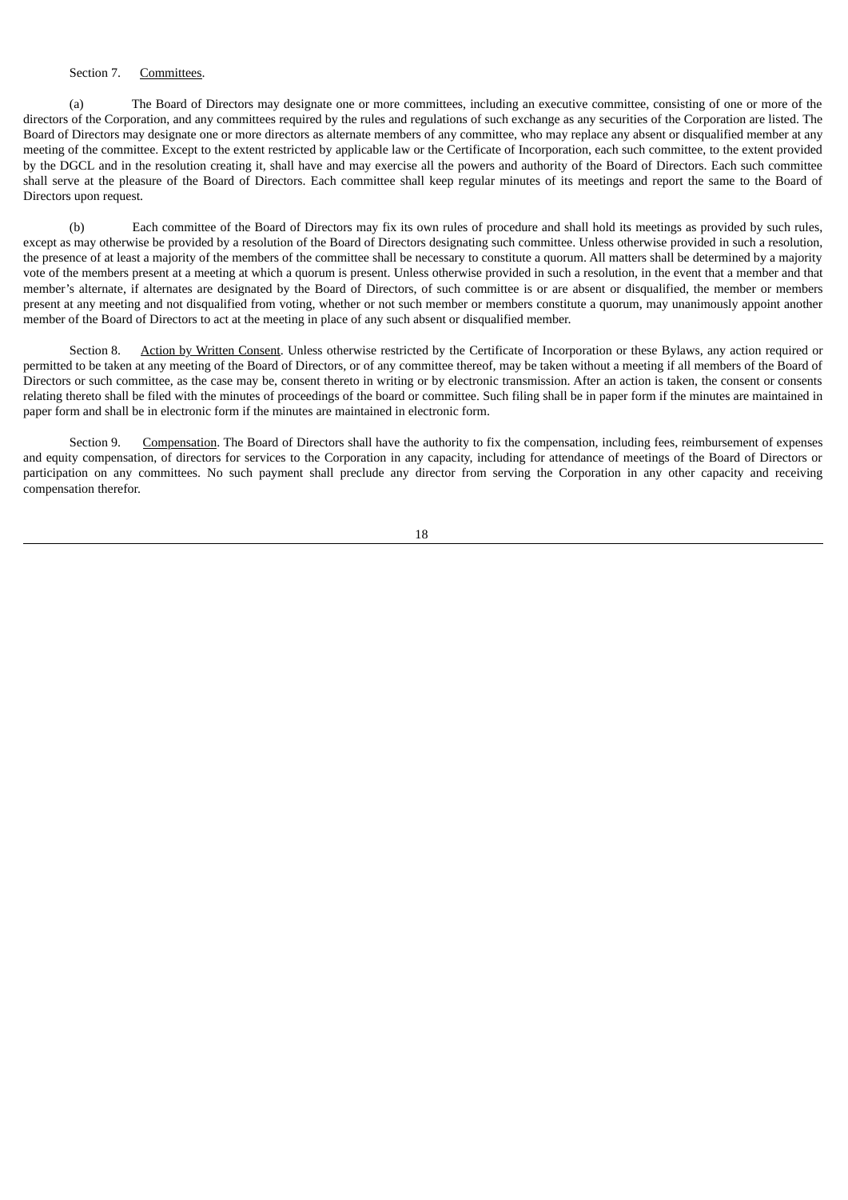Section 7. Committees.

(a) The Board of Directors may designate one or more committees, including an executive committee, consisting of one or more of the directors of the Corporation, and any committees required by the rules and regulations of such exchange as any securities of the Corporation are listed. The Board of Directors may designate one or more directors as alternate members of any committee, who may replace any absent or disqualified member at any meeting of the committee. Except to the extent restricted by applicable law or the Certificate of Incorporation, each such committee, to the extent provided by the DGCL and in the resolution creating it, shall have and may exercise all the powers and authority of the Board of Directors. Each such committee shall serve at the pleasure of the Board of Directors. Each committee shall keep regular minutes of its meetings and report the same to the Board of Directors upon request.

(b) Each committee of the Board of Directors may fix its own rules of procedure and shall hold its meetings as provided by such rules, except as may otherwise be provided by a resolution of the Board of Directors designating such committee. Unless otherwise provided in such a resolution, the presence of at least a majority of the members of the committee shall be necessary to constitute a quorum. All matters shall be determined by a majority vote of the members present at a meeting at which a quorum is present. Unless otherwise provided in such a resolution, in the event that a member and that member's alternate, if alternates are designated by the Board of Directors, of such committee is or are absent or disqualified, the member or members present at any meeting and not disqualified from voting, whether or not such member or members constitute a quorum, may unanimously appoint another member of the Board of Directors to act at the meeting in place of any such absent or disqualified member.

Section 8. Action by Written Consent. Unless otherwise restricted by the Certificate of Incorporation or these Bylaws, any action required or permitted to be taken at any meeting of the Board of Directors, or of any committee thereof, may be taken without a meeting if all members of the Board of Directors or such committee, as the case may be, consent thereto in writing or by electronic transmission. After an action is taken, the consent or consents relating thereto shall be filed with the minutes of proceedings of the board or committee. Such filing shall be in paper form if the minutes are maintained in paper form and shall be in electronic form if the minutes are maintained in electronic form.

Section 9. Compensation. The Board of Directors shall have the authority to fix the compensation, including fees, reimbursement of expenses and equity compensation, of directors for services to the Corporation in any capacity, including for attendance of meetings of the Board of Directors or participation on any committees. No such payment shall preclude any director from serving the Corporation in any other capacity and receiving compensation therefor.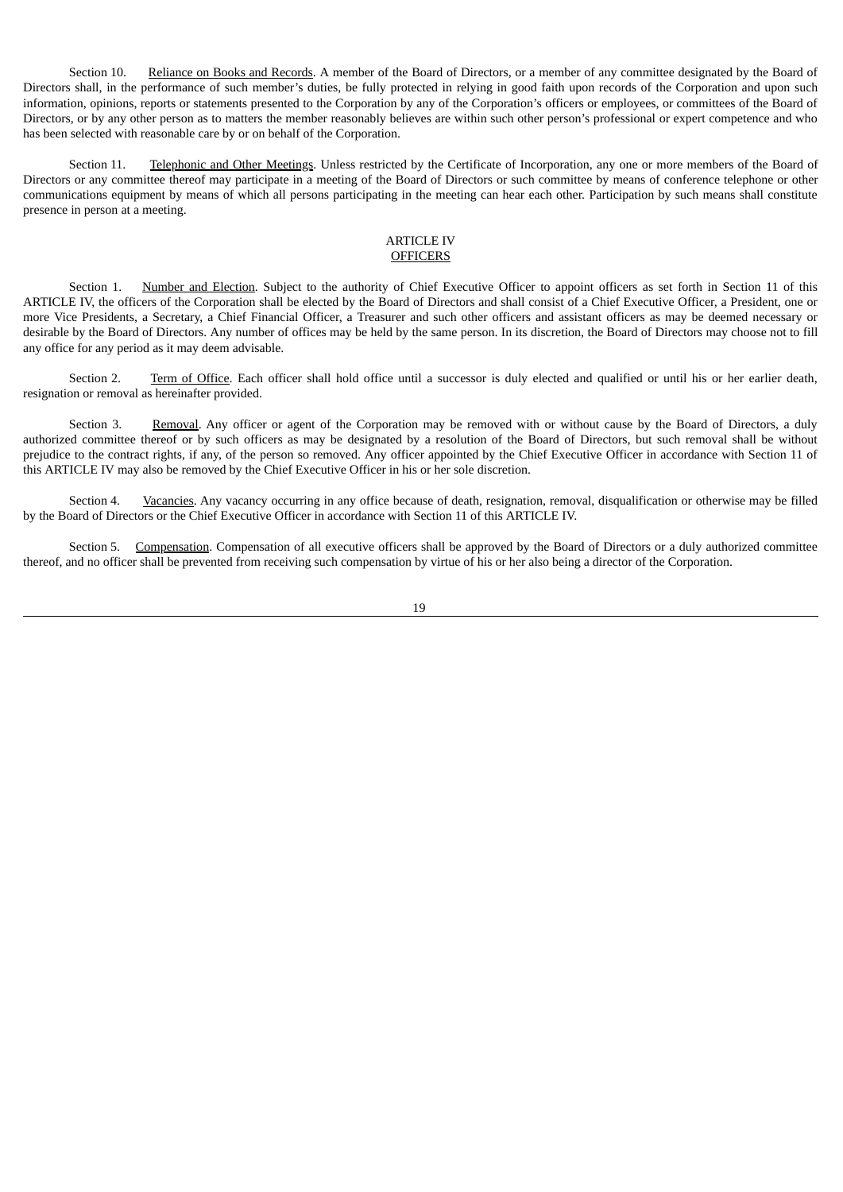Section 10. Reliance on Books and Records. A member of the Board of Directors, or a member of any committee designated by the Board of Directors shall, in the performance of such member's duties, be fully protected in relying in good faith upon records of the Corporation and upon such information, opinions, reports or statements presented to the Corporation by any of the Corporation's officers or employees, or committees of the Board of Directors, or by any other person as to matters the member reasonably believes are within such other person's professional or expert competence and who has been selected with reasonable care by or on behalf of the Corporation.

Section 11. Telephonic and Other Meetings. Unless restricted by the Certificate of Incorporation, any one or more members of the Board of Directors or any committee thereof may participate in a meeting of the Board of Directors or such committee by means of conference telephone or other communications equipment by means of which all persons participating in the meeting can hear each other. Participation by such means shall constitute presence in person at a meeting.

## ARTICLE IV
## OFFICERS

Section 1. Number and Election. Subject to the authority of Chief Executive Officer to appoint officers as set forth in Section 11 of this ARTICLE IV, the officers of the Corporation shall be elected by the Board of Directors and shall consist of a Chief Executive Officer, a President, one or more Vice Presidents, a Secretary, a Chief Financial Officer, a Treasurer and such other officers and assistant officers as may be deemed necessary or desirable by the Board of Directors. Any number of offices may be held by the same person. In its discretion, the Board of Directors may choose not to fill any office for any period as it may deem advisable.

Section 2. Term of Office. Each officer shall hold office until a successor is duly elected and qualified or until his or her earlier death, resignation or removal as hereinafter provided.

Section 3. Removal. Any officer or agent of the Corporation may be removed with or without cause by the Board of Directors, a duly authorized committee thereof or by such officers as may be designated by a resolution of the Board of Directors, but such removal shall be without prejudice to the contract rights, if any, of the person so removed. Any officer appointed by the Chief Executive Officer in accordance with Section 11 of this ARTICLE IV may also be removed by the Chief Executive Officer in his or her sole discretion.

Section 4. Vacancies. Any vacancy occurring in any office because of death, resignation, removal, disqualification or otherwise may be filled by the Board of Directors or the Chief Executive Officer in accordance with Section 11 of this ARTICLE IV.

Section 5. Compensation. Compensation of all executive officers shall be approved by the Board of Directors or a duly authorized committee thereof, and no officer shall be prevented from receiving such compensation by virtue of his or her also being a director of the Corporation.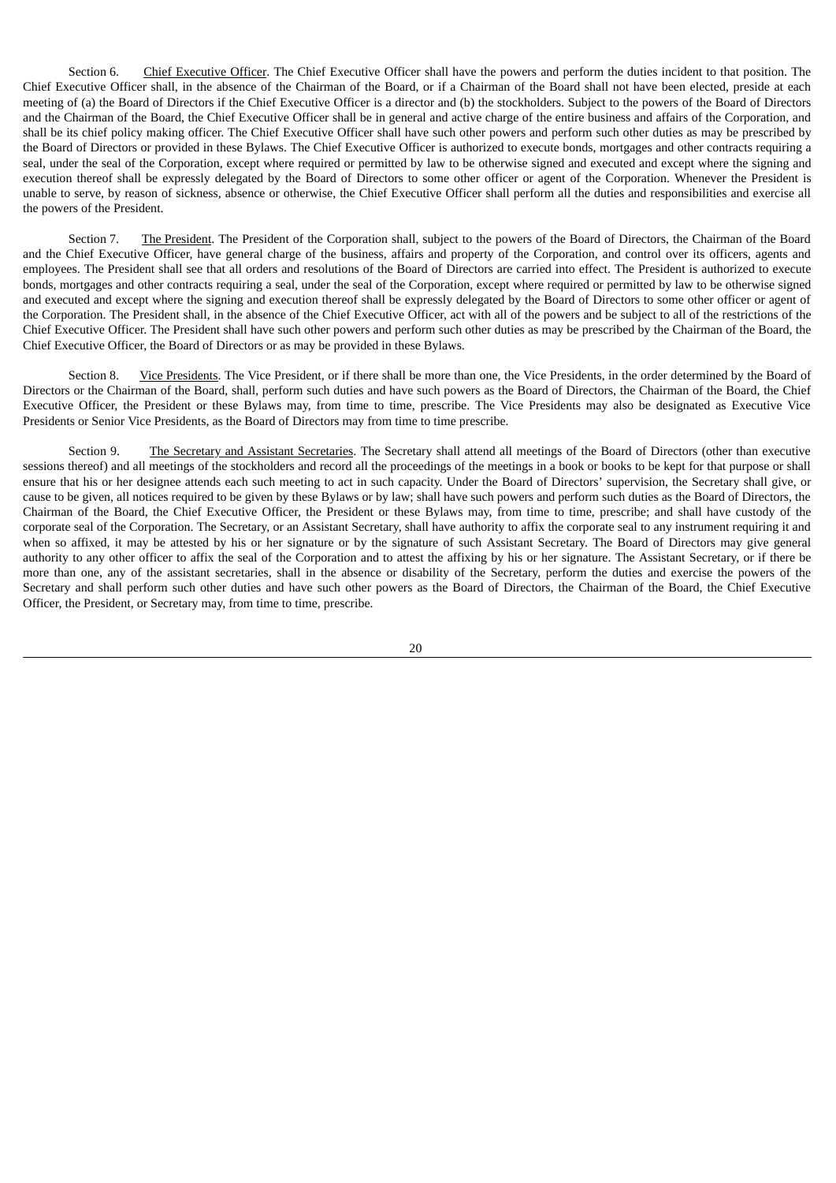Section 6. Chief Executive Officer. The Chief Executive Officer shall have the powers and perform the duties incident to that position. The Chief Executive Officer shall, in the absence of the Chairman of the Board, or if a Chairman of the Board shall not have been elected, preside at each meeting of (a) the Board of Directors if the Chief Executive Officer is a director and (b) the stockholders. Subject to the powers of the Board of Directors and the Chairman of the Board, the Chief Executive Officer shall be in general and active charge of the entire business and affairs of the Corporation, and shall be its chief policy making officer. The Chief Executive Officer shall have such other powers and perform such other duties as may be prescribed by the Board of Directors or provided in these Bylaws. The Chief Executive Officer is authorized to execute bonds, mortgages and other contracts requiring a seal, under the seal of the Corporation, except where required or permitted by law to be otherwise signed and executed and except where the signing and execution thereof shall be expressly delegated by the Board of Directors to some other officer or agent of the Corporation. Whenever the President is unable to serve, by reason of sickness, absence or otherwise, the Chief Executive Officer shall perform all the duties and responsibilities and exercise all the powers of the President.

Section 7. The President. The President of the Corporation shall, subject to the powers of the Board of Directors, the Chairman of the Board and the Chief Executive Officer, have general charge of the business, affairs and property of the Corporation, and control over its officers, agents and employees. The President shall see that all orders and resolutions of the Board of Directors are carried into effect. The President is authorized to execute bonds, mortgages and other contracts requiring a seal, under the seal of the Corporation, except where required or permitted by law to be otherwise signed and executed and except where the signing and execution thereof shall be expressly delegated by the Board of Directors to some other officer or agent of the Corporation. The President shall, in the absence of the Chief Executive Officer, act with all of the powers and be subject to all of the restrictions of the Chief Executive Officer. The President shall have such other powers and perform such other duties as may be prescribed by the Chairman of the Board, the Chief Executive Officer, the Board of Directors or as may be provided in these Bylaws.

Section 8. Vice Presidents. The Vice President, or if there shall be more than one, the Vice Presidents, in the order determined by the Board of Directors or the Chairman of the Board, shall, perform such duties and have such powers as the Board of Directors, the Chairman of the Board, the Chief Executive Officer, the President or these Bylaws may, from time to time, prescribe. The Vice Presidents may also be designated as Executive Vice Presidents or Senior Vice Presidents, as the Board of Directors may from time to time prescribe.

Section 9. The Secretary and Assistant Secretaries. The Secretary shall attend all meetings of the Board of Directors (other than executive sessions thereof) and all meetings of the stockholders and record all the proceedings of the meetings in a book or books to be kept for that purpose or shall ensure that his or her designee attends each such meeting to act in such capacity. Under the Board of Directors' supervision, the Secretary shall give, or cause to be given, all notices required to be given by these Bylaws or by law; shall have such powers and perform such duties as the Board of Directors, the Chairman of the Board, the Chief Executive Officer, the President or these Bylaws may, from time to time, prescribe; and shall have custody of the corporate seal of the Corporation. The Secretary, or an Assistant Secretary, shall have authority to affix the corporate seal to any instrument requiring it and when so affixed, it may be attested by his or her signature or by the signature of such Assistant Secretary. The Board of Directors may give general authority to any other officer to affix the seal of the Corporation and to attest the affixing by his or her signature. The Assistant Secretary, or if there be more than one, any of the assistant secretaries, shall in the absence or disability of the Secretary, perform the duties and exercise the powers of the Secretary and shall perform such other duties and have such other powers as the Board of Directors, the Chairman of the Board, the Chief Executive Officer, the President, or Secretary may, from time to time, prescribe.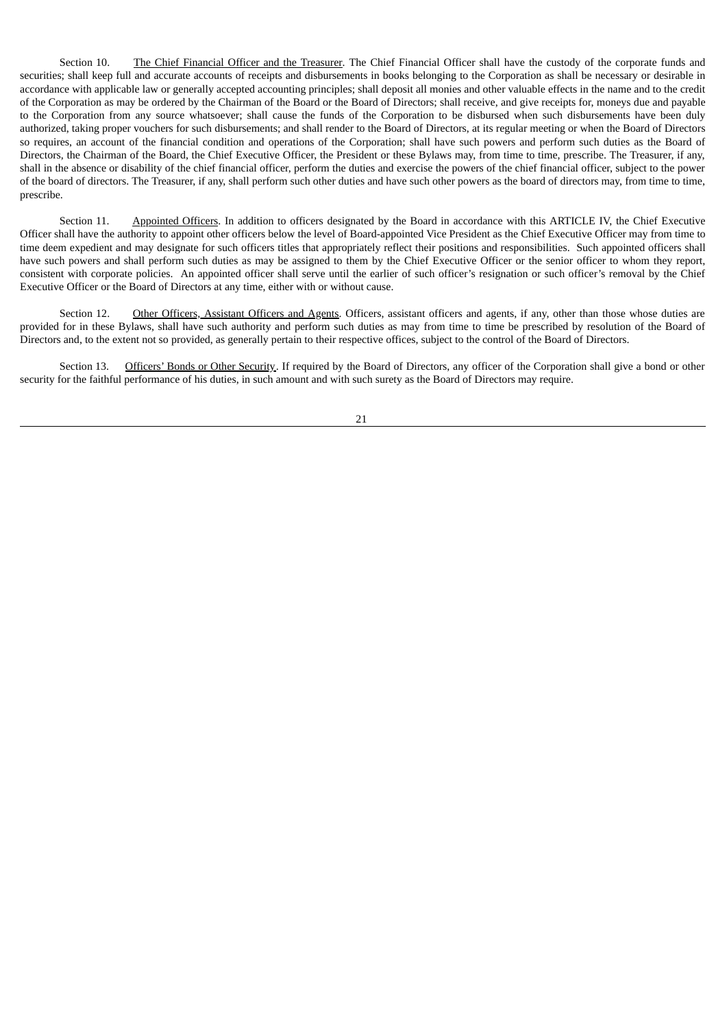Section 10. The Chief Financial Officer and the Treasurer. The Chief Financial Officer shall have the custody of the corporate funds and securities; shall keep full and accurate accounts of receipts and disbursements in books belonging to the Corporation as shall be necessary or desirable in accordance with applicable law or generally accepted accounting principles; shall deposit all monies and other valuable effects in the name and to the credit of the Corporation as may be ordered by the Chairman of the Board or the Board of Directors; shall receive, and give receipts for, moneys due and payable to the Corporation from any source whatsoever; shall cause the funds of the Corporation to be disbursed when such disbursements have been duly authorized, taking proper vouchers for such disbursements; and shall render to the Board of Directors, at its regular meeting or when the Board of Directors so requires, an account of the financial condition and operations of the Corporation; shall have such powers and perform such duties as the Board of Directors, the Chairman of the Board, the Chief Executive Officer, the President or these Bylaws may, from time to time, prescribe. The Treasurer, if any, shall in the absence or disability of the chief financial officer, perform the duties and exercise the powers of the chief financial officer, subject to the power of the board of directors. The Treasurer, if any, shall perform such other duties and have such other powers as the board of directors may, from time to time, prescribe.

Section 11. Appointed Officers. In addition to officers designated by the Board in accordance with this ARTICLE IV, the Chief Executive Officer shall have the authority to appoint other officers below the level of Board-appointed Vice President as the Chief Executive Officer may from time to time deem expedient and may designate for such officers titles that appropriately reflect their positions and responsibilities. Such appointed officers shall have such powers and shall perform such duties as may be assigned to them by the Chief Executive Officer or the senior officer to whom they report, consistent with corporate policies. An appointed officer shall serve until the earlier of such officer's resignation or such officer's removal by the Chief Executive Officer or the Board of Directors at any time, either with or without cause.

Section 12. Other Officers, Assistant Officers and Agents. Officers, assistant officers and agents, if any, other than those whose duties are provided for in these Bylaws, shall have such authority and perform such duties as may from time to time be prescribed by resolution of the Board of Directors and, to the extent not so provided, as generally pertain to their respective offices, subject to the control of the Board of Directors.

Section 13. Officers' Bonds or Other Security. If required by the Board of Directors, any officer of the Corporation shall give a bond or other security for the faithful performance of his duties, in such amount and with such surety as the Board of Directors may require.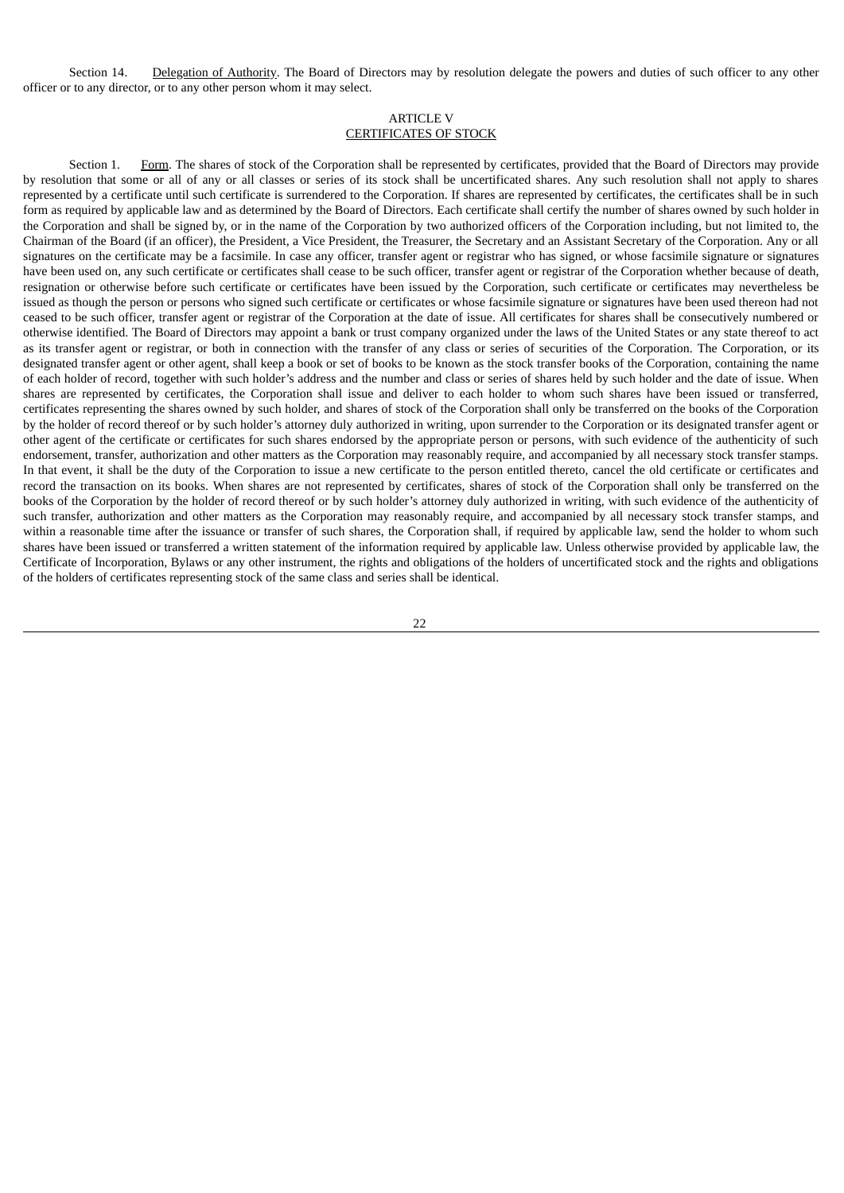Section 14. Delegation of Authority. The Board of Directors may by resolution delegate the powers and duties of such officer to any other officer or to any director, or to any other person whom it may select.

## ARTICLE V
## CERTIFICATES OF STOCK

Section 1. Form. The shares of stock of the Corporation shall be represented by certificates, provided that the Board of Directors may provide by resolution that some or all of any or all classes or series of its stock shall be uncertificated shares. Any such resolution shall not apply to shares represented by a certificate until such certificate is surrendered to the Corporation. If shares are represented by certificates, the certificates shall be in such form as required by applicable law and as determined by the Board of Directors. Each certificate shall certify the number of shares owned by such holder in the Corporation and shall be signed by, or in the name of the Corporation by two authorized officers of the Corporation including, but not limited to, the Chairman of the Board (if an officer), the President, a Vice President, the Treasurer, the Secretary and an Assistant Secretary of the Corporation. Any or all signatures on the certificate may be a facsimile. In case any officer, transfer agent or registrar who has signed, or whose facsimile signature or signatures have been used on, any such certificate or certificates shall cease to be such officer, transfer agent or registrar of the Corporation whether because of death, resignation or otherwise before such certificate or certificates have been issued by the Corporation, such certificate or certificates may nevertheless be issued as though the person or persons who signed such certificate or certificates or whose facsimile signature or signatures have been used thereon had not ceased to be such officer, transfer agent or registrar of the Corporation at the date of issue. All certificates for shares shall be consecutively numbered or otherwise identified. The Board of Directors may appoint a bank or trust company organized under the laws of the United States or any state thereof to act as its transfer agent or registrar, or both in connection with the transfer of any class or series of securities of the Corporation. The Corporation, or its designated transfer agent or other agent, shall keep a book or set of books to be known as the stock transfer books of the Corporation, containing the name of each holder of record, together with such holder's address and the number and class or series of shares held by such holder and the date of issue. When shares are represented by certificates, the Corporation shall issue and deliver to each holder to whom such shares have been issued or transferred, certificates representing the shares owned by such holder, and shares of stock of the Corporation shall only be transferred on the books of the Corporation by the holder of record thereof or by such holder's attorney duly authorized in writing, upon surrender to the Corporation or its designated transfer agent or other agent of the certificate or certificates for such shares endorsed by the appropriate person or persons, with such evidence of the authenticity of such endorsement, transfer, authorization and other matters as the Corporation may reasonably require, and accompanied by all necessary stock transfer stamps. In that event, it shall be the duty of the Corporation to issue a new certificate to the person entitled thereto, cancel the old certificate or certificates and record the transaction on its books. When shares are not represented by certificates, shares of stock of the Corporation shall only be transferred on the books of the Corporation by the holder of record thereof or by such holder's attorney duly authorized in writing, with such evidence of the authenticity of such transfer, authorization and other matters as the Corporation may reasonably require, and accompanied by all necessary stock transfer stamps, and within a reasonable time after the issuance or transfer of such shares, the Corporation shall, if required by applicable law, send the holder to whom such shares have been issued or transferred a written statement of the information required by applicable law. Unless otherwise provided by applicable law, the Certificate of Incorporation, Bylaws or any other instrument, the rights and obligations of the holders of uncertificated stock and the rights and obligations of the holders of certificates representing stock of the same class and series shall be identical.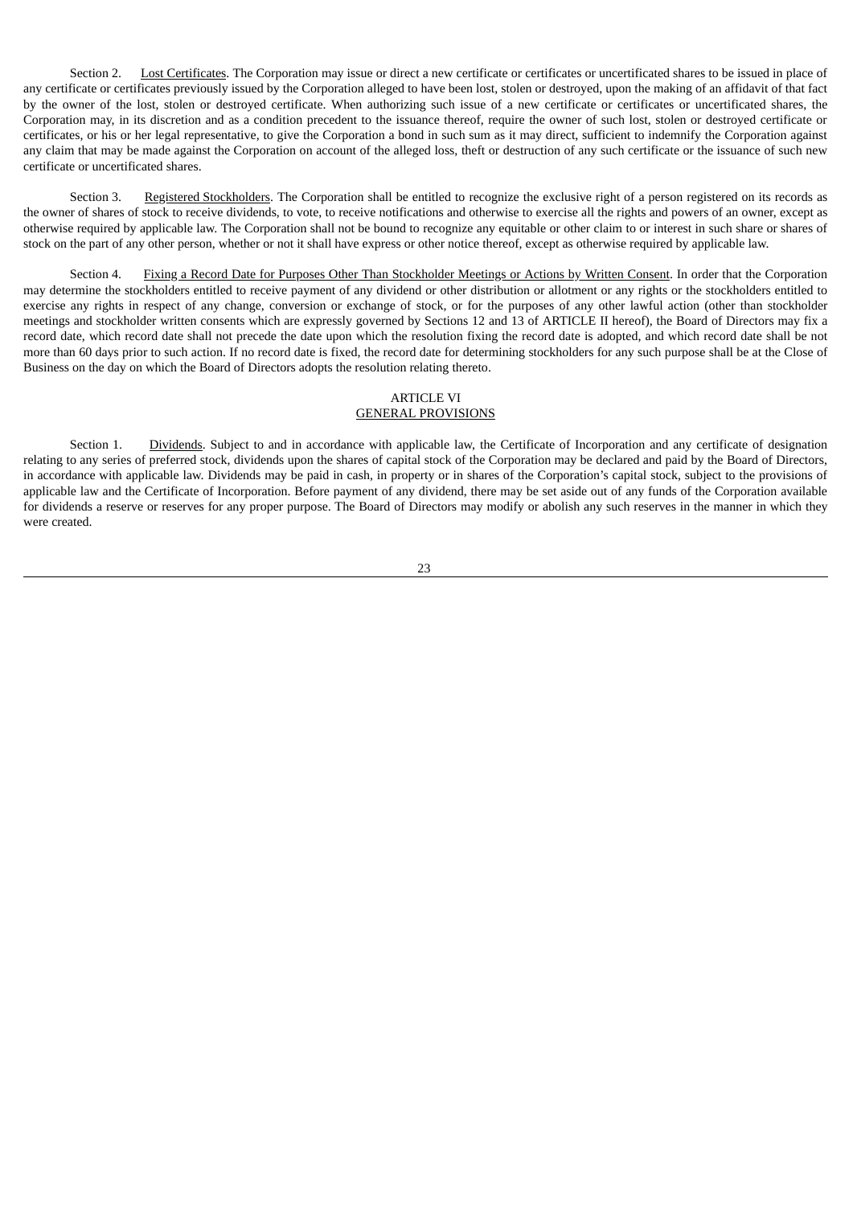Section 2. Lost Certificates. The Corporation may issue or direct a new certificate or certificates or uncertificated shares to be issued in place of any certificate or certificates previously issued by the Corporation alleged to have been lost, stolen or destroyed, upon the making of an affidavit of that fact by the owner of the lost, stolen or destroyed certificate. When authorizing such issue of a new certificate or certificates or uncertificated shares, the Corporation may, in its discretion and as a condition precedent to the issuance thereof, require the owner of such lost, stolen or destroyed certificate or certificates, or his or her legal representative, to give the Corporation a bond in such sum as it may direct, sufficient to indemnify the Corporation against any claim that may be made against the Corporation on account of the alleged loss, theft or destruction of any such certificate or the issuance of such new certificate or uncertificated shares.

Section 3. Registered Stockholders. The Corporation shall be entitled to recognize the exclusive right of a person registered on its records as the owner of shares of stock to receive dividends, to vote, to receive notifications and otherwise to exercise all the rights and powers of an owner, except as otherwise required by applicable law. The Corporation shall not be bound to recognize any equitable or other claim to or interest in such share or shares of stock on the part of any other person, whether or not it shall have express or other notice thereof, except as otherwise required by applicable law.

Section 4. Fixing a Record Date for Purposes Other Than Stockholder Meetings or Actions by Written Consent. In order that the Corporation may determine the stockholders entitled to receive payment of any dividend or other distribution or allotment or any rights or the stockholders entitled to exercise any rights in respect of any change, conversion or exchange of stock, or for the purposes of any other lawful action (other than stockholder meetings and stockholder written consents which are expressly governed by Sections 12 and 13 of ARTICLE II hereof), the Board of Directors may fix a record date, which record date shall not precede the date upon which the resolution fixing the record date is adopted, and which record date shall be not more than 60 days prior to such action. If no record date is fixed, the record date for determining stockholders for any such purpose shall be at the Close of Business on the day on which the Board of Directors adopts the resolution relating thereto.

## ARTICLE VI
## GENERAL PROVISIONS

Section 1. Dividends. Subject to and in accordance with applicable law, the Certificate of Incorporation and any certificate of designation relating to any series of preferred stock, dividends upon the shares of capital stock of the Corporation may be declared and paid by the Board of Directors, in accordance with applicable law. Dividends may be paid in cash, in property or in shares of the Corporation's capital stock, subject to the provisions of applicable law and the Certificate of Incorporation. Before payment of any dividend, there may be set aside out of any funds of the Corporation available for dividends a reserve or reserves for any proper purpose. The Board of Directors may modify or abolish any such reserves in the manner in which they were created.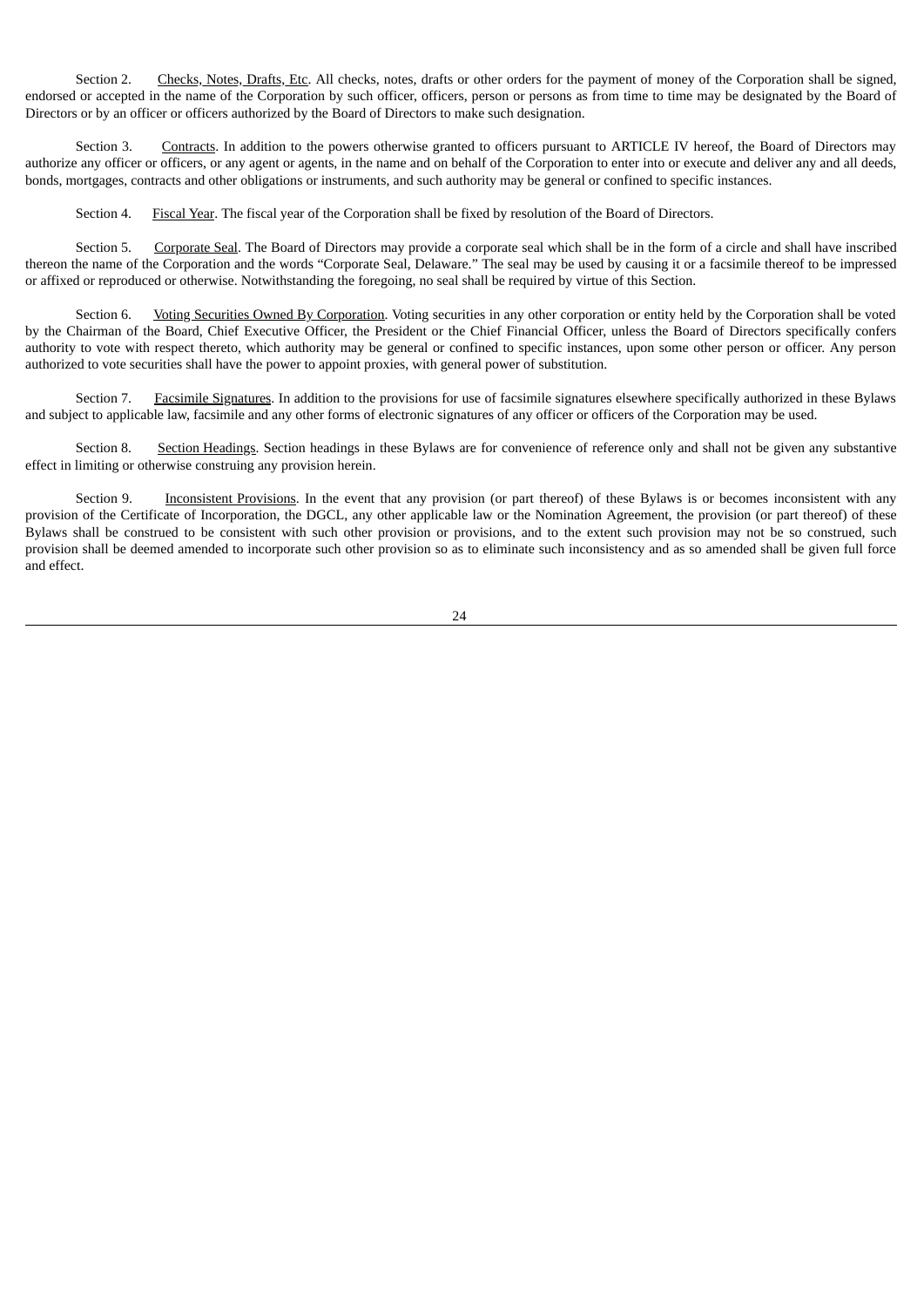Section 2. Checks, Notes, Drafts, Etc. All checks, notes, drafts or other orders for the payment of money of the Corporation shall be signed, endorsed or accepted in the name of the Corporation by such officer, officers, person or persons as from time to time may be designated by the Board of Directors or by an officer or officers authorized by the Board of Directors to make such designation.

Section 3. Contracts. In addition to the powers otherwise granted to officers pursuant to ARTICLE IV hereof, the Board of Directors may authorize any officer or officers, or any agent or agents, in the name and on behalf of the Corporation to enter into or execute and deliver any and all deeds, bonds, mortgages, contracts and other obligations or instruments, and such authority may be general or confined to specific instances.

Section 4. Fiscal Year. The fiscal year of the Corporation shall be fixed by resolution of the Board of Directors.

Section 5. Corporate Seal. The Board of Directors may provide a corporate seal which shall be in the form of a circle and shall have inscribed thereon the name of the Corporation and the words "Corporate Seal, Delaware." The seal may be used by causing it or a facsimile thereof to be impressed or affixed or reproduced or otherwise. Notwithstanding the foregoing, no seal shall be required by virtue of this Section.

Section 6. Voting Securities Owned By Corporation. Voting securities in any other corporation or entity held by the Corporation shall be voted by the Chairman of the Board, Chief Executive Officer, the President or the Chief Financial Officer, unless the Board of Directors specifically confers authority to vote with respect thereto, which authority may be general or confined to specific instances, upon some other person or officer. Any person authorized to vote securities shall have the power to appoint proxies, with general power of substitution.

Section 7. Facsimile Signatures. In addition to the provisions for use of facsimile signatures elsewhere specifically authorized in these Bylaws and subject to applicable law, facsimile and any other forms of electronic signatures of any officer or officers of the Corporation may be used.

Section 8. Section Headings. Section headings in these Bylaws are for convenience of reference only and shall not be given any substantive effect in limiting or otherwise construing any provision herein.

Section 9. Inconsistent Provisions. In the event that any provision (or part thereof) of these Bylaws is or becomes inconsistent with any provision of the Certificate of Incorporation, the DGCL, any other applicable law or the Nomination Agreement, the provision (or part thereof) of these Bylaws shall be construed to be consistent with such other provision or provisions, and to the extent such provision may not be so construed, such provision shall be deemed amended to incorporate such other provision so as to eliminate such inconsistency and as so amended shall be given full force and effect.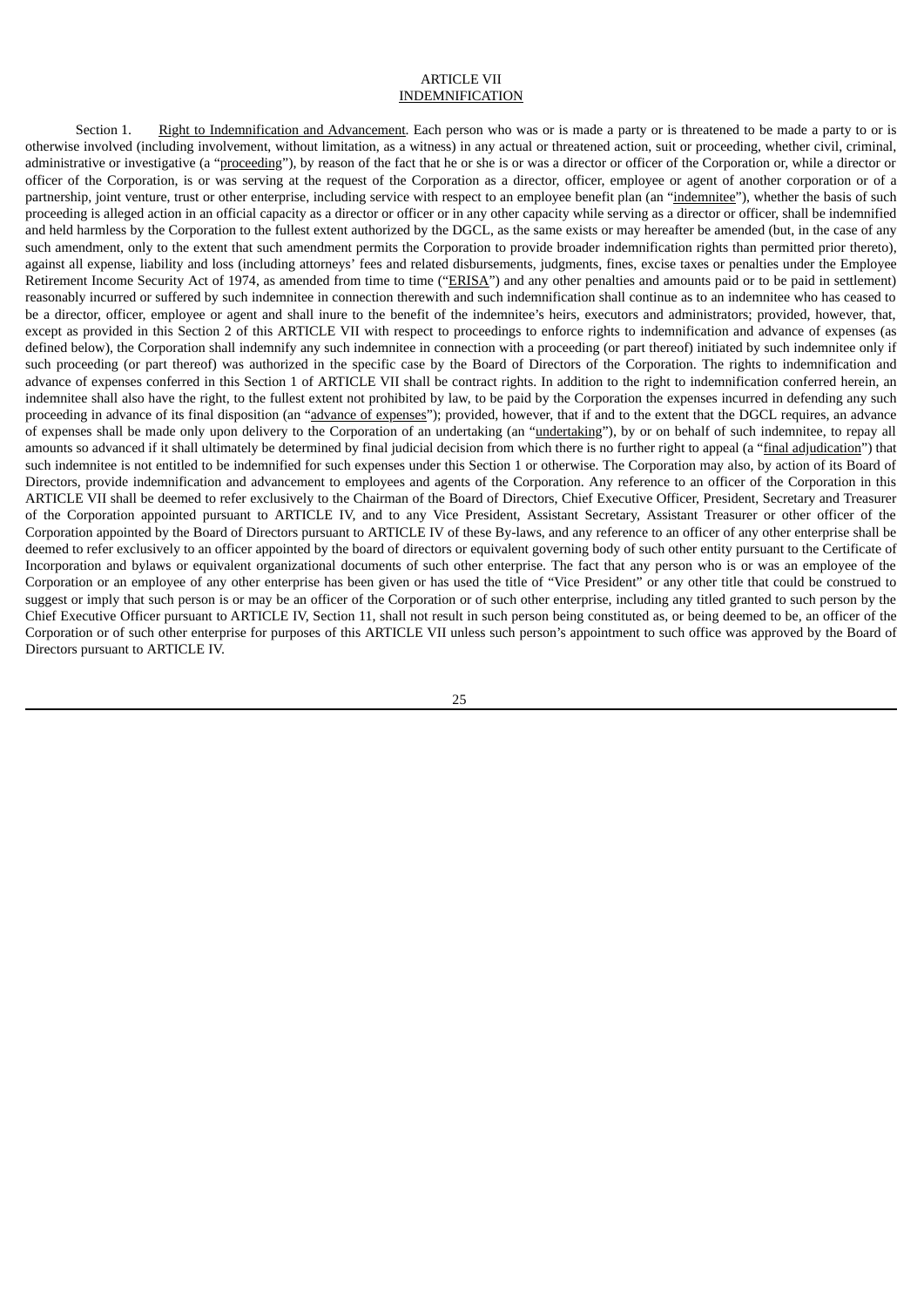# ARTICLE VII
## INDEMNIFICATION

Section 1. Right to Indemnification and Advancement. Each person who was or is made a party or is threatened to be made a party to or is otherwise involved (including involvement, without limitation, as a witness) in any actual or threatened action, suit or proceeding, whether civil, criminal, administrative or investigative (a "proceeding"), by reason of the fact that he or she is or was a director or officer of the Corporation or, while a director or officer of the Corporation, is or was serving at the request of the Corporation as a director, officer, employee or agent of another corporation or of a partnership, joint venture, trust or other enterprise, including service with respect to an employee benefit plan (an "indemnitee"), whether the basis of such proceeding is alleged action in an official capacity as a director or officer or in any other capacity while serving as a director or officer, shall be indemnified and held harmless by the Corporation to the fullest extent authorized by the DGCL, as the same exists or may hereafter be amended (but, in the case of any such amendment, only to the extent that such amendment permits the Corporation to provide broader indemnification rights than permitted prior thereto), against all expense, liability and loss (including attorneys' fees and related disbursements, judgments, fines, excise taxes or penalties under the Employee Retirement Income Security Act of 1974, as amended from time to time ("ERISA") and any other penalties and amounts paid or to be paid in settlement) reasonably incurred or suffered by such indemnitee in connection therewith and such indemnification shall continue as to an indemnitee who has ceased to be a director, officer, employee or agent and shall inure to the benefit of the indemnitee's heirs, executors and administrators; provided, however, that, except as provided in this Section 2 of this ARTICLE VII with respect to proceedings to enforce rights to indemnification and advance of expenses (as defined below), the Corporation shall indemnify any such indemnitee in connection with a proceeding (or part thereof) initiated by such indemnitee only if such proceeding (or part thereof) was authorized in the specific case by the Board of Directors of the Corporation. The rights to indemnification and advance of expenses conferred in this Section 1 of ARTICLE VII shall be contract rights. In addition to the right to indemnification conferred herein, an indemnitee shall also have the right, to the fullest extent not prohibited by law, to be paid by the Corporation the expenses incurred in defending any such proceeding in advance of its final disposition (an "advance of expenses"); provided, however, that if and to the extent that the DGCL requires, an advance of expenses shall be made only upon delivery to the Corporation of an undertaking (an "undertaking"), by or on behalf of such indemnitee, to repay all amounts so advanced if it shall ultimately be determined by final judicial decision from which there is no further right to appeal (a "final adjudication") that such indemnitee is not entitled to be indemnified for such expenses under this Section 1 or otherwise. The Corporation may also, by action of its Board of Directors, provide indemnification and advancement to employees and agents of the Corporation. Any reference to an officer of the Corporation in this ARTICLE VII shall be deemed to refer exclusively to the Chairman of the Board of Directors, Chief Executive Officer, President, Secretary and Treasurer of the Corporation appointed pursuant to ARTICLE IV, and to any Vice President, Assistant Secretary, Assistant Treasurer or other officer of the Corporation appointed by the Board of Directors pursuant to ARTICLE IV of these By-laws, and any reference to an officer of any other enterprise shall be deemed to refer exclusively to an officer appointed by the board of directors or equivalent governing body of such other entity pursuant to the Certificate of Incorporation and bylaws or equivalent organizational documents of such other enterprise. The fact that any person who is or was an employee of the Corporation or an employee of any other enterprise has been given or has used the title of "Vice President" or any other title that could be construed to suggest or imply that such person is or may be an officer of the Corporation or of such other enterprise, including any titled granted to such person by the Chief Executive Officer pursuant to ARTICLE IV, Section 11, shall not result in such person being constituted as, or being deemed to be, an officer of the Corporation or of such other enterprise for purposes of this ARTICLE VII unless such person's appointment to such office was approved by the Board of Directors pursuant to ARTICLE IV.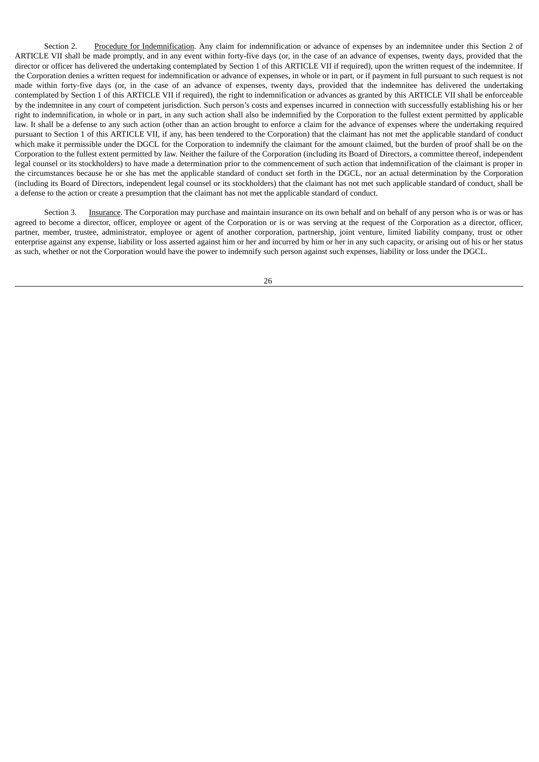Section 2. Procedure for Indemnification. Any claim for indemnification or advance of expenses by an indemnitee under this Section 2 of ARTICLE VII shall be made promptly, and in any event within forty-five days (or, in the case of an advance of expenses, twenty days, provided that the director or officer has delivered the undertaking contemplated by Section 1 of this ARTICLE VII if required), upon the written request of the indemnitee. If the Corporation denies a written request for indemnification or advance of expenses, in whole or in part, or if payment in full pursuant to such request is not made within forty-five days (or, in the case of an advance of expenses, twenty days, provided that the indemnitee has delivered the undertaking contemplated by Section 1 of this ARTICLE VII if required), the right to indemnification or advances as granted by this ARTICLE VII shall be enforceable by the indemnitee in any court of competent jurisdiction. Such person's costs and expenses incurred in connection with successfully establishing his or her right to indemnification, in whole or in part, in any such action shall also be indemnified by the Corporation to the fullest extent permitted by applicable law. It shall be a defense to any such action (other than an action brought to enforce a claim for the advance of expenses where the undertaking required pursuant to Section 1 of this ARTICLE VII, if any, has been tendered to the Corporation) that the claimant has not met the applicable standard of conduct which make it permissible under the DGCL for the Corporation to indemnify the claimant for the amount claimed, but the burden of proof shall be on the Corporation to the fullest extent permitted by law. Neither the failure of the Corporation (including its Board of Directors, a committee thereof, independent legal counsel or its stockholders) to have made a determination prior to the commencement of such action that indemnification of the claimant is proper in the circumstances because he or she has met the applicable standard of conduct set forth in the DGCL, nor an actual determination by the Corporation (including its Board of Directors, independent legal counsel or its stockholders) that the claimant has not met such applicable standard of conduct, shall be a defense to the action or create a presumption that the claimant has not met the applicable standard of conduct.

Section 3. Insurance. The Corporation may purchase and maintain insurance on its own behalf and on behalf of any person who is or was or has agreed to become a director, officer, employee or agent of the Corporation or is or was serving at the request of the Corporation as a director, officer, partner, member, trustee, administrator, employee or agent of another corporation, partnership, joint venture, limited liability company, trust or other enterprise against any expense, liability or loss asserted against him or her and incurred by him or her in any such capacity, or arising out of his or her status as such, whether or not the Corporation would have the power to indemnify such person against such expenses, liability or loss under the DGCL.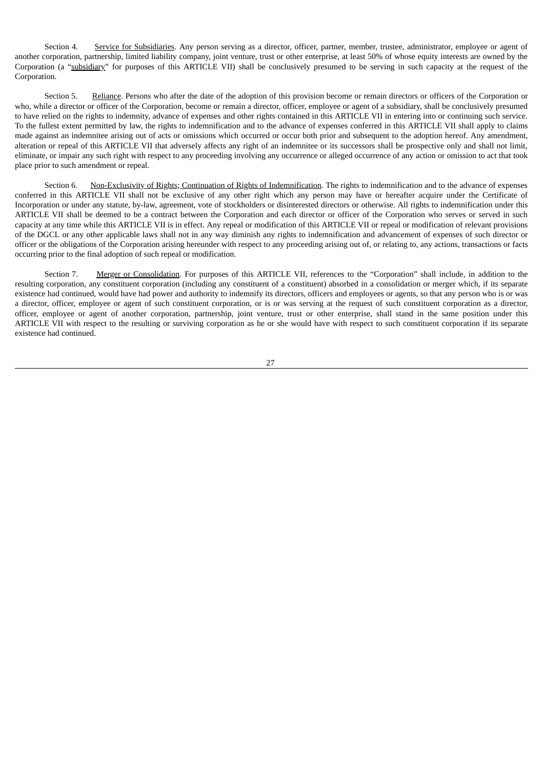Section 4. Service for Subsidiaries. Any person serving as a director, officer, partner, member, trustee, administrator, employee or agent of another corporation, partnership, limited liability company, joint venture, trust or other enterprise, at least 50% of whose equity interests are owned by the Corporation (a "subsidiary" for purposes of this ARTICLE VII) shall be conclusively presumed to be serving in such capacity at the request of the Corporation.

Section 5. Reliance. Persons who after the date of the adoption of this provision become or remain directors or officers of the Corporation or who, while a director or officer of the Corporation, become or remain a director, officer, employee or agent of a subsidiary, shall be conclusively presumed to have relied on the rights to indemnity, advance of expenses and other rights contained in this ARTICLE VII in entering into or continuing such service. To the fullest extent permitted by law, the rights to indemnification and to the advance of expenses conferred in this ARTICLE VII shall apply to claims made against an indemnitee arising out of acts or omissions which occurred or occur both prior and subsequent to the adoption hereof. Any amendment, alteration or repeal of this ARTICLE VII that adversely affects any right of an indemnitee or its successors shall be prospective only and shall not limit, eliminate, or impair any such right with respect to any proceeding involving any occurrence or alleged occurrence of any action or omission to act that took place prior to such amendment or repeal.

Section 6. Non-Exclusivity of Rights; Continuation of Rights of Indemnification. The rights to indemnification and to the advance of expenses conferred in this ARTICLE VII shall not be exclusive of any other right which any person may have or hereafter acquire under the Certificate of Incorporation or under any statute, by-law, agreement, vote of stockholders or disinterested directors or otherwise. All rights to indemnification under this ARTICLE VII shall be deemed to be a contract between the Corporation and each director or officer of the Corporation who serves or served in such capacity at any time while this ARTICLE VII is in effect. Any repeal or modification of this ARTICLE VII or repeal or modification of relevant provisions of the DGCL or any other applicable laws shall not in any way diminish any rights to indemnification and advancement of expenses of such director or officer or the obligations of the Corporation arising hereunder with respect to any proceeding arising out of, or relating to, any actions, transactions or facts occurring prior to the final adoption of such repeal or modification.

Section 7. Merger or Consolidation. For purposes of this ARTICLE VII, references to the "Corporation" shall include, in addition to the resulting corporation, any constituent corporation (including any constituent of a constituent) absorbed in a consolidation or merger which, if its separate existence had continued, would have had power and authority to indemnify its directors, officers and employees or agents, so that any person who is or was a director, officer, employee or agent of such constituent corporation, or is or was serving at the request of such constituent corporation as a director, officer, employee or agent of another corporation, partnership, joint venture, trust or other enterprise, shall stand in the same position under this ARTICLE VII with respect to the resulting or surviving corporation as he or she would have with respect to such constituent corporation if its separate existence had continued.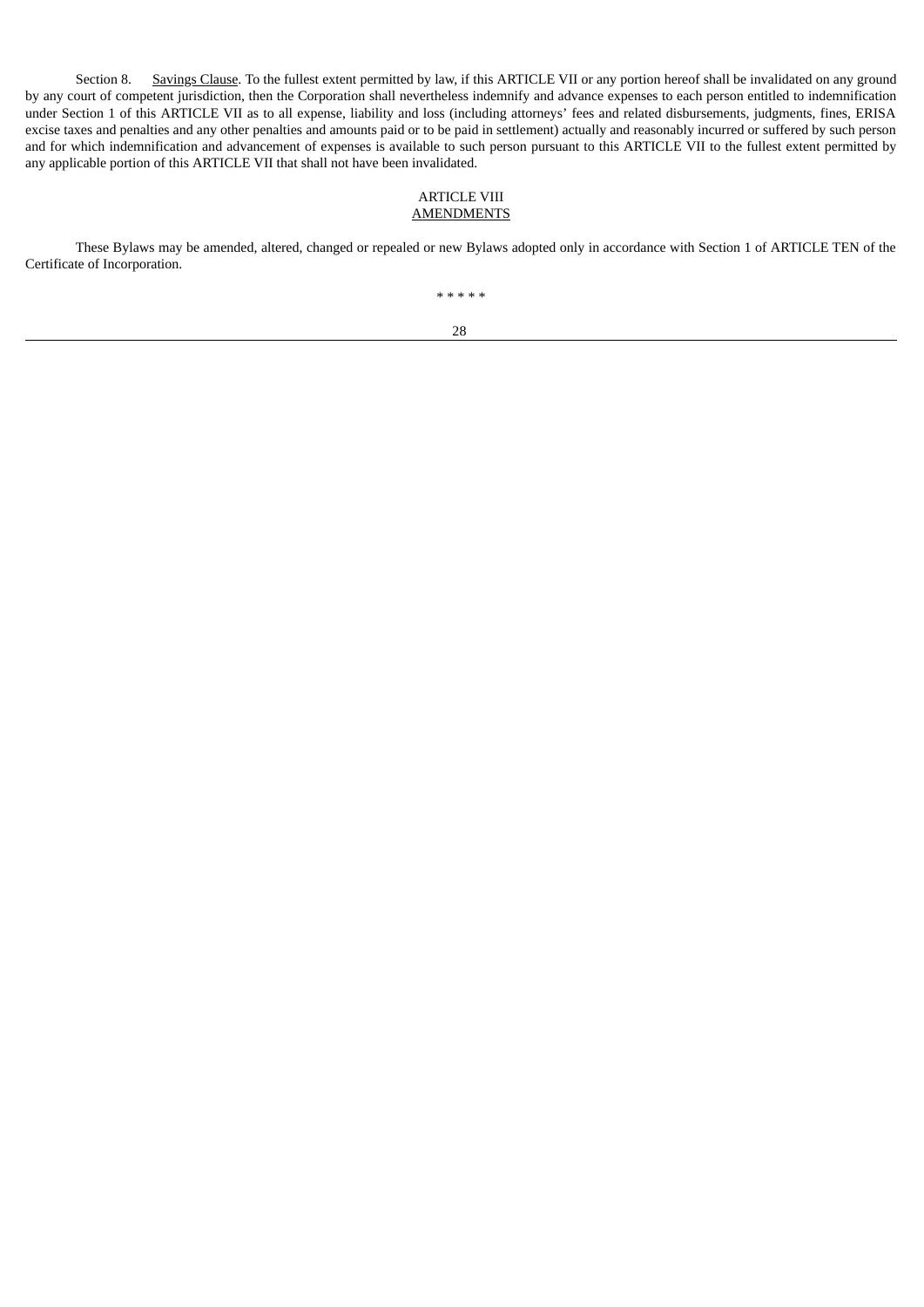Section 8. Savings Clause. To the fullest extent permitted by law, if this ARTICLE VII or any portion hereof shall be invalidated on any ground by any court of competent jurisdiction, then the Corporation shall nevertheless indemnify and advance expenses to each person entitled to indemnification under Section 1 of this ARTICLE VII as to all expense, liability and loss (including attorneys' fees and related disbursements, judgments, fines, ERISA excise taxes and penalties and any other penalties and amounts paid or to be paid in settlement) actually and reasonably incurred or suffered by such person and for which indemnification and advancement of expenses is available to such person pursuant to this ARTICLE VII to the fullest extent permitted by any applicable portion of this ARTICLE VII that shall not have been invalidated.

## ARTICLE VIII
## AMENDMENTS

These Bylaws may be amended, altered, changed or repealed or new Bylaws adopted only in accordance with Section 1 of ARTICLE TEN of the Certificate of Incorporation.

* * * * *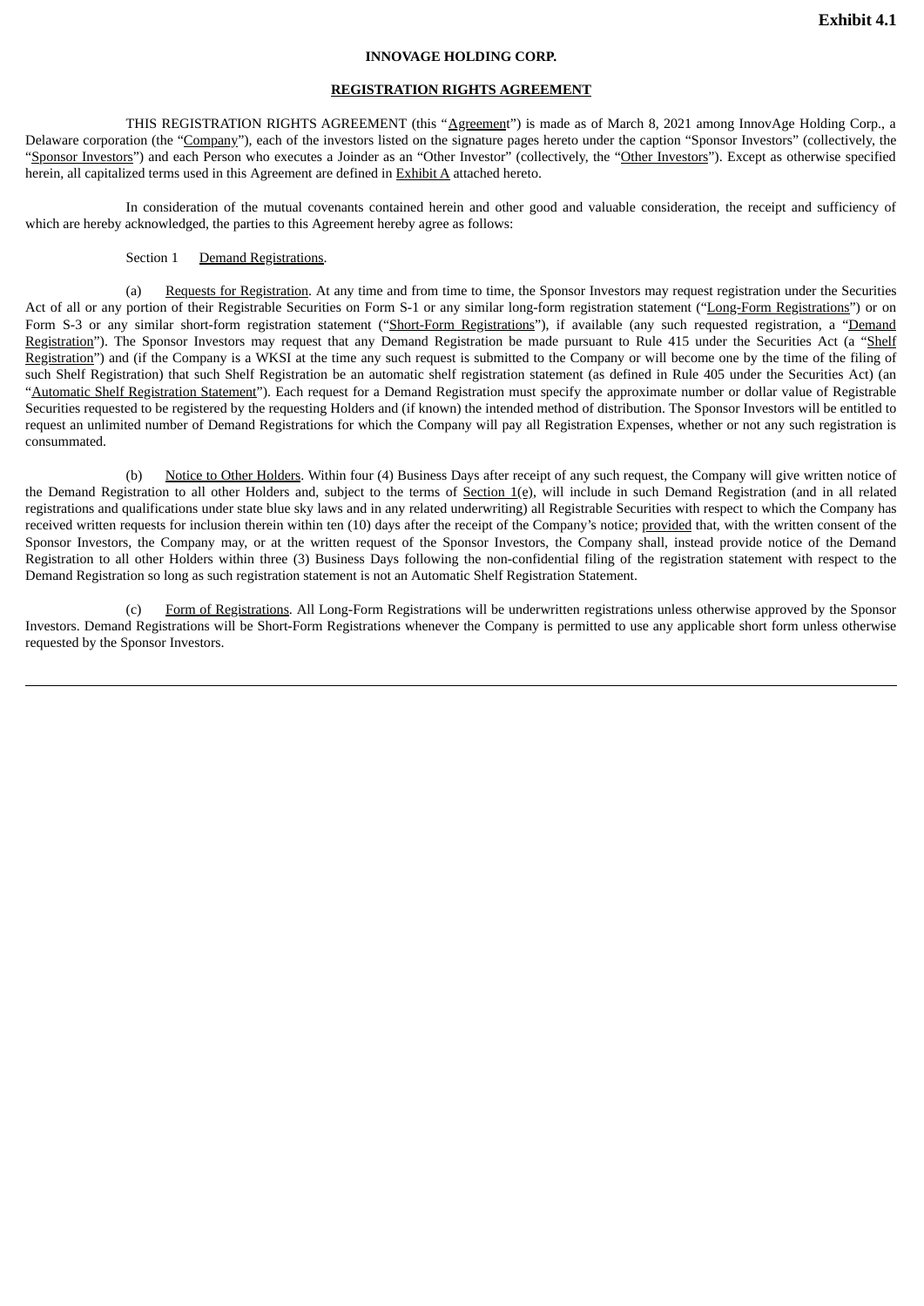**Exhibit 4.1**

**INNOVAGE HOLDING CORP.**

**REGISTRATION RIGHTS AGREEMENT**

THIS REGISTRATION RIGHTS AGREEMENT (this "Agreement") is made as of March 8, 2021 among InnovAge Holding Corp., a Delaware corporation (the "Company"), each of the investors listed on the signature pages hereto under the caption "Sponsor Investors" (collectively, the "Sponsor Investors") and each Person who executes a Joinder as an "Other Investor" (collectively, the "Other Investors"). Except as otherwise specified herein, all capitalized terms used in this Agreement are defined in Exhibit A attached hereto.

In consideration of the mutual covenants contained herein and other good and valuable consideration, the receipt and sufficiency of which are hereby acknowledged, the parties to this Agreement hereby agree as follows:

Section 1 Demand Registrations.

(a) Requests for Registration. At any time and from time to time, the Sponsor Investors may request registration under the Securities Act of all or any portion of their Registrable Securities on Form S-1 or any similar long-form registration statement ("Long-Form Registrations") or on Form S-3 or any similar short-form registration statement ("Short-Form Registrations"), if available (any such requested registration, a "Demand Registration"). The Sponsor Investors may request that any Demand Registration be made pursuant to Rule 415 under the Securities Act (a "Shelf Registration") and (if the Company is a WKSI at the time any such request is submitted to the Company or will become one by the time of the filing of such Shelf Registration) that such Shelf Registration be an automatic shelf registration statement (as defined in Rule 405 under the Securities Act) (an "Automatic Shelf Registration Statement"). Each request for a Demand Registration must specify the approximate number or dollar value of Registrable Securities requested to be registered by the requesting Holders and (if known) the intended method of distribution. The Sponsor Investors will be entitled to request an unlimited number of Demand Registrations for which the Company will pay all Registration Expenses, whether or not any such registration is consummated.

(b) Notice to Other Holders. Within four (4) Business Days after receipt of any such request, the Company will give written notice of the Demand Registration to all other Holders and, subject to the terms of Section 1(e), will include in such Demand Registration (and in all related registrations and qualifications under state blue sky laws and in any related underwriting) all Registrable Securities with respect to which the Company has received written requests for inclusion therein within ten (10) days after the receipt of the Company's notice; provided that, with the written consent of the Sponsor Investors, the Company may, or at the written request of the Sponsor Investors, the Company shall, instead provide notice of the Demand Registration to all other Holders within three (3) Business Days following the non-confidential filing of the registration statement with respect to the Demand Registration so long as such registration statement is not an Automatic Shelf Registration Statement.

(c) Form of Registrations. All Long-Form Registrations will be underwritten registrations unless otherwise approved by the Sponsor Investors. Demand Registrations will be Short-Form Registrations whenever the Company is permitted to use any applicable short form unless otherwise requested by the Sponsor Investors.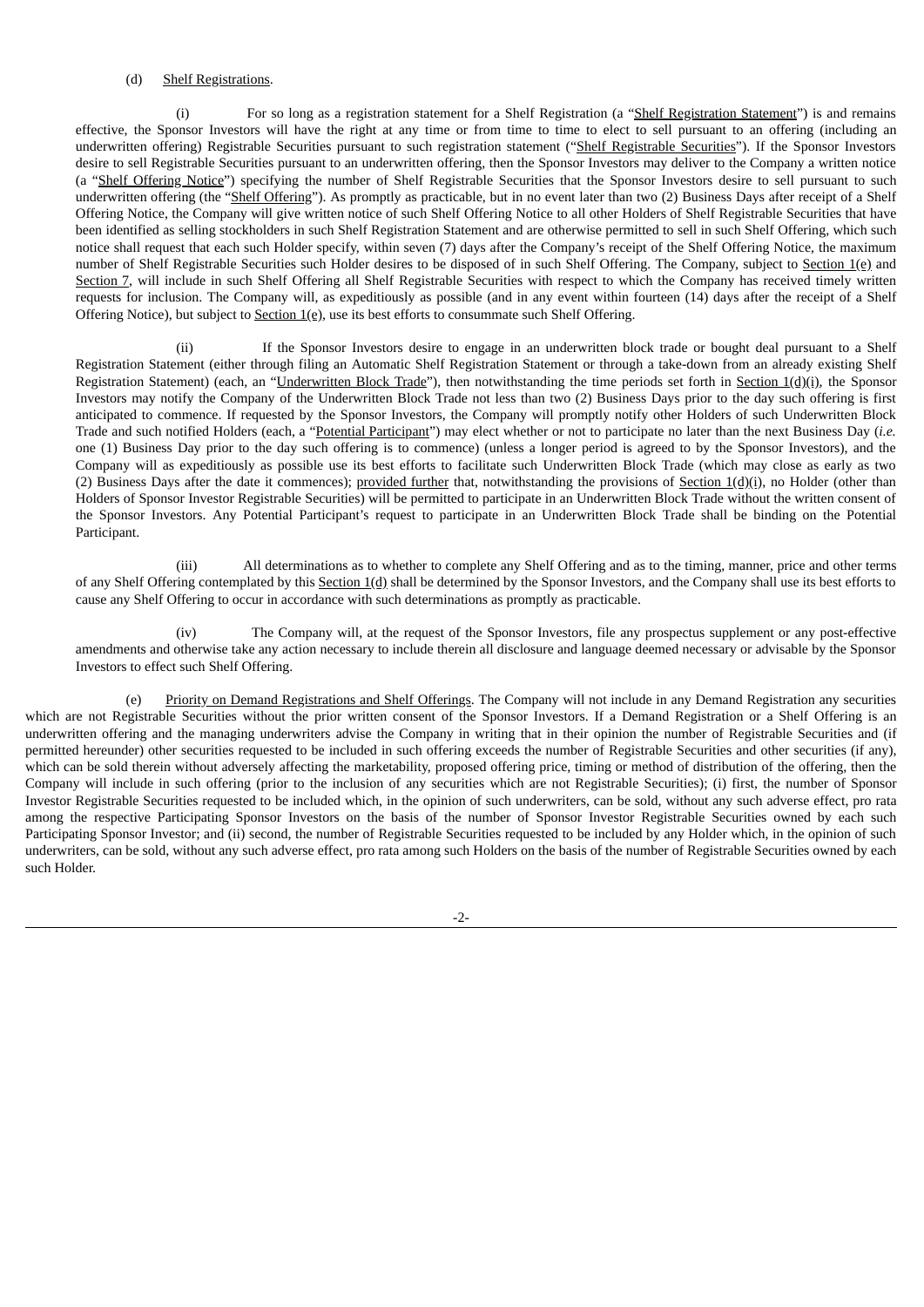(d) Shelf Registrations.

(i) For so long as a registration statement for a Shelf Registration (a "Shelf Registration Statement") is and remains effective, the Sponsor Investors will have the right at any time or from time to time to elect to sell pursuant to an offering (including an underwritten offering) Registrable Securities pursuant to such registration statement ("Shelf Registrable Securities"). If the Sponsor Investors desire to sell Registrable Securities pursuant to an underwritten offering, then the Sponsor Investors may deliver to the Company a written notice (a "Shelf Offering Notice") specifying the number of Shelf Registrable Securities that the Sponsor Investors desire to sell pursuant to such underwritten offering (the "Shelf Offering"). As promptly as practicable, but in no event later than two (2) Business Days after receipt of a Shelf Offering Notice, the Company will give written notice of such Shelf Offering Notice to all other Holders of Shelf Registrable Securities that have been identified as selling stockholders in such Shelf Registration Statement and are otherwise permitted to sell in such Shelf Offering, which such notice shall request that each such Holder specify, within seven (7) days after the Company's receipt of the Shelf Offering Notice, the maximum number of Shelf Registrable Securities such Holder desires to be disposed of in such Shelf Offering. The Company, subject to Section 1(e) and Section 7, will include in such Shelf Offering all Shelf Registrable Securities with respect to which the Company has received timely written requests for inclusion. The Company will, as expeditiously as possible (and in any event within fourteen (14) days after the receipt of a Shelf Offering Notice), but subject to Section 1(e), use its best efforts to consummate such Shelf Offering.

(ii) If the Sponsor Investors desire to engage in an underwritten block trade or bought deal pursuant to a Shelf Registration Statement (either through filing an Automatic Shelf Registration Statement or through a take-down from an already existing Shelf Registration Statement) (each, an "Underwritten Block Trade"), then notwithstanding the time periods set forth in Section 1(d)(i), the Sponsor Investors may notify the Company of the Underwritten Block Trade not less than two (2) Business Days prior to the day such offering is first anticipated to commence. If requested by the Sponsor Investors, the Company will promptly notify other Holders of such Underwritten Block Trade and such notified Holders (each, a "Potential Participant") may elect whether or not to participate no later than the next Business Day (*i.e.* one (1) Business Day prior to the day such offering is to commence) (unless a longer period is agreed to by the Sponsor Investors), and the Company will as expeditiously as possible use its best efforts to facilitate such Underwritten Block Trade (which may close as early as two (2) Business Days after the date it commences); provided further that, notwithstanding the provisions of Section 1(d)(i), no Holder (other than Holders of Sponsor Investor Registrable Securities) will be permitted to participate in an Underwritten Block Trade without the written consent of the Sponsor Investors. Any Potential Participant's request to participate in an Underwritten Block Trade shall be binding on the Potential Participant.

(iii) All determinations as to whether to complete any Shelf Offering and as to the timing, manner, price and other terms of any Shelf Offering contemplated by this Section 1(d) shall be determined by the Sponsor Investors, and the Company shall use its best efforts to cause any Shelf Offering to occur in accordance with such determinations as promptly as practicable.

(iv) The Company will, at the request of the Sponsor Investors, file any prospectus supplement or any post-effective amendments and otherwise take any action necessary to include therein all disclosure and language deemed necessary or advisable by the Sponsor Investors to effect such Shelf Offering.

(e) Priority on Demand Registrations and Shelf Offerings. The Company will not include in any Demand Registration any securities which are not Registrable Securities without the prior written consent of the Sponsor Investors. If a Demand Registration or a Shelf Offering is an underwritten offering and the managing underwriters advise the Company in writing that in their opinion the number of Registrable Securities and (if permitted hereunder) other securities requested to be included in such offering exceeds the number of Registrable Securities and other securities (if any), which can be sold therein without adversely affecting the marketability, proposed offering price, timing or method of distribution of the offering, then the Company will include in such offering (prior to the inclusion of any securities which are not Registrable Securities); (i) first, the number of Sponsor Investor Registrable Securities requested to be included which, in the opinion of such underwriters, can be sold, without any such adverse effect, pro rata among the respective Participating Sponsor Investors on the basis of the number of Sponsor Investor Registrable Securities owned by each such Participating Sponsor Investor; and (ii) second, the number of Registrable Securities requested to be included by any Holder which, in the opinion of such underwriters, can be sold, without any such adverse effect, pro rata among such Holders on the basis of the number of Registrable Securities owned by each such Holder.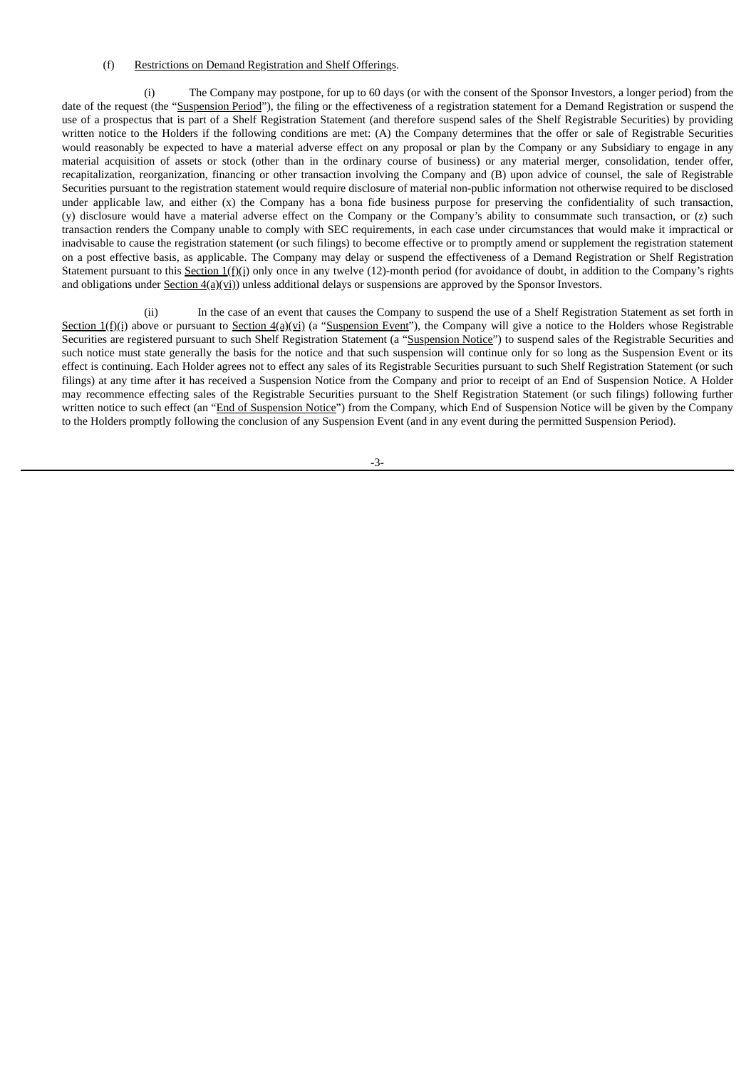(f) Restrictions on Demand Registration and Shelf Offerings.

(i) The Company may postpone, for up to 60 days (or with the consent of the Sponsor Investors, a longer period) from the date of the request (the "Suspension Period"), the filing or the effectiveness of a registration statement for a Demand Registration or suspend the use of a prospectus that is part of a Shelf Registration Statement (and therefore suspend sales of the Shelf Registrable Securities) by providing written notice to the Holders if the following conditions are met: (A) the Company determines that the offer or sale of Registrable Securities would reasonably be expected to have a material adverse effect on any proposal or plan by the Company or any Subsidiary to engage in any material acquisition of assets or stock (other than in the ordinary course of business) or any material merger, consolidation, tender offer, recapitalization, reorganization, financing or other transaction involving the Company and (B) upon advice of counsel, the sale of Registrable Securities pursuant to the registration statement would require disclosure of material non-public information not otherwise required to be disclosed under applicable law, and either (x) the Company has a bona fide business purpose for preserving the confidentiality of such transaction, (y) disclosure would have a material adverse effect on the Company or the Company's ability to consummate such transaction, or (z) such transaction renders the Company unable to comply with SEC requirements, in each case under circumstances that would make it impractical or inadvisable to cause the registration statement (or such filings) to become effective or to promptly amend or supplement the registration statement on a post effective basis, as applicable. The Company may delay or suspend the effectiveness of a Demand Registration or Shelf Registration Statement pursuant to this Section 1(f)(i) only once in any twelve (12)-month period (for avoidance of doubt, in addition to the Company's rights and obligations under Section 4(a)(vi)) unless additional delays or suspensions are approved by the Sponsor Investors.

(ii) In the case of an event that causes the Company to suspend the use of a Shelf Registration Statement as set forth in Section 1(f)(i) above or pursuant to Section 4(a)(vi) (a "Suspension Event"), the Company will give a notice to the Holders whose Registrable Securities are registered pursuant to such Shelf Registration Statement (a "Suspension Notice") to suspend sales of the Registrable Securities and such notice must state generally the basis for the notice and that such suspension will continue only for so long as the Suspension Event or its effect is continuing. Each Holder agrees not to effect any sales of its Registrable Securities pursuant to such Shelf Registration Statement (or such filings) at any time after it has received a Suspension Notice from the Company and prior to receipt of an End of Suspension Notice. A Holder may recommence effecting sales of the Registrable Securities pursuant to the Shelf Registration Statement (or such filings) following further written notice to such effect (an "End of Suspension Notice") from the Company, which End of Suspension Notice will be given by the Company to the Holders promptly following the conclusion of any Suspension Event (and in any event during the permitted Suspension Period).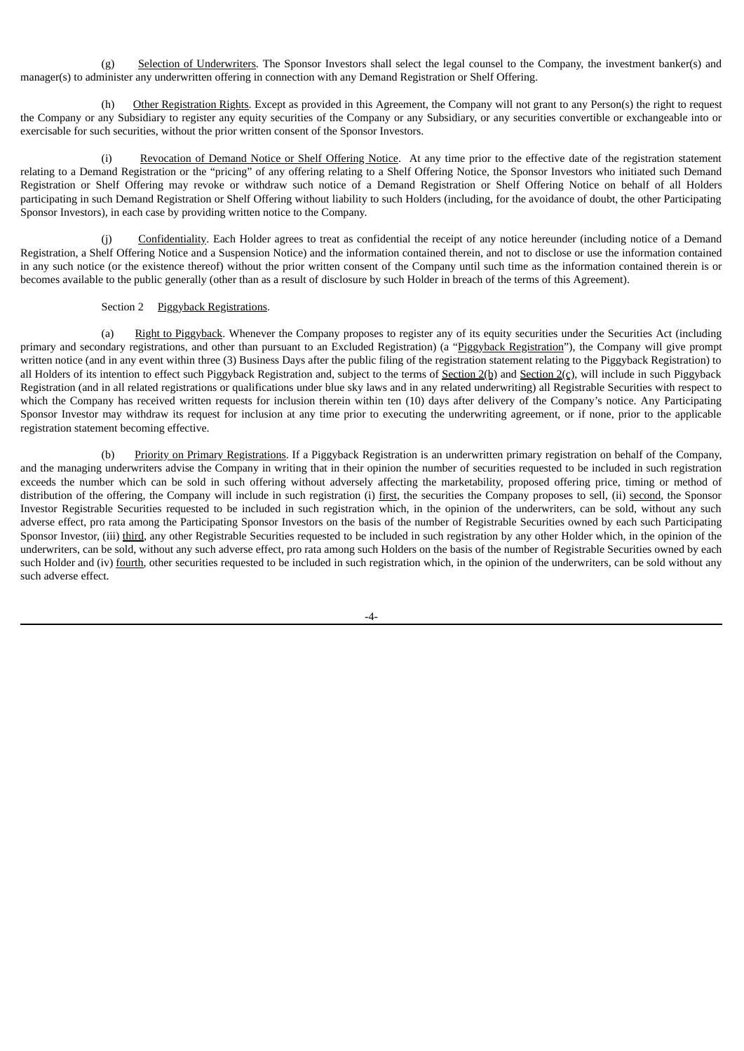(g) Selection of Underwriters. The Sponsor Investors shall select the legal counsel to the Company, the investment banker(s) and manager(s) to administer any underwritten offering in connection with any Demand Registration or Shelf Offering.

(h) Other Registration Rights. Except as provided in this Agreement, the Company will not grant to any Person(s) the right to request the Company or any Subsidiary to register any equity securities of the Company or any Subsidiary, or any securities convertible or exchangeable into or exercisable for such securities, without the prior written consent of the Sponsor Investors.

(i) Revocation of Demand Notice or Shelf Offering Notice. At any time prior to the effective date of the registration statement relating to a Demand Registration or the "pricing" of any offering relating to a Shelf Offering Notice, the Sponsor Investors who initiated such Demand Registration or Shelf Offering may revoke or withdraw such notice of a Demand Registration or Shelf Offering Notice on behalf of all Holders participating in such Demand Registration or Shelf Offering without liability to such Holders (including, for the avoidance of doubt, the other Participating Sponsor Investors), in each case by providing written notice to the Company.

(j) Confidentiality. Each Holder agrees to treat as confidential the receipt of any notice hereunder (including notice of a Demand Registration, a Shelf Offering Notice and a Suspension Notice) and the information contained therein, and not to disclose or use the information contained in any such notice (or the existence thereof) without the prior written consent of the Company until such time as the information contained therein is or becomes available to the public generally (other than as a result of disclosure by such Holder in breach of the terms of this Agreement).

Section 2 Piggyback Registrations.

(a) Right to Piggyback. Whenever the Company proposes to register any of its equity securities under the Securities Act (including primary and secondary registrations, and other than pursuant to an Excluded Registration) (a "Piggyback Registration"), the Company will give prompt written notice (and in any event within three (3) Business Days after the public filing of the registration statement relating to the Piggyback Registration) to all Holders of its intention to effect such Piggyback Registration and, subject to the terms of Section 2(b) and Section 2(c), will include in such Piggyback Registration (and in all related registrations or qualifications under blue sky laws and in any related underwriting) all Registrable Securities with respect to which the Company has received written requests for inclusion therein within ten (10) days after delivery of the Company's notice. Any Participating Sponsor Investor may withdraw its request for inclusion at any time prior to executing the underwriting agreement, or if none, prior to the applicable registration statement becoming effective.

(b) Priority on Primary Registrations. If a Piggyback Registration is an underwritten primary registration on behalf of the Company, and the managing underwriters advise the Company in writing that in their opinion the number of securities requested to be included in such registration exceeds the number which can be sold in such offering without adversely affecting the marketability, proposed offering price, timing or method of distribution of the offering, the Company will include in such registration (i) first, the securities the Company proposes to sell, (ii) second, the Sponsor Investor Registrable Securities requested to be included in such registration which, in the opinion of the underwriters, can be sold, without any such adverse effect, pro rata among the Participating Sponsor Investors on the basis of the number of Registrable Securities owned by each such Participating Sponsor Investor, (iii) third, any other Registrable Securities requested to be included in such registration by any other Holder which, in the opinion of the underwriters, can be sold, without any such adverse effect, pro rata among such Holders on the basis of the number of Registrable Securities owned by each such Holder and (iv) fourth, other securities requested to be included in such registration which, in the opinion of the underwriters, can be sold without any such adverse effect.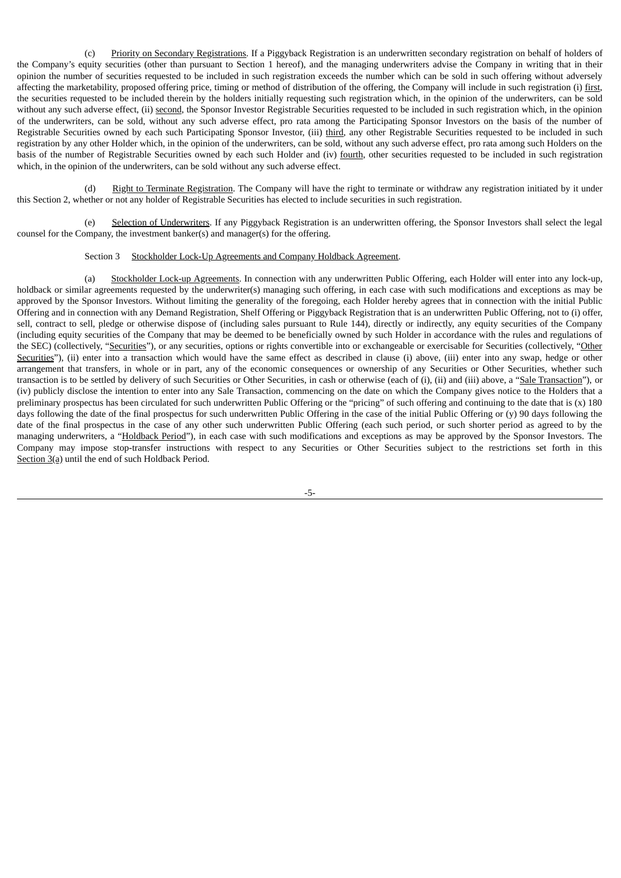(c) Priority on Secondary Registrations. If a Piggyback Registration is an underwritten secondary registration on behalf of holders of the Company's equity securities (other than pursuant to Section 1 hereof), and the managing underwriters advise the Company in writing that in their opinion the number of securities requested to be included in such registration exceeds the number which can be sold in such offering without adversely affecting the marketability, proposed offering price, timing or method of distribution of the offering, the Company will include in such registration (i) first, the securities requested to be included therein by the holders initially requesting such registration which, in the opinion of the underwriters, can be sold without any such adverse effect, (ii) second, the Sponsor Investor Registrable Securities requested to be included in such registration which, in the opinion of the underwriters, can be sold, without any such adverse effect, pro rata among the Participating Sponsor Investors on the basis of the number of Registrable Securities owned by each such Participating Sponsor Investor, (iii) third, any other Registrable Securities requested to be included in such registration by any other Holder which, in the opinion of the underwriters, can be sold, without any such adverse effect, pro rata among such Holders on the basis of the number of Registrable Securities owned by each such Holder and (iv) fourth, other securities requested to be included in such registration which, in the opinion of the underwriters, can be sold without any such adverse effect.

(d) Right to Terminate Registration. The Company will have the right to terminate or withdraw any registration initiated by it under this Section 2, whether or not any holder of Registrable Securities has elected to include securities in such registration.

(e) Selection of Underwriters. If any Piggyback Registration is an underwritten offering, the Sponsor Investors shall select the legal counsel for the Company, the investment banker(s) and manager(s) for the offering.

Section 3 Stockholder Lock-Up Agreements and Company Holdback Agreement.

(a) Stockholder Lock-up Agreements. In connection with any underwritten Public Offering, each Holder will enter into any lock-up, holdback or similar agreements requested by the underwriter(s) managing such offering, in each case with such modifications and exceptions as may be approved by the Sponsor Investors. Without limiting the generality of the foregoing, each Holder hereby agrees that in connection with the initial Public Offering and in connection with any Demand Registration, Shelf Offering or Piggyback Registration that is an underwritten Public Offering, not to (i) offer, sell, contract to sell, pledge or otherwise dispose of (including sales pursuant to Rule 144), directly or indirectly, any equity securities of the Company (including equity securities of the Company that may be deemed to be beneficially owned by such Holder in accordance with the rules and regulations of the SEC) (collectively, "Securities"), or any securities, options or rights convertible into or exchangeable or exercisable for Securities (collectively, "Other Securities"), (ii) enter into a transaction which would have the same effect as described in clause (i) above, (iii) enter into any swap, hedge or other arrangement that transfers, in whole or in part, any of the economic consequences or ownership of any Securities or Other Securities, whether such transaction is to be settled by delivery of such Securities or Other Securities, in cash or otherwise (each of (i), (ii) and (iii) above, a "Sale Transaction"), or (iv) publicly disclose the intention to enter into any Sale Transaction, commencing on the date on which the Company gives notice to the Holders that a preliminary prospectus has been circulated for such underwritten Public Offering or the "pricing" of such offering and continuing to the date that is (x) 180 days following the date of the final prospectus for such underwritten Public Offering in the case of the initial Public Offering or (y) 90 days following the date of the final prospectus in the case of any other such underwritten Public Offering (each such period, or such shorter period as agreed to by the managing underwriters, a "Holdback Period"), in each case with such modifications and exceptions as may be approved by the Sponsor Investors. The Company may impose stop-transfer instructions with respect to any Securities or Other Securities subject to the restrictions set forth in this Section 3(a) until the end of such Holdback Period.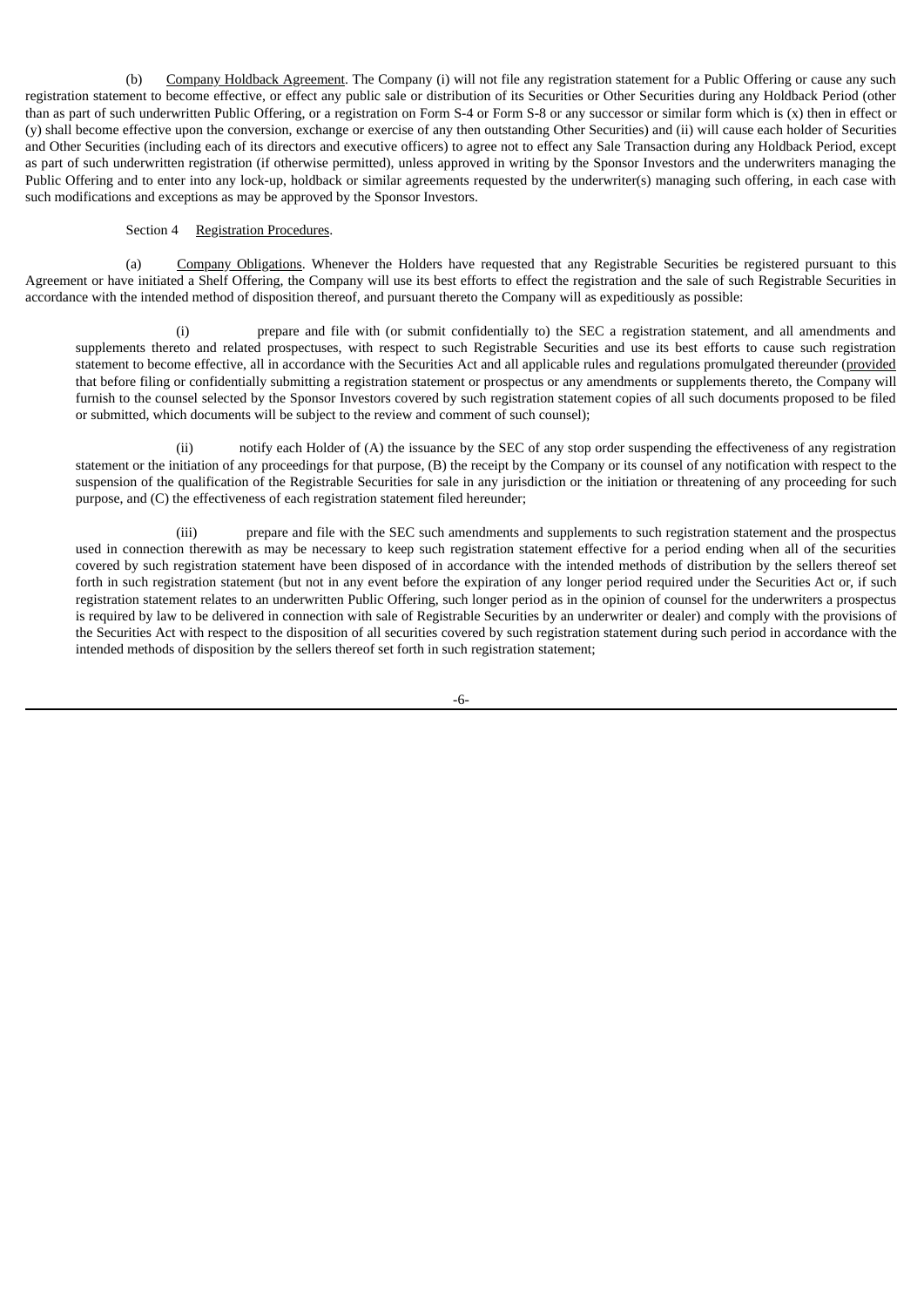(b) Company Holdback Agreement. The Company (i) will not file any registration statement for a Public Offering or cause any such registration statement to become effective, or effect any public sale or distribution of its Securities or Other Securities during any Holdback Period (other than as part of such underwritten Public Offering, or a registration on Form S-4 or Form S-8 or any successor or similar form which is (x) then in effect or (y) shall become effective upon the conversion, exchange or exercise of any then outstanding Other Securities) and (ii) will cause each holder of Securities and Other Securities (including each of its directors and executive officers) to agree not to effect any Sale Transaction during any Holdback Period, except as part of such underwritten registration (if otherwise permitted), unless approved in writing by the Sponsor Investors and the underwriters managing the Public Offering and to enter into any lock-up, holdback or similar agreements requested by the underwriter(s) managing such offering, in each case with such modifications and exceptions as may be approved by the Sponsor Investors.

Section 4 Registration Procedures.

(a) Company Obligations. Whenever the Holders have requested that any Registrable Securities be registered pursuant to this Agreement or have initiated a Shelf Offering, the Company will use its best efforts to effect the registration and the sale of such Registrable Securities in accordance with the intended method of disposition thereof, and pursuant thereto the Company will as expeditiously as possible:

(i) prepare and file with (or submit confidentially to) the SEC a registration statement, and all amendments and supplements thereto and related prospectuses, with respect to such Registrable Securities and use its best efforts to cause such registration statement to become effective, all in accordance with the Securities Act and all applicable rules and regulations promulgated thereunder (provided that before filing or confidentially submitting a registration statement or prospectus or any amendments or supplements thereto, the Company will furnish to the counsel selected by the Sponsor Investors covered by such registration statement copies of all such documents proposed to be filed or submitted, which documents will be subject to the review and comment of such counsel);

(ii) notify each Holder of (A) the issuance by the SEC of any stop order suspending the effectiveness of any registration statement or the initiation of any proceedings for that purpose, (B) the receipt by the Company or its counsel of any notification with respect to the suspension of the qualification of the Registrable Securities for sale in any jurisdiction or the initiation or threatening of any proceeding for such purpose, and (C) the effectiveness of each registration statement filed hereunder;

(iii) prepare and file with the SEC such amendments and supplements to such registration statement and the prospectus used in connection therewith as may be necessary to keep such registration statement effective for a period ending when all of the securities covered by such registration statement have been disposed of in accordance with the intended methods of distribution by the sellers thereof set forth in such registration statement (but not in any event before the expiration of any longer period required under the Securities Act or, if such registration statement relates to an underwritten Public Offering, such longer period as in the opinion of counsel for the underwriters a prospectus is required by law to be delivered in connection with sale of Registrable Securities by an underwriter or dealer) and comply with the provisions of the Securities Act with respect to the disposition of all securities covered by such registration statement during such period in accordance with the intended methods of disposition by the sellers thereof set forth in such registration statement;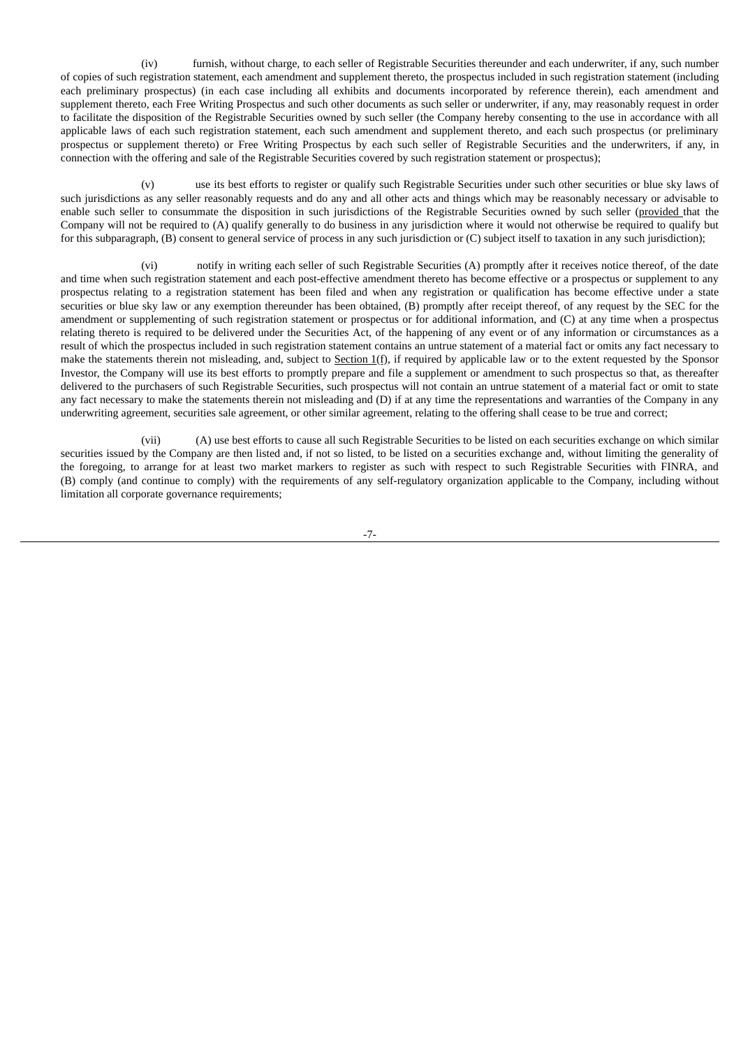(iv) furnish, without charge, to each seller of Registrable Securities thereunder and each underwriter, if any, such number of copies of such registration statement, each amendment and supplement thereto, the prospectus included in such registration statement (including each preliminary prospectus) (in each case including all exhibits and documents incorporated by reference therein), each amendment and supplement thereto, each Free Writing Prospectus and such other documents as such seller or underwriter, if any, may reasonably request in order to facilitate the disposition of the Registrable Securities owned by such seller (the Company hereby consenting to the use in accordance with all applicable laws of each such registration statement, each such amendment and supplement thereto, and each such prospectus (or preliminary prospectus or supplement thereto) or Free Writing Prospectus by each such seller of Registrable Securities and the underwriters, if any, in connection with the offering and sale of the Registrable Securities covered by such registration statement or prospectus);

(v) use its best efforts to register or qualify such Registrable Securities under such other securities or blue sky laws of such jurisdictions as any seller reasonably requests and do any and all other acts and things which may be reasonably necessary or advisable to enable such seller to consummate the disposition in such jurisdictions of the Registrable Securities owned by such seller (provided that the Company will not be required to (A) qualify generally to do business in any jurisdiction where it would not otherwise be required to qualify but for this subparagraph, (B) consent to general service of process in any such jurisdiction or (C) subject itself to taxation in any such jurisdiction);

(vi) notify in writing each seller of such Registrable Securities (A) promptly after it receives notice thereof, of the date and time when such registration statement and each post-effective amendment thereto has become effective or a prospectus or supplement to any prospectus relating to a registration statement has been filed and when any registration or qualification has become effective under a state securities or blue sky law or any exemption thereunder has been obtained, (B) promptly after receipt thereof, of any request by the SEC for the amendment or supplementing of such registration statement or prospectus or for additional information, and (C) at any time when a prospectus relating thereto is required to be delivered under the Securities Act, of the happening of any event or of any information or circumstances as a result of which the prospectus included in such registration statement contains an untrue statement of a material fact or omits any fact necessary to make the statements therein not misleading, and, subject to Section 1(f), if required by applicable law or to the extent requested by the Sponsor Investor, the Company will use its best efforts to promptly prepare and file a supplement or amendment to such prospectus so that, as thereafter delivered to the purchasers of such Registrable Securities, such prospectus will not contain an untrue statement of a material fact or omit to state any fact necessary to make the statements therein not misleading and (D) if at any time the representations and warranties of the Company in any underwriting agreement, securities sale agreement, or other similar agreement, relating to the offering shall cease to be true and correct;

(vii) (A) use best efforts to cause all such Registrable Securities to be listed on each securities exchange on which similar securities issued by the Company are then listed and, if not so listed, to be listed on a securities exchange and, without limiting the generality of the foregoing, to arrange for at least two market markers to register as such with respect to such Registrable Securities with FINRA, and (B) comply (and continue to comply) with the requirements of any self-regulatory organization applicable to the Company, including without limitation all corporate governance requirements;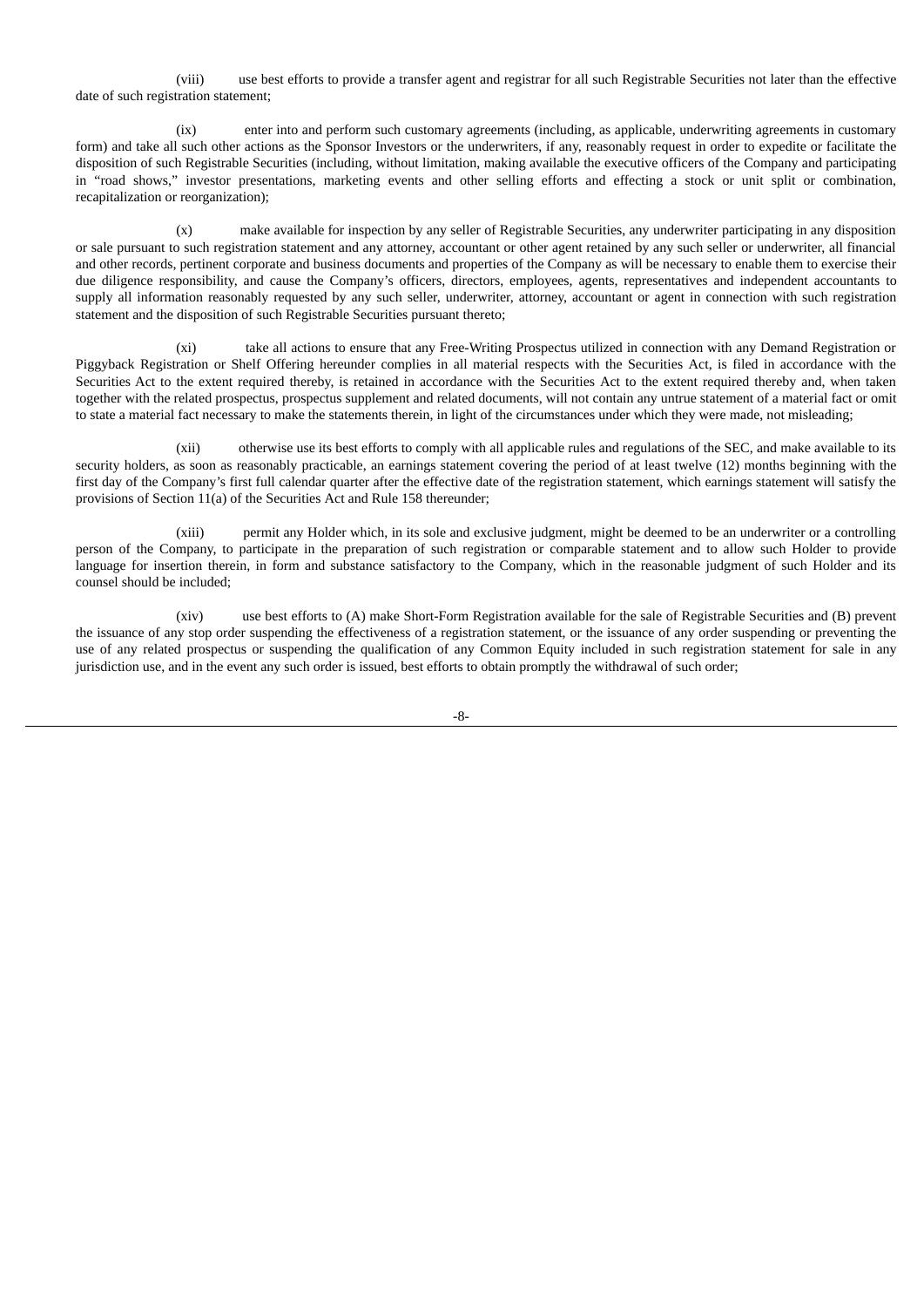(viii) use best efforts to provide a transfer agent and registrar for all such Registrable Securities not later than the effective date of such registration statement;

(ix) enter into and perform such customary agreements (including, as applicable, underwriting agreements in customary form) and take all such other actions as the Sponsor Investors or the underwriters, if any, reasonably request in order to expedite or facilitate the disposition of such Registrable Securities (including, without limitation, making available the executive officers of the Company and participating in "road shows," investor presentations, marketing events and other selling efforts and effecting a stock or unit split or combination, recapitalization or reorganization);

(x) make available for inspection by any seller of Registrable Securities, any underwriter participating in any disposition or sale pursuant to such registration statement and any attorney, accountant or other agent retained by any such seller or underwriter, all financial and other records, pertinent corporate and business documents and properties of the Company as will be necessary to enable them to exercise their due diligence responsibility, and cause the Company's officers, directors, employees, agents, representatives and independent accountants to supply all information reasonably requested by any such seller, underwriter, attorney, accountant or agent in connection with such registration statement and the disposition of such Registrable Securities pursuant thereto;

(xi) take all actions to ensure that any Free-Writing Prospectus utilized in connection with any Demand Registration or Piggyback Registration or Shelf Offering hereunder complies in all material respects with the Securities Act, is filed in accordance with the Securities Act to the extent required thereby, is retained in accordance with the Securities Act to the extent required thereby and, when taken together with the related prospectus, prospectus supplement and related documents, will not contain any untrue statement of a material fact or omit to state a material fact necessary to make the statements therein, in light of the circumstances under which they were made, not misleading;

(xii) otherwise use its best efforts to comply with all applicable rules and regulations of the SEC, and make available to its security holders, as soon as reasonably practicable, an earnings statement covering the period of at least twelve (12) months beginning with the first day of the Company's first full calendar quarter after the effective date of the registration statement, which earnings statement will satisfy the provisions of Section 11(a) of the Securities Act and Rule 158 thereunder;

(xiii) permit any Holder which, in its sole and exclusive judgment, might be deemed to be an underwriter or a controlling person of the Company, to participate in the preparation of such registration or comparable statement and to allow such Holder to provide language for insertion therein, in form and substance satisfactory to the Company, which in the reasonable judgment of such Holder and its counsel should be included;

(xiv) use best efforts to (A) make Short-Form Registration available for the sale of Registrable Securities and (B) prevent the issuance of any stop order suspending the effectiveness of a registration statement, or the issuance of any order suspending or preventing the use of any related prospectus or suspending the qualification of any Common Equity included in such registration statement for sale in any jurisdiction use, and in the event any such order is issued, best efforts to obtain promptly the withdrawal of such order;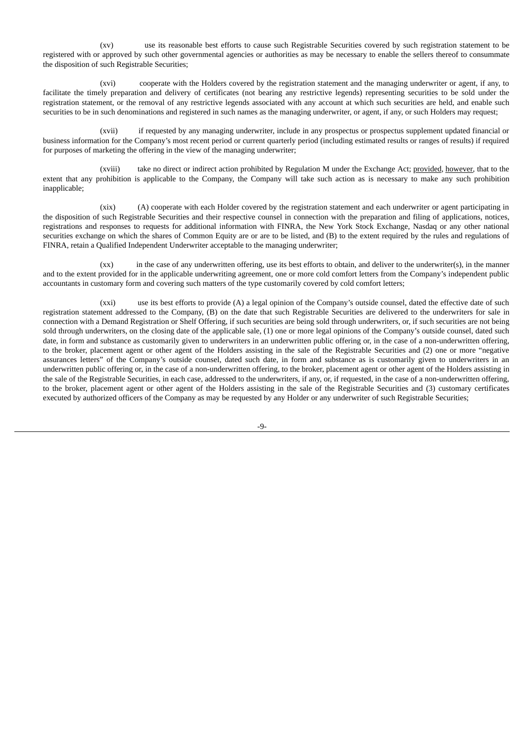(xv) use its reasonable best efforts to cause such Registrable Securities covered by such registration statement to be registered with or approved by such other governmental agencies or authorities as may be necessary to enable the sellers thereof to consummate the disposition of such Registrable Securities;

(xvi) cooperate with the Holders covered by the registration statement and the managing underwriter or agent, if any, to facilitate the timely preparation and delivery of certificates (not bearing any restrictive legends) representing securities to be sold under the registration statement, or the removal of any restrictive legends associated with any account at which such securities are held, and enable such securities to be in such denominations and registered in such names as the managing underwriter, or agent, if any, or such Holders may request;

(xvii) if requested by any managing underwriter, include in any prospectus or prospectus supplement updated financial or business information for the Company's most recent period or current quarterly period (including estimated results or ranges of results) if required for purposes of marketing the offering in the view of the managing underwriter;

(xviii) take no direct or indirect action prohibited by Regulation M under the Exchange Act; provided, however, that to the extent that any prohibition is applicable to the Company, the Company will take such action as is necessary to make any such prohibition inapplicable;

(xix) (A) cooperate with each Holder covered by the registration statement and each underwriter or agent participating in the disposition of such Registrable Securities and their respective counsel in connection with the preparation and filing of applications, notices, registrations and responses to requests for additional information with FINRA, the New York Stock Exchange, Nasdaq or any other national securities exchange on which the shares of Common Equity are or are to be listed, and (B) to the extent required by the rules and regulations of FINRA, retain a Qualified Independent Underwriter acceptable to the managing underwriter;

(xx) in the case of any underwritten offering, use its best efforts to obtain, and deliver to the underwriter(s), in the manner and to the extent provided for in the applicable underwriting agreement, one or more cold comfort letters from the Company's independent public accountants in customary form and covering such matters of the type customarily covered by cold comfort letters;

(xxi) use its best efforts to provide (A) a legal opinion of the Company's outside counsel, dated the effective date of such registration statement addressed to the Company, (B) on the date that such Registrable Securities are delivered to the underwriters for sale in connection with a Demand Registration or Shelf Offering, if such securities are being sold through underwriters, or, if such securities are not being sold through underwriters, on the closing date of the applicable sale, (1) one or more legal opinions of the Company's outside counsel, dated such date, in form and substance as customarily given to underwriters in an underwritten public offering or, in the case of a non-underwritten offering, to the broker, placement agent or other agent of the Holders assisting in the sale of the Registrable Securities and (2) one or more "negative assurances letters" of the Company's outside counsel, dated such date, in form and substance as is customarily given to underwriters in an underwritten public offering or, in the case of a non-underwritten offering, to the broker, placement agent or other agent of the Holders assisting in the sale of the Registrable Securities, in each case, addressed to the underwriters, if any, or, if requested, in the case of a non-underwritten offering, to the broker, placement agent or other agent of the Holders assisting in the sale of the Registrable Securities and (3) customary certificates executed by authorized officers of the Company as may be requested by any Holder or any underwriter of such Registrable Securities;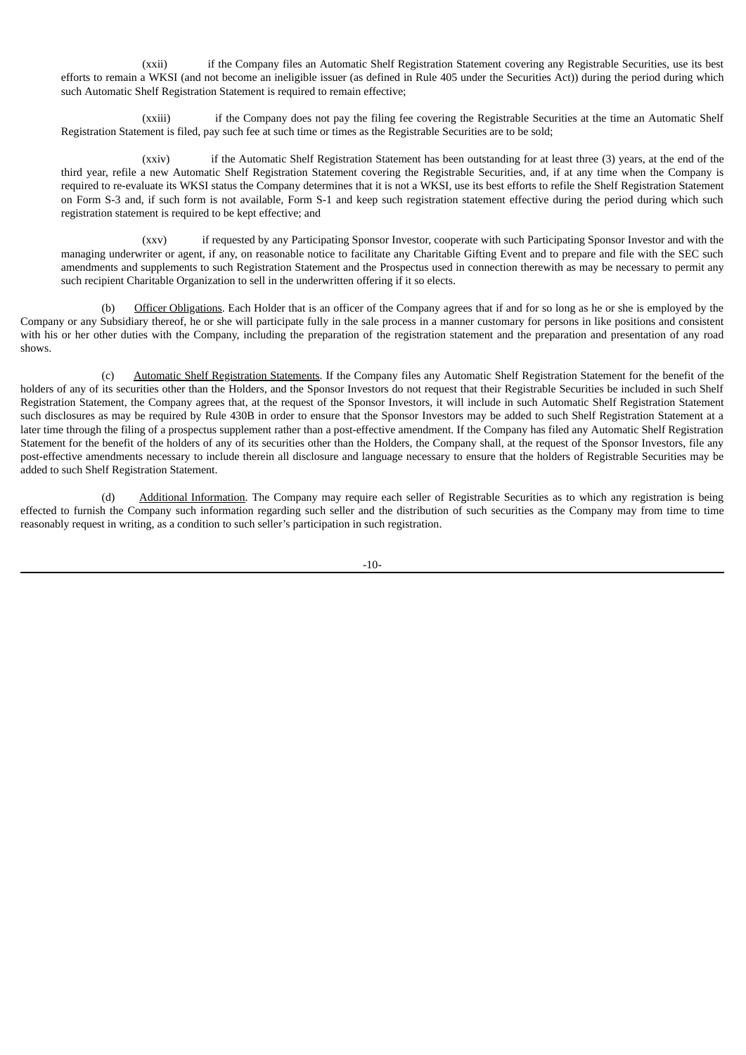(xxii) if the Company files an Automatic Shelf Registration Statement covering any Registrable Securities, use its best efforts to remain a WKSI (and not become an ineligible issuer (as defined in Rule 405 under the Securities Act)) during the period during which such Automatic Shelf Registration Statement is required to remain effective;

(xxiii) if the Company does not pay the filing fee covering the Registrable Securities at the time an Automatic Shelf Registration Statement is filed, pay such fee at such time or times as the Registrable Securities are to be sold;

(xxiv) if the Automatic Shelf Registration Statement has been outstanding for at least three (3) years, at the end of the third year, refile a new Automatic Shelf Registration Statement covering the Registrable Securities, and, if at any time when the Company is required to re-evaluate its WKSI status the Company determines that it is not a WKSI, use its best efforts to refile the Shelf Registration Statement on Form S-3 and, if such form is not available, Form S-1 and keep such registration statement effective during the period during which such registration statement is required to be kept effective; and

(xxv) if requested by any Participating Sponsor Investor, cooperate with such Participating Sponsor Investor and with the managing underwriter or agent, if any, on reasonable notice to facilitate any Charitable Gifting Event and to prepare and file with the SEC such amendments and supplements to such Registration Statement and the Prospectus used in connection therewith as may be necessary to permit any such recipient Charitable Organization to sell in the underwritten offering if it so elects.

(b) Officer Obligations. Each Holder that is an officer of the Company agrees that if and for so long as he or she is employed by the Company or any Subsidiary thereof, he or she will participate fully in the sale process in a manner customary for persons in like positions and consistent with his or her other duties with the Company, including the preparation of the registration statement and the preparation and presentation of any road shows.

(c) Automatic Shelf Registration Statements. If the Company files any Automatic Shelf Registration Statement for the benefit of the holders of any of its securities other than the Holders, and the Sponsor Investors do not request that their Registrable Securities be included in such Shelf Registration Statement, the Company agrees that, at the request of the Sponsor Investors, it will include in such Automatic Shelf Registration Statement such disclosures as may be required by Rule 430B in order to ensure that the Sponsor Investors may be added to such Shelf Registration Statement at a later time through the filing of a prospectus supplement rather than a post-effective amendment. If the Company has filed any Automatic Shelf Registration Statement for the benefit of the holders of any of its securities other than the Holders, the Company shall, at the request of the Sponsor Investors, file any post-effective amendments necessary to include therein all disclosure and language necessary to ensure that the holders of Registrable Securities may be added to such Shelf Registration Statement.

(d) Additional Information. The Company may require each seller of Registrable Securities as to which any registration is being effected to furnish the Company such information regarding such seller and the distribution of such securities as the Company may from time to time reasonably request in writing, as a condition to such seller's participation in such registration.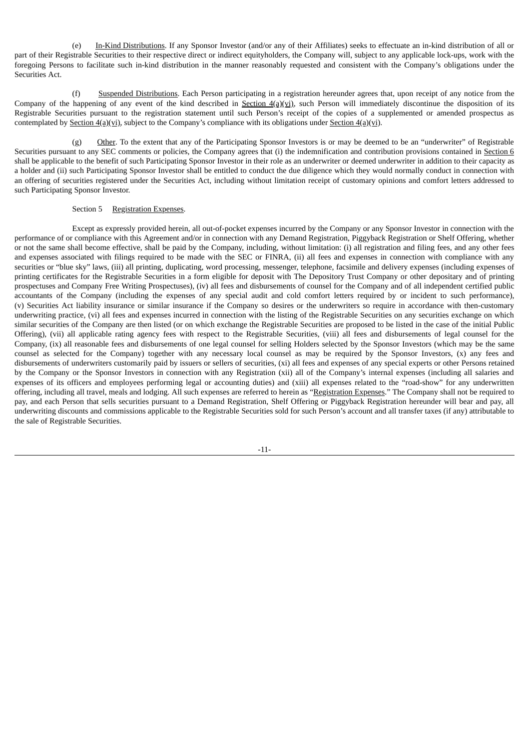(e) In-Kind Distributions. If any Sponsor Investor (and/or any of their Affiliates) seeks to effectuate an in-kind distribution of all or part of their Registrable Securities to their respective direct or indirect equityholders, the Company will, subject to any applicable lock-ups, work with the foregoing Persons to facilitate such in-kind distribution in the manner reasonably requested and consistent with the Company's obligations under the Securities Act.

(f) Suspended Distributions. Each Person participating in a registration hereunder agrees that, upon receipt of any notice from the Company of the happening of any event of the kind described in Section 4(a)(vi), such Person will immediately discontinue the disposition of its Registrable Securities pursuant to the registration statement until such Person's receipt of the copies of a supplemented or amended prospectus as contemplated by Section 4(a)(vi), subject to the Company's compliance with its obligations under Section 4(a)(vi).

(g) Other. To the extent that any of the Participating Sponsor Investors is or may be deemed to be an "underwriter" of Registrable Securities pursuant to any SEC comments or policies, the Company agrees that (i) the indemnification and contribution provisions contained in Section 6 shall be applicable to the benefit of such Participating Sponsor Investor in their role as an underwriter or deemed underwriter in addition to their capacity as a holder and (ii) such Participating Sponsor Investor shall be entitled to conduct the due diligence which they would normally conduct in connection with an offering of securities registered under the Securities Act, including without limitation receipt of customary opinions and comfort letters addressed to such Participating Sponsor Investor.

Section 5 Registration Expenses.

Except as expressly provided herein, all out-of-pocket expenses incurred by the Company or any Sponsor Investor in connection with the performance of or compliance with this Agreement and/or in connection with any Demand Registration, Piggyback Registration or Shelf Offering, whether or not the same shall become effective, shall be paid by the Company, including, without limitation: (i) all registration and filing fees, and any other fees and expenses associated with filings required to be made with the SEC or FINRA, (ii) all fees and expenses in connection with compliance with any securities or "blue sky" laws, (iii) all printing, duplicating, word processing, messenger, telephone, facsimile and delivery expenses (including expenses of printing certificates for the Registrable Securities in a form eligible for deposit with The Depository Trust Company or other depositary and of printing prospectuses and Company Free Writing Prospectuses), (iv) all fees and disbursements of counsel for the Company and of all independent certified public accountants of the Company (including the expenses of any special audit and cold comfort letters required by or incident to such performance), (v) Securities Act liability insurance or similar insurance if the Company so desires or the underwriters so require in accordance with then-customary underwriting practice, (vi) all fees and expenses incurred in connection with the listing of the Registrable Securities on any securities exchange on which similar securities of the Company are then listed (or on which exchange the Registrable Securities are proposed to be listed in the case of the initial Public Offering), (vii) all applicable rating agency fees with respect to the Registrable Securities, (viii) all fees and disbursements of legal counsel for the Company, (ix) all reasonable fees and disbursements of one legal counsel for selling Holders selected by the Sponsor Investors (which may be the same counsel as selected for the Company) together with any necessary local counsel as may be required by the Sponsor Investors, (x) any fees and disbursements of underwriters customarily paid by issuers or sellers of securities, (xi) all fees and expenses of any special experts or other Persons retained by the Company or the Sponsor Investors in connection with any Registration (xii) all of the Company's internal expenses (including all salaries and expenses of its officers and employees performing legal or accounting duties) and (xiii) all expenses related to the "road-show" for any underwritten offering, including all travel, meals and lodging. All such expenses are referred to herein as "Registration Expenses." The Company shall not be required to pay, and each Person that sells securities pursuant to a Demand Registration, Shelf Offering or Piggyback Registration hereunder will bear and pay, all underwriting discounts and commissions applicable to the Registrable Securities sold for such Person's account and all transfer taxes (if any) attributable to the sale of Registrable Securities.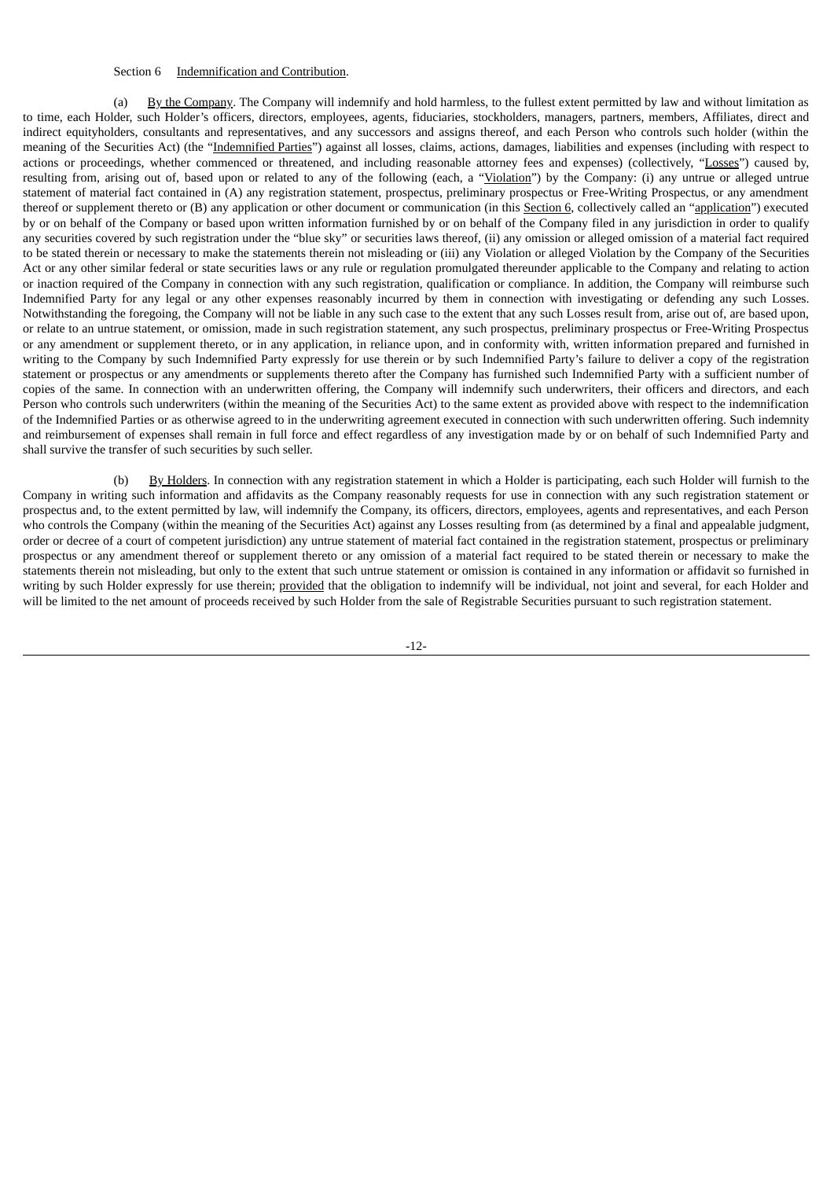Section 6 Indemnification and Contribution.

(a) By the Company. The Company will indemnify and hold harmless, to the fullest extent permitted by law and without limitation as to time, each Holder, such Holder's officers, directors, employees, agents, fiduciaries, stockholders, managers, partners, members, Affiliates, direct and indirect equityholders, consultants and representatives, and any successors and assigns thereof, and each Person who controls such holder (within the meaning of the Securities Act) (the "Indemnified Parties") against all losses, claims, actions, damages, liabilities and expenses (including with respect to actions or proceedings, whether commenced or threatened, and including reasonable attorney fees and expenses) (collectively, "Losses") caused by, resulting from, arising out of, based upon or related to any of the following (each, a "Violation") by the Company: (i) any untrue or alleged untrue statement of material fact contained in (A) any registration statement, prospectus, preliminary prospectus or Free-Writing Prospectus, or any amendment thereof or supplement thereto or (B) any application or other document or communication (in this Section 6, collectively called an "application") executed by or on behalf of the Company or based upon written information furnished by or on behalf of the Company filed in any jurisdiction in order to qualify any securities covered by such registration under the "blue sky" or securities laws thereof, (ii) any omission or alleged omission of a material fact required to be stated therein or necessary to make the statements therein not misleading or (iii) any Violation or alleged Violation by the Company of the Securities Act or any other similar federal or state securities laws or any rule or regulation promulgated thereunder applicable to the Company and relating to action or inaction required of the Company in connection with any such registration, qualification or compliance. In addition, the Company will reimburse such Indemnified Party for any legal or any other expenses reasonably incurred by them in connection with investigating or defending any such Losses. Notwithstanding the foregoing, the Company will not be liable in any such case to the extent that any such Losses result from, arise out of, are based upon, or relate to an untrue statement, or omission, made in such registration statement, any such prospectus, preliminary prospectus or Free-Writing Prospectus or any amendment or supplement thereto, or in any application, in reliance upon, and in conformity with, written information prepared and furnished in writing to the Company by such Indemnified Party expressly for use therein or by such Indemnified Party's failure to deliver a copy of the registration statement or prospectus or any amendments or supplements thereto after the Company has furnished such Indemnified Party with a sufficient number of copies of the same. In connection with an underwritten offering, the Company will indemnify such underwriters, their officers and directors, and each Person who controls such underwriters (within the meaning of the Securities Act) to the same extent as provided above with respect to the indemnification of the Indemnified Parties or as otherwise agreed to in the underwriting agreement executed in connection with such underwritten offering. Such indemnity and reimbursement of expenses shall remain in full force and effect regardless of any investigation made by or on behalf of such Indemnified Party and shall survive the transfer of such securities by such seller.

(b) By Holders. In connection with any registration statement in which a Holder is participating, each such Holder will furnish to the Company in writing such information and affidavits as the Company reasonably requests for use in connection with any such registration statement or prospectus and, to the extent permitted by law, will indemnify the Company, its officers, directors, employees, agents and representatives, and each Person who controls the Company (within the meaning of the Securities Act) against any Losses resulting from (as determined by a final and appealable judgment, order or decree of a court of competent jurisdiction) any untrue statement of material fact contained in the registration statement, prospectus or preliminary prospectus or any amendment thereof or supplement thereto or any omission of a material fact required to be stated therein or necessary to make the statements therein not misleading, but only to the extent that such untrue statement or omission is contained in any information or affidavit so furnished in writing by such Holder expressly for use therein; provided that the obligation to indemnify will be individual, not joint and several, for each Holder and will be limited to the net amount of proceeds received by such Holder from the sale of Registrable Securities pursuant to such registration statement.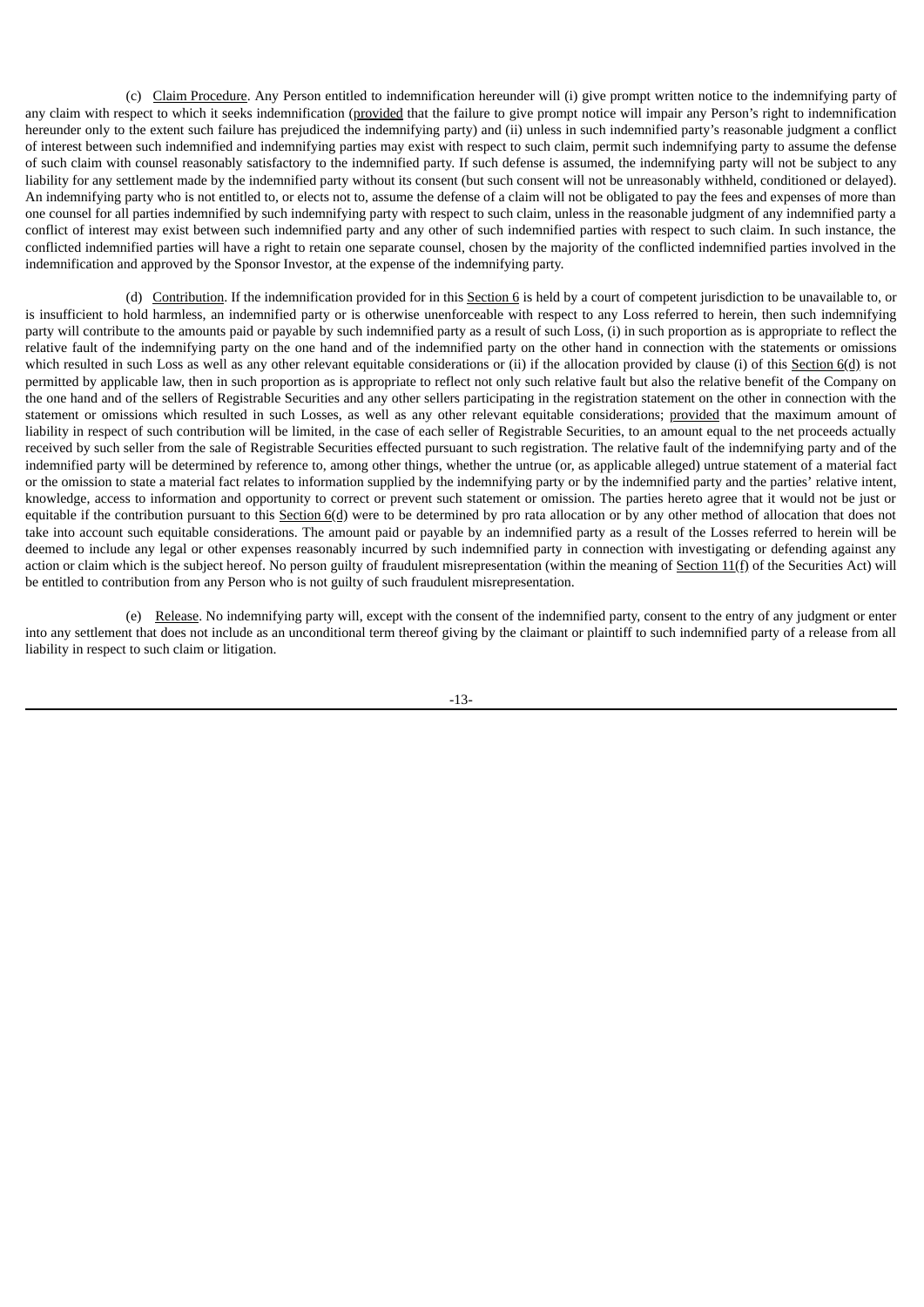(c) Claim Procedure. Any Person entitled to indemnification hereunder will (i) give prompt written notice to the indemnifying party of any claim with respect to which it seeks indemnification (provided that the failure to give prompt notice will impair any Person's right to indemnification hereunder only to the extent such failure has prejudiced the indemnifying party) and (ii) unless in such indemnified party's reasonable judgment a conflict of interest between such indemnified and indemnifying parties may exist with respect to such claim, permit such indemnifying party to assume the defense of such claim with counsel reasonably satisfactory to the indemnified party. If such defense is assumed, the indemnifying party will not be subject to any liability for any settlement made by the indemnified party without its consent (but such consent will not be unreasonably withheld, conditioned or delayed). An indemnifying party who is not entitled to, or elects not to, assume the defense of a claim will not be obligated to pay the fees and expenses of more than one counsel for all parties indemnified by such indemnifying party with respect to such claim, unless in the reasonable judgment of any indemnified party a conflict of interest may exist between such indemnified party and any other of such indemnified parties with respect to such claim. In such instance, the conflicted indemnified parties will have a right to retain one separate counsel, chosen by the majority of the conflicted indemnified parties involved in the indemnification and approved by the Sponsor Investor, at the expense of the indemnifying party.

(d) Contribution. If the indemnification provided for in this Section 6 is held by a court of competent jurisdiction to be unavailable to, or is insufficient to hold harmless, an indemnified party or is otherwise unenforceable with respect to any Loss referred to herein, then such indemnifying party will contribute to the amounts paid or payable by such indemnified party as a result of such Loss, (i) in such proportion as is appropriate to reflect the relative fault of the indemnifying party on the one hand and of the indemnified party on the other hand in connection with the statements or omissions which resulted in such Loss as well as any other relevant equitable considerations or (ii) if the allocation provided by clause (i) of this Section 6(d) is not permitted by applicable law, then in such proportion as is appropriate to reflect not only such relative fault but also the relative benefit of the Company on the one hand and of the sellers of Registrable Securities and any other sellers participating in the registration statement on the other in connection with the statement or omissions which resulted in such Losses, as well as any other relevant equitable considerations; provided that the maximum amount of liability in respect of such contribution will be limited, in the case of each seller of Registrable Securities, to an amount equal to the net proceeds actually received by such seller from the sale of Registrable Securities effected pursuant to such registration. The relative fault of the indemnifying party and of the indemnified party will be determined by reference to, among other things, whether the untrue (or, as applicable alleged) untrue statement of a material fact or the omission to state a material fact relates to information supplied by the indemnifying party or by the indemnified party and the parties' relative intent, knowledge, access to information and opportunity to correct or prevent such statement or omission. The parties hereto agree that it would not be just or equitable if the contribution pursuant to this Section 6(d) were to be determined by pro rata allocation or by any other method of allocation that does not take into account such equitable considerations. The amount paid or payable by an indemnified party as a result of the Losses referred to herein will be deemed to include any legal or other expenses reasonably incurred by such indemnified party in connection with investigating or defending against any action or claim which is the subject hereof. No person guilty of fraudulent misrepresentation (within the meaning of Section 11(f) of the Securities Act) will be entitled to contribution from any Person who is not guilty of such fraudulent misrepresentation.

(e) Release. No indemnifying party will, except with the consent of the indemnified party, consent to the entry of any judgment or enter into any settlement that does not include as an unconditional term thereof giving by the claimant or plaintiff to such indemnified party of a release from all liability in respect to such claim or litigation.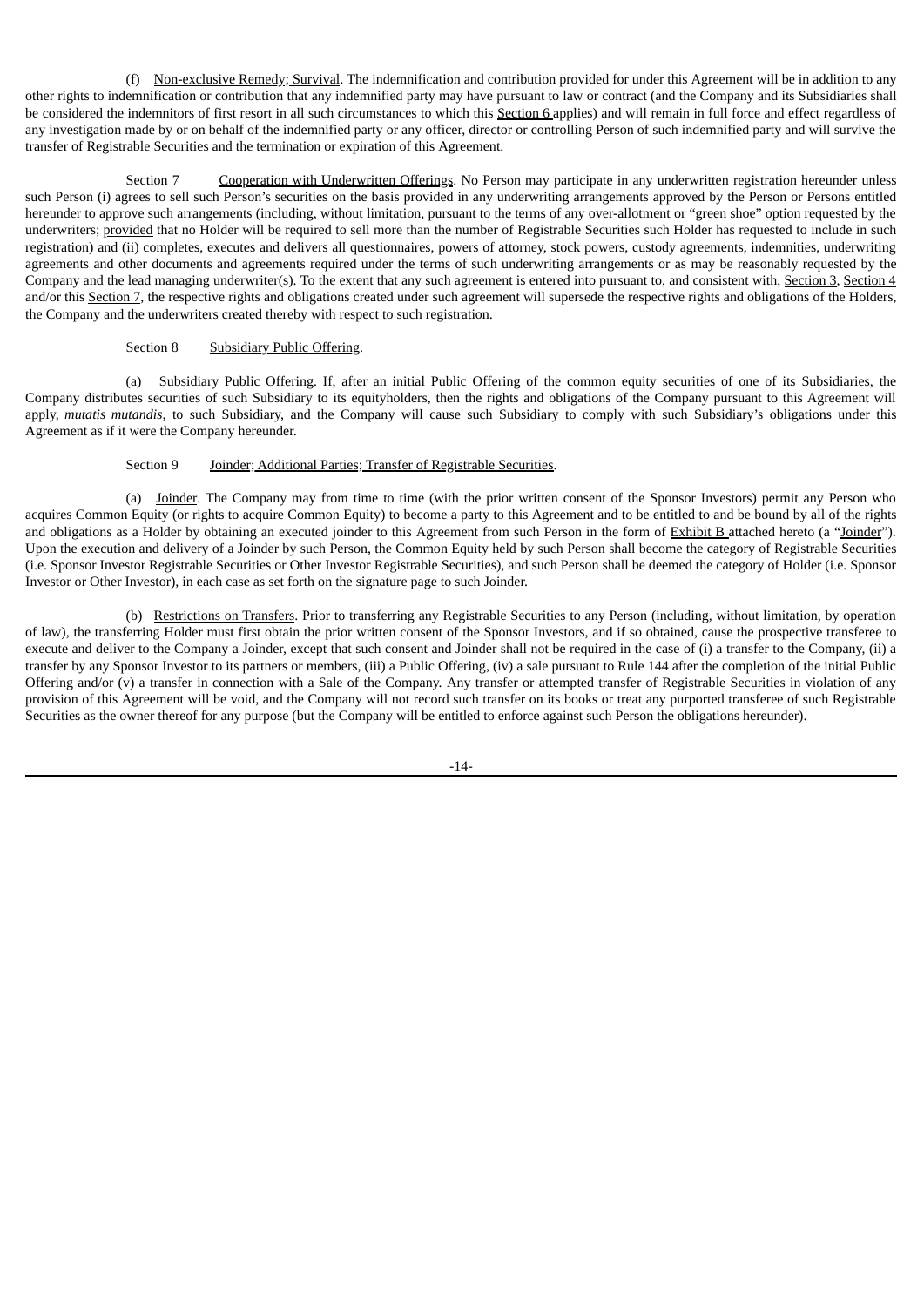(f) Non-exclusive Remedy; Survival. The indemnification and contribution provided for under this Agreement will be in addition to any other rights to indemnification or contribution that any indemnified party may have pursuant to law or contract (and the Company and its Subsidiaries shall be considered the indemnitors of first resort in all such circumstances to which this Section 6 applies) and will remain in full force and effect regardless of any investigation made by or on behalf of the indemnified party or any officer, director or controlling Person of such indemnified party and will survive the transfer of Registrable Securities and the termination or expiration of this Agreement.

Section 7 Cooperation with Underwritten Offerings. No Person may participate in any underwritten registration hereunder unless such Person (i) agrees to sell such Person's securities on the basis provided in any underwriting arrangements approved by the Person or Persons entitled hereunder to approve such arrangements (including, without limitation, pursuant to the terms of any over-allotment or "green shoe" option requested by the underwriters; provided that no Holder will be required to sell more than the number of Registrable Securities such Holder has requested to include in such registration) and (ii) completes, executes and delivers all questionnaires, powers of attorney, stock powers, custody agreements, indemnities, underwriting agreements and other documents and agreements required under the terms of such underwriting arrangements or as may be reasonably requested by the Company and the lead managing underwriter(s). To the extent that any such agreement is entered into pursuant to, and consistent with, Section 3, Section 4 and/or this Section 7, the respective rights and obligations created under such agreement will supersede the respective rights and obligations of the Holders, the Company and the underwriters created thereby with respect to such registration.

Section 8 Subsidiary Public Offering.

(a) Subsidiary Public Offering. If, after an initial Public Offering of the common equity securities of one of its Subsidiaries, the Company distributes securities of such Subsidiary to its equityholders, then the rights and obligations of the Company pursuant to this Agreement will apply, *mutatis mutandis*, to such Subsidiary, and the Company will cause such Subsidiary to comply with such Subsidiary's obligations under this Agreement as if it were the Company hereunder.

Section 9 Joinder; Additional Parties; Transfer of Registrable Securities.

(a) Joinder. The Company may from time to time (with the prior written consent of the Sponsor Investors) permit any Person who acquires Common Equity (or rights to acquire Common Equity) to become a party to this Agreement and to be entitled to and be bound by all of the rights and obligations as a Holder by obtaining an executed joinder to this Agreement from such Person in the form of Exhibit B attached hereto (a "Joinder"). Upon the execution and delivery of a Joinder by such Person, the Common Equity held by such Person shall become the category of Registrable Securities (i.e. Sponsor Investor Registrable Securities or Other Investor Registrable Securities), and such Person shall be deemed the category of Holder (i.e. Sponsor Investor or Other Investor), in each case as set forth on the signature page to such Joinder.

(b) Restrictions on Transfers. Prior to transferring any Registrable Securities to any Person (including, without limitation, by operation of law), the transferring Holder must first obtain the prior written consent of the Sponsor Investors, and if so obtained, cause the prospective transferee to execute and deliver to the Company a Joinder, except that such consent and Joinder shall not be required in the case of (i) a transfer to the Company, (ii) a transfer by any Sponsor Investor to its partners or members, (iii) a Public Offering, (iv) a sale pursuant to Rule 144 after the completion of the initial Public Offering and/or (v) a transfer in connection with a Sale of the Company. Any transfer or attempted transfer of Registrable Securities in violation of any provision of this Agreement will be void, and the Company will not record such transfer on its books or treat any purported transferee of such Registrable Securities as the owner thereof for any purpose (but the Company will be entitled to enforce against such Person the obligations hereunder).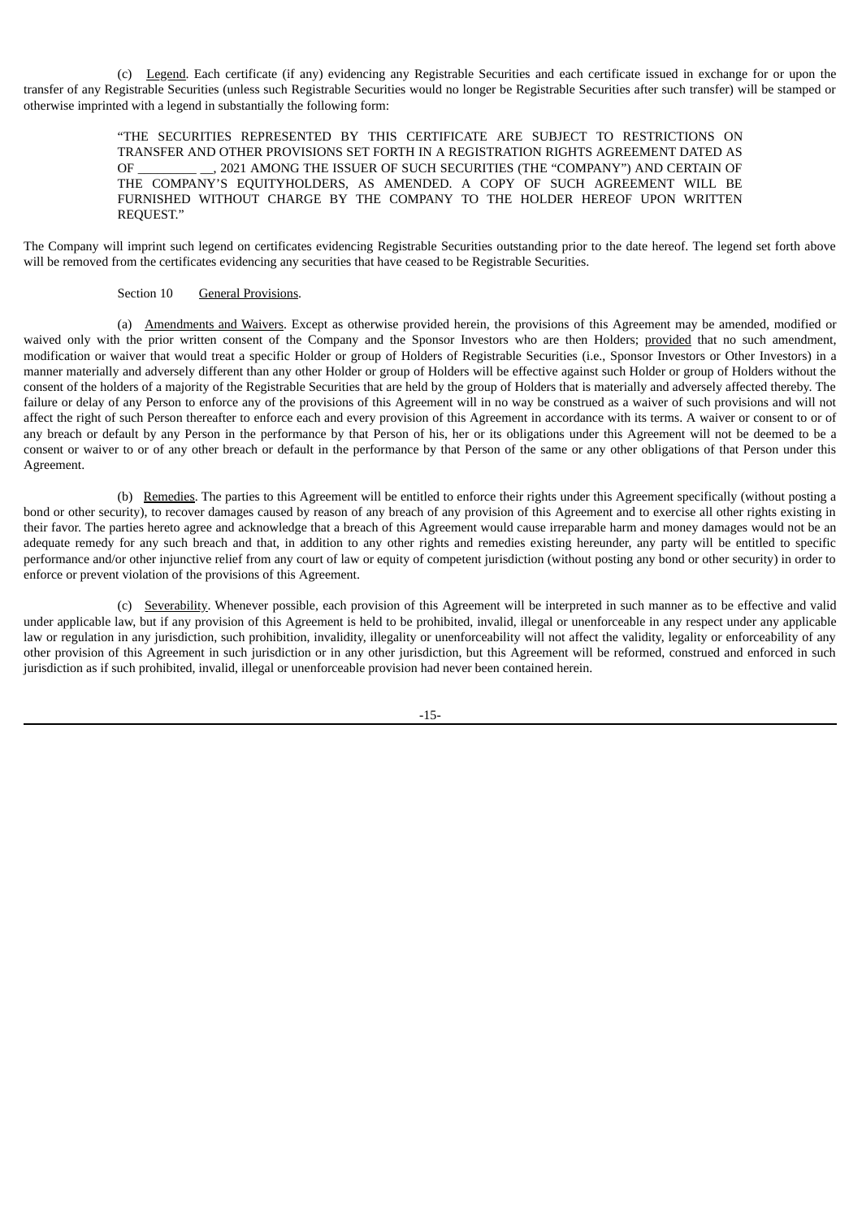(c) Legend. Each certificate (if any) evidencing any Registrable Securities and each certificate issued in exchange for or upon the transfer of any Registrable Securities (unless such Registrable Securities would no longer be Registrable Securities after such transfer) will be stamped or otherwise imprinted with a legend in substantially the following form:

> "THE SECURITIES REPRESENTED BY THIS CERTIFICATE ARE SUBJECT TO RESTRICTIONS ON TRANSFER AND OTHER PROVISIONS SET FORTH IN A REGISTRATION RIGHTS AGREEMENT DATED AS OF _________ __, 2021 AMONG THE ISSUER OF SUCH SECURITIES (THE "COMPANY") AND CERTAIN OF THE COMPANY'S EQUITYHOLDERS, AS AMENDED. A COPY OF SUCH AGREEMENT WILL BE FURNISHED WITHOUT CHARGE BY THE COMPANY TO THE HOLDER HEREOF UPON WRITTEN REQUEST."

The Company will imprint such legend on certificates evidencing Registrable Securities outstanding prior to the date hereof. The legend set forth above will be removed from the certificates evidencing any securities that have ceased to be Registrable Securities.

Section 10 General Provisions.

(a) Amendments and Waivers. Except as otherwise provided herein, the provisions of this Agreement may be amended, modified or waived only with the prior written consent of the Company and the Sponsor Investors who are then Holders; provided that no such amendment, modification or waiver that would treat a specific Holder or group of Holders of Registrable Securities (i.e., Sponsor Investors or Other Investors) in a manner materially and adversely different than any other Holder or group of Holders will be effective against such Holder or group of Holders without the consent of the holders of a majority of the Registrable Securities that are held by the group of Holders that is materially and adversely affected thereby. The failure or delay of any Person to enforce any of the provisions of this Agreement will in no way be construed as a waiver of such provisions and will not affect the right of such Person thereafter to enforce each and every provision of this Agreement in accordance with its terms. A waiver or consent to or of any breach or default by any Person in the performance by that Person of his, her or its obligations under this Agreement will not be deemed to be a consent or waiver to or of any other breach or default in the performance by that Person of the same or any other obligations of that Person under this Agreement.

(b) Remedies. The parties to this Agreement will be entitled to enforce their rights under this Agreement specifically (without posting a bond or other security), to recover damages caused by reason of any breach of any provision of this Agreement and to exercise all other rights existing in their favor. The parties hereto agree and acknowledge that a breach of this Agreement would cause irreparable harm and money damages would not be an adequate remedy for any such breach and that, in addition to any other rights and remedies existing hereunder, any party will be entitled to specific performance and/or other injunctive relief from any court of law or equity of competent jurisdiction (without posting any bond or other security) in order to enforce or prevent violation of the provisions of this Agreement.

(c) Severability. Whenever possible, each provision of this Agreement will be interpreted in such manner as to be effective and valid under applicable law, but if any provision of this Agreement is held to be prohibited, invalid, illegal or unenforceable in any respect under any applicable law or regulation in any jurisdiction, such prohibition, invalidity, illegality or unenforceability will not affect the validity, legality or enforceability of any other provision of this Agreement in such jurisdiction or in any other jurisdiction, but this Agreement will be reformed, construed and enforced in such jurisdiction as if such prohibited, invalid, illegal or unenforceable provision had never been contained herein.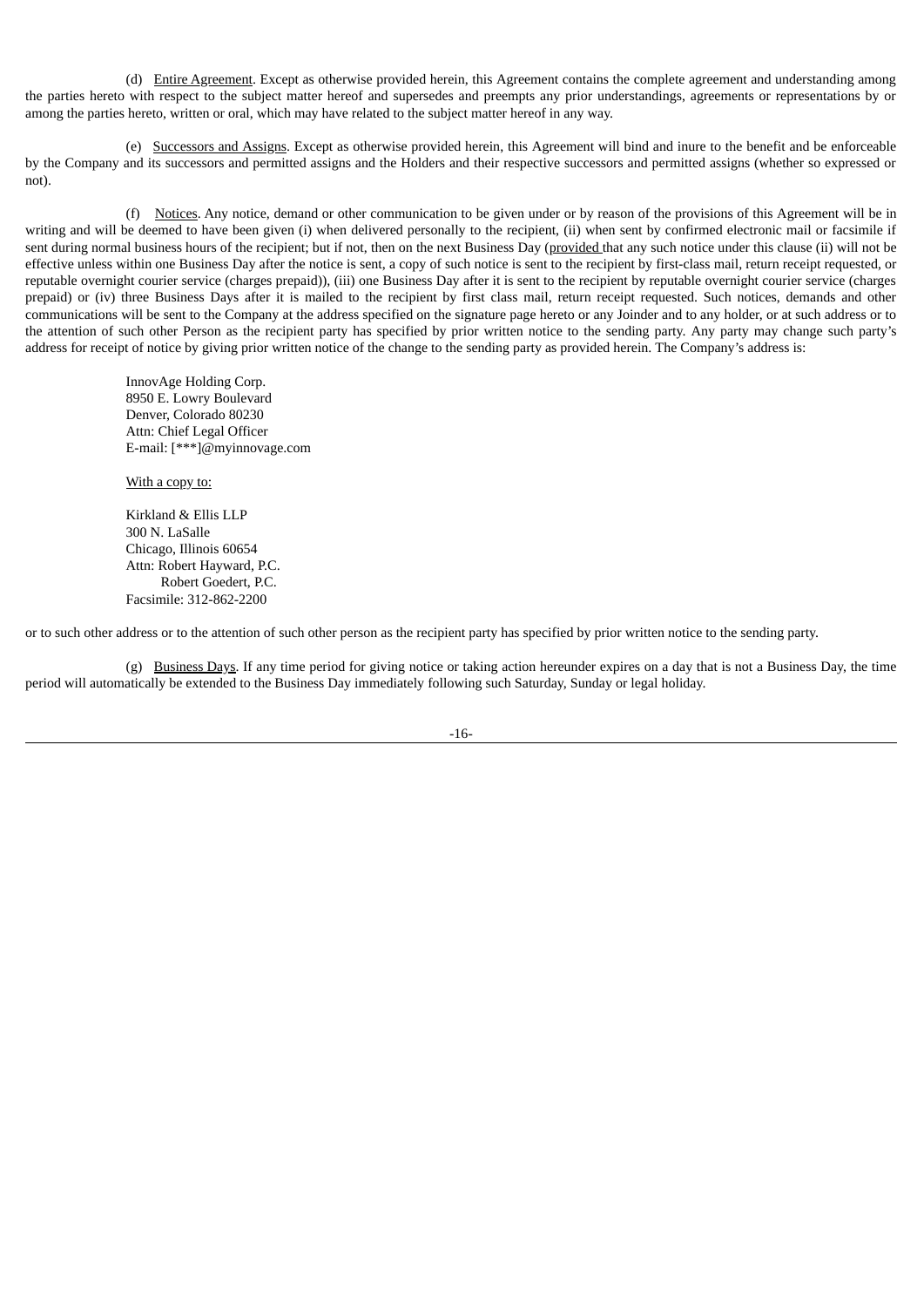(d) Entire Agreement. Except as otherwise provided herein, this Agreement contains the complete agreement and understanding among the parties hereto with respect to the subject matter hereof and supersedes and preempts any prior understandings, agreements or representations by or among the parties hereto, written or oral, which may have related to the subject matter hereof in any way.

(e) Successors and Assigns. Except as otherwise provided herein, this Agreement will bind and inure to the benefit and be enforceable by the Company and its successors and permitted assigns and the Holders and their respective successors and permitted assigns (whether so expressed or not).

(f) Notices. Any notice, demand or other communication to be given under or by reason of the provisions of this Agreement will be in writing and will be deemed to have been given (i) when delivered personally to the recipient, (ii) when sent by confirmed electronic mail or facsimile if sent during normal business hours of the recipient; but if not, then on the next Business Day (provided that any such notice under this clause (ii) will not be effective unless within one Business Day after the notice is sent, a copy of such notice is sent to the recipient by first-class mail, return receipt requested, or reputable overnight courier service (charges prepaid)), (iii) one Business Day after it is sent to the recipient by reputable overnight courier service (charges prepaid) or (iv) three Business Days after it is mailed to the recipient by first class mail, return receipt requested. Such notices, demands and other communications will be sent to the Company at the address specified on the signature page hereto or any Joinder and to any holder, or at such address or to the attention of such other Person as the recipient party has specified by prior written notice to the sending party. Any party may change such party's address for receipt of notice by giving prior written notice of the change to the sending party as provided herein. The Company's address is:

InnovAge Holding Corp.
8950 E. Lowry Boulevard
Denver, Colorado 80230
Attn: Chief Legal Officer
E-mail: [***]@myinnovage.com

With a copy to:

Kirkland & Ellis LLP
300 N. LaSalle
Chicago, Illinois 60654
Attn: Robert Hayward, P.C.
Robert Goedert, P.C.
Facsimile: 312-862-2200

or to such other address or to the attention of such other person as the recipient party has specified by prior written notice to the sending party.

(g) Business Days. If any time period for giving notice or taking action hereunder expires on a day that is not a Business Day, the time period will automatically be extended to the Business Day immediately following such Saturday, Sunday or legal holiday.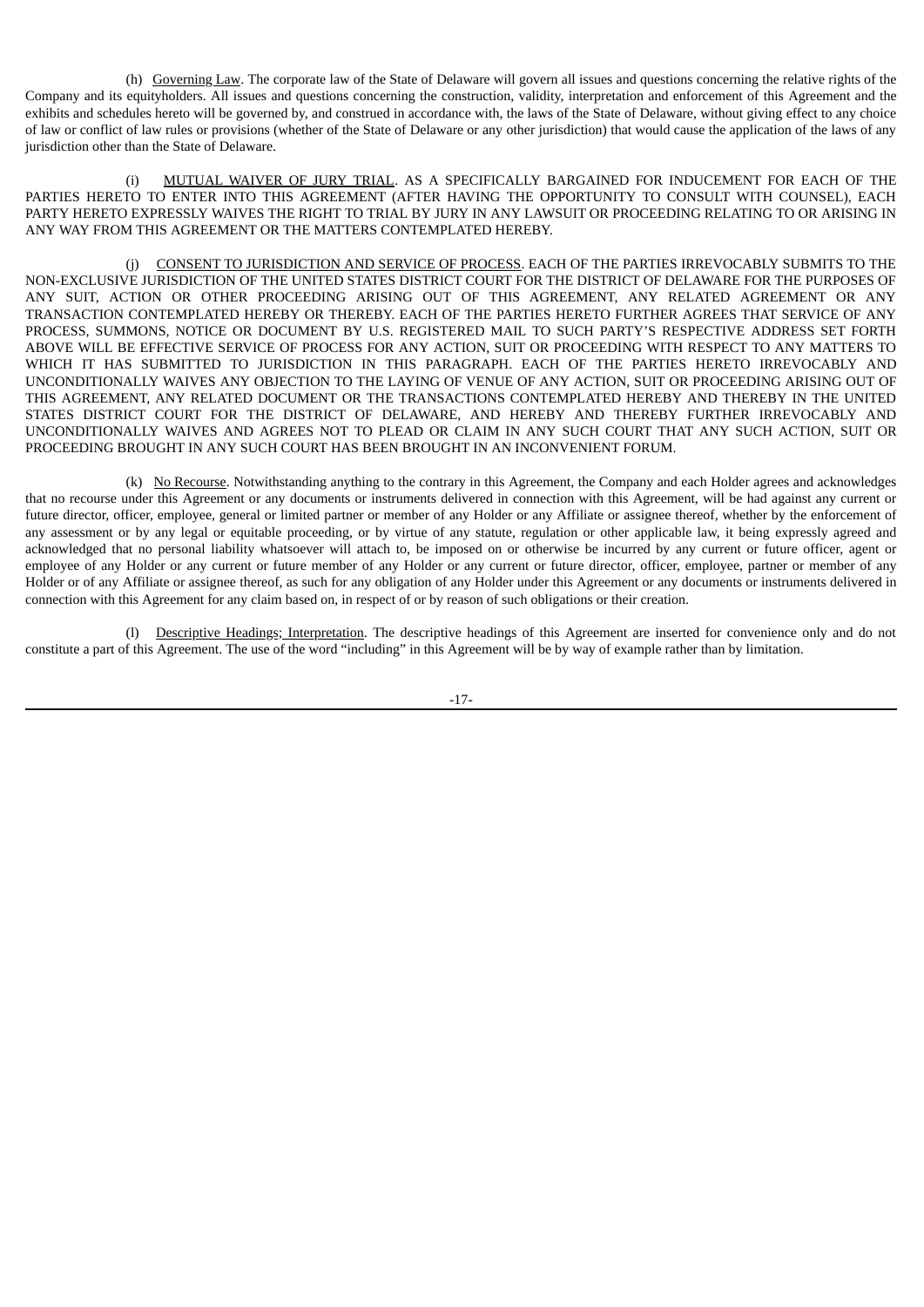(h) Governing Law. The corporate law of the State of Delaware will govern all issues and questions concerning the relative rights of the Company and its equityholders. All issues and questions concerning the construction, validity, interpretation and enforcement of this Agreement and the exhibits and schedules hereto will be governed by, and construed in accordance with, the laws of the State of Delaware, without giving effect to any choice of law or conflict of law rules or provisions (whether of the State of Delaware or any other jurisdiction) that would cause the application of the laws of any jurisdiction other than the State of Delaware.

(i) MUTUAL WAIVER OF JURY TRIAL. AS A SPECIFICALLY BARGAINED FOR INDUCEMENT FOR EACH OF THE PARTIES HERETO TO ENTER INTO THIS AGREEMENT (AFTER HAVING THE OPPORTUNITY TO CONSULT WITH COUNSEL), EACH PARTY HERETO EXPRESSLY WAIVES THE RIGHT TO TRIAL BY JURY IN ANY LAWSUIT OR PROCEEDING RELATING TO OR ARISING IN ANY WAY FROM THIS AGREEMENT OR THE MATTERS CONTEMPLATED HEREBY.

(j) CONSENT TO JURISDICTION AND SERVICE OF PROCESS. EACH OF THE PARTIES IRREVOCABLY SUBMITS TO THE NON-EXCLUSIVE JURISDICTION OF THE UNITED STATES DISTRICT COURT FOR THE DISTRICT OF DELAWARE FOR THE PURPOSES OF ANY SUIT, ACTION OR OTHER PROCEEDING ARISING OUT OF THIS AGREEMENT, ANY RELATED AGREEMENT OR ANY TRANSACTION CONTEMPLATED HEREBY OR THEREBY. EACH OF THE PARTIES HERETO FURTHER AGREES THAT SERVICE OF ANY PROCESS, SUMMONS, NOTICE OR DOCUMENT BY U.S. REGISTERED MAIL TO SUCH PARTY'S RESPECTIVE ADDRESS SET FORTH ABOVE WILL BE EFFECTIVE SERVICE OF PROCESS FOR ANY ACTION, SUIT OR PROCEEDING WITH RESPECT TO ANY MATTERS TO WHICH IT HAS SUBMITTED TO JURISDICTION IN THIS PARAGRAPH. EACH OF THE PARTIES HERETO IRREVOCABLY AND UNCONDITIONALLY WAIVES ANY OBJECTION TO THE LAYING OF VENUE OF ANY ACTION, SUIT OR PROCEEDING ARISING OUT OF THIS AGREEMENT, ANY RELATED DOCUMENT OR THE TRANSACTIONS CONTEMPLATED HEREBY AND THEREBY IN THE UNITED STATES DISTRICT COURT FOR THE DISTRICT OF DELAWARE, AND HEREBY AND THEREBY FURTHER IRREVOCABLY AND UNCONDITIONALLY WAIVES AND AGREES NOT TO PLEAD OR CLAIM IN ANY SUCH COURT THAT ANY SUCH ACTION, SUIT OR PROCEEDING BROUGHT IN ANY SUCH COURT HAS BEEN BROUGHT IN AN INCONVENIENT FORUM.

(k) No Recourse. Notwithstanding anything to the contrary in this Agreement, the Company and each Holder agrees and acknowledges that no recourse under this Agreement or any documents or instruments delivered in connection with this Agreement, will be had against any current or future director, officer, employee, general or limited partner or member of any Holder or any Affiliate or assignee thereof, whether by the enforcement of any assessment or by any legal or equitable proceeding, or by virtue of any statute, regulation or other applicable law, it being expressly agreed and acknowledged that no personal liability whatsoever will attach to, be imposed on or otherwise be incurred by any current or future officer, agent or employee of any Holder or any current or future member of any Holder or any current or future director, officer, employee, partner or member of any Holder or of any Affiliate or assignee thereof, as such for any obligation of any Holder under this Agreement or any documents or instruments delivered in connection with this Agreement for any claim based on, in respect of or by reason of such obligations or their creation.

(l) Descriptive Headings; Interpretation. The descriptive headings of this Agreement are inserted for convenience only and do not constitute a part of this Agreement. The use of the word "including" in this Agreement will be by way of example rather than by limitation.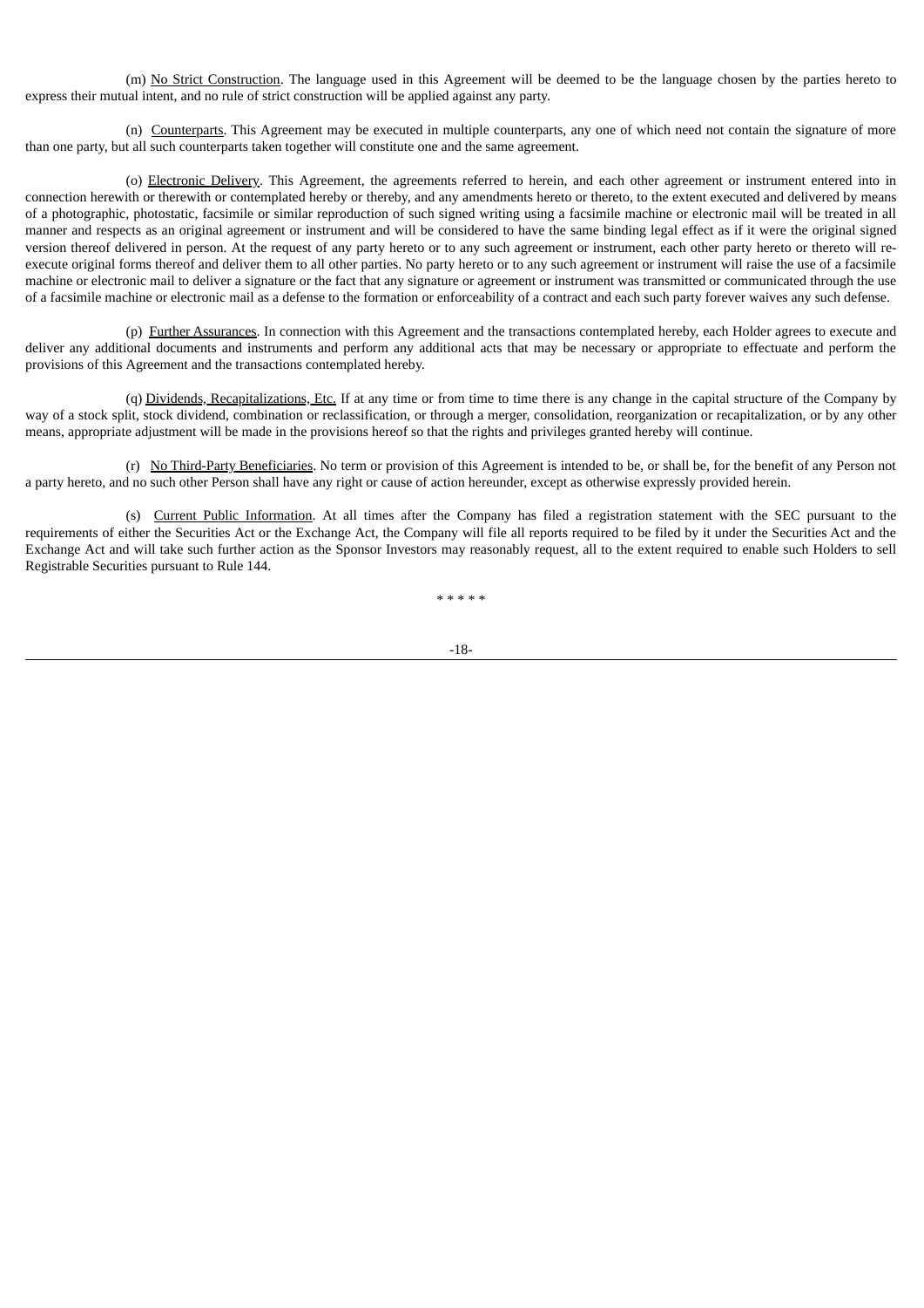(m) No Strict Construction. The language used in this Agreement will be deemed to be the language chosen by the parties hereto to express their mutual intent, and no rule of strict construction will be applied against any party.

(n) Counterparts. This Agreement may be executed in multiple counterparts, any one of which need not contain the signature of more than one party, but all such counterparts taken together will constitute one and the same agreement.

(o) Electronic Delivery. This Agreement, the agreements referred to herein, and each other agreement or instrument entered into in connection herewith or therewith or contemplated hereby or thereby, and any amendments hereto or thereto, to the extent executed and delivered by means of a photographic, photostatic, facsimile or similar reproduction of such signed writing using a facsimile machine or electronic mail will be treated in all manner and respects as an original agreement or instrument and will be considered to have the same binding legal effect as if it were the original signed version thereof delivered in person. At the request of any party hereto or to any such agreement or instrument, each other party hereto or thereto will re-execute original forms thereof and deliver them to all other parties. No party hereto or to any such agreement or instrument will raise the use of a facsimile machine or electronic mail to deliver a signature or the fact that any signature or agreement or instrument was transmitted or communicated through the use of a facsimile machine or electronic mail as a defense to the formation or enforceability of a contract and each such party forever waives any such defense.

(p) Further Assurances. In connection with this Agreement and the transactions contemplated hereby, each Holder agrees to execute and deliver any additional documents and instruments and perform any additional acts that may be necessary or appropriate to effectuate and perform the provisions of this Agreement and the transactions contemplated hereby.

(q) Dividends, Recapitalizations, Etc. If at any time or from time to time there is any change in the capital structure of the Company by way of a stock split, stock dividend, combination or reclassification, or through a merger, consolidation, reorganization or recapitalization, or by any other means, appropriate adjustment will be made in the provisions hereof so that the rights and privileges granted hereby will continue.

(r) No Third-Party Beneficiaries. No term or provision of this Agreement is intended to be, or shall be, for the benefit of any Person not a party hereto, and no such other Person shall have any right or cause of action hereunder, except as otherwise expressly provided herein.

(s) Current Public Information. At all times after the Company has filed a registration statement with the SEC pursuant to the requirements of either the Securities Act or the Exchange Act, the Company will file all reports required to be filed by it under the Securities Act and the Exchange Act and will take such further action as the Sponsor Investors may reasonably request, all to the extent required to enable such Holders to sell Registrable Securities pursuant to Rule 144.

\* \* \* \* \*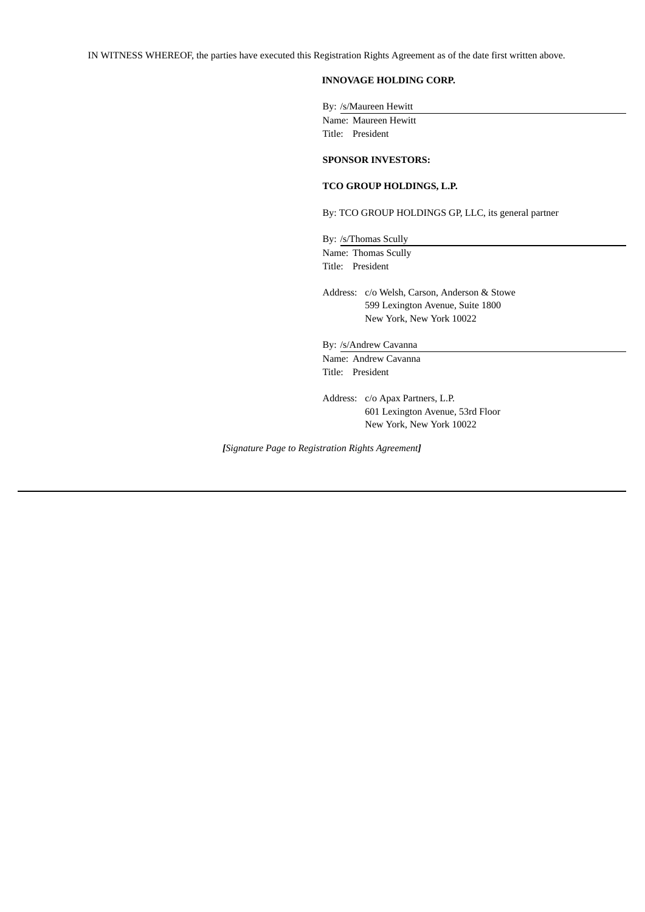IN WITNESS WHEREOF, the parties have executed this Registration Rights Agreement as of the date first written above.

**INNOVAGE HOLDING CORP.**

By: /s/Maureen Hewitt
Name: Maureen Hewitt
Title: President

**SPONSOR INVESTORS:**

**TCO GROUP HOLDINGS, L.P.**

By: TCO GROUP HOLDINGS GP, LLC, its general partner

By: /s/Thomas Scully
Name: Thomas Scully
Title: President

Address: c/o Welsh, Carson, Anderson & Stowe
599 Lexington Avenue, Suite 1800
New York, New York 10022

By: /s/Andrew Cavanna
Name: Andrew Cavanna
Title: President

Address: c/o Apax Partners, L.P.
601 Lexington Avenue, 53rd Floor
New York, New York 10022

*[Signature Page to Registration Rights Agreement]*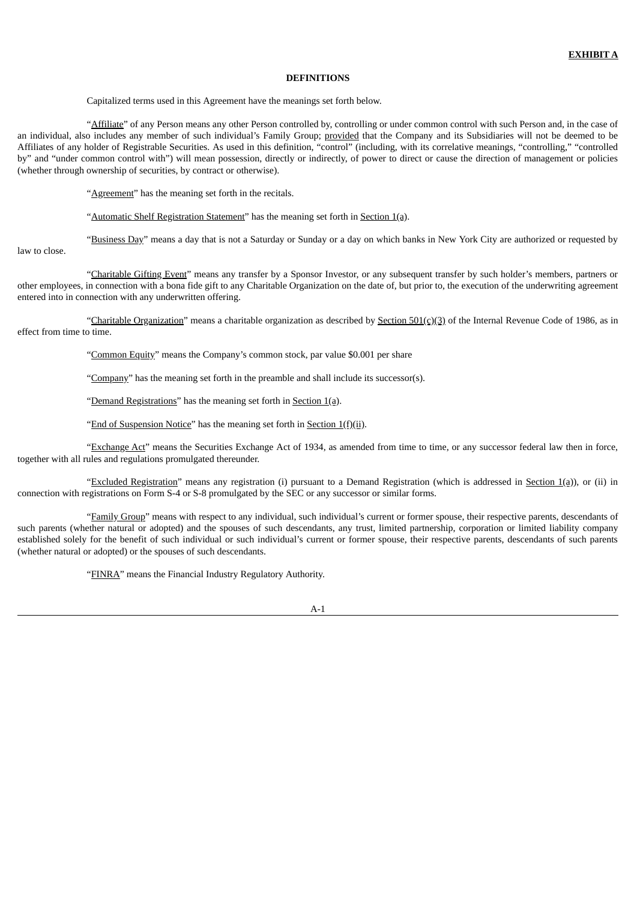**EXHIBIT A**

**DEFINITIONS**

Capitalized terms used in this Agreement have the meanings set forth below.

"Affiliate" of any Person means any other Person controlled by, controlling or under common control with such Person and, in the case of an individual, also includes any member of such individual's Family Group; provided that the Company and its Subsidiaries will not be deemed to be Affiliates of any holder of Registrable Securities. As used in this definition, "control" (including, with its correlative meanings, "controlling," "controlled by" and "under common control with") will mean possession, directly or indirectly, of power to direct or cause the direction of management or policies (whether through ownership of securities, by contract or otherwise).

"Agreement" has the meaning set forth in the recitals.

"Automatic Shelf Registration Statement" has the meaning set forth in Section 1(a).

"Business Day" means a day that is not a Saturday or Sunday or a day on which banks in New York City are authorized or requested by law to close.

"Charitable Gifting Event" means any transfer by a Sponsor Investor, or any subsequent transfer by such holder's members, partners or other employees, in connection with a bona fide gift to any Charitable Organization on the date of, but prior to, the execution of the underwriting agreement entered into in connection with any underwritten offering.

"Charitable Organization" means a charitable organization as described by Section 501(c)(3) of the Internal Revenue Code of 1986, as in effect from time to time.

"Common Equity" means the Company's common stock, par value $0.001 per share

"Company" has the meaning set forth in the preamble and shall include its successor(s).

"Demand Registrations" has the meaning set forth in Section 1(a).

"End of Suspension Notice" has the meaning set forth in Section 1(f)(ii).

"Exchange Act" means the Securities Exchange Act of 1934, as amended from time to time, or any successor federal law then in force, together with all rules and regulations promulgated thereunder.

"Excluded Registration" means any registration (i) pursuant to a Demand Registration (which is addressed in Section 1(a)), or (ii) in connection with registrations on Form S-4 or S-8 promulgated by the SEC or any successor or similar forms.

"Family Group" means with respect to any individual, such individual's current or former spouse, their respective parents, descendants of such parents (whether natural or adopted) and the spouses of such descendants, any trust, limited partnership, corporation or limited liability company established solely for the benefit of such individual or such individual's current or former spouse, their respective parents, descendants of such parents (whether natural or adopted) or the spouses of such descendants.

"FINRA" means the Financial Industry Regulatory Authority.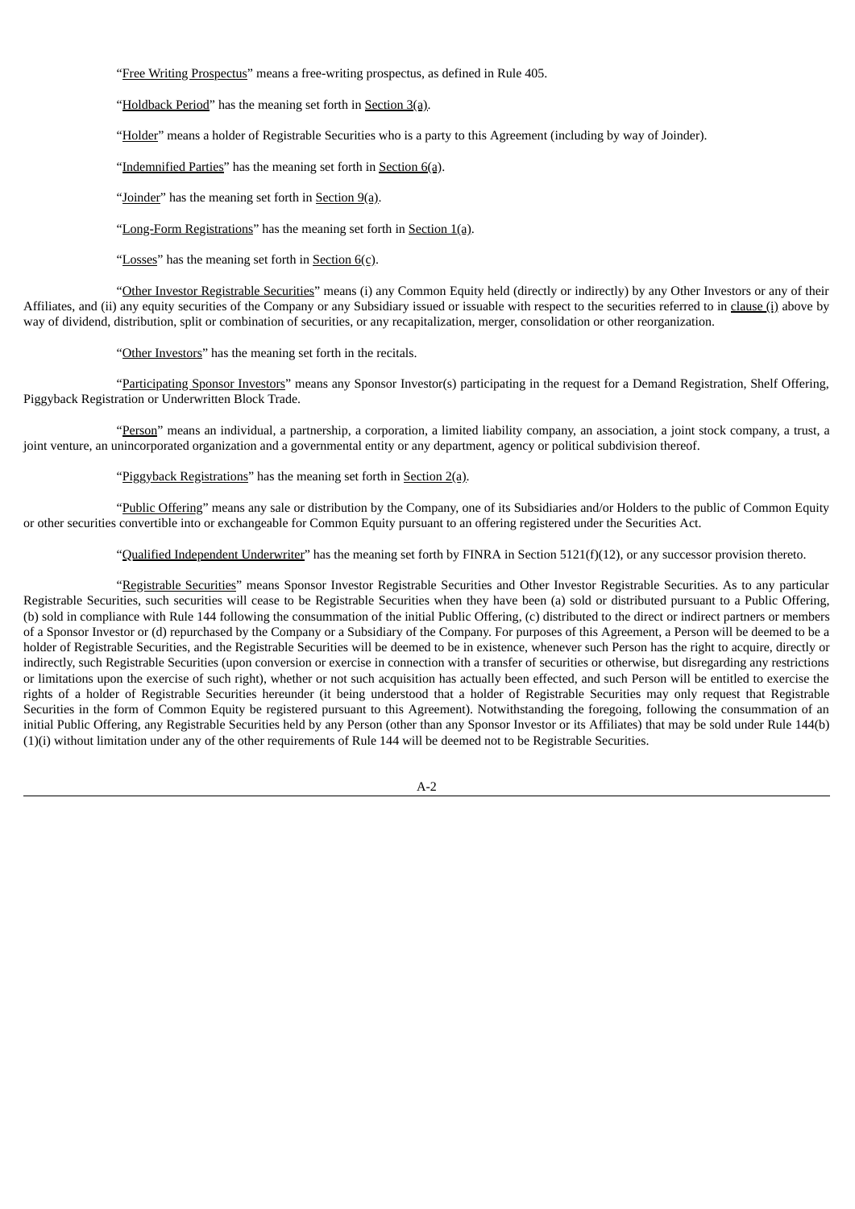"Free Writing Prospectus" means a free-writing prospectus, as defined in Rule 405.

"Holdback Period" has the meaning set forth in Section 3(a).

"Holder" means a holder of Registrable Securities who is a party to this Agreement (including by way of Joinder).

"Indemnified Parties" has the meaning set forth in Section 6(a).

"Joinder" has the meaning set forth in Section 9(a).

"Long-Form Registrations" has the meaning set forth in Section 1(a).

"Losses" has the meaning set forth in Section 6(c).

"Other Investor Registrable Securities" means (i) any Common Equity held (directly or indirectly) by any Other Investors or any of their Affiliates, and (ii) any equity securities of the Company or any Subsidiary issued or issuable with respect to the securities referred to in clause (i) above by way of dividend, distribution, split or combination of securities, or any recapitalization, merger, consolidation or other reorganization.

"Other Investors" has the meaning set forth in the recitals.

"Participating Sponsor Investors" means any Sponsor Investor(s) participating in the request for a Demand Registration, Shelf Offering, Piggyback Registration or Underwritten Block Trade.

"Person" means an individual, a partnership, a corporation, a limited liability company, an association, a joint stock company, a trust, a joint venture, an unincorporated organization and a governmental entity or any department, agency or political subdivision thereof.

"Piggyback Registrations" has the meaning set forth in Section 2(a).

"Public Offering" means any sale or distribution by the Company, one of its Subsidiaries and/or Holders to the public of Common Equity or other securities convertible into or exchangeable for Common Equity pursuant to an offering registered under the Securities Act.

"Qualified Independent Underwriter" has the meaning set forth by FINRA in Section 5121(f)(12), or any successor provision thereto.

"Registrable Securities" means Sponsor Investor Registrable Securities and Other Investor Registrable Securities. As to any particular Registrable Securities, such securities will cease to be Registrable Securities when they have been (a) sold or distributed pursuant to a Public Offering, (b) sold in compliance with Rule 144 following the consummation of the initial Public Offering, (c) distributed to the direct or indirect partners or members of a Sponsor Investor or (d) repurchased by the Company or a Subsidiary of the Company. For purposes of this Agreement, a Person will be deemed to be a holder of Registrable Securities, and the Registrable Securities will be deemed to be in existence, whenever such Person has the right to acquire, directly or indirectly, such Registrable Securities (upon conversion or exercise in connection with a transfer of securities or otherwise, but disregarding any restrictions or limitations upon the exercise of such right), whether or not such acquisition has actually been effected, and such Person will be entitled to exercise the rights of a holder of Registrable Securities hereunder (it being understood that a holder of Registrable Securities may only request that Registrable Securities in the form of Common Equity be registered pursuant to this Agreement). Notwithstanding the foregoing, following the consummation of an initial Public Offering, any Registrable Securities held by any Person (other than any Sponsor Investor or its Affiliates) that may be sold under Rule 144(b)(1)(i) without limitation under any of the other requirements of Rule 144 will be deemed not to be Registrable Securities.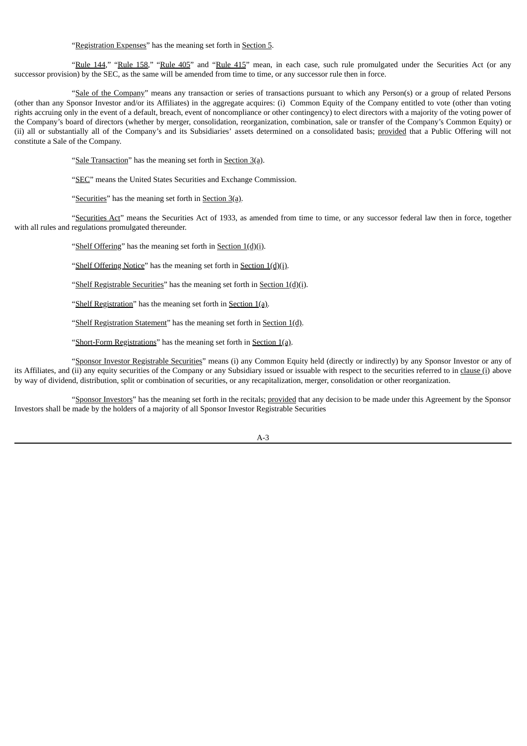"Registration Expenses" has the meaning set forth in Section 5.

"Rule 144," "Rule 158," "Rule 405" and "Rule 415" mean, in each case, such rule promulgated under the Securities Act (or any successor provision) by the SEC, as the same will be amended from time to time, or any successor rule then in force.

"Sale of the Company" means any transaction or series of transactions pursuant to which any Person(s) or a group of related Persons (other than any Sponsor Investor and/or its Affiliates) in the aggregate acquires: (i) Common Equity of the Company entitled to vote (other than voting rights accruing only in the event of a default, breach, event of noncompliance or other contingency) to elect directors with a majority of the voting power of the Company's board of directors (whether by merger, consolidation, reorganization, combination, sale or transfer of the Company's Common Equity) or (ii) all or substantially all of the Company's and its Subsidiaries' assets determined on a consolidated basis; provided that a Public Offering will not constitute a Sale of the Company.

"Sale Transaction" has the meaning set forth in Section 3(a).

"SEC" means the United States Securities and Exchange Commission.

"Securities" has the meaning set forth in Section 3(a).

"Securities Act" means the Securities Act of 1933, as amended from time to time, or any successor federal law then in force, together with all rules and regulations promulgated thereunder.

"Shelf Offering" has the meaning set forth in Section 1(d)(i).

"Shelf Offering Notice" has the meaning set forth in Section 1(d)(i).

"Shelf Registrable Securities" has the meaning set forth in Section 1(d)(i).

"Shelf Registration" has the meaning set forth in Section 1(a).

"Shelf Registration Statement" has the meaning set forth in Section 1(d).

"Short-Form Registrations" has the meaning set forth in Section 1(a).

"Sponsor Investor Registrable Securities" means (i) any Common Equity held (directly or indirectly) by any Sponsor Investor or any of its Affiliates, and (ii) any equity securities of the Company or any Subsidiary issued or issuable with respect to the securities referred to in clause (i) above by way of dividend, distribution, split or combination of securities, or any recapitalization, merger, consolidation or other reorganization.

"Sponsor Investors" has the meaning set forth in the recitals; provided that any decision to be made under this Agreement by the Sponsor Investors shall be made by the holders of a majority of all Sponsor Investor Registrable Securities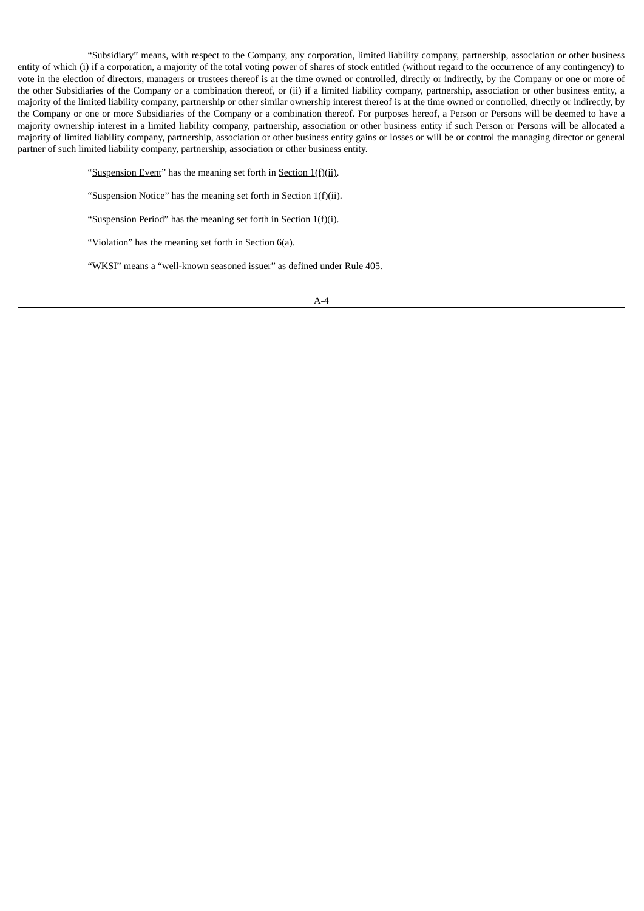"Subsidiary" means, with respect to the Company, any corporation, limited liability company, partnership, association or other business entity of which (i) if a corporation, a majority of the total voting power of shares of stock entitled (without regard to the occurrence of any contingency) to vote in the election of directors, managers or trustees thereof is at the time owned or controlled, directly or indirectly, by the Company or one or more of the other Subsidiaries of the Company or a combination thereof, or (ii) if a limited liability company, partnership, association or other business entity, a majority of the limited liability company, partnership or other similar ownership interest thereof is at the time owned or controlled, directly or indirectly, by the Company or one or more Subsidiaries of the Company or a combination thereof. For purposes hereof, a Person or Persons will be deemed to have a majority ownership interest in a limited liability company, partnership, association or other business entity if such Person or Persons will be allocated a majority of limited liability company, partnership, association or other business entity gains or losses or will be or control the managing director or general partner of such limited liability company, partnership, association or other business entity.

"Suspension Event" has the meaning set forth in Section 1(f)(ii).

"Suspension Notice" has the meaning set forth in Section 1(f)(ii).

"Suspension Period" has the meaning set forth in Section 1(f)(i).

"Violation" has the meaning set forth in Section 6(a).

"WKSI" means a "well-known seasoned issuer" as defined under Rule 405.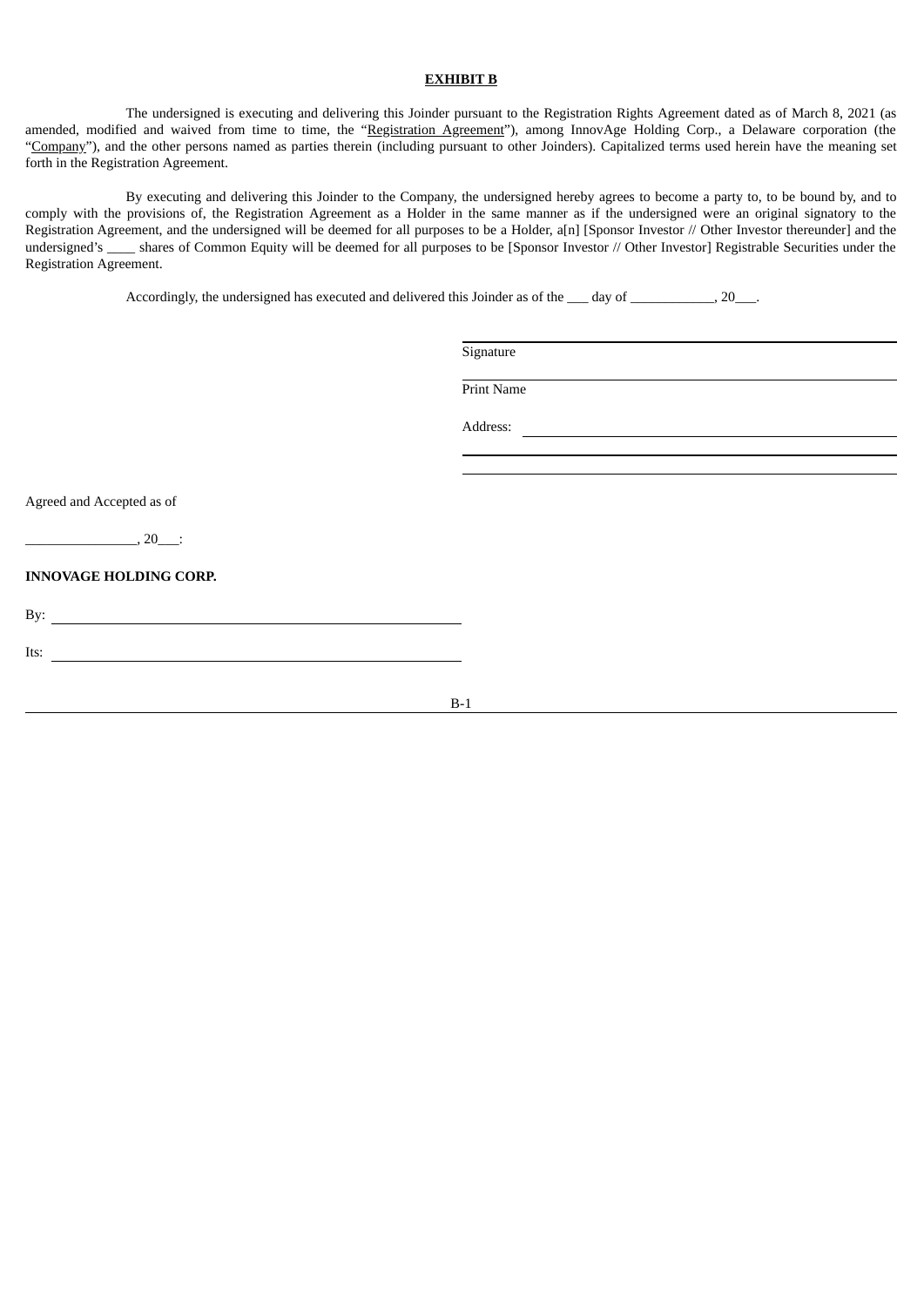**EXHIBIT B**

The undersigned is executing and delivering this Joinder pursuant to the Registration Rights Agreement dated as of March 8, 2021 (as amended, modified and waived from time to time, the "Registration Agreement"), among InnovAge Holding Corp., a Delaware corporation (the "Company"), and the other persons named as parties therein (including pursuant to other Joinders). Capitalized terms used herein have the meaning set forth in the Registration Agreement.

By executing and delivering this Joinder to the Company, the undersigned hereby agrees to become a party to, to be bound by, and to comply with the provisions of, the Registration Agreement as a Holder in the same manner as if the undersigned were an original signatory to the Registration Agreement, and the undersigned will be deemed for all purposes to be a Holder, a[n] [Sponsor Investor // Other Investor thereunder] and the undersigned's ____ shares of Common Equity will be deemed for all purposes to be [Sponsor Investor // Other Investor] Registrable Securities under the Registration Agreement.

Accordingly, the undersigned has executed and delivered this Joinder as of the ___ day of ____________, 20___.

______________________________
Signature

______________________________
Print Name

Address: ______________________________

______________________________

______________________________

Agreed and Accepted as of

________________, 20___:

**INNOVAGE HOLDING CORP.**

By: ______________________________

Its: ______________________________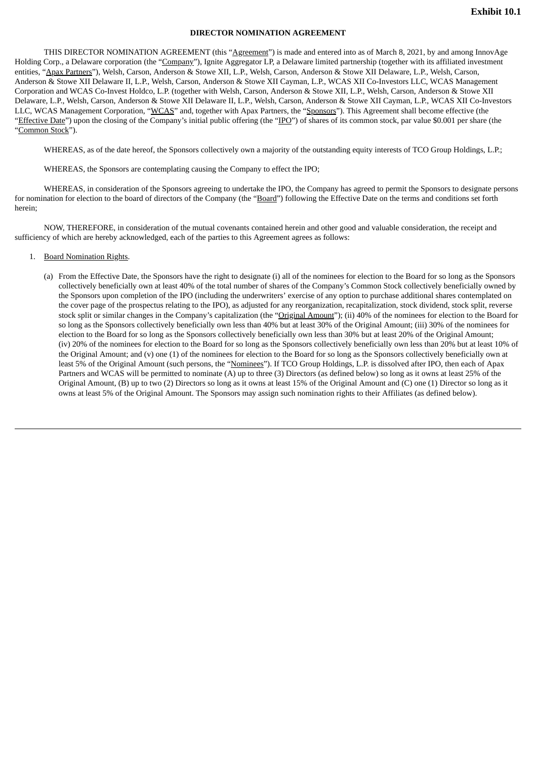**Exhibit 10.1**

**DIRECTOR NOMINATION AGREEMENT**

THIS DIRECTOR NOMINATION AGREEMENT (this "Agreement") is made and entered into as of March 8, 2021, by and among InnovAge Holding Corp., a Delaware corporation (the "Company"), Ignite Aggregator LP, a Delaware limited partnership (together with its affiliated investment entities, "Apax Partners"), Welsh, Carson, Anderson & Stowe XII, L.P., Welsh, Carson, Anderson & Stowe XII Delaware, L.P., Welsh, Carson, Anderson & Stowe XII Delaware II, L.P., Welsh, Carson, Anderson & Stowe XII Cayman, L.P., WCAS XII Co-Investors LLC, WCAS Management Corporation and WCAS Co-Invest Holdco, L.P. (together with Welsh, Carson, Anderson & Stowe XII, L.P., Welsh, Carson, Anderson & Stowe XII Delaware, L.P., Welsh, Carson, Anderson & Stowe XII Delaware II, L.P., Welsh, Carson, Anderson & Stowe XII Cayman, L.P., WCAS XII Co-Investors LLC, WCAS Management Corporation, "WCAS" and, together with Apax Partners, the "Sponsors"). This Agreement shall become effective (the "Effective Date") upon the closing of the Company's initial public offering (the "IPO") of shares of its common stock, par value $0.001 per share (the "Common Stock").

WHEREAS, as of the date hereof, the Sponsors collectively own a majority of the outstanding equity interests of TCO Group Holdings, L.P.;

WHEREAS, the Sponsors are contemplating causing the Company to effect the IPO;

WHEREAS, in consideration of the Sponsors agreeing to undertake the IPO, the Company has agreed to permit the Sponsors to designate persons for nomination for election to the board of directors of the Company (the "Board") following the Effective Date on the terms and conditions set forth herein;

NOW, THEREFORE, in consideration of the mutual covenants contained herein and other good and valuable consideration, the receipt and sufficiency of which are hereby acknowledged, each of the parties to this Agreement agrees as follows:

1. Board Nomination Rights.

   (a) From the Effective Date, the Sponsors have the right to designate (i) all of the nominees for election to the Board for so long as the Sponsors collectively beneficially own at least 40% of the total number of shares of the Company's Common Stock collectively beneficially owned by the Sponsors upon completion of the IPO (including the underwriters' exercise of any option to purchase additional shares contemplated on the cover page of the prospectus relating to the IPO), as adjusted for any reorganization, recapitalization, stock dividend, stock split, reverse stock split or similar changes in the Company's capitalization (the "Original Amount"); (ii) 40% of the nominees for election to the Board for so long as the Sponsors collectively beneficially own less than 40% but at least 30% of the Original Amount; (iii) 30% of the nominees for election to the Board for so long as the Sponsors collectively beneficially own less than 30% but at least 20% of the Original Amount; (iv) 20% of the nominees for election to the Board for so long as the Sponsors collectively beneficially own less than 20% but at least 10% of the Original Amount; and (v) one (1) of the nominees for election to the Board for so long as the Sponsors collectively beneficially own at least 5% of the Original Amount (such persons, the "Nominees"). If TCO Group Holdings, L.P. is dissolved after IPO, then each of Apax Partners and WCAS will be permitted to nominate (A) up to three (3) Directors (as defined below) so long as it owns at least 25% of the Original Amount, (B) up to two (2) Directors so long as it owns at least 15% of the Original Amount and (C) one (1) Director so long as it owns at least 5% of the Original Amount. The Sponsors may assign such nomination rights to their Affiliates (as defined below).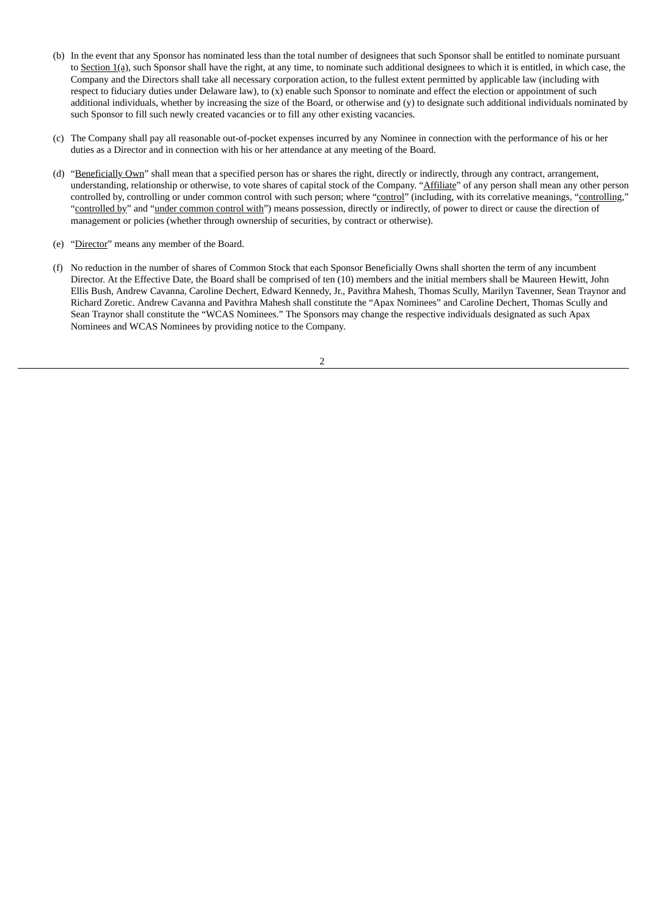(b) In the event that any Sponsor has nominated less than the total number of designees that such Sponsor shall be entitled to nominate pursuant to Section 1(a), such Sponsor shall have the right, at any time, to nominate such additional designees to which it is entitled, in which case, the Company and the Directors shall take all necessary corporation action, to the fullest extent permitted by applicable law (including with respect to fiduciary duties under Delaware law), to (x) enable such Sponsor to nominate and effect the election or appointment of such additional individuals, whether by increasing the size of the Board, or otherwise and (y) to designate such additional individuals nominated by such Sponsor to fill such newly created vacancies or to fill any other existing vacancies.

(c) The Company shall pay all reasonable out-of-pocket expenses incurred by any Nominee in connection with the performance of his or her duties as a Director and in connection with his or her attendance at any meeting of the Board.

(d) "Beneficially Own" shall mean that a specified person has or shares the right, directly or indirectly, through any contract, arrangement, understanding, relationship or otherwise, to vote shares of capital stock of the Company. "Affiliate" of any person shall mean any other person controlled by, controlling or under common control with such person; where "control" (including, with its correlative meanings, "controlling," "controlled by" and "under common control with") means possession, directly or indirectly, of power to direct or cause the direction of management or policies (whether through ownership of securities, by contract or otherwise).

(e) "Director" means any member of the Board.

(f) No reduction in the number of shares of Common Stock that each Sponsor Beneficially Owns shall shorten the term of any incumbent Director. At the Effective Date, the Board shall be comprised of ten (10) members and the initial members shall be Maureen Hewitt, John Ellis Bush, Andrew Cavanna, Caroline Dechert, Edward Kennedy, Jr., Pavithra Mahesh, Thomas Scully, Marilyn Tavenner, Sean Traynor and Richard Zoretic. Andrew Cavanna and Pavithra Mahesh shall constitute the "Apax Nominees" and Caroline Dechert, Thomas Scully and Sean Traynor shall constitute the "WCAS Nominees." The Sponsors may change the respective individuals designated as such Apax Nominees and WCAS Nominees by providing notice to the Company.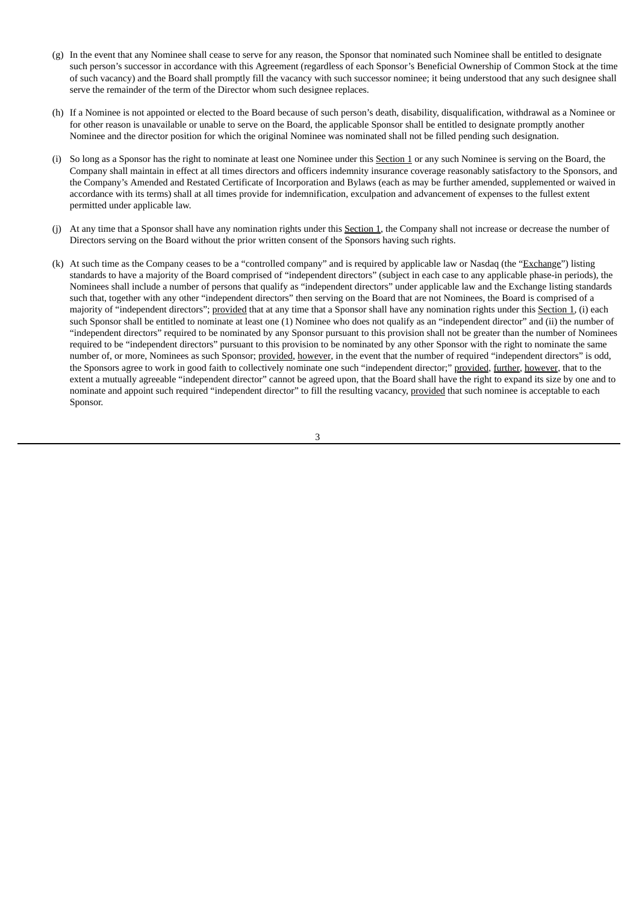(g) In the event that any Nominee shall cease to serve for any reason, the Sponsor that nominated such Nominee shall be entitled to designate such person's successor in accordance with this Agreement (regardless of each Sponsor's Beneficial Ownership of Common Stock at the time of such vacancy) and the Board shall promptly fill the vacancy with such successor nominee; it being understood that any such designee shall serve the remainder of the term of the Director whom such designee replaces.

(h) If a Nominee is not appointed or elected to the Board because of such person's death, disability, disqualification, withdrawal as a Nominee or for other reason is unavailable or unable to serve on the Board, the applicable Sponsor shall be entitled to designate promptly another Nominee and the director position for which the original Nominee was nominated shall not be filled pending such designation.

(i) So long as a Sponsor has the right to nominate at least one Nominee under this Section 1 or any such Nominee is serving on the Board, the Company shall maintain in effect at all times directors and officers indemnity insurance coverage reasonably satisfactory to the Sponsors, and the Company's Amended and Restated Certificate of Incorporation and Bylaws (each as may be further amended, supplemented or waived in accordance with its terms) shall at all times provide for indemnification, exculpation and advancement of expenses to the fullest extent permitted under applicable law.

(j) At any time that a Sponsor shall have any nomination rights under this Section 1, the Company shall not increase or decrease the number of Directors serving on the Board without the prior written consent of the Sponsors having such rights.

(k) At such time as the Company ceases to be a "controlled company" and is required by applicable law or Nasdaq (the "Exchange") listing standards to have a majority of the Board comprised of "independent directors" (subject in each case to any applicable phase-in periods), the Nominees shall include a number of persons that qualify as "independent directors" under applicable law and the Exchange listing standards such that, together with any other "independent directors" then serving on the Board that are not Nominees, the Board is comprised of a majority of "independent directors"; provided that at any time that a Sponsor shall have any nomination rights under this Section 1, (i) each such Sponsor shall be entitled to nominate at least one (1) Nominee who does not qualify as an "independent director" and (ii) the number of "independent directors" required to be nominated by any Sponsor pursuant to this provision shall not be greater than the number of Nominees required to be "independent directors" pursuant to this provision to be nominated by any other Sponsor with the right to nominate the same number of, or more, Nominees as such Sponsor; provided, however, in the event that the number of required "independent directors" is odd, the Sponsors agree to work in good faith to collectively nominate one such "independent director;" provided, further, however, that to the extent a mutually agreeable "independent director" cannot be agreed upon, that the Board shall have the right to expand its size by one and to nominate and appoint such required "independent director" to fill the resulting vacancy, provided that such nominee is acceptable to each Sponsor.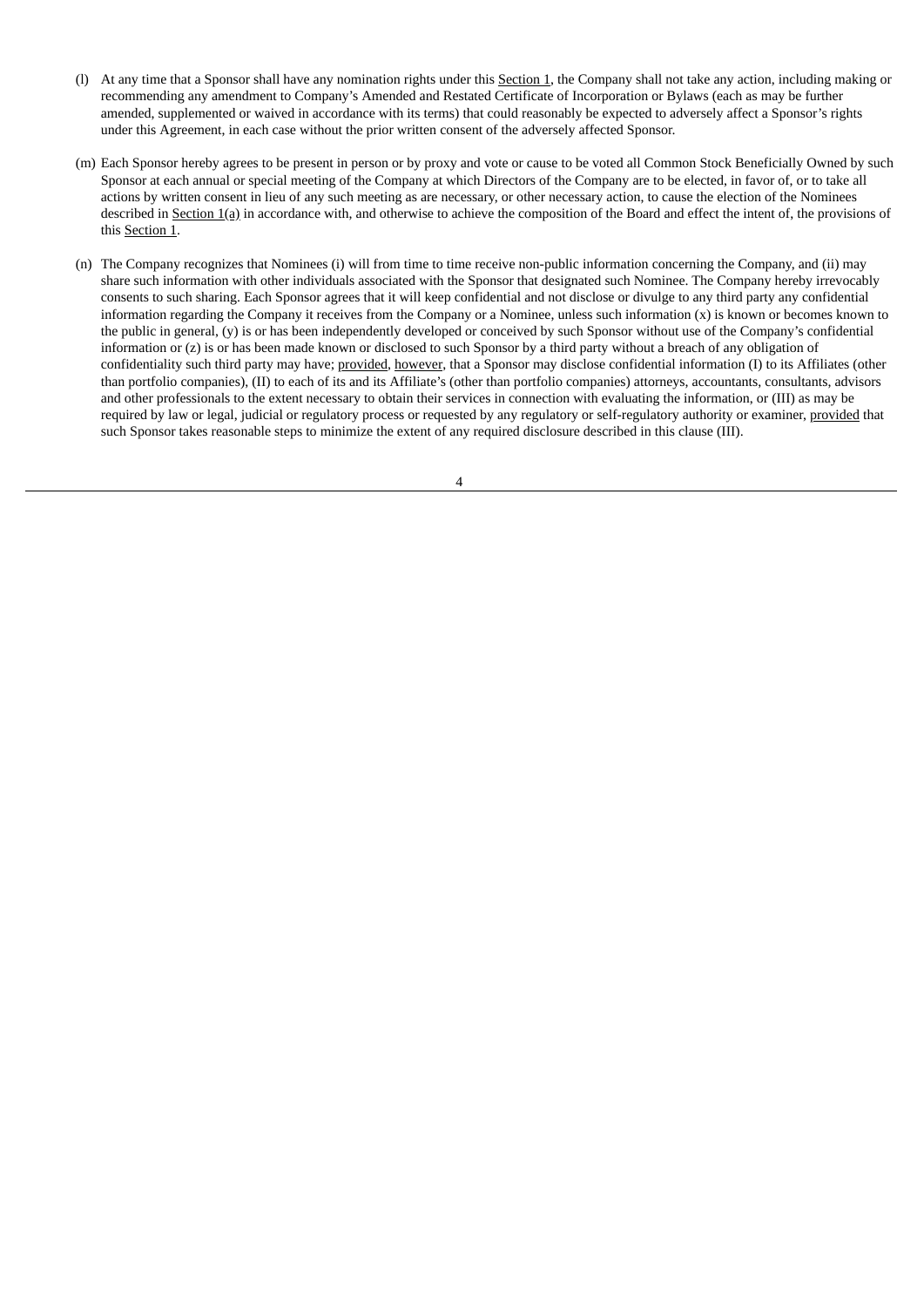(l) At any time that a Sponsor shall have any nomination rights under this Section 1, the Company shall not take any action, including making or recommending any amendment to Company's Amended and Restated Certificate of Incorporation or Bylaws (each as may be further amended, supplemented or waived in accordance with its terms) that could reasonably be expected to adversely affect a Sponsor's rights under this Agreement, in each case without the prior written consent of the adversely affected Sponsor.

(m) Each Sponsor hereby agrees to be present in person or by proxy and vote or cause to be voted all Common Stock Beneficially Owned by such Sponsor at each annual or special meeting of the Company at which Directors of the Company are to be elected, in favor of, or to take all actions by written consent in lieu of any such meeting as are necessary, or other necessary action, to cause the election of the Nominees described in Section 1(a) in accordance with, and otherwise to achieve the composition of the Board and effect the intent of, the provisions of this Section 1.

(n) The Company recognizes that Nominees (i) will from time to time receive non-public information concerning the Company, and (ii) may share such information with other individuals associated with the Sponsor that designated such Nominee. The Company hereby irrevocably consents to such sharing. Each Sponsor agrees that it will keep confidential and not disclose or divulge to any third party any confidential information regarding the Company it receives from the Company or a Nominee, unless such information (x) is known or becomes known to the public in general, (y) is or has been independently developed or conceived by such Sponsor without use of the Company's confidential information or (z) is or has been made known or disclosed to such Sponsor by a third party without a breach of any obligation of confidentiality such third party may have; provided, however, that a Sponsor may disclose confidential information (I) to its Affiliates (other than portfolio companies), (II) to each of its and its Affiliate's (other than portfolio companies) attorneys, accountants, consultants, advisors and other professionals to the extent necessary to obtain their services in connection with evaluating the information, or (III) as may be required by law or legal, judicial or regulatory process or requested by any regulatory or self-regulatory authority or examiner, provided that such Sponsor takes reasonable steps to minimize the extent of any required disclosure described in this clause (III).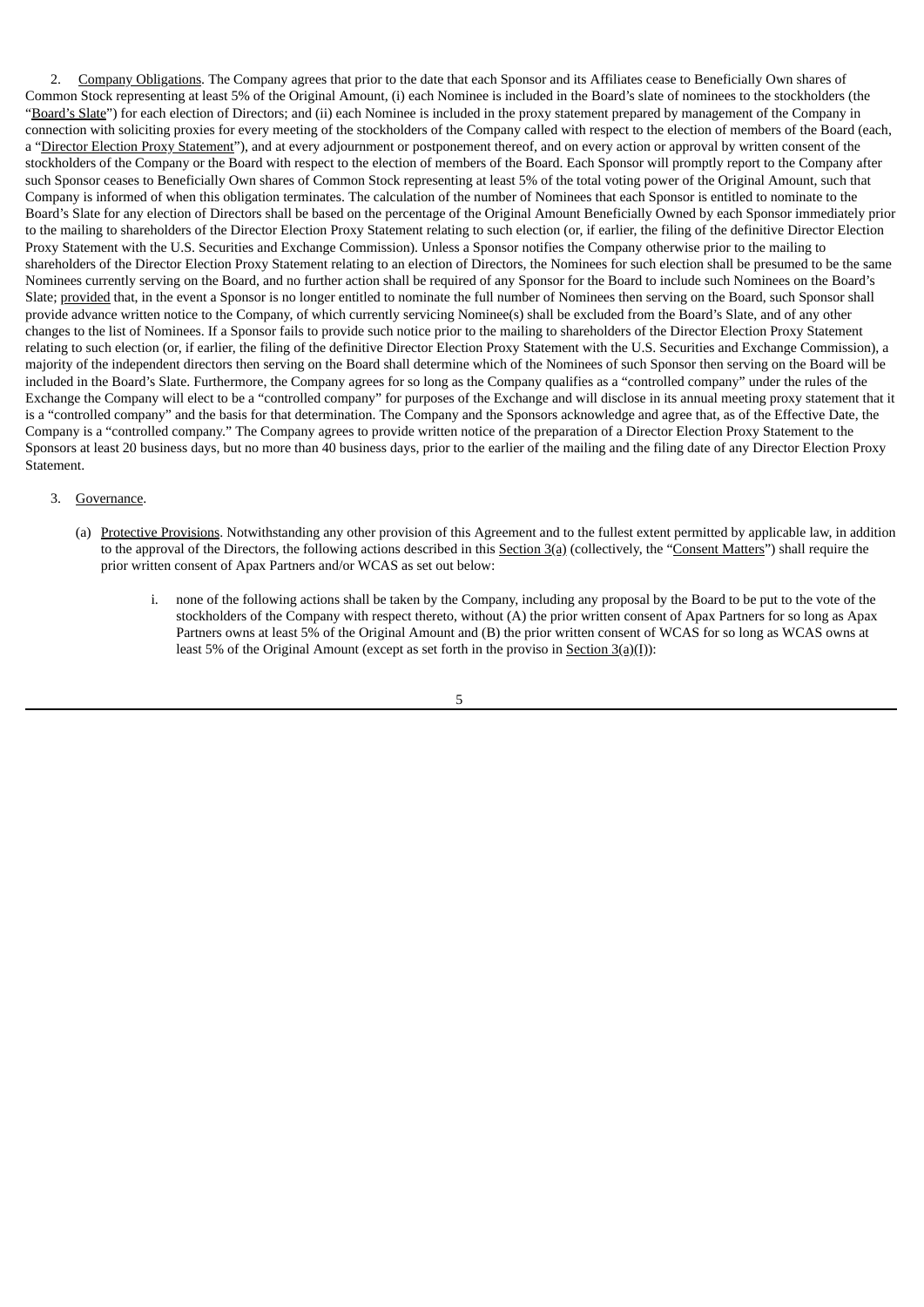2. Company Obligations. The Company agrees that prior to the date that each Sponsor and its Affiliates cease to Beneficially Own shares of Common Stock representing at least 5% of the Original Amount, (i) each Nominee is included in the Board's slate of nominees to the stockholders (the "Board's Slate") for each election of Directors; and (ii) each Nominee is included in the proxy statement prepared by management of the Company in connection with soliciting proxies for every meeting of the stockholders of the Company called with respect to the election of members of the Board (each, a "Director Election Proxy Statement"), and at every adjournment or postponement thereof, and on every action or approval by written consent of the stockholders of the Company or the Board with respect to the election of members of the Board. Each Sponsor will promptly report to the Company after such Sponsor ceases to Beneficially Own shares of Common Stock representing at least 5% of the total voting power of the Original Amount, such that Company is informed of when this obligation terminates. The calculation of the number of Nominees that each Sponsor is entitled to nominate to the Board's Slate for any election of Directors shall be based on the percentage of the Original Amount Beneficially Owned by each Sponsor immediately prior to the mailing to shareholders of the Director Election Proxy Statement relating to such election (or, if earlier, the filing of the definitive Director Election Proxy Statement with the U.S. Securities and Exchange Commission). Unless a Sponsor notifies the Company otherwise prior to the mailing to shareholders of the Director Election Proxy Statement relating to an election of Directors, the Nominees for such election shall be presumed to be the same Nominees currently serving on the Board, and no further action shall be required of any Sponsor for the Board to include such Nominees on the Board's Slate; provided that, in the event a Sponsor is no longer entitled to nominate the full number of Nominees then serving on the Board, such Sponsor shall provide advance written notice to the Company, of which currently servicing Nominee(s) shall be excluded from the Board's Slate, and of any other changes to the list of Nominees. If a Sponsor fails to provide such notice prior to the mailing to shareholders of the Director Election Proxy Statement relating to such election (or, if earlier, the filing of the definitive Director Election Proxy Statement with the U.S. Securities and Exchange Commission), a majority of the independent directors then serving on the Board shall determine which of the Nominees of such Sponsor then serving on the Board will be included in the Board's Slate. Furthermore, the Company agrees for so long as the Company qualifies as a "controlled company" under the rules of the Exchange the Company will elect to be a "controlled company" for purposes of the Exchange and will disclose in its annual meeting proxy statement that it is a "controlled company" and the basis for that determination. The Company and the Sponsors acknowledge and agree that, as of the Effective Date, the Company is a "controlled company." The Company agrees to provide written notice of the preparation of a Director Election Proxy Statement to the Sponsors at least 20 business days, but no more than 40 business days, prior to the earlier of the mailing and the filing date of any Director Election Proxy Statement.

3. Governance.

(a) Protective Provisions. Notwithstanding any other provision of this Agreement and to the fullest extent permitted by applicable law, in addition to the approval of the Directors, the following actions described in this Section 3(a) (collectively, the "Consent Matters") shall require the prior written consent of Apax Partners and/or WCAS as set out below:

i. none of the following actions shall be taken by the Company, including any proposal by the Board to be put to the vote of the stockholders of the Company with respect thereto, without (A) the prior written consent of Apax Partners for so long as Apax Partners owns at least 5% of the Original Amount and (B) the prior written consent of WCAS for so long as WCAS owns at least 5% of the Original Amount (except as set forth in the proviso in Section 3(a)(I)):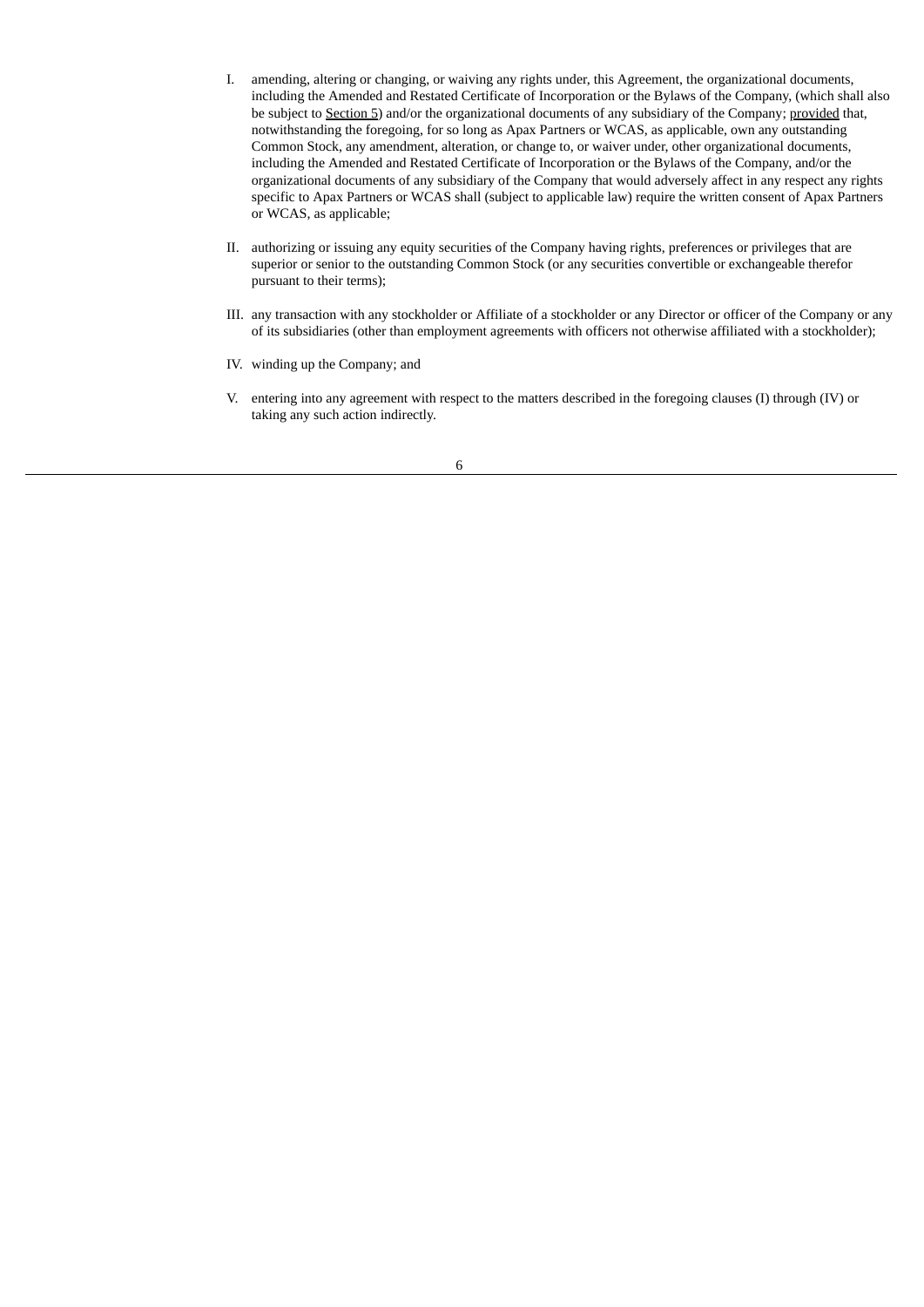I. amending, altering or changing, or waiving any rights under, this Agreement, the organizational documents, including the Amended and Restated Certificate of Incorporation or the Bylaws of the Company, (which shall also be subject to Section 5) and/or the organizational documents of any subsidiary of the Company; provided that, notwithstanding the foregoing, for so long as Apax Partners or WCAS, as applicable, own any outstanding Common Stock, any amendment, alteration, or change to, or waiver under, other organizational documents, including the Amended and Restated Certificate of Incorporation or the Bylaws of the Company, and/or the organizational documents of any subsidiary of the Company that would adversely affect in any respect any rights specific to Apax Partners or WCAS shall (subject to applicable law) require the written consent of Apax Partners or WCAS, as applicable;

II. authorizing or issuing any equity securities of the Company having rights, preferences or privileges that are superior or senior to the outstanding Common Stock (or any securities convertible or exchangeable therefor pursuant to their terms);

III. any transaction with any stockholder or Affiliate of a stockholder or any Director or officer of the Company or any of its subsidiaries (other than employment agreements with officers not otherwise affiliated with a stockholder);

IV. winding up the Company; and

V. entering into any agreement with respect to the matters described in the foregoing clauses (I) through (IV) or taking any such action indirectly.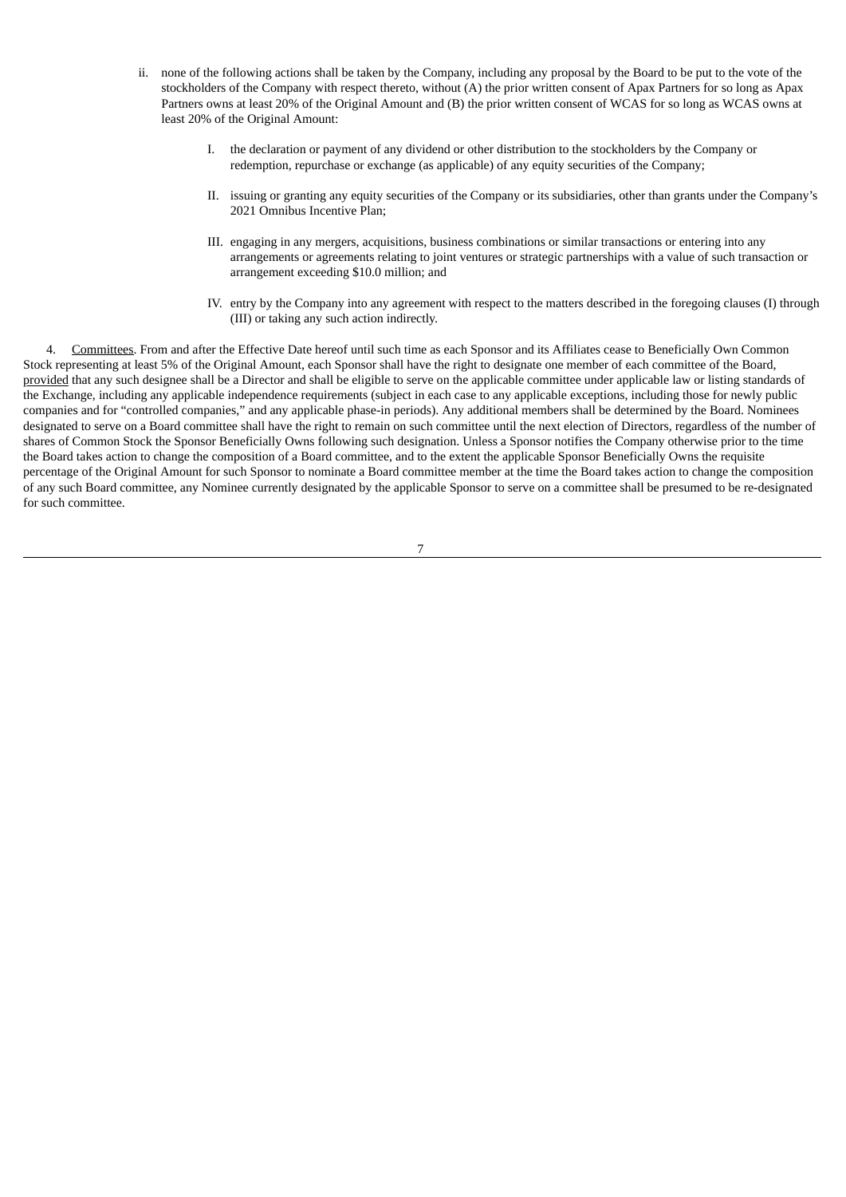ii. none of the following actions shall be taken by the Company, including any proposal by the Board to be put to the vote of the stockholders of the Company with respect thereto, without (A) the prior written consent of Apax Partners for so long as Apax Partners owns at least 20% of the Original Amount and (B) the prior written consent of WCAS for so long as WCAS owns at least 20% of the Original Amount:

   I. the declaration or payment of any dividend or other distribution to the stockholders by the Company or redemption, repurchase or exchange (as applicable) of any equity securities of the Company;

   II. issuing or granting any equity securities of the Company or its subsidiaries, other than grants under the Company's 2021 Omnibus Incentive Plan;

   III. engaging in any mergers, acquisitions, business combinations or similar transactions or entering into any arrangements or agreements relating to joint ventures or strategic partnerships with a value of such transaction or arrangement exceeding $10.0 million; and

   IV. entry by the Company into any agreement with respect to the matters described in the foregoing clauses (I) through (III) or taking any such action indirectly.

4. Committees. From and after the Effective Date hereof until such time as each Sponsor and its Affiliates cease to Beneficially Own Common Stock representing at least 5% of the Original Amount, each Sponsor shall have the right to designate one member of each committee of the Board, provided that any such designee shall be a Director and shall be eligible to serve on the applicable committee under applicable law or listing standards of the Exchange, including any applicable independence requirements (subject in each case to any applicable exceptions, including those for newly public companies and for "controlled companies," and any applicable phase-in periods). Any additional members shall be determined by the Board. Nominees designated to serve on a Board committee shall have the right to remain on such committee until the next election of Directors, regardless of the number of shares of Common Stock the Sponsor Beneficially Owns following such designation. Unless a Sponsor notifies the Company otherwise prior to the time the Board takes action to change the composition of a Board committee, and to the extent the applicable Sponsor Beneficially Owns the requisite percentage of the Original Amount for such Sponsor to nominate a Board committee member at the time the Board takes action to change the composition of any such Board committee, any Nominee currently designated by the applicable Sponsor to serve on a committee shall be presumed to be re-designated for such committee.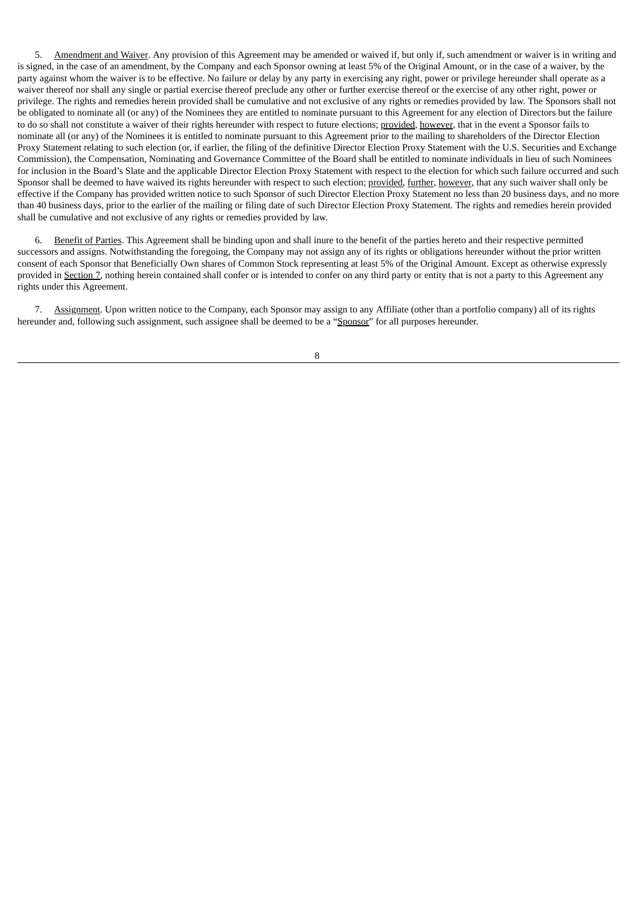5. Amendment and Waiver. Any provision of this Agreement may be amended or waived if, but only if, such amendment or waiver is in writing and is signed, in the case of an amendment, by the Company and each Sponsor owning at least 5% of the Original Amount, or in the case of a waiver, by the party against whom the waiver is to be effective. No failure or delay by any party in exercising any right, power or privilege hereunder shall operate as a waiver thereof nor shall any single or partial exercise thereof preclude any other or further exercise thereof or the exercise of any other right, power or privilege. The rights and remedies herein provided shall be cumulative and not exclusive of any rights or remedies provided by law. The Sponsors shall not be obligated to nominate all (or any) of the Nominees they are entitled to nominate pursuant to this Agreement for any election of Directors but the failure to do so shall not constitute a waiver of their rights hereunder with respect to future elections; provided, however, that in the event a Sponsor fails to nominate all (or any) of the Nominees it is entitled to nominate pursuant to this Agreement prior to the mailing to shareholders of the Director Election Proxy Statement relating to such election (or, if earlier, the filing of the definitive Director Election Proxy Statement with the U.S. Securities and Exchange Commission), the Compensation, Nominating and Governance Committee of the Board shall be entitled to nominate individuals in lieu of such Nominees for inclusion in the Board's Slate and the applicable Director Election Proxy Statement with respect to the election for which such failure occurred and such Sponsor shall be deemed to have waived its rights hereunder with respect to such election; provided, further, however, that any such waiver shall only be effective if the Company has provided written notice to such Sponsor of such Director Election Proxy Statement no less than 20 business days, and no more than 40 business days, prior to the earlier of the mailing or filing date of such Director Election Proxy Statement. The rights and remedies herein provided shall be cumulative and not exclusive of any rights or remedies provided by law.

6. Benefit of Parties. This Agreement shall be binding upon and shall inure to the benefit of the parties hereto and their respective permitted successors and assigns. Notwithstanding the foregoing, the Company may not assign any of its rights or obligations hereunder without the prior written consent of each Sponsor that Beneficially Own shares of Common Stock representing at least 5% of the Original Amount. Except as otherwise expressly provided in Section 7, nothing herein contained shall confer or is intended to confer on any third party or entity that is not a party to this Agreement any rights under this Agreement.

7. Assignment. Upon written notice to the Company, each Sponsor may assign to any Affiliate (other than a portfolio company) all of its rights hereunder and, following such assignment, such assignee shall be deemed to be a "Sponsor" for all purposes hereunder.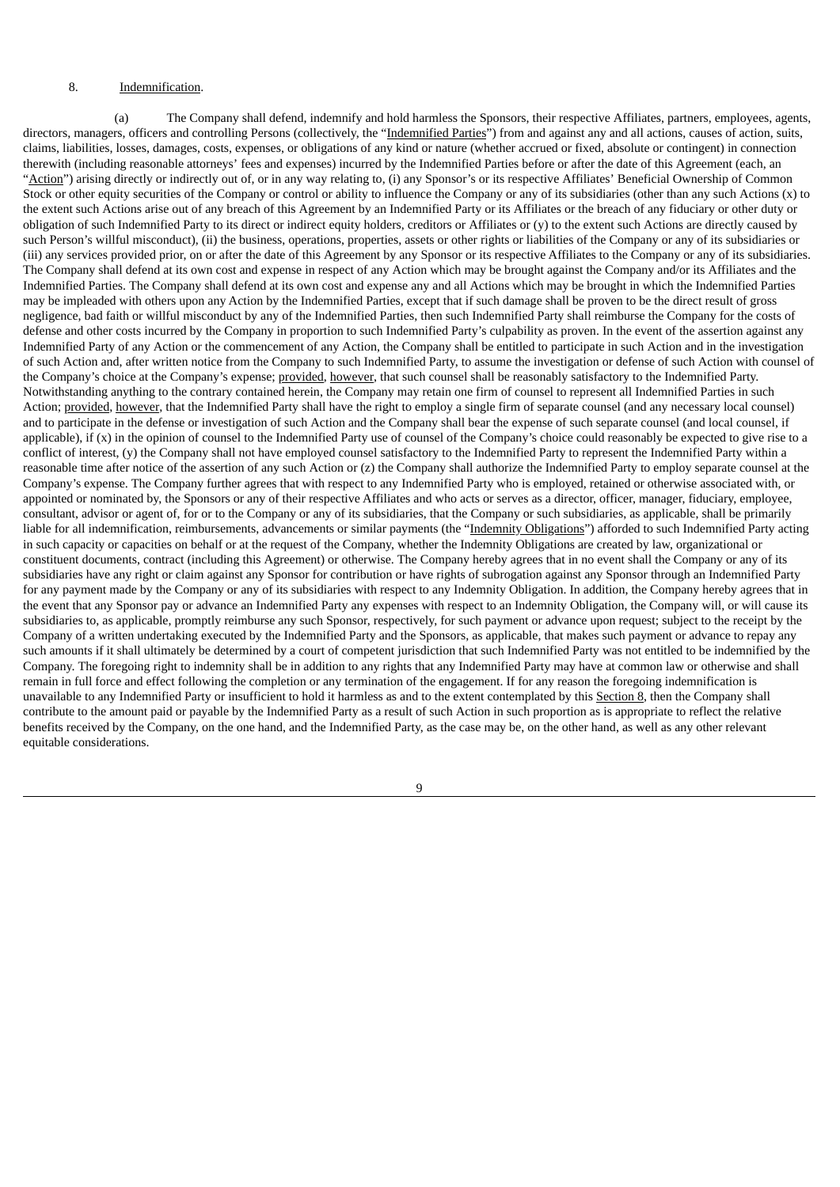8. Indemnification.

(a) The Company shall defend, indemnify and hold harmless the Sponsors, their respective Affiliates, partners, employees, agents, directors, managers, officers and controlling Persons (collectively, the "Indemnified Parties") from and against any and all actions, causes of action, suits, claims, liabilities, losses, damages, costs, expenses, or obligations of any kind or nature (whether accrued or fixed, absolute or contingent) in connection therewith (including reasonable attorneys' fees and expenses) incurred by the Indemnified Parties before or after the date of this Agreement (each, an "Action") arising directly or indirectly out of, or in any way relating to, (i) any Sponsor's or its respective Affiliates' Beneficial Ownership of Common Stock or other equity securities of the Company or control or ability to influence the Company or any of its subsidiaries (other than any such Actions (x) to the extent such Actions arise out of any breach of this Agreement by an Indemnified Party or its Affiliates or the breach of any fiduciary or other duty or obligation of such Indemnified Party to its direct or indirect equity holders, creditors or Affiliates or (y) to the extent such Actions are directly caused by such Person's willful misconduct), (ii) the business, operations, properties, assets or other rights or liabilities of the Company or any of its subsidiaries or (iii) any services provided prior, on or after the date of this Agreement by any Sponsor or its respective Affiliates to the Company or any of its subsidiaries. The Company shall defend at its own cost and expense in respect of any Action which may be brought against the Company and/or its Affiliates and the Indemnified Parties. The Company shall defend at its own cost and expense any and all Actions which may be brought in which the Indemnified Parties may be impleaded with others upon any Action by the Indemnified Parties, except that if such damage shall be proven to be the direct result of gross negligence, bad faith or willful misconduct by any of the Indemnified Parties, then such Indemnified Party shall reimburse the Company for the costs of defense and other costs incurred by the Company in proportion to such Indemnified Party's culpability as proven. In the event of the assertion against any Indemnified Party of any Action or the commencement of any Action, the Company shall be entitled to participate in such Action and in the investigation of such Action and, after written notice from the Company to such Indemnified Party, to assume the investigation or defense of such Action with counsel of the Company's choice at the Company's expense; provided, however, that such counsel shall be reasonably satisfactory to the Indemnified Party. Notwithstanding anything to the contrary contained herein, the Company may retain one firm of counsel to represent all Indemnified Parties in such Action; provided, however, that the Indemnified Party shall have the right to employ a single firm of separate counsel (and any necessary local counsel) and to participate in the defense or investigation of such Action and the Company shall bear the expense of such separate counsel (and local counsel, if applicable), if (x) in the opinion of counsel to the Indemnified Party use of counsel of the Company's choice could reasonably be expected to give rise to a conflict of interest, (y) the Company shall not have employed counsel satisfactory to the Indemnified Party to represent the Indemnified Party within a reasonable time after notice of the assertion of any such Action or (z) the Company shall authorize the Indemnified Party to employ separate counsel at the Company's expense. The Company further agrees that with respect to any Indemnified Party who is employed, retained or otherwise associated with, or appointed or nominated by, the Sponsors or any of their respective Affiliates and who acts or serves as a director, officer, manager, fiduciary, employee, consultant, advisor or agent of, for or to the Company or any of its subsidiaries, that the Company or such subsidiaries, as applicable, shall be primarily liable for all indemnification, reimbursements, advancements or similar payments (the "Indemnity Obligations") afforded to such Indemnified Party acting in such capacity or capacities on behalf or at the request of the Company, whether the Indemnity Obligations are created by law, organizational or constituent documents, contract (including this Agreement) or otherwise. The Company hereby agrees that in no event shall the Company or any of its subsidiaries have any right or claim against any Sponsor for contribution or have rights of subrogation against any Sponsor through an Indemnified Party for any payment made by the Company or any of its subsidiaries with respect to any Indemnity Obligation. In addition, the Company hereby agrees that in the event that any Sponsor pay or advance an Indemnified Party any expenses with respect to an Indemnity Obligation, the Company will, or will cause its subsidiaries to, as applicable, promptly reimburse any such Sponsor, respectively, for such payment or advance upon request; subject to the receipt by the Company of a written undertaking executed by the Indemnified Party and the Sponsors, as applicable, that makes such payment or advance to repay any such amounts if it shall ultimately be determined by a court of competent jurisdiction that such Indemnified Party was not entitled to be indemnified by the Company. The foregoing right to indemnity shall be in addition to any rights that any Indemnified Party may have at common law or otherwise and shall remain in full force and effect following the completion or any termination of the engagement. If for any reason the foregoing indemnification is unavailable to any Indemnified Party or insufficient to hold it harmless as and to the extent contemplated by this Section 8, then the Company shall contribute to the amount paid or payable by the Indemnified Party as a result of such Action in such proportion as is appropriate to reflect the relative benefits received by the Company, on the one hand, and the Indemnified Party, as the case may be, on the other hand, as well as any other relevant equitable considerations.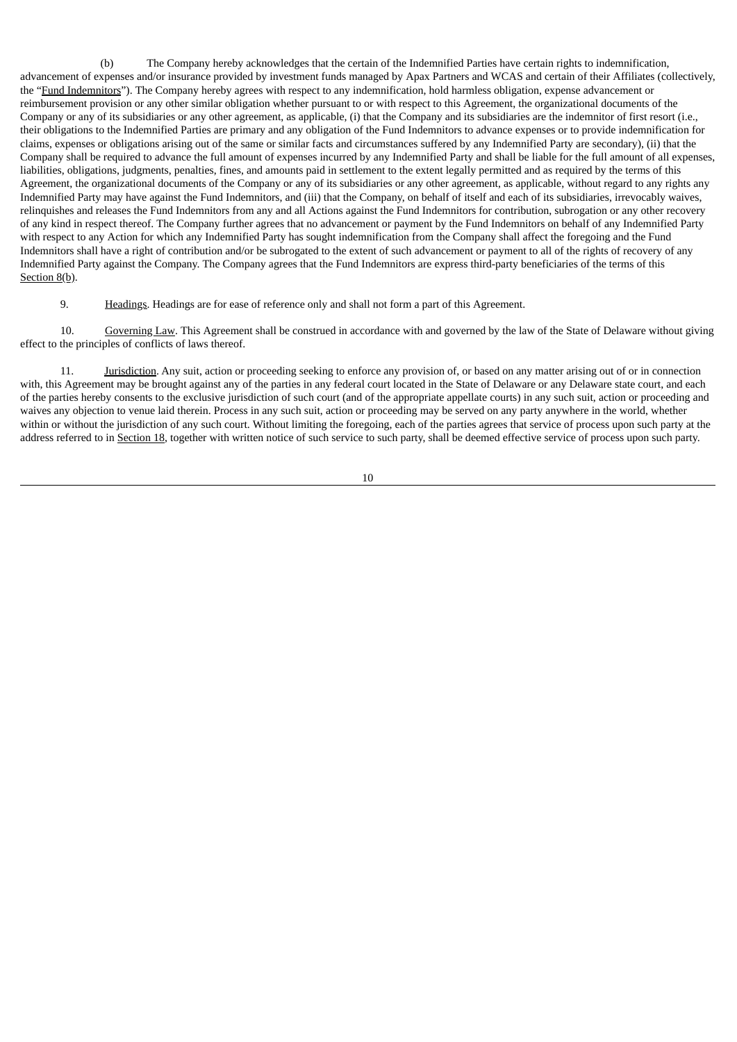(b) The Company hereby acknowledges that the certain of the Indemnified Parties have certain rights to indemnification, advancement of expenses and/or insurance provided by investment funds managed by Apax Partners and WCAS and certain of their Affiliates (collectively, the "Fund Indemnitors"). The Company hereby agrees with respect to any indemnification, hold harmless obligation, expense advancement or reimbursement provision or any other similar obligation whether pursuant to or with respect to this Agreement, the organizational documents of the Company or any of its subsidiaries or any other agreement, as applicable, (i) that the Company and its subsidiaries are the indemnitor of first resort (i.e., their obligations to the Indemnified Parties are primary and any obligation of the Fund Indemnitors to advance expenses or to provide indemnification for claims, expenses or obligations arising out of the same or similar facts and circumstances suffered by any Indemnified Party are secondary), (ii) that the Company shall be required to advance the full amount of expenses incurred by any Indemnified Party and shall be liable for the full amount of all expenses, liabilities, obligations, judgments, penalties, fines, and amounts paid in settlement to the extent legally permitted and as required by the terms of this Agreement, the organizational documents of the Company or any of its subsidiaries or any other agreement, as applicable, without regard to any rights any Indemnified Party may have against the Fund Indemnitors, and (iii) that the Company, on behalf of itself and each of its subsidiaries, irrevocably waives, relinquishes and releases the Fund Indemnitors from any and all Actions against the Fund Indemnitors for contribution, subrogation or any other recovery of any kind in respect thereof. The Company further agrees that no advancement or payment by the Fund Indemnitors on behalf of any Indemnified Party with respect to any Action for which any Indemnified Party has sought indemnification from the Company shall affect the foregoing and the Fund Indemnitors shall have a right of contribution and/or be subrogated to the extent of such advancement or payment to all of the rights of recovery of any Indemnified Party against the Company. The Company agrees that the Fund Indemnitors are express third-party beneficiaries of the terms of this Section 8(b).

9. Headings. Headings are for ease of reference only and shall not form a part of this Agreement.

10. Governing Law. This Agreement shall be construed in accordance with and governed by the law of the State of Delaware without giving effect to the principles of conflicts of laws thereof.

11. Jurisdiction. Any suit, action or proceeding seeking to enforce any provision of, or based on any matter arising out of or in connection with, this Agreement may be brought against any of the parties in any federal court located in the State of Delaware or any Delaware state court, and each of the parties hereby consents to the exclusive jurisdiction of such court (and of the appropriate appellate courts) in any such suit, action or proceeding and waives any objection to venue laid therein. Process in any such suit, action or proceeding may be served on any party anywhere in the world, whether within or without the jurisdiction of any such court. Without limiting the foregoing, each of the parties agrees that service of process upon such party at the address referred to in Section 18, together with written notice of such service to such party, shall be deemed effective service of process upon such party.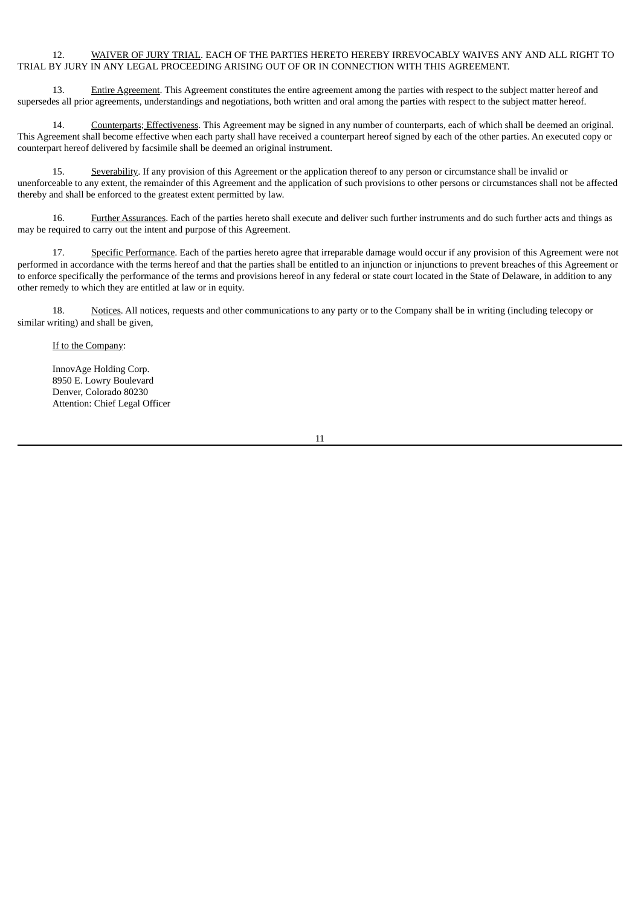12. WAIVER OF JURY TRIAL. EACH OF THE PARTIES HERETO HEREBY IRREVOCABLY WAIVES ANY AND ALL RIGHT TO TRIAL BY JURY IN ANY LEGAL PROCEEDING ARISING OUT OF OR IN CONNECTION WITH THIS AGREEMENT.

13. Entire Agreement. This Agreement constitutes the entire agreement among the parties with respect to the subject matter hereof and supersedes all prior agreements, understandings and negotiations, both written and oral among the parties with respect to the subject matter hereof.

14. Counterparts; Effectiveness. This Agreement may be signed in any number of counterparts, each of which shall be deemed an original. This Agreement shall become effective when each party shall have received a counterpart hereof signed by each of the other parties. An executed copy or counterpart hereof delivered by facsimile shall be deemed an original instrument.

15. Severability. If any provision of this Agreement or the application thereof to any person or circumstance shall be invalid or unenforceable to any extent, the remainder of this Agreement and the application of such provisions to other persons or circumstances shall not be affected thereby and shall be enforced to the greatest extent permitted by law.

16. Further Assurances. Each of the parties hereto shall execute and deliver such further instruments and do such further acts and things as may be required to carry out the intent and purpose of this Agreement.

17. Specific Performance. Each of the parties hereto agree that irreparable damage would occur if any provision of this Agreement were not performed in accordance with the terms hereof and that the parties shall be entitled to an injunction or injunctions to prevent breaches of this Agreement or to enforce specifically the performance of the terms and provisions hereof in any federal or state court located in the State of Delaware, in addition to any other remedy to which they are entitled at law or in equity.

18. Notices. All notices, requests and other communications to any party or to the Company shall be in writing (including telecopy or similar writing) and shall be given,

If to the Company:

InnovAge Holding Corp.
8950 E. Lowry Boulevard
Denver, Colorado 80230
Attention: Chief Legal Officer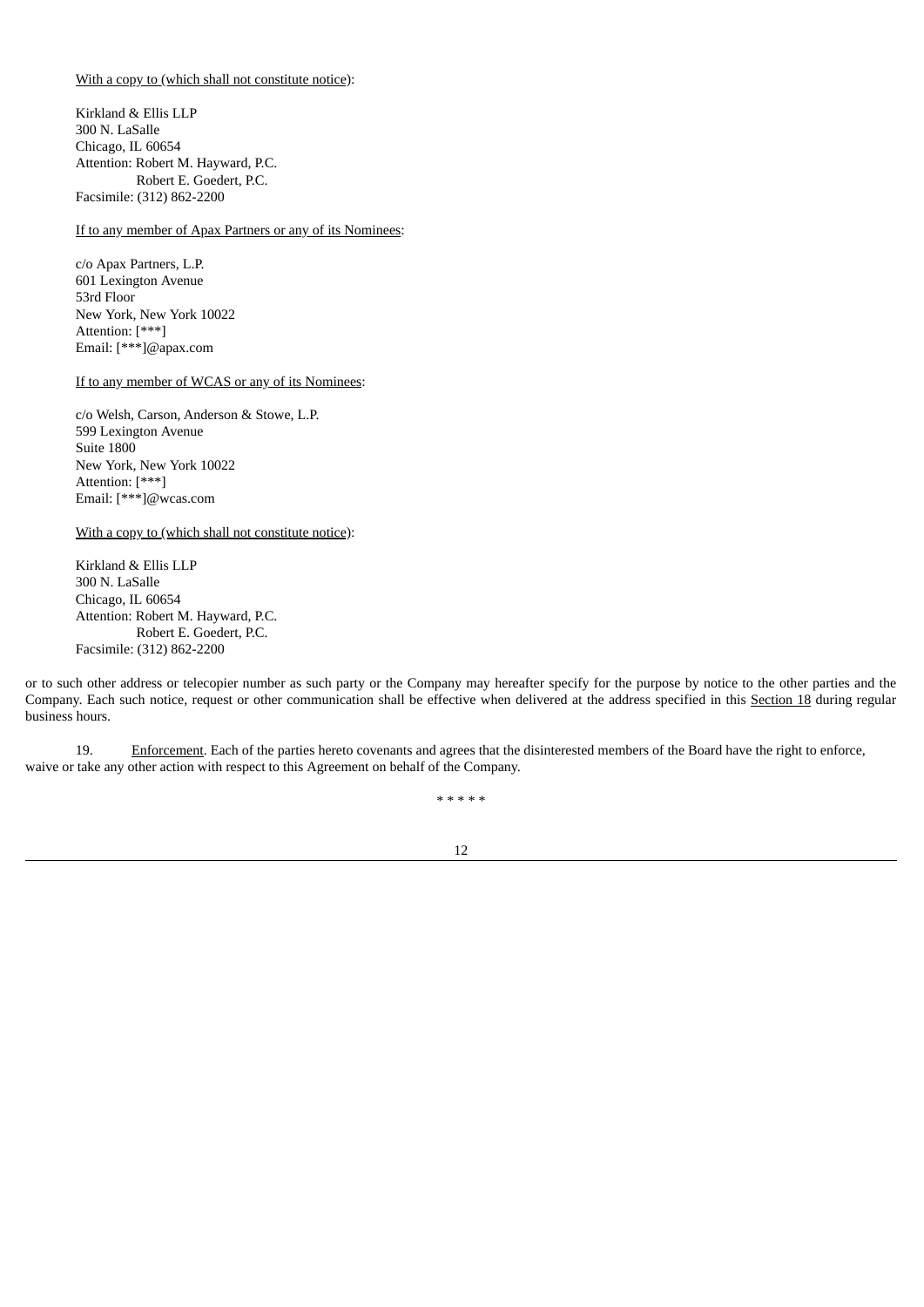With a copy to (which shall not constitute notice):

Kirkland & Ellis LLP
300 N. LaSalle
Chicago, IL 60654
Attention: Robert M. Hayward, P.C.
              Robert E. Goedert, P.C.
Facsimile: (312) 862-2200

If to any member of Apax Partners or any of its Nominees:

c/o Apax Partners, L.P.
601 Lexington Avenue
53rd Floor
New York, New York 10022
Attention: [***]
Email: [***]@apax.com

If to any member of WCAS or any of its Nominees:

c/o Welsh, Carson, Anderson & Stowe, L.P.
599 Lexington Avenue
Suite 1800
New York, New York 10022
Attention: [***]
Email: [***]@wcas.com

With a copy to (which shall not constitute notice):

Kirkland & Ellis LLP
300 N. LaSalle
Chicago, IL 60654
Attention: Robert M. Hayward, P.C.
              Robert E. Goedert, P.C.
Facsimile: (312) 862-2200

or to such other address or telecopier number as such party or the Company may hereafter specify for the purpose by notice to the other parties and the Company. Each such notice, request or other communication shall be effective when delivered at the address specified in this Section 18 during regular business hours.

19. Enforcement. Each of the parties hereto covenants and agrees that the disinterested members of the Board have the right to enforce, waive or take any other action with respect to this Agreement on behalf of the Company.

\* \* \* \* \*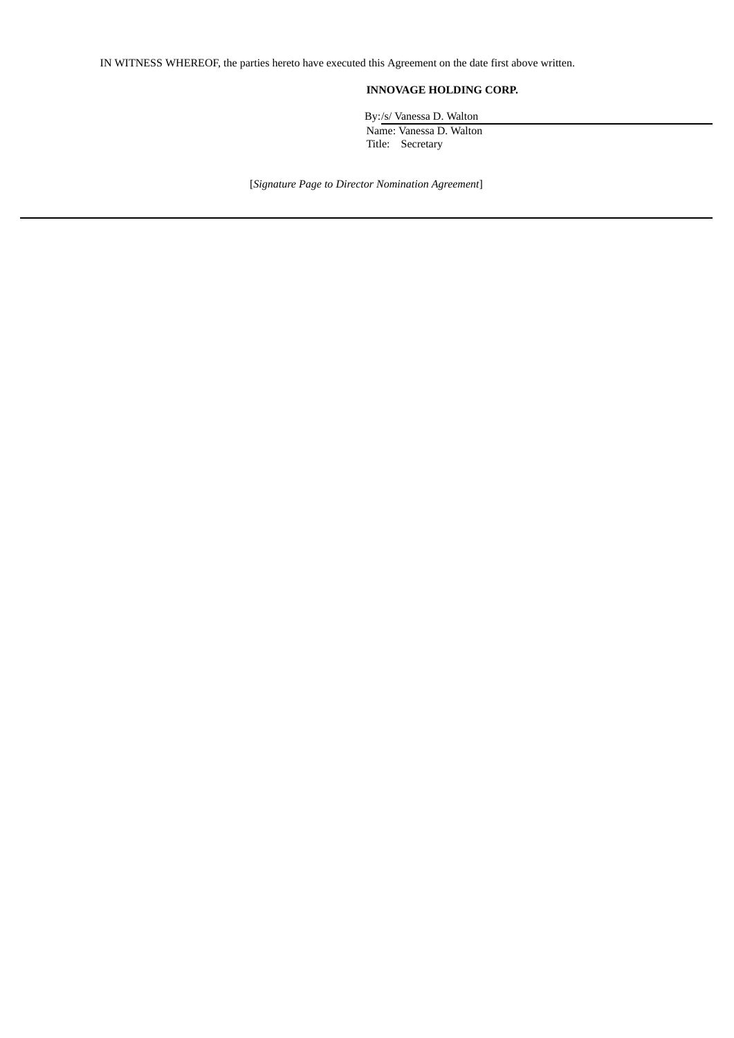IN WITNESS WHEREOF, the parties hereto have executed this Agreement on the date first above written.

**INNOVAGE HOLDING CORP.**

By: /s/ Vanessa D. Walton
Name: Vanessa D. Walton
Title: Secretary

[*Signature Page to Director Nomination Agreement*]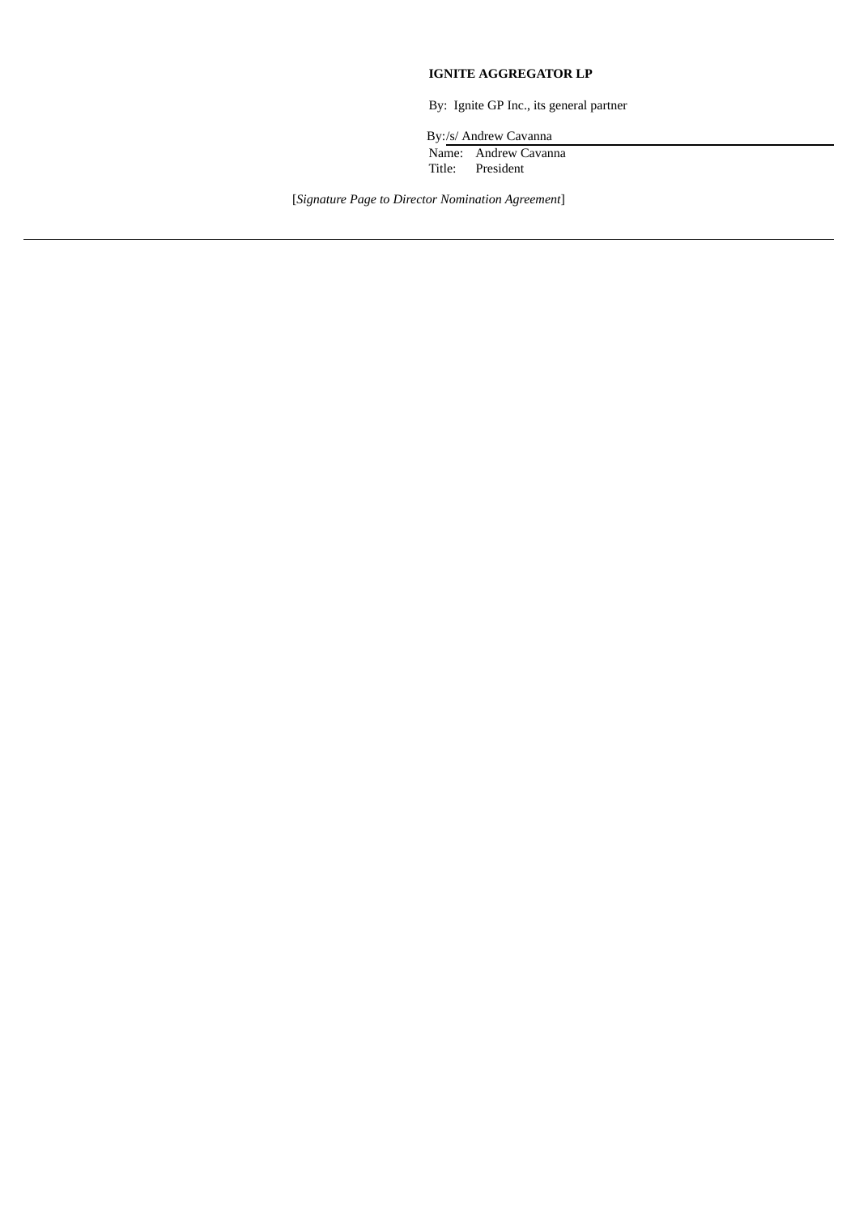**IGNITE AGGREGATOR LP**

By: Ignite GP Inc., its general partner

By: /s/ Andrew Cavanna

Name: Andrew Cavanna

Title: President

[*Signature Page to Director Nomination Agreement*]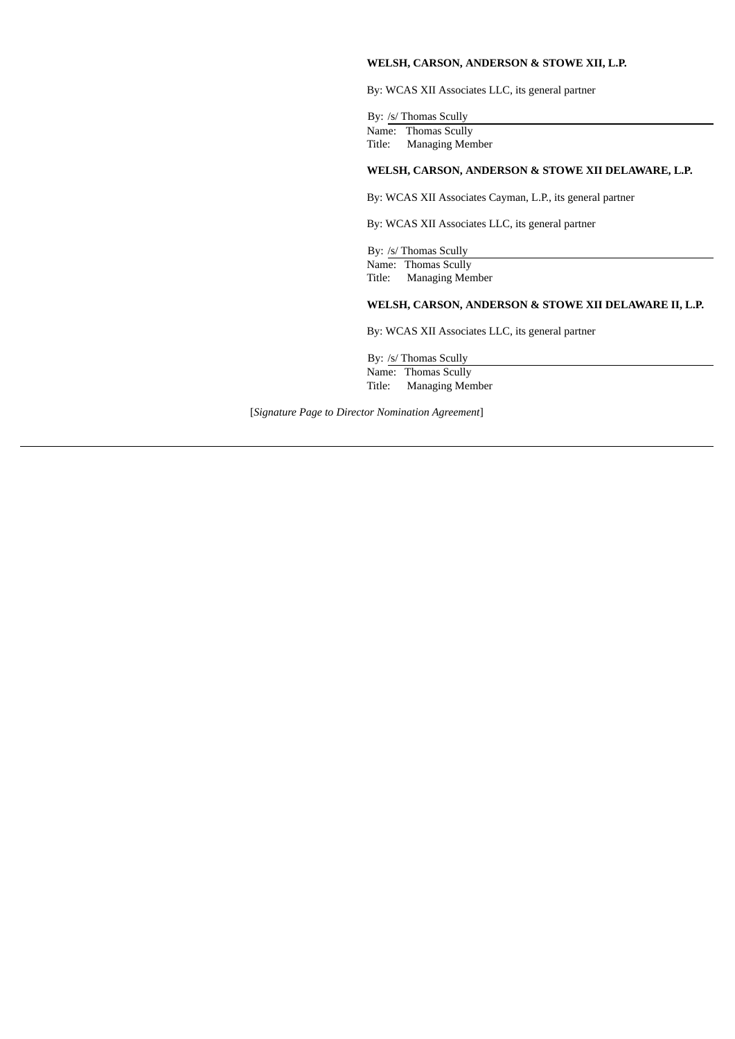**WELSH, CARSON, ANDERSON & STOWE XII, L.P.**

By: WCAS XII Associates LLC, its general partner

By: /s/ Thomas Scully
Name: Thomas Scully
Title: Managing Member

**WELSH, CARSON, ANDERSON & STOWE XII DELAWARE, L.P.**

By: WCAS XII Associates Cayman, L.P., its general partner

By: WCAS XII Associates LLC, its general partner

By: /s/ Thomas Scully
Name: Thomas Scully
Title: Managing Member

**WELSH, CARSON, ANDERSON & STOWE XII DELAWARE II, L.P.**

By: WCAS XII Associates LLC, its general partner

By: /s/ Thomas Scully
Name: Thomas Scully
Title: Managing Member

[*Signature Page to Director Nomination Agreement*]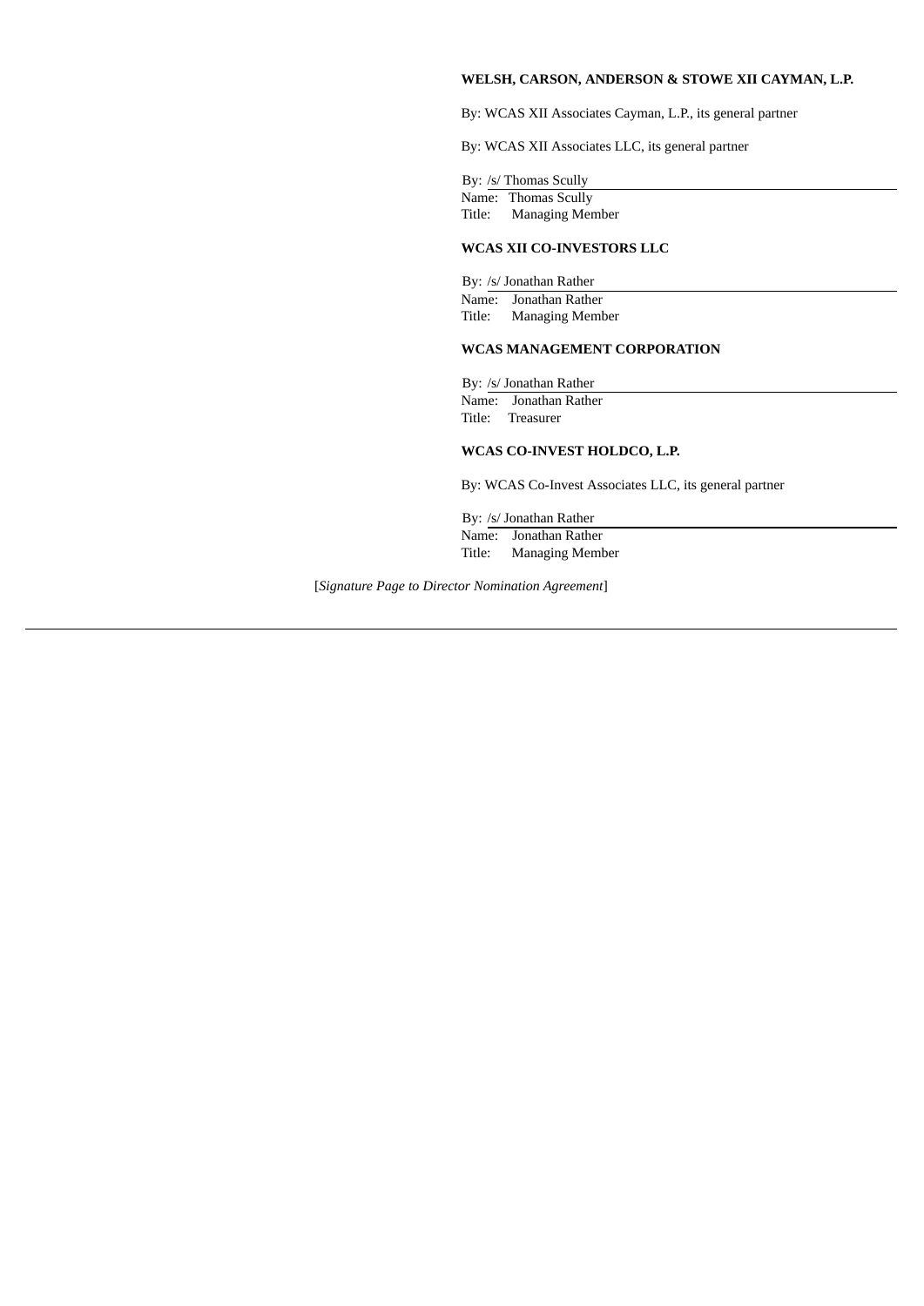**WELSH, CARSON, ANDERSON & STOWE XII CAYMAN, L.P.**

By: WCAS XII Associates Cayman, L.P., its general partner

By: WCAS XII Associates LLC, its general partner

By: /s/ Thomas Scully
Name: Thomas Scully
Title: Managing Member

**WCAS XII CO-INVESTORS LLC**

By: /s/ Jonathan Rather
Name: Jonathan Rather
Title: Managing Member

**WCAS MANAGEMENT CORPORATION**

By: /s/ Jonathan Rather
Name: Jonathan Rather
Title: Treasurer

**WCAS CO-INVEST HOLDCO, L.P.**

By: WCAS Co-Invest Associates LLC, its general partner

By: /s/ Jonathan Rather
Name: Jonathan Rather
Title: Managing Member

[*Signature Page to Director Nomination Agreement*]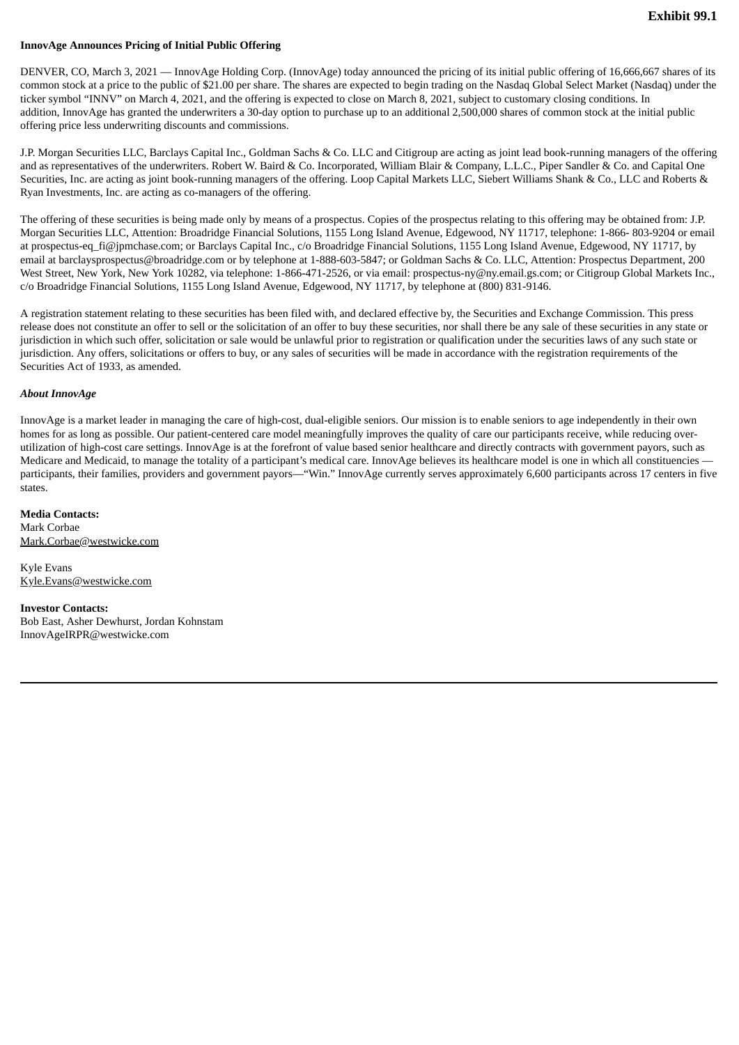**Exhibit 99.1**

**InnovAge Announces Pricing of Initial Public Offering**

DENVER, CO, March 3, 2021 — InnovAge Holding Corp. (InnovAge) today announced the pricing of its initial public offering of 16,666,667 shares of its common stock at a price to the public of $21.00 per share. The shares are expected to begin trading on the Nasdaq Global Select Market (Nasdaq) under the ticker symbol "INNV" on March 4, 2021, and the offering is expected to close on March 8, 2021, subject to customary closing conditions. In addition, InnovAge has granted the underwriters a 30-day option to purchase up to an additional 2,500,000 shares of common stock at the initial public offering price less underwriting discounts and commissions.

J.P. Morgan Securities LLC, Barclays Capital Inc., Goldman Sachs & Co. LLC and Citigroup are acting as joint lead book-running managers of the offering and as representatives of the underwriters. Robert W. Baird & Co. Incorporated, William Blair & Company, L.L.C., Piper Sandler & Co. and Capital One Securities, Inc. are acting as joint book-running managers of the offering. Loop Capital Markets LLC, Siebert Williams Shank & Co., LLC and Roberts & Ryan Investments, Inc. are acting as co-managers of the offering.

The offering of these securities is being made only by means of a prospectus. Copies of the prospectus relating to this offering may be obtained from: J.P. Morgan Securities LLC, Attention: Broadridge Financial Solutions, 1155 Long Island Avenue, Edgewood, NY 11717, telephone: 1-866- 803-9204 or email at prospectus-eq_fi@jpmchase.com; or Barclays Capital Inc., c/o Broadridge Financial Solutions, 1155 Long Island Avenue, Edgewood, NY 11717, by email at barclaysprospectus@broadridge.com or by telephone at 1-888-603-5847; or Goldman Sachs & Co. LLC, Attention: Prospectus Department, 200 West Street, New York, New York 10282, via telephone: 1-866-471-2526, or via email: prospectus-ny@ny.email.gs.com; or Citigroup Global Markets Inc., c/o Broadridge Financial Solutions, 1155 Long Island Avenue, Edgewood, NY 11717, by telephone at (800) 831-9146.

A registration statement relating to these securities has been filed with, and declared effective by, the Securities and Exchange Commission. This press release does not constitute an offer to sell or the solicitation of an offer to buy these securities, nor shall there be any sale of these securities in any state or jurisdiction in which such offer, solicitation or sale would be unlawful prior to registration or qualification under the securities laws of any such state or jurisdiction. Any offers, solicitations or offers to buy, or any sales of securities will be made in accordance with the registration requirements of the Securities Act of 1933, as amended.

***About InnovAge***

InnovAge is a market leader in managing the care of high-cost, dual-eligible seniors. Our mission is to enable seniors to age independently in their own homes for as long as possible. Our patient-centered care model meaningfully improves the quality of care our participants receive, while reducing over-utilization of high-cost care settings. InnovAge is at the forefront of value based senior healthcare and directly contracts with government payors, such as Medicare and Medicaid, to manage the totality of a participant's medical care. InnovAge believes its healthcare model is one in which all constituencies — participants, their families, providers and government payors—"Win." InnovAge currently serves approximately 6,600 participants across 17 centers in five states.

**Media Contacts:**
Mark Corbae
Mark.Corbae@westwicke.com

Kyle Evans
Kyle.Evans@westwicke.com

**Investor Contacts:**
Bob East, Asher Dewhurst, Jordan Kohnstam
InnovAgeIRPR@westwicke.com